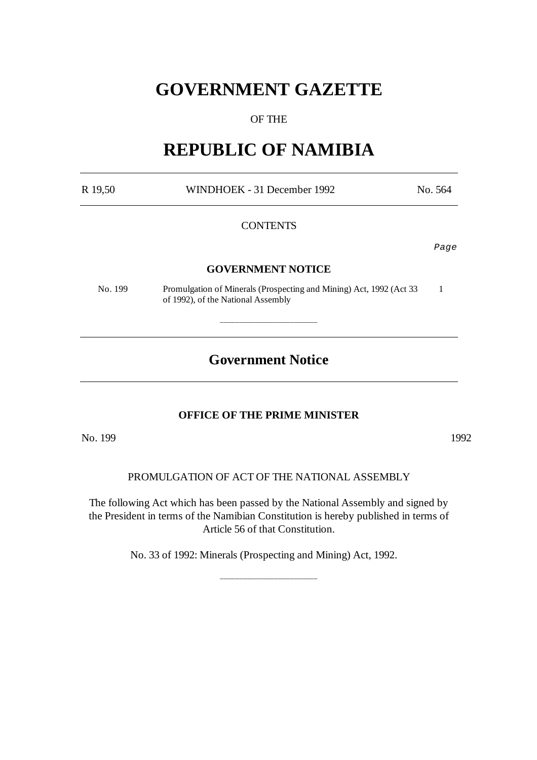# GOVERNMENT GAZETTE

OF THE

# REPUBLIC OF NAMIBIA

| R 19,50 | WINDHOEK - 31 December 1992 | No. 564 |
|---|---|---|

CONTENTS

| | | *Page* |
|---|---|---|
| | **GOVERNMENT NOTICE** | |
| No. 199 | Promulgation of Minerals (Prospecting and Mining) Act, 1992 (Act 33 of 1992), of the National Assembly | 1 |

---

## Government Notice

---

**OFFICE OF THE PRIME MINISTER**

No. 199 1992

PROMULGATION OF ACT OF THE NATIONAL ASSEMBLY

The following Act which has been passed by the National Assembly and signed by the President in terms of the Namibian Constitution is hereby published in terms of Article 56 of that Constitution.

No. 33 of 1992: Minerals (Prospecting and Mining) Act, 1992.

---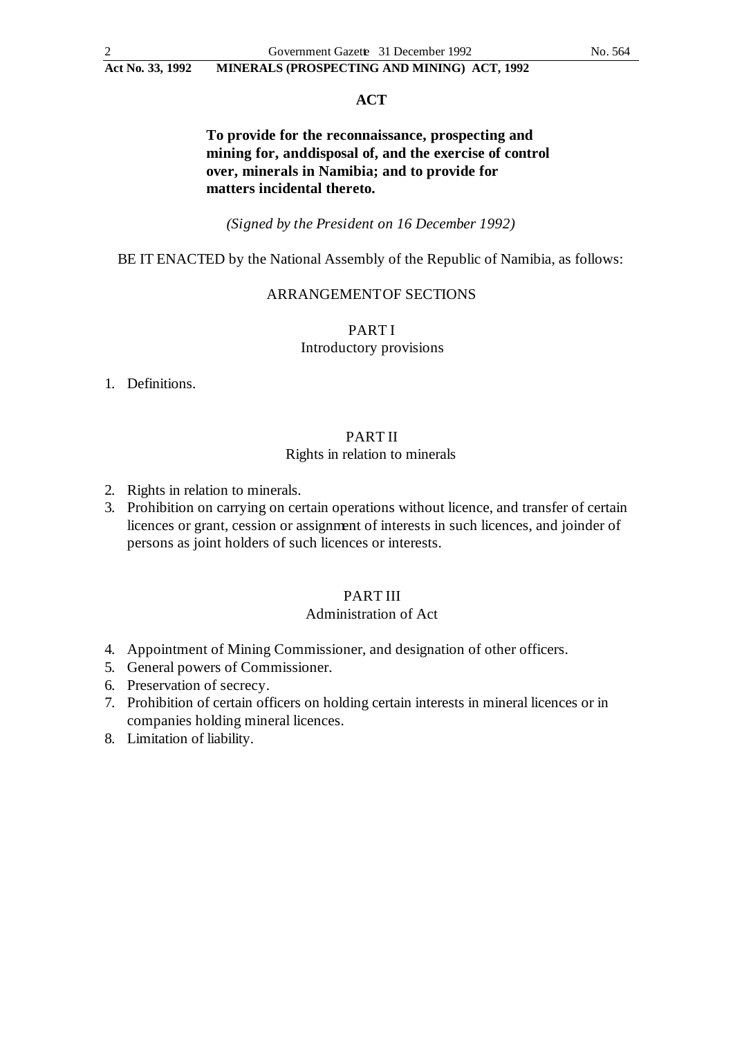# ACT

**To provide for the reconnaissance, prospecting and mining for, anddisposal of, and the exercise of control over, minerals in Namibia; and to provide for matters incidental thereto.**

*(Signed by the President on 16 December 1992)*

BE IT ENACTED by the National Assembly of the Republic of Namibia, as follows:

ARRANGEMENT OF SECTIONS

## PART I
Introductory provisions

1. Definitions.

## PART II
Rights in relation to minerals

2. Rights in relation to minerals.
3. Prohibition on carrying on certain operations without licence, and transfer of certain licences or grant, cession or assignment of interests in such licences, and joinder of persons as joint holders of such licences or interests.

## PART III
Administration of Act

4. Appointment of Mining Commissioner, and designation of other officers.
5. General powers of Commissioner.
6. Preservation of secrecy.
7. Prohibition of certain officers on holding certain interests in mineral licences or in companies holding mineral licences.
8. Limitation of liability.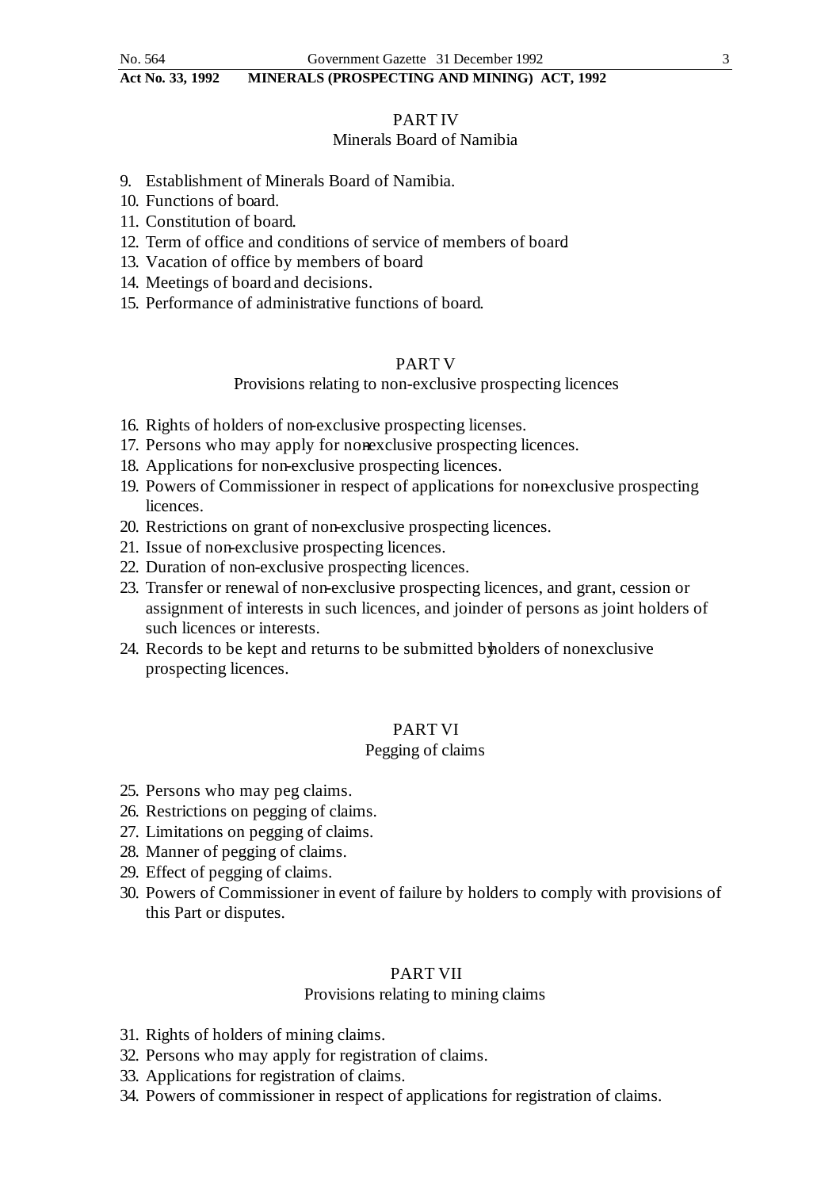## PART IV

### Minerals Board of Namibia

9. Establishment of Minerals Board of Namibia.
10. Functions of board.
11. Constitution of board.
12. Term of office and conditions of service of members of board.
13. Vacation of office by members of board.
14. Meetings of board and decisions.
15. Performance of administrative functions of board.

## PART V

### Provisions relating to non-exclusive prospecting licences

16. Rights of holders of non-exclusive prospecting licenses.
17. Persons who may apply for non-exclusive prospecting licences.
18. Applications for non-exclusive prospecting licences.
19. Powers of Commissioner in respect of applications for non-exclusive prospecting licences.
20. Restrictions on grant of non-exclusive prospecting licences.
21. Issue of non-exclusive prospecting licences.
22. Duration of non-exclusive prospecting licences.
23. Transfer or renewal of non-exclusive prospecting licences, and grant, cession or assignment of interests in such licences, and joinder of persons as joint holders of such licences or interests.
24. Records to be kept and returns to be submitted by holders of nonexclusive prospecting licences.

## PART VI

### Pegging of claims

25. Persons who may peg claims.
26. Restrictions on pegging of claims.
27. Limitations on pegging of claims.
28. Manner of pegging of claims.
29. Effect of pegging of claims.
30. Powers of Commissioner in event of failure by holders to comply with provisions of this Part or disputes.

## PART VII

### Provisions relating to mining claims

31. Rights of holders of mining claims.
32. Persons who may apply for registration of claims.
33. Applications for registration of claims.
34. Powers of commissioner in respect of applications for registration of claims.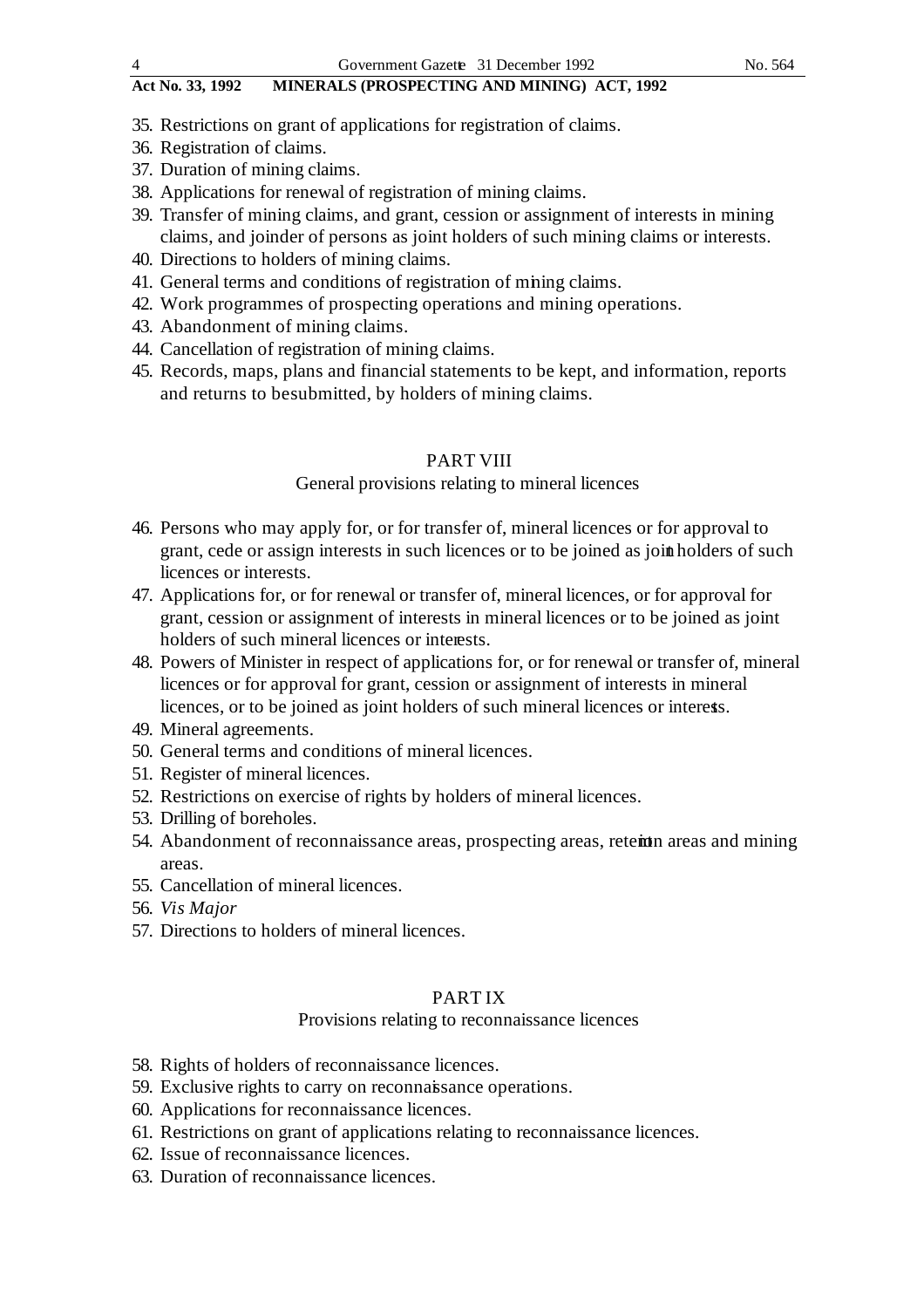35. Restrictions on grant of applications for registration of claims.
36. Registration of claims.
37. Duration of mining claims.
38. Applications for renewal of registration of mining claims.
39. Transfer of mining claims, and grant, cession or assignment of interests in mining claims, and joinder of persons as joint holders of such mining claims or interests.
40. Directions to holders of mining claims.
41. General terms and conditions of registration of mining claims.
42. Work programmes of prospecting operations and mining operations.
43. Abandonment of mining claims.
44. Cancellation of registration of mining claims.
45. Records, maps, plans and financial statements to be kept, and information, reports and returns to besubmitted, by holders of mining claims.

## PART VIII

### General provisions relating to mineral licences

46. Persons who may apply for, or for transfer of, mineral licences or for approval to grant, cede or assign interests in such licences or to be joined as joint holders of such licences or interests.
47. Applications for, or for renewal or transfer of, mineral licences, or for approval for grant, cession or assignment of interests in mineral licences or to be joined as joint holders of such mineral licences or interests.
48. Powers of Minister in respect of applications for, or for renewal or transfer of, mineral licences or for approval for grant, cession or assignment of interests in mineral licences, or to be joined as joint holders of such mineral licences or interests.
49. Mineral agreements.
50. General terms and conditions of mineral licences.
51. Register of mineral licences.
52. Restrictions on exercise of rights by holders of mineral licences.
53. Drilling of boreholes.
54. Abandonment of reconnaissance areas, prospecting areas, retention areas and mining areas.
55. Cancellation of mineral licences.
56. *Vis Major*
57. Directions to holders of mineral licences.

## PART IX

### Provisions relating to reconnaissance licences

58. Rights of holders of reconnaissance licences.
59. Exclusive rights to carry on reconnaissance operations.
60. Applications for reconnaissance licences.
61. Restrictions on grant of applications relating to reconnaissance licences.
62. Issue of reconnaissance licences.
63. Duration of reconnaissance licences.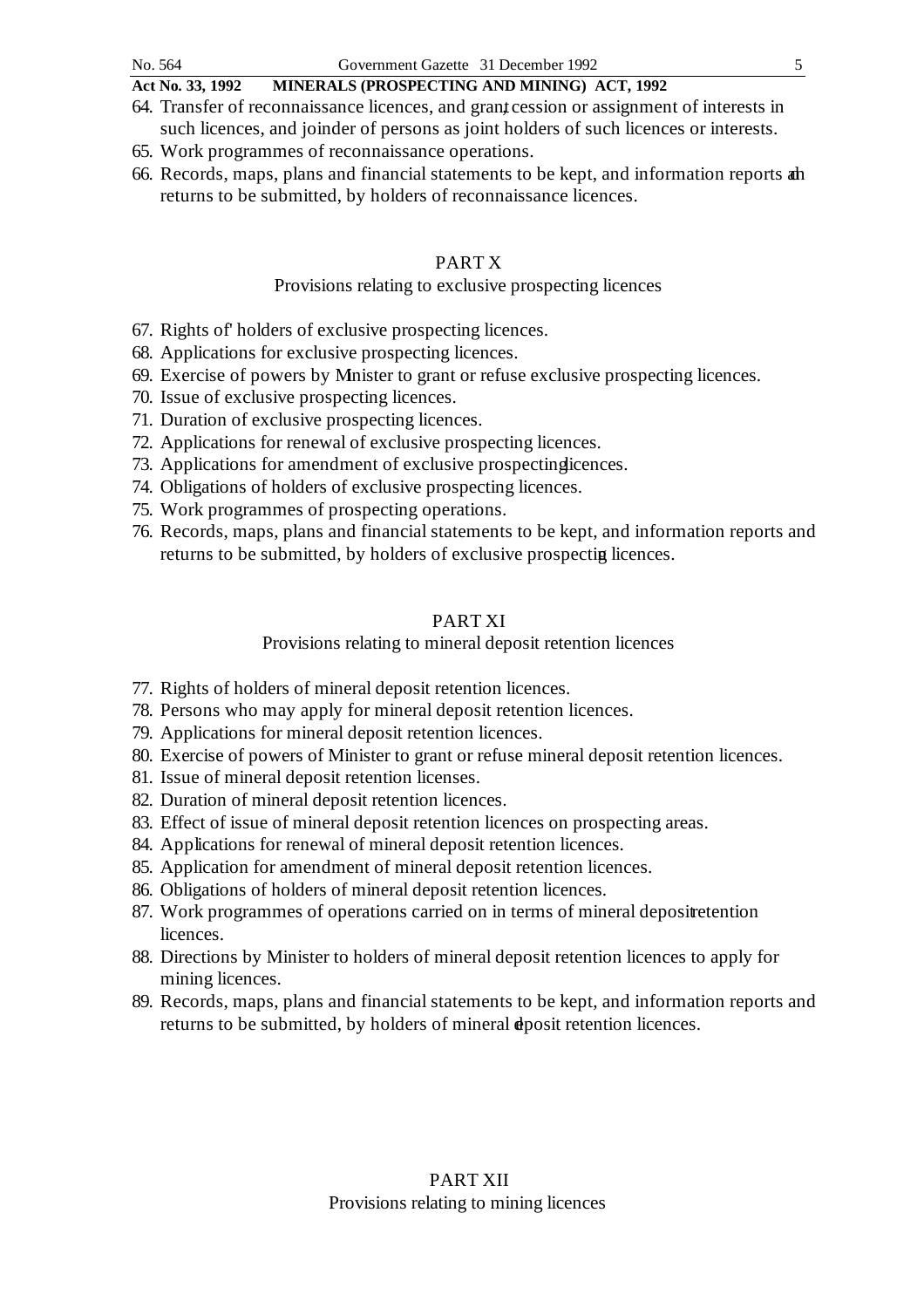64. Transfer of reconnaissance licences, and grant, cession or assignment of interests in such licences, and joinder of persons as joint holders of such licences or interests.
65. Work programmes of reconnaissance operations.
66. Records, maps, plans and financial statements to be kept, and information reports and returns to be submitted, by holders of reconnaissance licences.

## PART X

### Provisions relating to exclusive prospecting licences

67. Rights of' holders of exclusive prospecting licences.
68. Applications for exclusive prospecting licences.
69. Exercise of powers by Minister to grant or refuse exclusive prospecting licences.
70. Issue of exclusive prospecting licences.
71. Duration of exclusive prospecting licences.
72. Applications for renewal of exclusive prospecting licences.
73. Applications for amendment of exclusive prospecting licences.
74. Obligations of holders of exclusive prospecting licences.
75. Work programmes of prospecting operations.
76. Records, maps, plans and financial statements to be kept, and information reports and returns to be submitted, by holders of exclusive prospecting licences.

## PART XI

### Provisions relating to mineral deposit retention licences

77. Rights of holders of mineral deposit retention licences.
78. Persons who may apply for mineral deposit retention licences.
79. Applications for mineral deposit retention licences.
80. Exercise of powers of Minister to grant or refuse mineral deposit retention licences.
81. Issue of mineral deposit retention licenses.
82. Duration of mineral deposit retention licences.
83. Effect of issue of mineral deposit retention licences on prospecting areas.
84. Applications for renewal of mineral deposit retention licences.
85. Application for amendment of mineral deposit retention licences.
86. Obligations of holders of mineral deposit retention licences.
87. Work programmes of operations carried on in terms of mineral deposit retention licences.
88. Directions by Minister to holders of mineral deposit retention licences to apply for mining licences.
89. Records, maps, plans and financial statements to be kept, and information reports and returns to be submitted, by holders of mineral deposit retention licences.

## PART XII

### Provisions relating to mining licences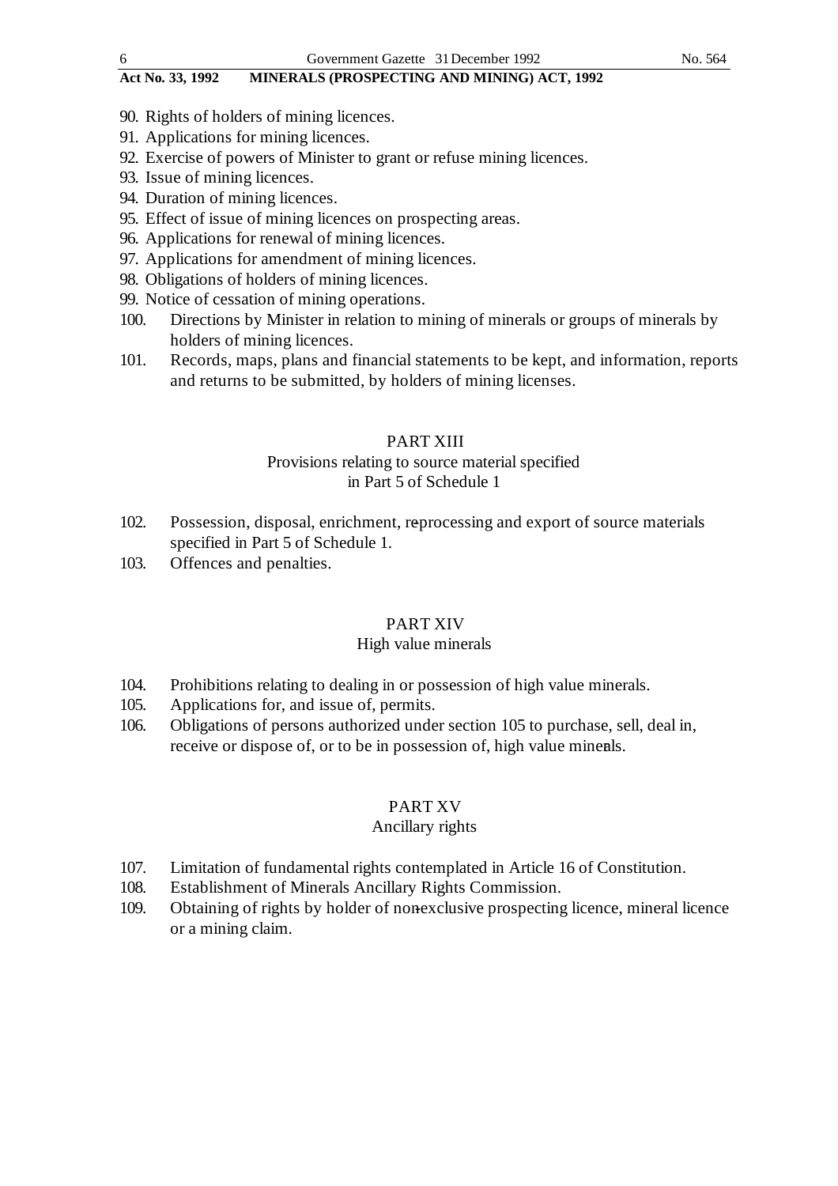90. Rights of holders of mining licences.
91. Applications for mining licences.
92. Exercise of powers of Minister to grant or refuse mining licences.
93. Issue of mining licences.
94. Duration of mining licences.
95. Effect of issue of mining licences on prospecting areas.
96. Applications for renewal of mining licences.
97. Applications for amendment of mining licences.
98. Obligations of holders of mining licences.
99. Notice of cessation of mining operations.
100. Directions by Minister in relation to mining of minerals or groups of minerals by holders of mining licences.
101. Records, maps, plans and financial statements to be kept, and information, reports and returns to be submitted, by holders of mining licenses.

## PART XIII

### Provisions relating to source material specified in Part 5 of Schedule 1

102. Possession, disposal, enrichment, reprocessing and export of source materials specified in Part 5 of Schedule 1.
103. Offences and penalties.

## PART XIV

### High value minerals

104. Prohibitions relating to dealing in or possession of high value minerals.
105. Applications for, and issue of, permits.
106. Obligations of persons authorized under section 105 to purchase, sell, deal in, receive or dispose of, or to be in possession of, high value minerals.

## PART XV

### Ancillary rights

107. Limitation of fundamental rights contemplated in Article 16 of Constitution.
108. Establishment of Minerals Ancillary Rights Commission.
109. Obtaining of rights by holder of non-exclusive prospecting licence, mineral licence or a mining claim.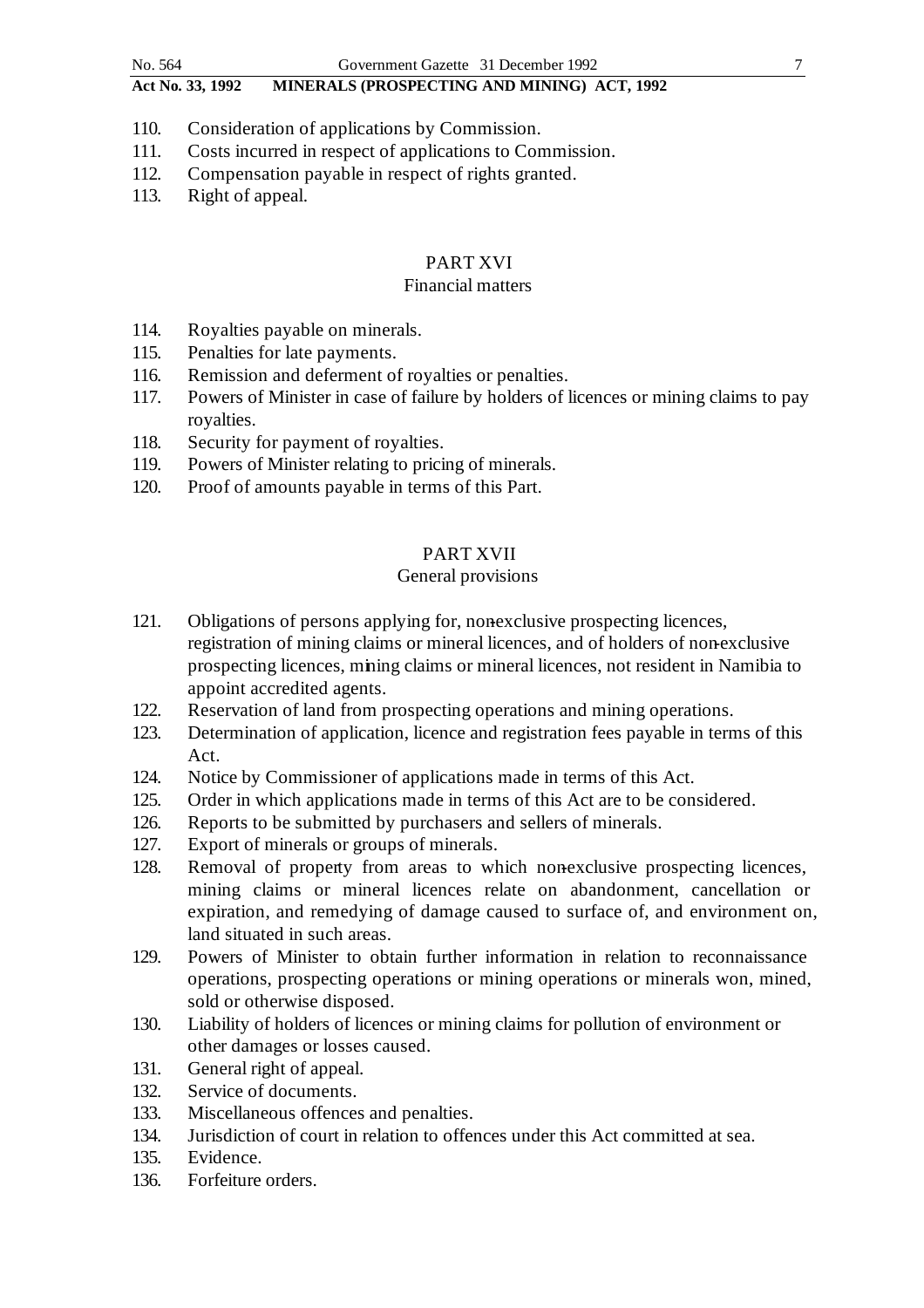110. Consideration of applications by Commission.
111. Costs incurred in respect of applications to Commission.
112. Compensation payable in respect of rights granted.
113. Right of appeal.

## PART XVI
### Financial matters

114. Royalties payable on minerals.
115. Penalties for late payments.
116. Remission and deferment of royalties or penalties.
117. Powers of Minister in case of failure by holders of licences or mining claims to pay royalties.
118. Security for payment of royalties.
119. Powers of Minister relating to pricing of minerals.
120. Proof of amounts payable in terms of this Part.

## PART XVII
### General provisions

121. Obligations of persons applying for, non-exclusive prospecting licences, registration of mining claims or mineral licences, and of holders of non-exclusive prospecting licences, mining claims or mineral licences, not resident in Namibia to appoint accredited agents.
122. Reservation of land from prospecting operations and mining operations.
123. Determination of application, licence and registration fees payable in terms of this Act.
124. Notice by Commissioner of applications made in terms of this Act.
125. Order in which applications made in terms of this Act are to be considered.
126. Reports to be submitted by purchasers and sellers of minerals.
127. Export of minerals or groups of minerals.
128. Removal of property from areas to which non-exclusive prospecting licences, mining claims or mineral licences relate on abandonment, cancellation or expiration, and remedying of damage caused to surface of, and environment on, land situated in such areas.
129. Powers of Minister to obtain further information in relation to reconnaissance operations, prospecting operations or mining operations or minerals won, mined, sold or otherwise disposed.
130. Liability of holders of licences or mining claims for pollution of environment or other damages or losses caused.
131. General right of appeal.
132. Service of documents.
133. Miscellaneous offences and penalties.
134. Jurisdiction of court in relation to offences under this Act committed at sea.
135. Evidence.
136. Forfeiture orders.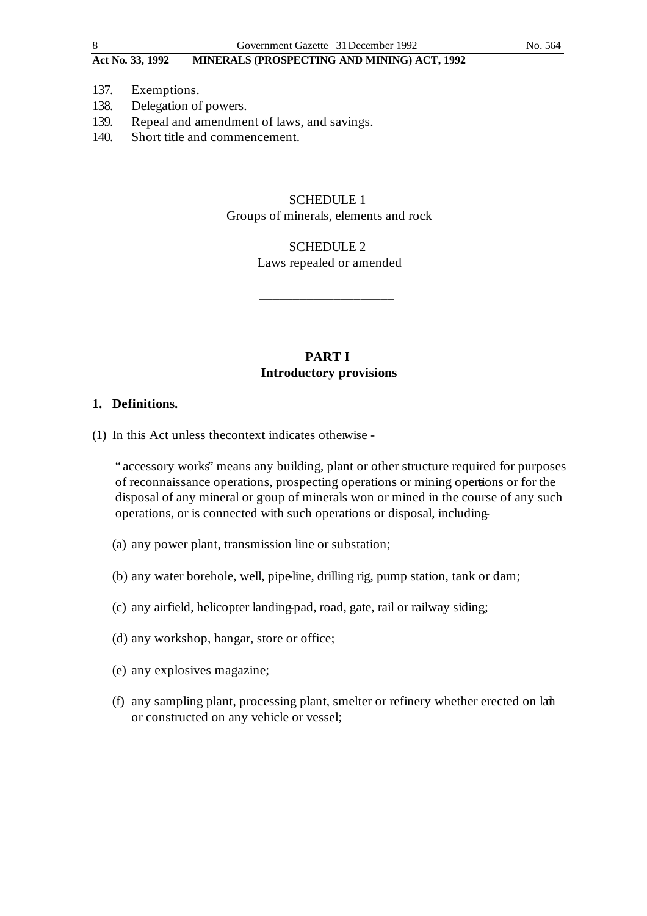137. Exemptions.
138. Delegation of powers.
139. Repeal and amendment of laws, and savings.
140. Short title and commencement.

SCHEDULE 1
Groups of minerals, elements and rock

SCHEDULE 2
Laws repealed or amended

---

## PART I
## Introductory provisions

### 1. Definitions.

(1) In this Act unless the context indicates otherwise -

"accessory works" means any building, plant or other structure required for purposes of reconnaissance operations, prospecting operations or mining operations or for the disposal of any mineral or group of minerals won or mined in the course of any such operations, or is connected with such operations or disposal, including-

(a) any power plant, transmission line or substation;

(b) any water borehole, well, pipe-line, drilling rig, pump station, tank or dam;

(c) any airfield, helicopter landing-pad, road, gate, rail or railway siding;

(d) any workshop, hangar, store or office;

(e) any explosives magazine;

(f) any sampling plant, processing plant, smelter or refinery whether erected on land or constructed on any vehicle or vessel;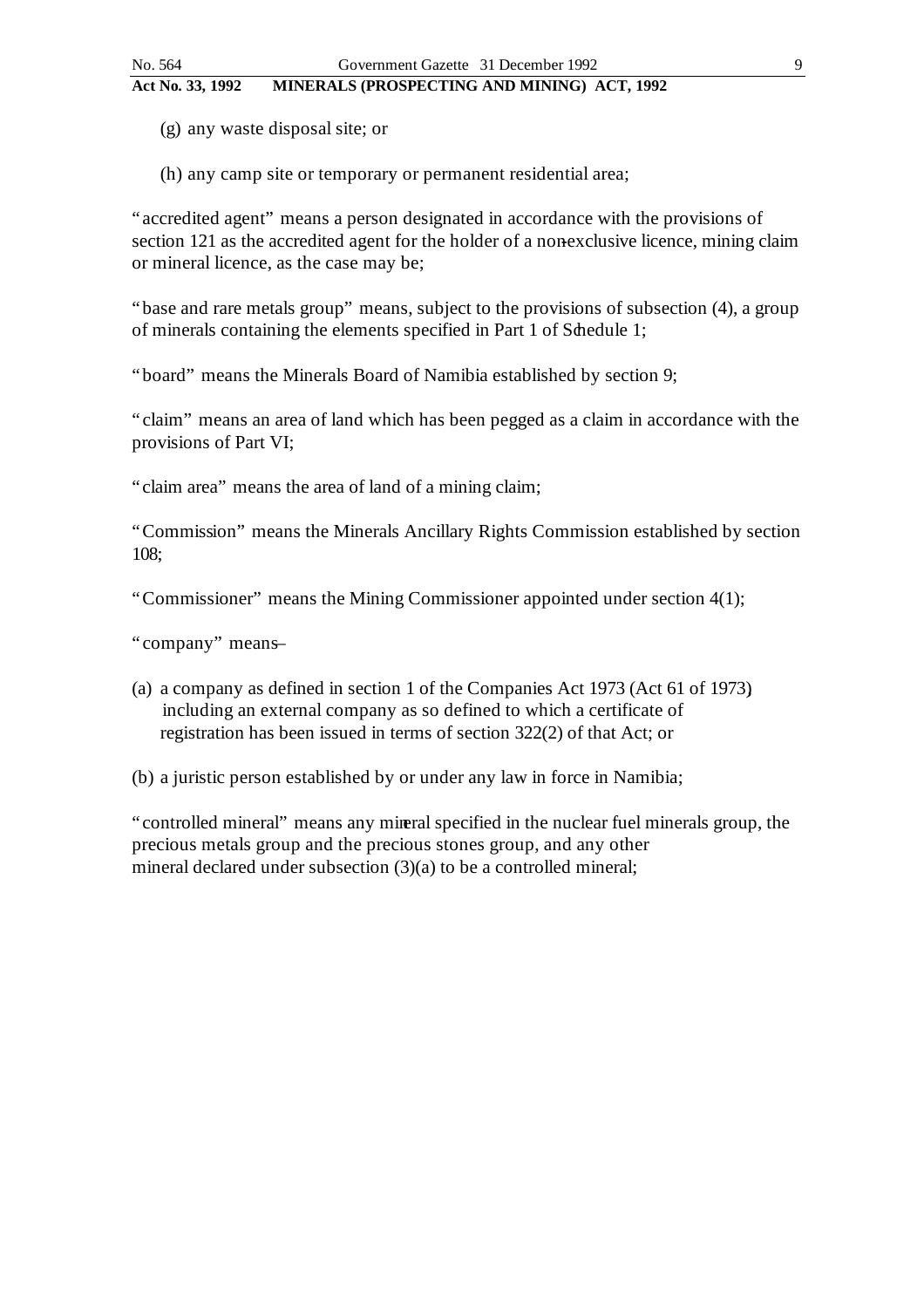(g) any waste disposal site; or

(h) any camp site or temporary or permanent residential area;

"accredited agent" means a person designated in accordance with the provisions of section 121 as the accredited agent for the holder of a non-exclusive licence, mining claim or mineral licence, as the case may be;

"base and rare metals group" means, subject to the provisions of subsection (4), a group of minerals containing the elements specified in Part 1 of Schedule 1;

"board" means the Minerals Board of Namibia established by section 9;

"claim" means an area of land which has been pegged as a claim in accordance with the provisions of Part VI;

"claim area" means the area of land of a mining claim;

"Commission" means the Minerals Ancillary Rights Commission established by section 108;

"Commissioner" means the Mining Commissioner appointed under section 4(1);

"company" means–

(a) a company as defined in section 1 of the Companies Act 1973 (Act 61 of 1973) including an external company as so defined to which a certificate of registration has been issued in terms of section 322(2) of that Act; or

(b) a juristic person established by or under any law in force in Namibia;

"controlled mineral" means any mineral specified in the nuclear fuel minerals group, the precious metals group and the precious stones group, and any other mineral declared under subsection (3)(a) to be a controlled mineral;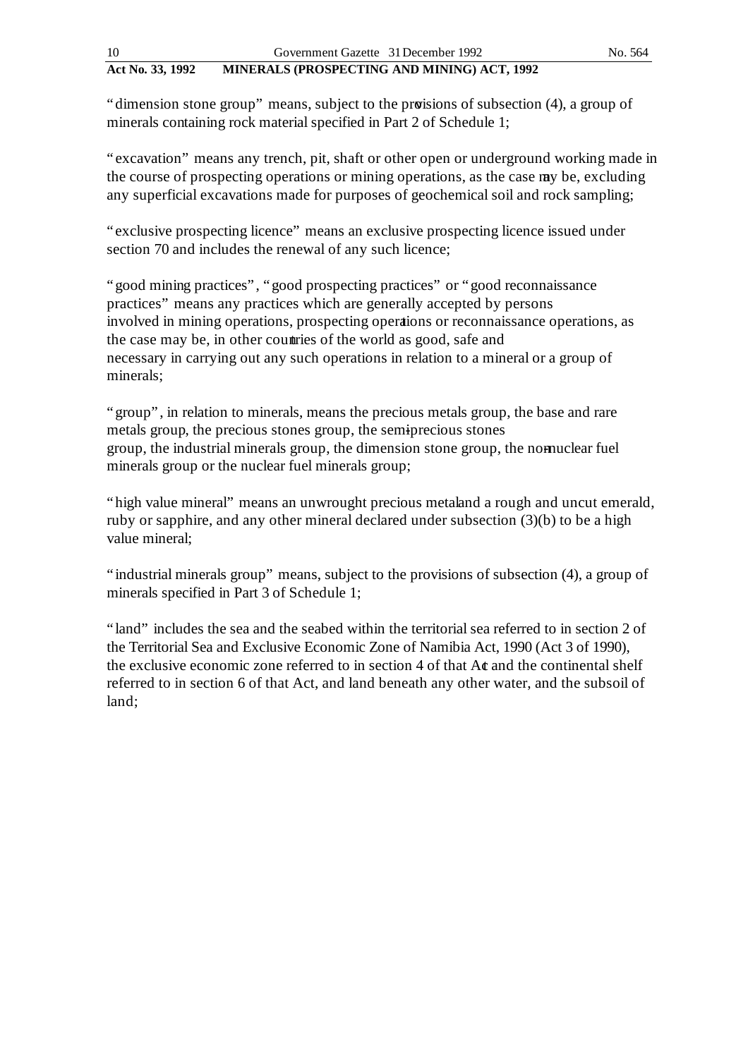"dimension stone group" means, subject to the provisions of subsection (4), a group of minerals containing rock material specified in Part 2 of Schedule 1;

"excavation" means any trench, pit, shaft or other open or underground working made in the course of prospecting operations or mining operations, as the case may be, excluding any superficial excavations made for purposes of geochemical soil and rock sampling;

"exclusive prospecting licence" means an exclusive prospecting licence issued under section 70 and includes the renewal of any such licence;

"good mining practices", "good prospecting practices" or "good reconnaissance practices" means any practices which are generally accepted by persons involved in mining operations, prospecting operations or reconnaissance operations, as the case may be, in other countries of the world as good, safe and necessary in carrying out any such operations in relation to a mineral or a group of minerals;

"group", in relation to minerals, means the precious metals group, the base and rare metals group, the precious stones group, the semi-precious stones group, the industrial minerals group, the dimension stone group, the non-nuclear fuel minerals group or the nuclear fuel minerals group;

"high value mineral" means an unwrought precious metal and a rough and uncut emerald, ruby or sapphire, and any other mineral declared under subsection (3)(b) to be a high value mineral;

"industrial minerals group" means, subject to the provisions of subsection (4), a group of minerals specified in Part 3 of Schedule 1;

"land" includes the sea and the seabed within the territorial sea referred to in section 2 of the Territorial Sea and Exclusive Economic Zone of Namibia Act, 1990 (Act 3 of 1990), the exclusive economic zone referred to in section 4 of that Act and the continental shelf referred to in section 6 of that Act, and land beneath any other water, and the subsoil of land;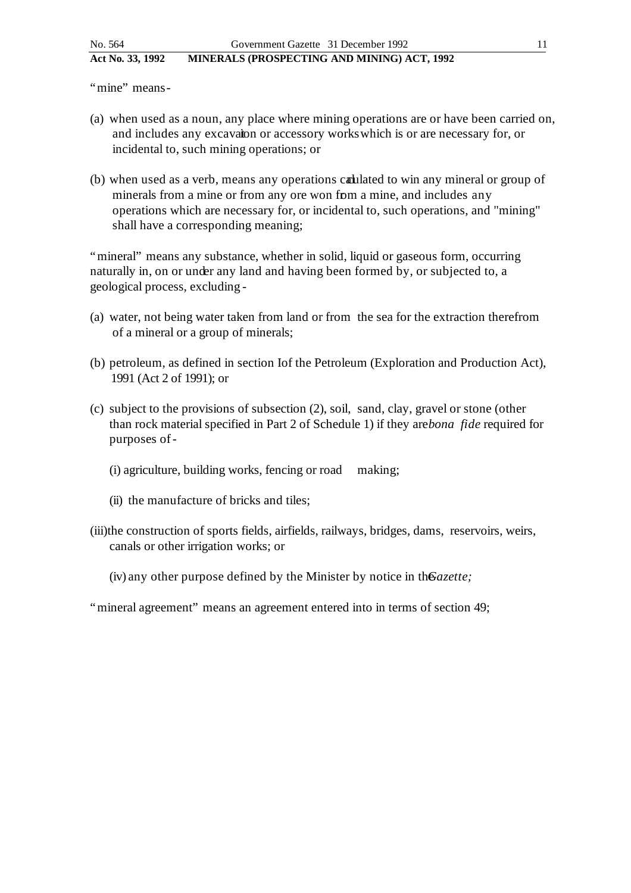"mine" means-

(a) when used as a noun, any place where mining operations are or have been carried on, and includes any excavation or accessory works which is or are necessary for, or incidental to, such mining operations; or

(b) when used as a verb, means any operations calculated to win any mineral or group of minerals from a mine or from any ore won from a mine, and includes any operations which are necessary for, or incidental to, such operations, and "mining" shall have a corresponding meaning;

"mineral" means any substance, whether in solid, liquid or gaseous form, occurring naturally in, on or under any land and having been formed by, or subjected to, a geological process, excluding -

(a) water, not being water taken from land or from the sea for the extraction therefrom of a mineral or a group of minerals;

(b) petroleum, as defined in section I of the Petroleum (Exploration and Production Act), 1991 (Act 2 of 1991); or

(c) subject to the provisions of subsection (2), soil, sand, clay, gravel or stone (other than rock material specified in Part 2 of Schedule 1) if they are *bona fide* required for purposes of -

(i) agriculture, building works, fencing or road making;

(ii) the manufacture of bricks and tiles;

(iii) the construction of sports fields, airfields, railways, bridges, dams, reservoirs, weirs, canals or other irrigation works; or

(iv) any other purpose defined by the Minister by notice in the *Gazette;*

"mineral agreement" means an agreement entered into in terms of section 49;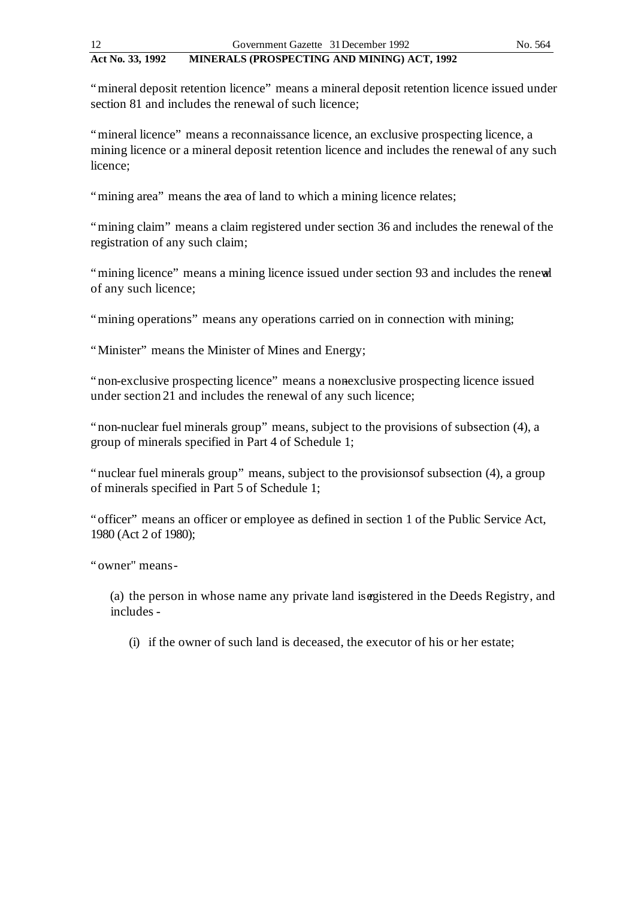"mineral deposit retention licence" means a mineral deposit retention licence issued under section 81 and includes the renewal of such licence;

"mineral licence" means a reconnaissance licence, an exclusive prospecting licence, a mining licence or a mineral deposit retention licence and includes the renewal of any such licence;

"mining area" means the area of land to which a mining licence relates;

"mining claim" means a claim registered under section 36 and includes the renewal of the registration of any such claim;

"mining licence" means a mining licence issued under section 93 and includes the renewal of any such licence;

"mining operations" means any operations carried on in connection with mining;

"Minister" means the Minister of Mines and Energy;

"non-exclusive prospecting licence" means a non-exclusive prospecting licence issued under section 21 and includes the renewal of any such licence;

"non-nuclear fuel minerals group" means, subject to the provisions of subsection (4), a group of minerals specified in Part 4 of Schedule 1;

"nuclear fuel minerals group" means, subject to the provisions of subsection (4), a group of minerals specified in Part 5 of Schedule 1;

"officer" means an officer or employee as defined in section 1 of the Public Service Act, 1980 (Act 2 of 1980);

"owner" means -

(a) the person in whose name any private land is registered in the Deeds Registry, and includes -

(i) if the owner of such land is deceased, the executor of his or her estate;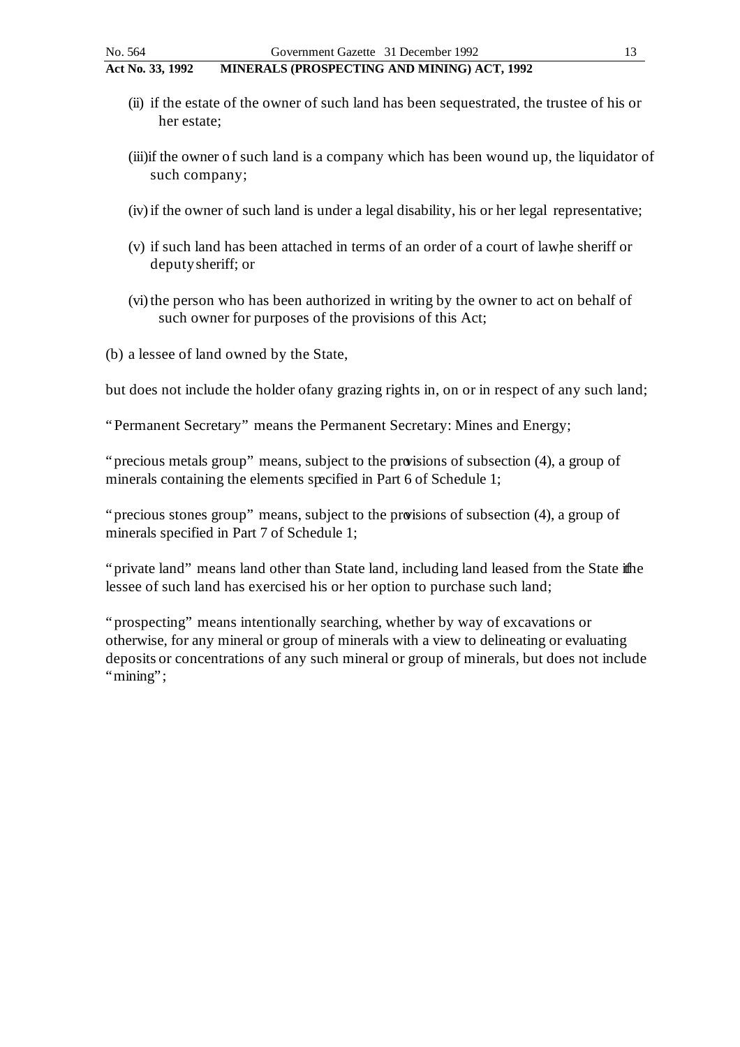(ii) if the estate of the owner of such land has been sequestrated, the trustee of his or her estate;

(iii) if the owner of such land is a company which has been wound up, the liquidator of such company;

(iv) if the owner of such land is under a legal disability, his or her legal representative;

(v) if such land has been attached in terms of an order of a court of law, the sheriff or deputy sheriff; or

(vi) the person who has been authorized in writing by the owner to act on behalf of such owner for purposes of the provisions of this Act;

(b) a lessee of land owned by the State,

but does not include the holder of any grazing rights in, on or in respect of any such land;

"Permanent Secretary" means the Permanent Secretary: Mines and Energy;

"precious metals group" means, subject to the provisions of subsection (4), a group of minerals containing the elements specified in Part 6 of Schedule 1;

"precious stones group" means, subject to the provisions of subsection (4), a group of minerals specified in Part 7 of Schedule 1;

"private land" means land other than State land, including land leased from the State if the lessee of such land has exercised his or her option to purchase such land;

"prospecting" means intentionally searching, whether by way of excavations or otherwise, for any mineral or group of minerals with a view to delineating or evaluating deposits or concentrations of any such mineral or group of minerals, but does not include "mining";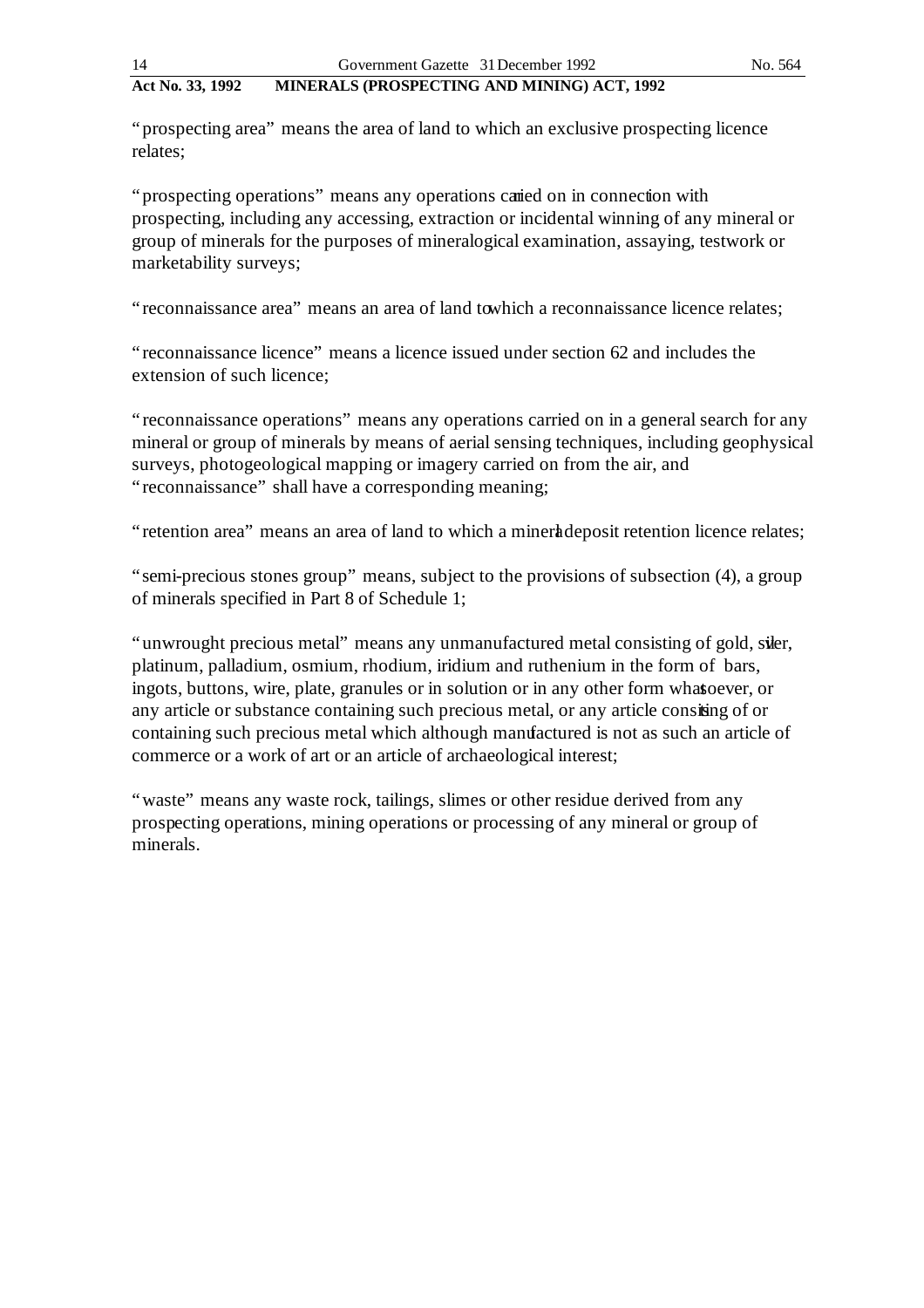"prospecting area" means the area of land to which an exclusive prospecting licence relates;

"prospecting operations" means any operations carried on in connection with prospecting, including any accessing, extraction or incidental winning of any mineral or group of minerals for the purposes of mineralogical examination, assaying, testwork or marketability surveys;

"reconnaissance area" means an area of land to which a reconnaissance licence relates;

"reconnaissance licence" means a licence issued under section 62 and includes the extension of such licence;

"reconnaissance operations" means any operations carried on in a general search for any mineral or group of minerals by means of aerial sensing techniques, including geophysical surveys, photogeological mapping or imagery carried on from the air, and "reconnaissance" shall have a corresponding meaning;

"retention area" means an area of land to which a mineral deposit retention licence relates;

"semi-precious stones group" means, subject to the provisions of subsection (4), a group of minerals specified in Part 8 of Schedule 1;

"unwrought precious metal" means any unmanufactured metal consisting of gold, silver, platinum, palladium, osmium, rhodium, iridium and ruthenium in the form of bars, ingots, buttons, wire, plate, granules or in solution or in any other form whatsoever, or any article or substance containing such precious metal, or any article consisting of or containing such precious metal which although manufactured is not as such an article of commerce or a work of art or an article of archaeological interest;

"waste" means any waste rock, tailings, slimes or other residue derived from any prospecting operations, mining operations or processing of any mineral or group of minerals.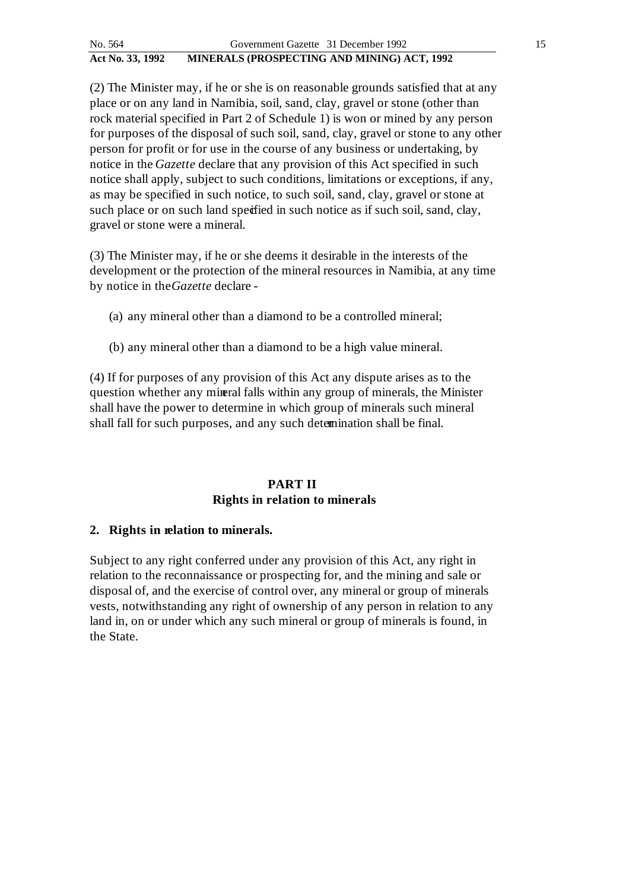(2) The Minister may, if he or she is on reasonable grounds satisfied that at any place or on any land in Namibia, soil, sand, clay, gravel or stone (other than rock material specified in Part 2 of Schedule 1) is won or mined by any person for purposes of the disposal of such soil, sand, clay, gravel or stone to any other person for profit or for use in the course of any business or undertaking, by notice in the *Gazette* declare that any provision of this Act specified in such notice shall apply, subject to such conditions, limitations or exceptions, if any, as may be specified in such notice, to such soil, sand, clay, gravel or stone at such place or on such land specified in such notice as if such soil, sand, clay, gravel or stone were a mineral.

(3) The Minister may, if he or she deems it desirable in the interests of the development or the protection of the mineral resources in Namibia, at any time by notice in the *Gazette* declare -

(a) any mineral other than a diamond to be a controlled mineral;

(b) any mineral other than a diamond to be a high value mineral.

(4) If for purposes of any provision of this Act any dispute arises as to the question whether any mineral falls within any group of minerals, the Minister shall have the power to determine in which group of minerals such mineral shall fall for such purposes, and any such determination shall be final.

## PART II
## Rights in relation to minerals

### 2. Rights in relation to minerals.

Subject to any right conferred under any provision of this Act, any right in relation to the reconnaissance or prospecting for, and the mining and sale or disposal of, and the exercise of control over, any mineral or group of minerals vests, notwithstanding any right of ownership of any person in relation to any land in, on or under which any such mineral or group of minerals is found, in the State.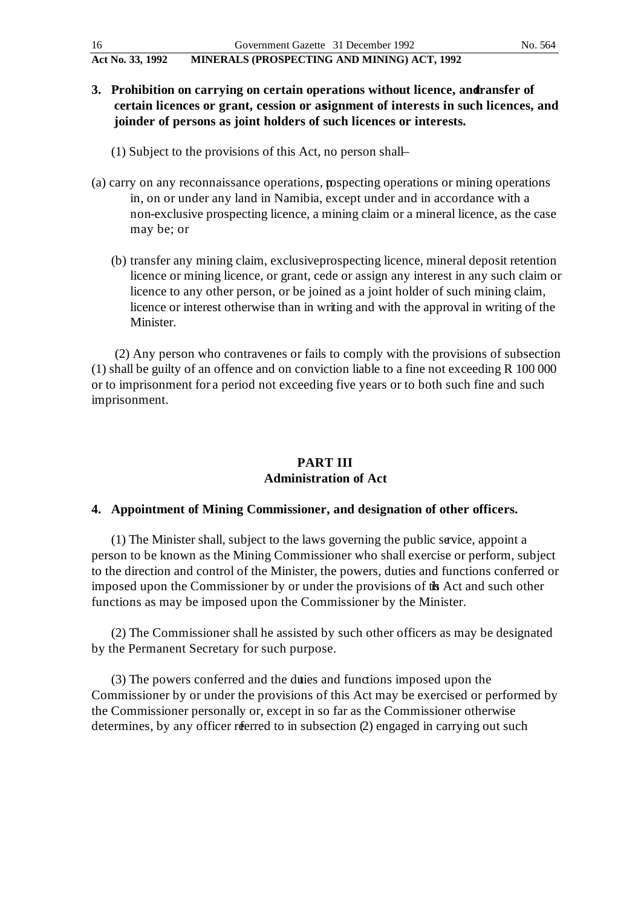**3. Prohibition on carrying on certain operations without licence, and transfer of certain licences or grant, cession or assignment of interests in such licences, and joinder of persons as joint holders of such licences or interests.**

(1) Subject to the provisions of this Act, no person shall–

(a) carry on any reconnaissance operations, prospecting operations or mining operations in, on or under any land in Namibia, except under and in accordance with a non-exclusive prospecting licence, a mining claim or a mineral licence, as the case may be; or

(b) transfer any mining claim, exclusive prospecting licence, mineral deposit retention licence or mining licence, or grant, cede or assign any interest in any such claim or licence to any other person, or be joined as a joint holder of such mining claim, licence or interest otherwise than in writing and with the approval in writing of the Minister.

(2) Any person who contravenes or fails to comply with the provisions of subsection (1) shall be guilty of an offence and on conviction liable to a fine not exceeding R 100 000 or to imprisonment for a period not exceeding five years or to both such fine and such imprisonment.

## PART III
## Administration of Act

**4. Appointment of Mining Commissioner, and designation of other officers.**

(1) The Minister shall, subject to the laws governing the public service, appoint a person to be known as the Mining Commissioner who shall exercise or perform, subject to the direction and control of the Minister, the powers, duties and functions conferred or imposed upon the Commissioner by or under the provisions of this Act and such other functions as may be imposed upon the Commissioner by the Minister.

(2) The Commissioner shall he assisted by such other officers as may be designated by the Permanent Secretary for such purpose.

(3) The powers conferred and the duties and functions imposed upon the Commissioner by or under the provisions of this Act may be exercised or performed by the Commissioner personally or, except in so far as the Commissioner otherwise determines, by any officer referred to in subsection (2) engaged in carrying out such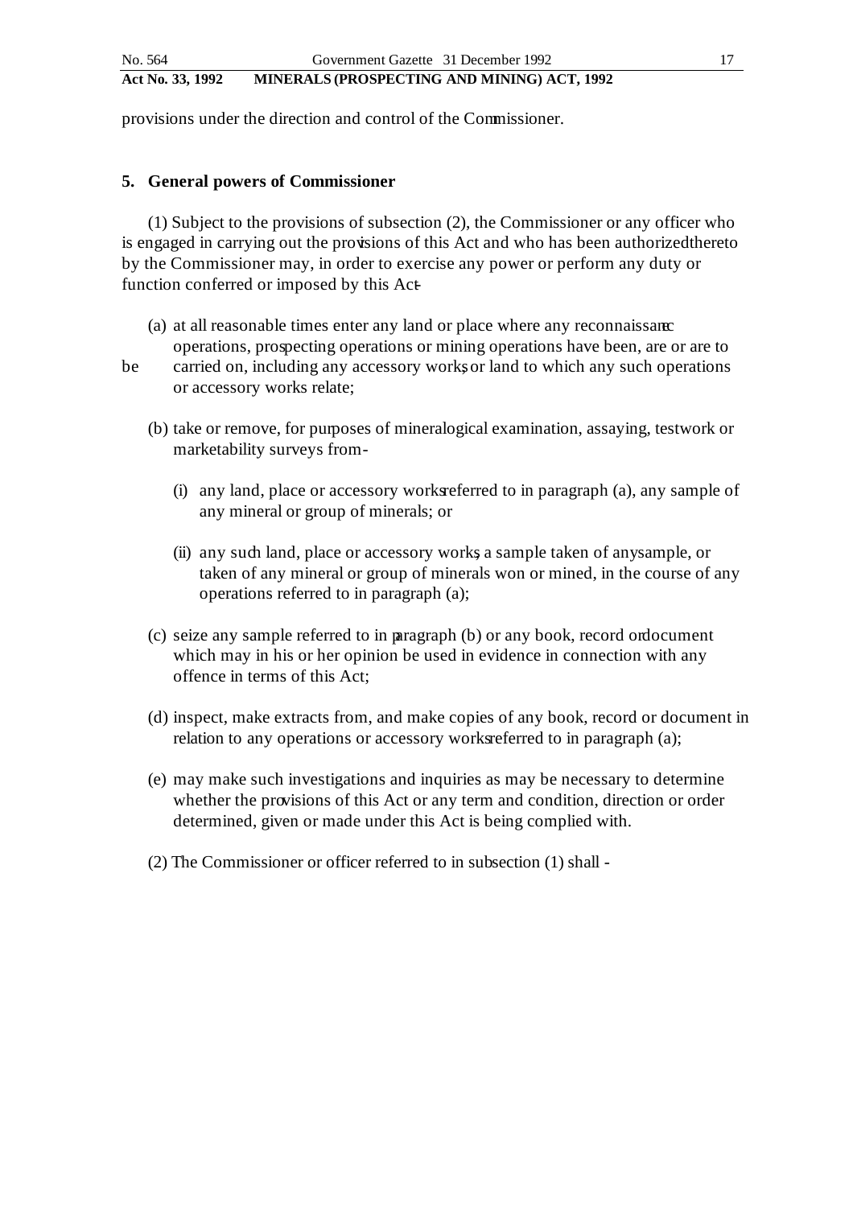provisions under the direction and control of the Commissioner.

## 5. General powers of Commissioner

(1) Subject to the provisions of subsection (2), the Commissioner or any officer who is engaged in carrying out the provisions of this Act and who has been authorized thereto by the Commissioner may, in order to exercise any power or perform any duty or function conferred or imposed by this Act -

(a) at all reasonable times enter any land or place where any reconnaissance operations, prospecting operations or mining operations have been, are or are to be carried on, including any accessory works, or land to which any such operations or accessory works relate;

(b) take or remove, for purposes of mineralogical examination, assaying, testwork or marketability surveys from -

(i) any land, place or accessory works referred to in paragraph (a), any sample of any mineral or group of minerals; or

(ii) any such land, place or accessory works, a sample taken of any sample, or taken of any mineral or group of minerals won or mined, in the course of any operations referred to in paragraph (a);

(c) seize any sample referred to in paragraph (b) or any book, record or document which may in his or her opinion be used in evidence in connection with any offence in terms of this Act;

(d) inspect, make extracts from, and make copies of any book, record or document in relation to any operations or accessory works referred to in paragraph (a);

(e) may make such investigations and inquiries as may be necessary to determine whether the provisions of this Act or any term and condition, direction or order determined, given or made under this Act is being complied with.

(2) The Commissioner or officer referred to in subsection (1) shall -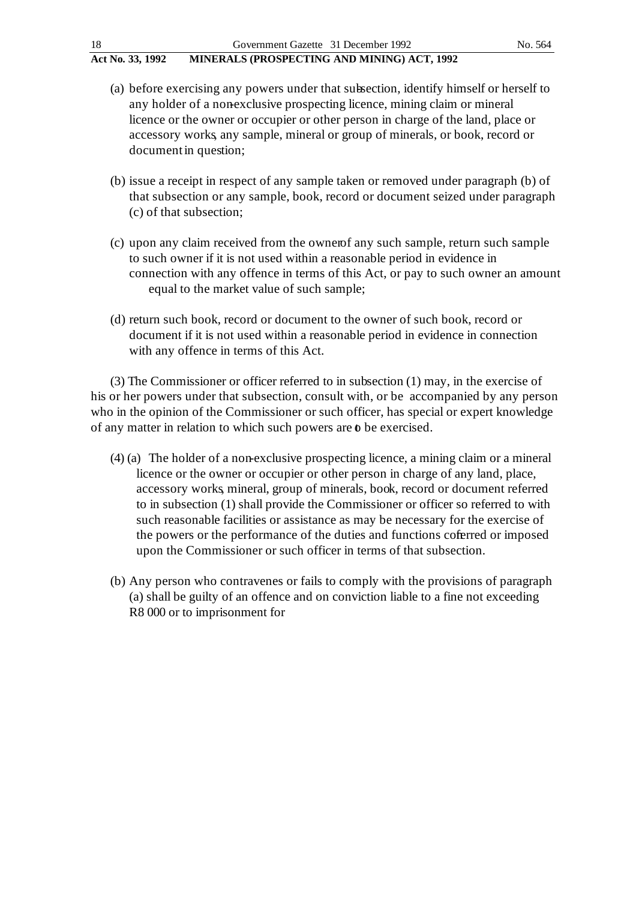(a) before exercising any powers under that subsection, identify himself or herself to any holder of a non-exclusive prospecting licence, mining claim or mineral licence or the owner or occupier or other person in charge of the land, place or accessory works, any sample, mineral or group of minerals, or book, record or document in question;

(b) issue a receipt in respect of any sample taken or removed under paragraph (b) of that subsection or any sample, book, record or document seized under paragraph (c) of that subsection;

(c) upon any claim received from the owner of any such sample, return such sample to such owner if it is not used within a reasonable period in evidence in connection with any offence in terms of this Act, or pay to such owner an amount equal to the market value of such sample;

(d) return such book, record or document to the owner of such book, record or document if it is not used within a reasonable period in evidence in connection with any offence in terms of this Act.

(3) The Commissioner or officer referred to in subsection (1) may, in the exercise of his or her powers under that subsection, consult with, or be accompanied by any person who in the opinion of the Commissioner or such officer, has special or expert knowledge of any matter in relation to which such powers are to be exercised.

(4) (a) The holder of a non-exclusive prospecting licence, a mining claim or a mineral licence or the owner or occupier or other person in charge of any land, place, accessory works, mineral, group of minerals, book, record or document referred to in subsection (1) shall provide the Commissioner or officer so referred to with such reasonable facilities or assistance as may be necessary for the exercise of the powers or the performance of the duties and functions conferred or imposed upon the Commissioner or such officer in terms of that subsection.

(b) Any person who contravenes or fails to comply with the provisions of paragraph (a) shall be guilty of an offence and on conviction liable to a fine not exceeding R8 000 or to imprisonment for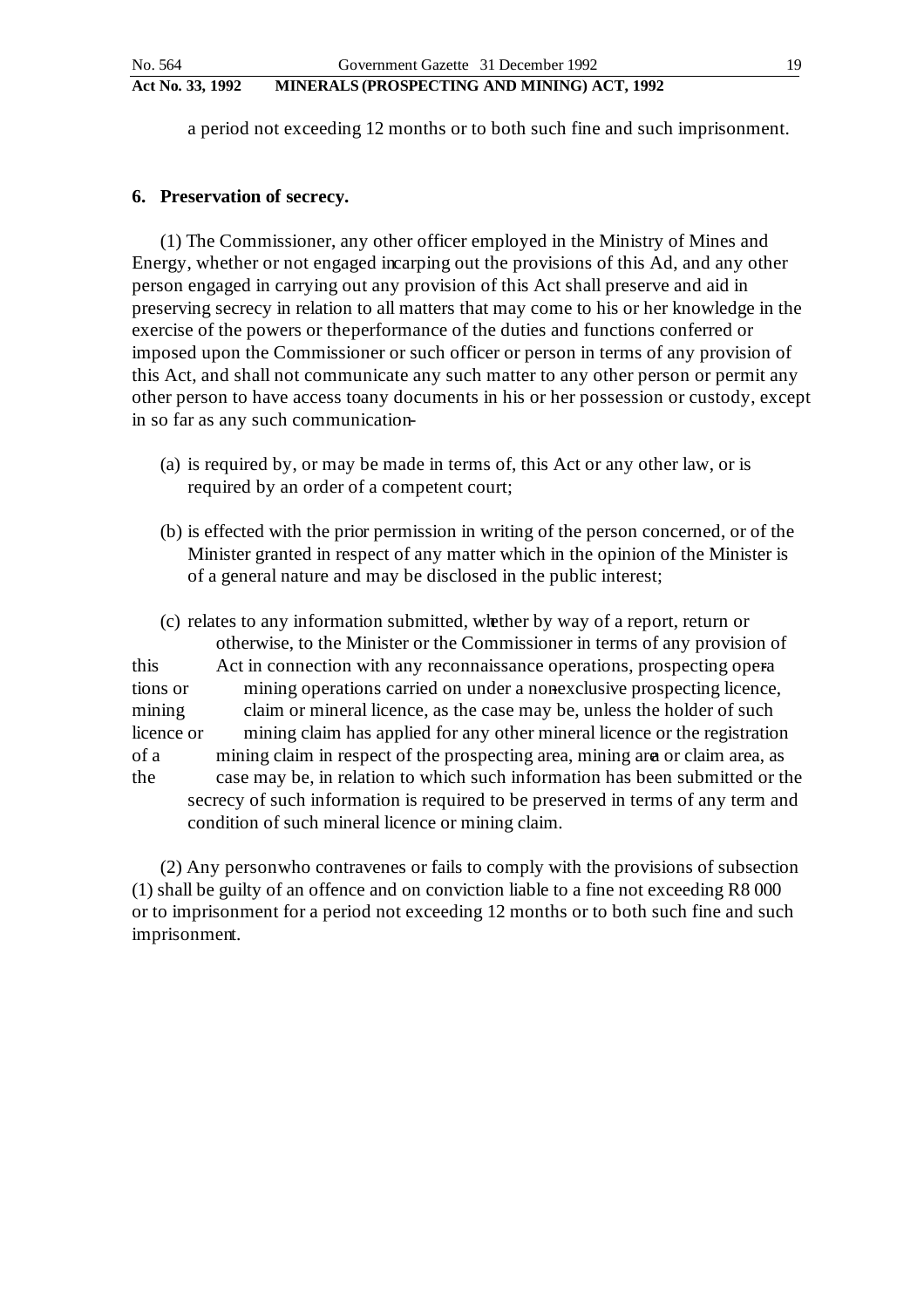a period not exceeding 12 months or to both such fine and such imprisonment.

**6. Preservation of secrecy.**

(1) The Commissioner, any other officer employed in the Ministry of Mines and Energy, whether or not engaged in carping out the provisions of this Ad, and any other person engaged in carrying out any provision of this Act shall preserve and aid in preserving secrecy in relation to all matters that may come to his or her knowledge in the exercise of the powers or the performance of the duties and functions conferred or imposed upon the Commissioner or such officer or person in terms of any provision of this Act, and shall not communicate any such matter to any other person or permit any other person to have access to any documents in his or her possession or custody, except in so far as any such communication-

(a) is required by, or may be made in terms of, this Act or any other law, or is required by an order of a competent court;

(b) is effected with the prior permission in writing of the person concerned, or of the Minister granted in respect of any matter which in the opinion of the Minister is of a general nature and may be disclosed in the public interest;

(c) relates to any information submitted, whether by way of a report, return or otherwise, to the Minister or the Commissioner in terms of any provision of this Act in connection with any reconnaissance operations, prospecting operations or mining operations carried on under a non-exclusive prospecting licence, mining claim or mineral licence, as the case may be, unless the holder of such licence or mining claim has applied for any other mineral licence or the registration of a mining claim in respect of the prospecting area, mining area or claim area, as the case may be, in relation to which such information has been submitted or the secrecy of such information is required to be preserved in terms of any term and condition of such mineral licence or mining claim.

(2) Any person who contravenes or fails to comply with the provisions of subsection (1) shall be guilty of an offence and on conviction liable to a fine not exceeding R8 000 or to imprisonment for a period not exceeding 12 months or to both such fine and such imprisonment.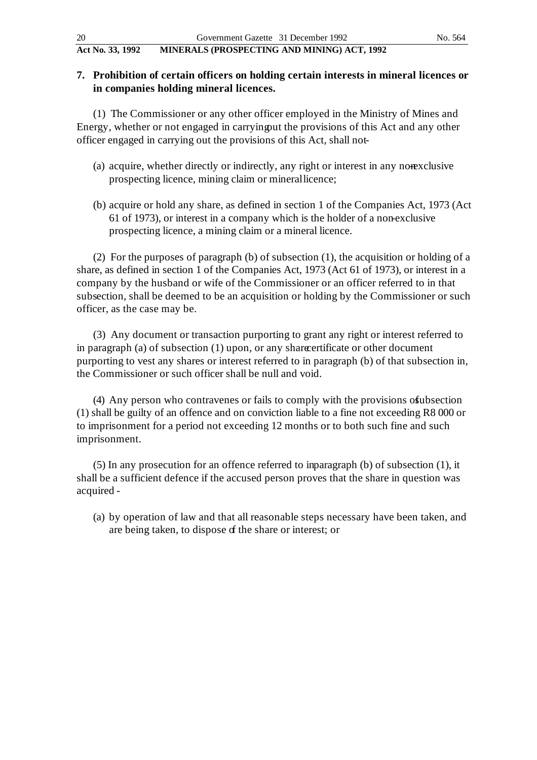## 7. Prohibition of certain officers on holding certain interests in mineral licences or in companies holding mineral licences.

(1) The Commissioner or any other officer employed in the Ministry of Mines and Energy, whether or not engaged in carrying out the provisions of this Act and any other officer engaged in carrying out the provisions of this Act, shall not-

(a) acquire, whether directly or indirectly, any right or interest in any non-exclusive prospecting licence, mining claim or mineral licence;

(b) acquire or hold any share, as defined in section 1 of the Companies Act, 1973 (Act 61 of 1973), or interest in a company which is the holder of a non-exclusive prospecting licence, a mining claim or a mineral licence.

(2) For the purposes of paragraph (b) of subsection (1), the acquisition or holding of a share, as defined in section 1 of the Companies Act, 1973 (Act 61 of 1973), or interest in a company by the husband or wife of the Commissioner or an officer referred to in that subsection, shall be deemed to be an acquisition or holding by the Commissioner or such officer, as the case may be.

(3) Any document or transaction purporting to grant any right or interest referred to in paragraph (a) of subsection (1) upon, or any share certificate or other document purporting to vest any shares or interest referred to in paragraph (b) of that subsection in, the Commissioner or such officer shall be null and void.

(4) Any person who contravenes or fails to comply with the provisions of subsection (1) shall be guilty of an offence and on conviction liable to a fine not exceeding R8 000 or to imprisonment for a period not exceeding 12 months or to both such fine and such imprisonment.

(5) In any prosecution for an offence referred to in paragraph (b) of subsection (1), it shall be a sufficient defence if the accused person proves that the share in question was acquired -

(a) by operation of law and that all reasonable steps necessary have been taken, and are being taken, to dispose of the share or interest; or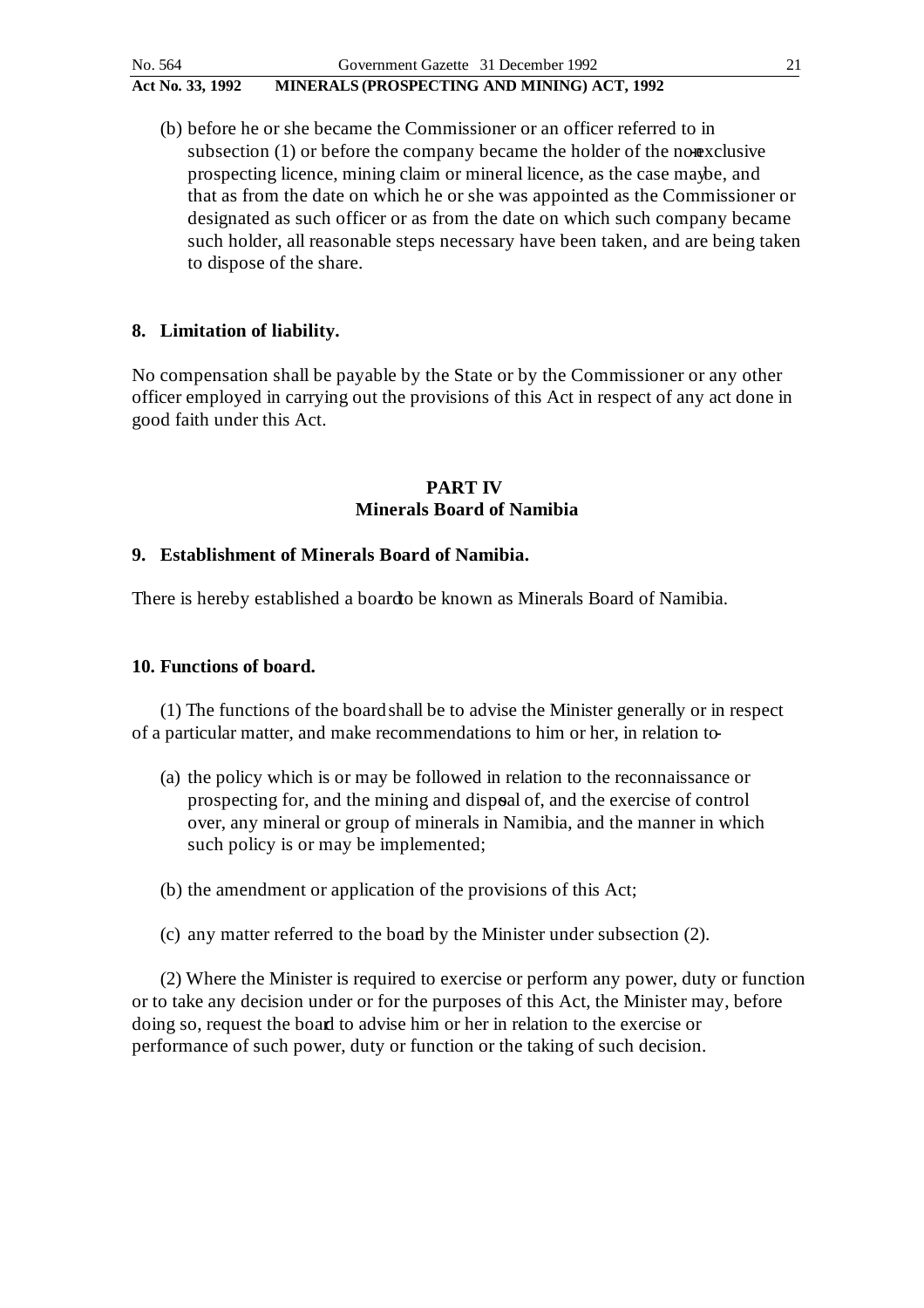(b) before he or she became the Commissioner or an officer referred to in subsection (1) or before the company became the holder of the non-exclusive prospecting licence, mining claim or mineral licence, as the case may be, and that as from the date on which he or she was appointed as the Commissioner or designated as such officer or as from the date on which such company became such holder, all reasonable steps necessary have been taken, and are being taken to dispose of the share.

### 8. Limitation of liability.

No compensation shall be payable by the State or by the Commissioner or any other officer employed in carrying out the provisions of this Act in respect of any act done in good faith under this Act.

## PART IV
## Minerals Board of Namibia

### 9. Establishment of Minerals Board of Namibia.

There is hereby established a board to be known as Minerals Board of Namibia.

### 10. Functions of board.

(1) The functions of the board shall be to advise the Minister generally or in respect of a particular matter, and make recommendations to him or her, in relation to-

(a) the policy which is or may be followed in relation to the reconnaissance or prospecting for, and the mining and disposal of, and the exercise of control over, any mineral or group of minerals in Namibia, and the manner in which such policy is or may be implemented;

(b) the amendment or application of the provisions of this Act;

(c) any matter referred to the board by the Minister under subsection (2).

(2) Where the Minister is required to exercise or perform any power, duty or function or to take any decision under or for the purposes of this Act, the Minister may, before doing so, request the board to advise him or her in relation to the exercise or performance of such power, duty or function or the taking of such decision.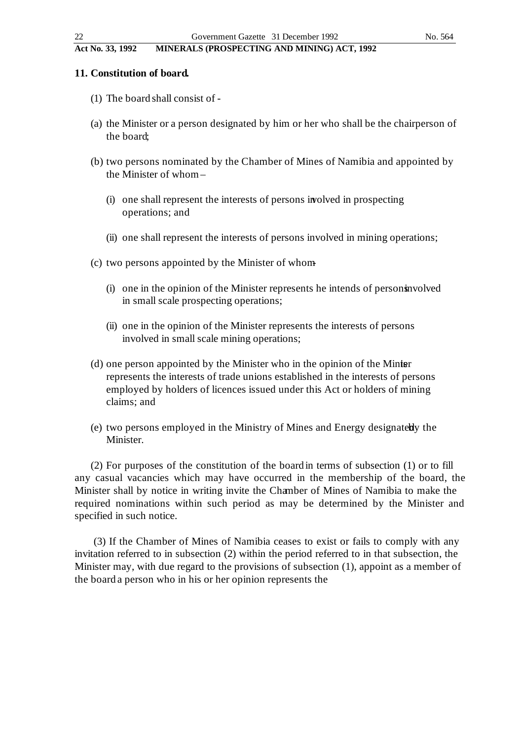**11. Constitution of board.**

(1) The board shall consist of -

(a) the Minister or a person designated by him or her who shall be the chairperson of the board;

(b) two persons nominated by the Chamber of Mines of Namibia and appointed by the Minister of whom –

(i) one shall represent the interests of persons involved in prospecting operations; and

(ii) one shall represent the interests of persons involved in mining operations;

(c) two persons appointed by the Minister of whom -

(i) one in the opinion of the Minister represents he intends of persons involved in small scale prospecting operations;

(ii) one in the opinion of the Minister represents the interests of persons involved in small scale mining operations;

(d) one person appointed by the Minister who in the opinion of the Minister represents the interests of trade unions established in the interests of persons employed by holders of licences issued under this Act or holders of mining claims; and

(e) two persons employed in the Ministry of Mines and Energy designated by the Minister.

(2) For purposes of the constitution of the board in terms of subsection (1) or to fill any casual vacancies which may have occurred in the membership of the board, the Minister shall by notice in writing invite the Chamber of Mines of Namibia to make the required nominations within such period as may be determined by the Minister and specified in such notice.

(3) If the Chamber of Mines of Namibia ceases to exist or fails to comply with any invitation referred to in subsection (2) within the period referred to in that subsection, the Minister may, with due regard to the provisions of subsection (1), appoint as a member of the board a person who in his or her opinion represents the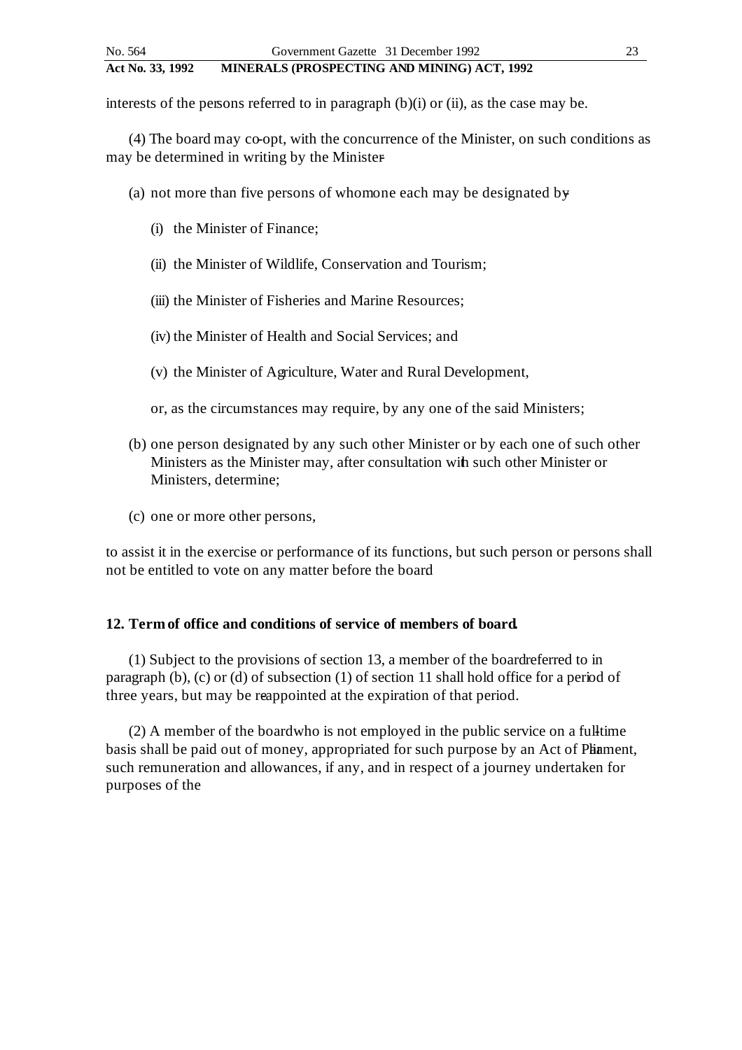interests of the persons referred to in paragraph (b)(i) or (ii), as the case may be.

(4) The board may co-opt, with the concurrence of the Minister, on such conditions as may be determined in writing by the Minister-

(a) not more than five persons of whom one each may be designated by-

(i) the Minister of Finance;

(ii) the Minister of Wildlife, Conservation and Tourism;

(iii) the Minister of Fisheries and Marine Resources;

(iv) the Minister of Health and Social Services; and

(v) the Minister of Agriculture, Water and Rural Development,

or, as the circumstances may require, by any one of the said Ministers;

(b) one person designated by any such other Minister or by each one of such other Ministers as the Minister may, after consultation with such other Minister or Ministers, determine;

(c) one or more other persons,

to assist it in the exercise or performance of its functions, but such person or persons shall not be entitled to vote on any matter before the board.

**12. Term of office and conditions of service of members of board.**

(1) Subject to the provisions of section 13, a member of the board referred to in paragraph (b), (c) or (d) of subsection (1) of section 11 shall hold office for a period of three years, but may be re-appointed at the expiration of that period.

(2) A member of the board who is not employed in the public service on a full-time basis shall be paid out of money, appropriated for such purpose by an Act of Parliament, such remuneration and allowances, if any, and in respect of a journey undertaken for purposes of the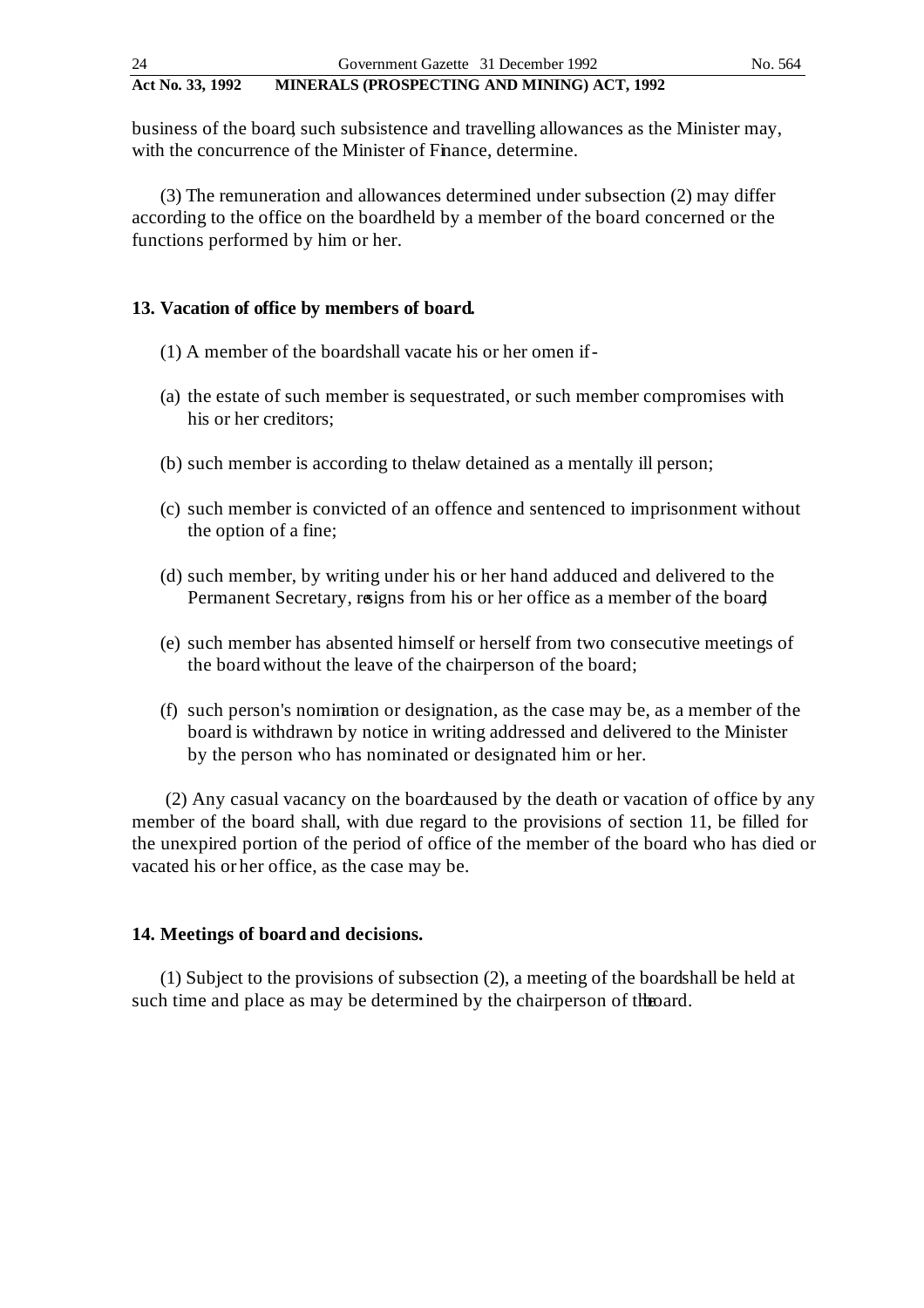business of the board, such subsistence and travelling allowances as the Minister may, with the concurrence of the Minister of Finance, determine.

(3) The remuneration and allowances determined under subsection (2) may differ according to the office on the board held by a member of the board concerned or the functions performed by him or her.

**13. Vacation of office by members of board.**

(1) A member of the board shall vacate his or her omen if -

(a) the estate of such member is sequestrated, or such member compromises with his or her creditors;

(b) such member is according to the law detained as a mentally ill person;

(c) such member is convicted of an offence and sentenced to imprisonment without the option of a fine;

(d) such member, by writing under his or her hand adduced and delivered to the Permanent Secretary, resigns from his or her office as a member of the board;

(e) such member has absented himself or herself from two consecutive meetings of the board without the leave of the chairperson of the board;

(f) such person's nomination or designation, as the case may be, as a member of the board is withdrawn by notice in writing addressed and delivered to the Minister by the person who has nominated or designated him or her.

(2) Any casual vacancy on the board caused by the death or vacation of office by any member of the board shall, with due regard to the provisions of section 11, be filled for the unexpired portion of the period of office of the member of the board who has died or vacated his or her office, as the case may be.

**14. Meetings of board and decisions.**

(1) Subject to the provisions of subsection (2), a meeting of the board shall be held at such time and place as may be determined by the chairperson of the board.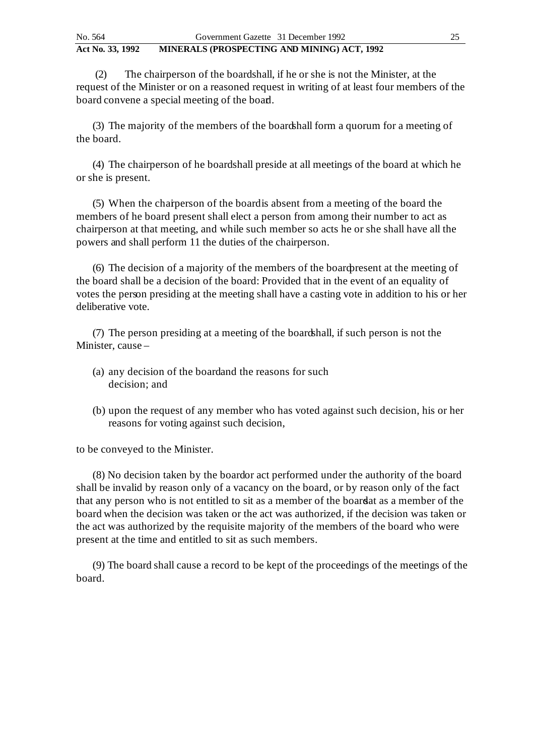(2) The chairperson of the board shall, if he or she is not the Minister, at the request of the Minister or on a reasoned request in writing of at least four members of the board convene a special meeting of the board.

(3) The majority of the members of the board shall form a quorum for a meeting of the board.

(4) The chairperson of he board shall preside at all meetings of the board at which he or she is present.

(5) When the chairperson of the board is absent from a meeting of the board the members of he board present shall elect a person from among their number to act as chairperson at that meeting, and while such member so acts he or she shall have all the powers and shall perform 11 the duties of the chairperson.

(6) The decision of a majority of the members of the board present at the meeting of the board shall be a decision of the board: Provided that in the event of an equality of votes the person presiding at the meeting shall have a casting vote in addition to his or her deliberative vote.

(7) The person presiding at a meeting of the board shall, if such person is not the Minister, cause –

(a) any decision of the board and the reasons for such decision; and

(b) upon the request of any member who has voted against such decision, his or her reasons for voting against such decision,

to be conveyed to the Minister.

(8) No decision taken by the board or act performed under the authority of the board shall be invalid by reason only of a vacancy on the board, or by reason only of the fact that any person who is not entitled to sit as a member of the board sat as a member of the board when the decision was taken or the act was authorized, if the decision was taken or the act was authorized by the requisite majority of the members of the board who were present at the time and entitled to sit as such members.

(9) The board shall cause a record to be kept of the proceedings of the meetings of the board.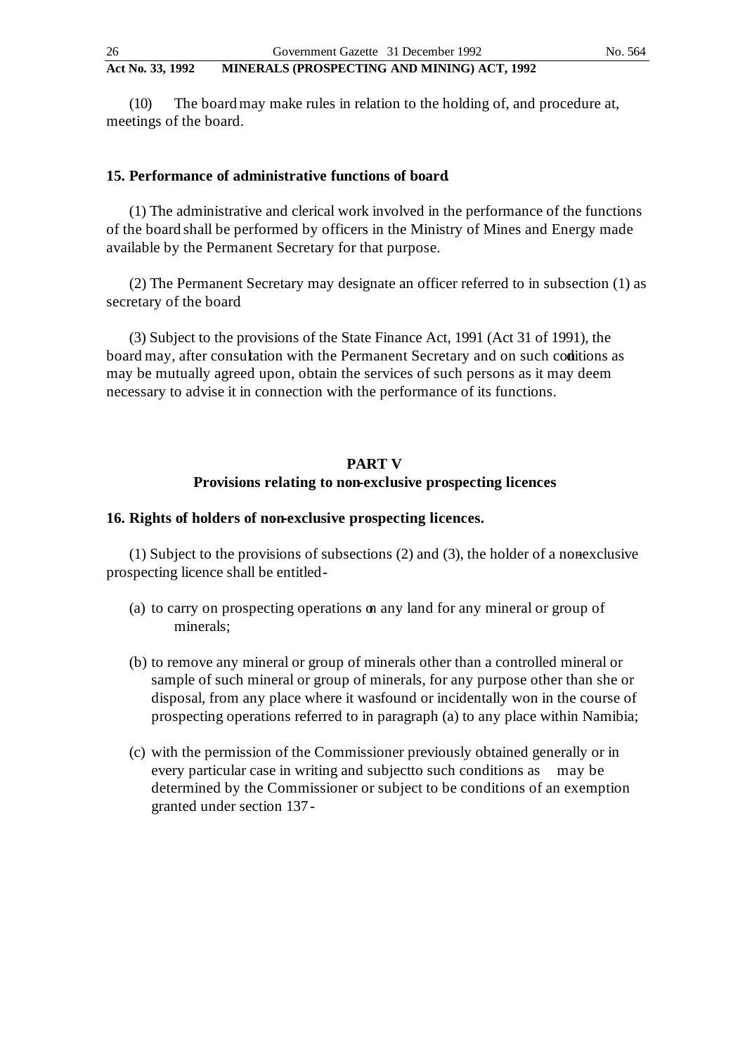(10) The board may make rules in relation to the holding of, and procedure at, meetings of the board.

### 15. Performance of administrative functions of board

(1) The administrative and clerical work involved in the performance of the functions of the board shall be performed by officers in the Ministry of Mines and Energy made available by the Permanent Secretary for that purpose.

(2) The Permanent Secretary may designate an officer referred to in subsection (1) as secretary of the board

(3) Subject to the provisions of the State Finance Act, 1991 (Act 31 of 1991), the board may, after consultation with the Permanent Secretary and on such conditions as may be mutually agreed upon, obtain the services of such persons as it may deem necessary to advise it in connection with the performance of its functions.

## PART V
## Provisions relating to non-exclusive prospecting licences

### 16. Rights of holders of non-exclusive prospecting licences.

(1) Subject to the provisions of subsections (2) and (3), the holder of a non-exclusive prospecting licence shall be entitled-

(a) to carry on prospecting operations on any land for any mineral or group of minerals;

(b) to remove any mineral or group of minerals other than a controlled mineral or sample of such mineral or group of minerals, for any purpose other than she or disposal, from any place where it was found or incidentally won in the course of prospecting operations referred to in paragraph (a) to any place within Namibia;

(c) with the permission of the Commissioner previously obtained generally or in every particular case in writing and subject to such conditions as may be determined by the Commissioner or subject to be conditions of an exemption granted under section 137-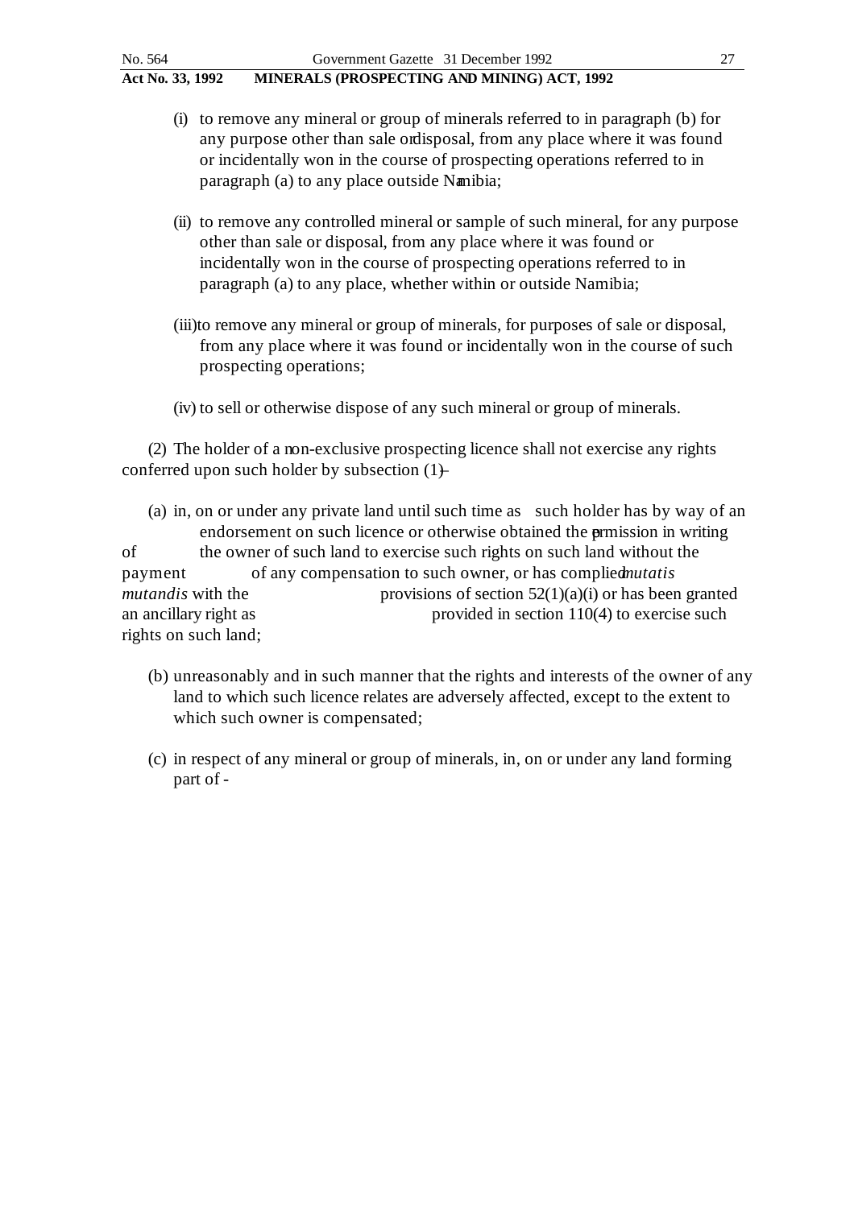(i) to remove any mineral or group of minerals referred to in paragraph (b) for any purpose other than sale or disposal, from any place where it was found or incidentally won in the course of prospecting operations referred to in paragraph (a) to any place outside Namibia;

(ii) to remove any controlled mineral or sample of such mineral, for any purpose other than sale or disposal, from any place where it was found or incidentally won in the course of prospecting operations referred to in paragraph (a) to any place, whether within or outside Namibia;

(iii) to remove any mineral or group of minerals, for purposes of sale or disposal, from any place where it was found or incidentally won in the course of such prospecting operations;

(iv) to sell or otherwise dispose of any such mineral or group of minerals.

(2) The holder of a non-exclusive prospecting licence shall not exercise any rights conferred upon such holder by subsection (1) -

(a) in, on or under any private land until such time as such holder has by way of an endorsement on such licence or otherwise obtained the permission in writing of the owner of such land to exercise such rights on such land without the payment of any compensation to such owner, or has complied *mutatis mutandis* with the provisions of section 52(1)(a)(i) or has been granted an ancillary right as provided in section 110(4) to exercise such rights on such land;

(b) unreasonably and in such manner that the rights and interests of the owner of any land to which such licence relates are adversely affected, except to the extent to which such owner is compensated;

(c) in respect of any mineral or group of minerals, in, on or under any land forming part of -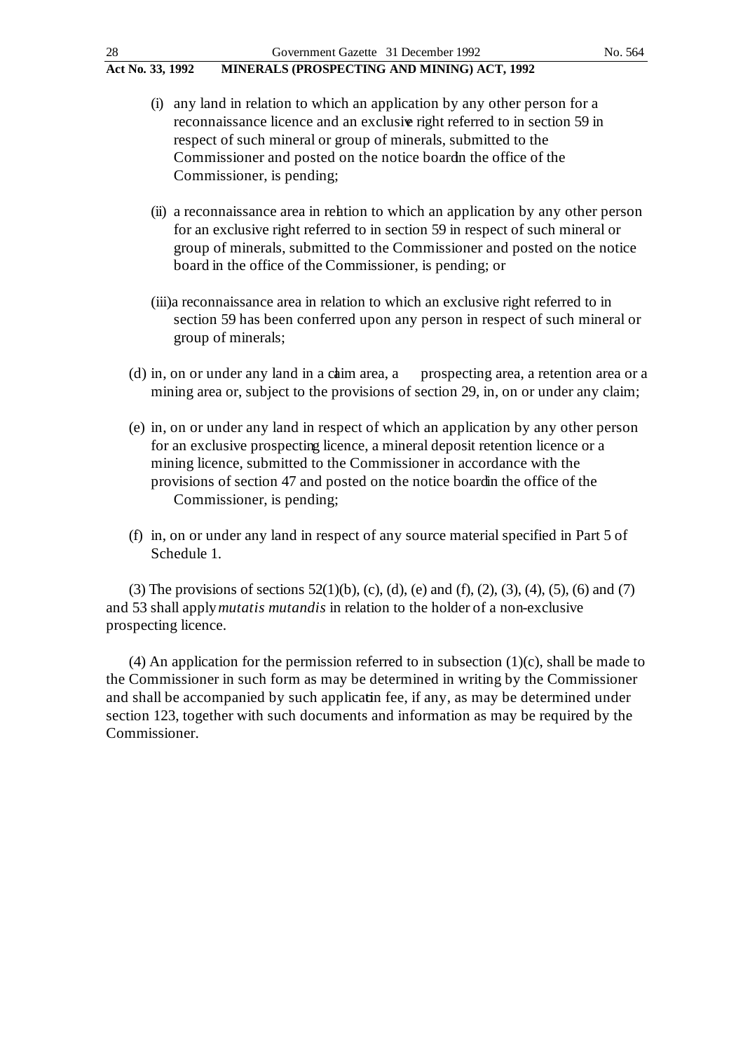(i) any land in relation to which an application by any other person for a reconnaissance licence and an exclusive right referred to in section 59 in respect of such mineral or group of minerals, submitted to the Commissioner and posted on the notice board in the office of the Commissioner, is pending;

(ii) a reconnaissance area in relation to which an application by any other person for an exclusive right referred to in section 59 in respect of such mineral or group of minerals, submitted to the Commissioner and posted on the notice board in the office of the Commissioner, is pending; or

(iii) a reconnaissance area in relation to which an exclusive right referred to in section 59 has been conferred upon any person in respect of such mineral or group of minerals;

(d) in, on or under any land in a claim area, a prospecting area, a retention area or a mining area or, subject to the provisions of section 29, in, on or under any claim;

(e) in, on or under any land in respect of which an application by any other person for an exclusive prospecting licence, a mineral deposit retention licence or a mining licence, submitted to the Commissioner in accordance with the provisions of section 47 and posted on the notice board in the office of the Commissioner, is pending;

(f) in, on or under any land in respect of any source material specified in Part 5 of Schedule 1.

(3) The provisions of sections 52(1)(b), (c), (d), (e) and (f), (2), (3), (4), (5), (6) and (7) and 53 shall apply *mutatis mutandis* in relation to the holder of a non-exclusive prospecting licence.

(4) An application for the permission referred to in subsection (1)(c), shall be made to the Commissioner in such form as may be determined in writing by the Commissioner and shall be accompanied by such application fee, if any, as may be determined under section 123, together with such documents and information as may be required by the Commissioner.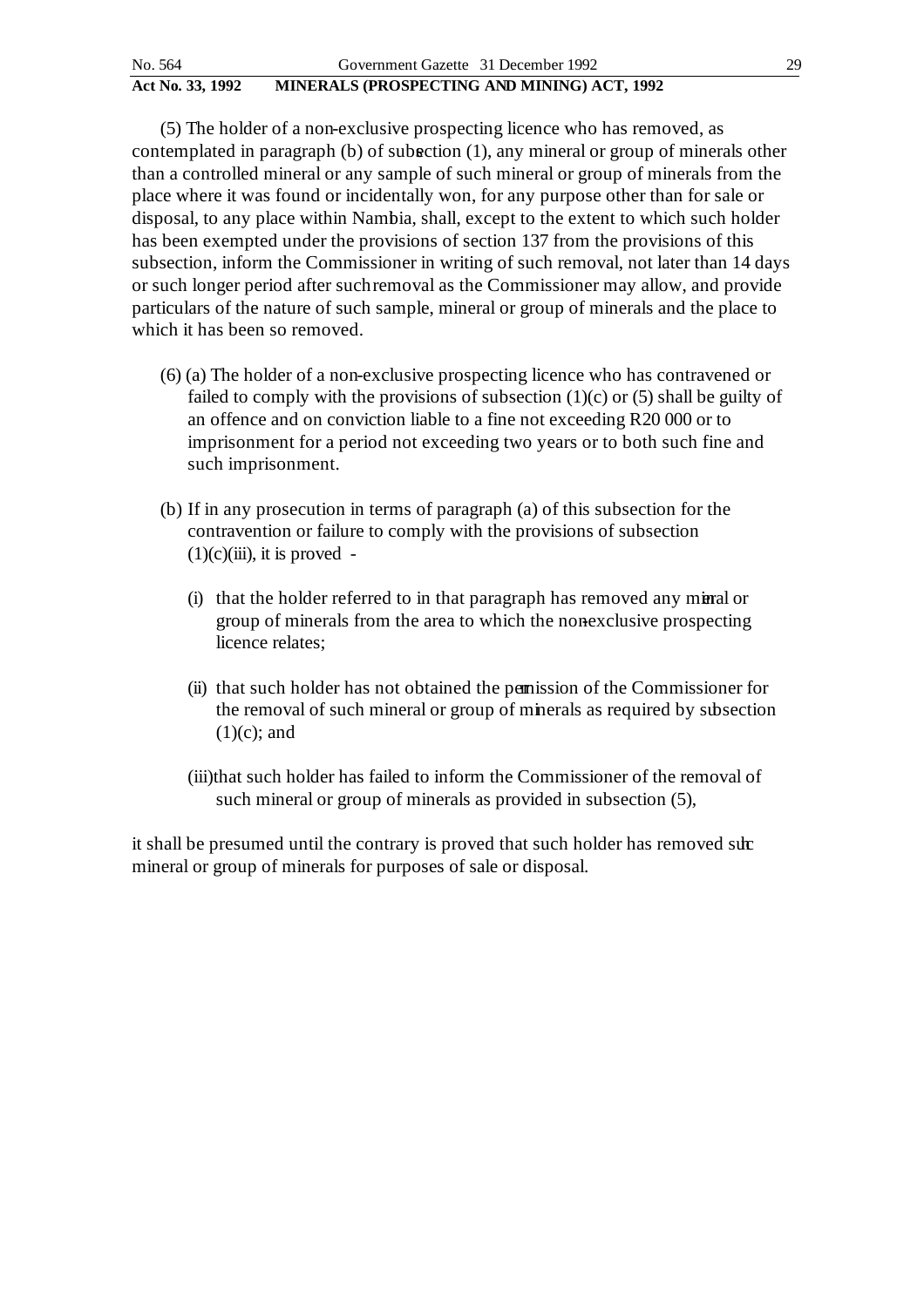(5) The holder of a non-exclusive prospecting licence who has removed, as contemplated in paragraph (b) of subsection (1), any mineral or group of minerals other than a controlled mineral or any sample of such mineral or group of minerals from the place where it was found or incidentally won, for any purpose other than for sale or disposal, to any place within Namibia, shall, except to the extent to which such holder has been exempted under the provisions of section 137 from the provisions of this subsection, inform the Commissioner in writing of such removal, not later than 14 days or such longer period after such removal as the Commissioner may allow, and provide particulars of the nature of such sample, mineral or group of minerals and the place to which it has been so removed.

(6) (a) The holder of a non-exclusive prospecting licence who has contravened or failed to comply with the provisions of subsection (1)(c) or (5) shall be guilty of an offence and on conviction liable to a fine not exceeding R20 000 or to imprisonment for a period not exceeding two years or to both such fine and such imprisonment.

(b) If in any prosecution in terms of paragraph (a) of this subsection for the contravention or failure to comply with the provisions of subsection (1)(c)(iii), it is proved -

(i) that the holder referred to in that paragraph has removed any mineral or group of minerals from the area to which the non-exclusive prospecting licence relates;

(ii) that such holder has not obtained the permission of the Commissioner for the removal of such mineral or group of minerals as required by subsection (1)(c); and

(iii) that such holder has failed to inform the Commissioner of the removal of such mineral or group of minerals as provided in subsection (5),

it shall be presumed until the contrary is proved that such holder has removed such mineral or group of minerals for purposes of sale or disposal.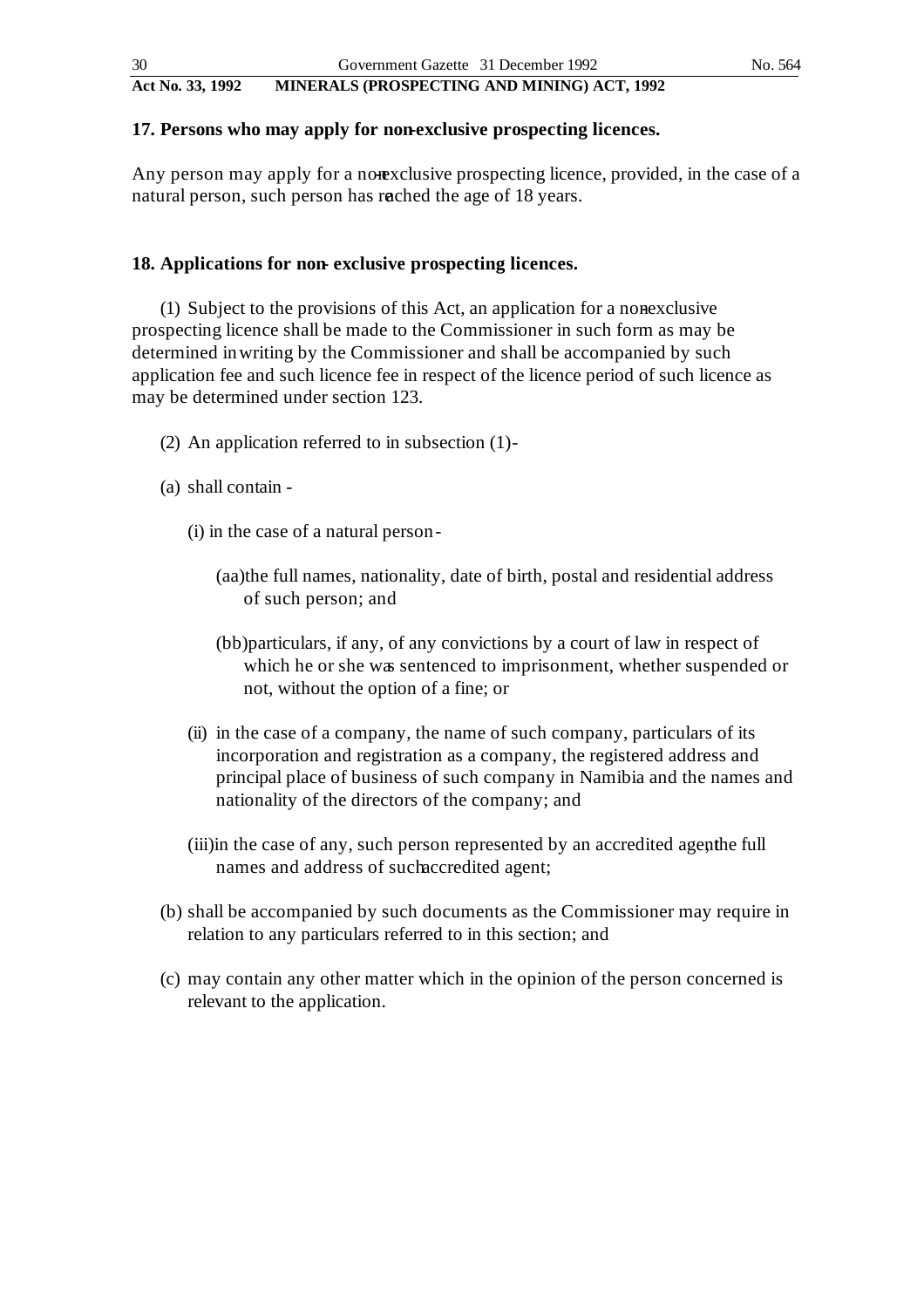## 17. Persons who may apply for non-exclusive prospecting licences.

Any person may apply for a non-exclusive prospecting licence, provided, in the case of a natural person, such person has reached the age of 18 years.

## 18. Applications for non- exclusive prospecting licences.

(1) Subject to the provisions of this Act, an application for a non-exclusive prospecting licence shall be made to the Commissioner in such form as may be determined in writing by the Commissioner and shall be accompanied by such application fee and such licence fee in respect of the licence period of such licence as may be determined under section 123.

(2) An application referred to in subsection (1)-

(a) shall contain -

(i) in the case of a natural person -

(aa) the full names, nationality, date of birth, postal and residential address of such person; and

(bb) particulars, if any, of any convictions by a court of law in respect of which he or she was sentenced to imprisonment, whether suspended or not, without the option of a fine; or

(ii) in the case of a company, the name of such company, particulars of its incorporation and registration as a company, the registered address and principal place of business of such company in Namibia and the names and nationality of the directors of the company; and

(iii) in the case of any, such person represented by an accredited agent, the full names and address of such accredited agent;

(b) shall be accompanied by such documents as the Commissioner may require in relation to any particulars referred to in this section; and

(c) may contain any other matter which in the opinion of the person concerned is relevant to the application.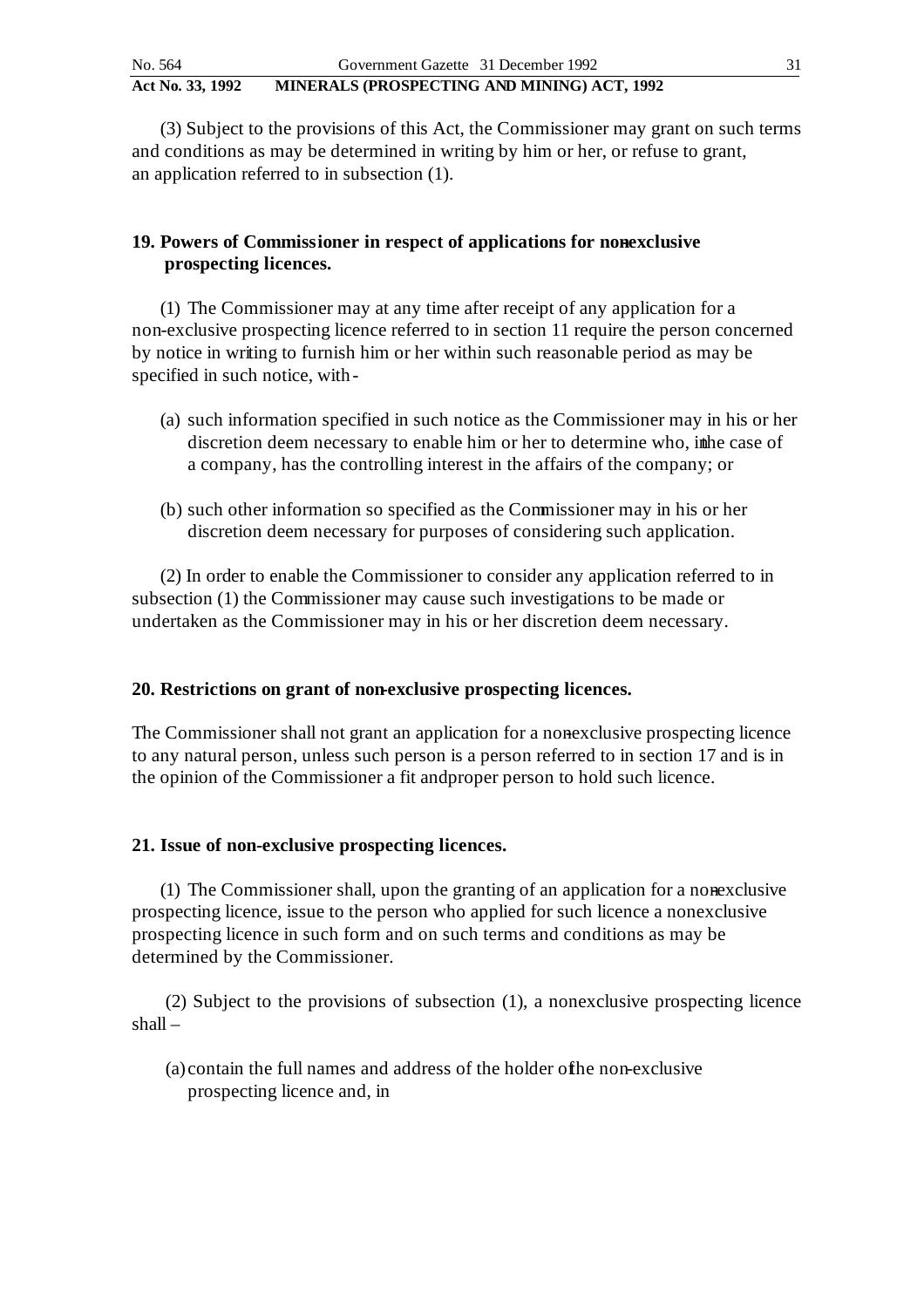(3) Subject to the provisions of this Act, the Commissioner may grant on such terms and conditions as may be determined in writing by him or her, or refuse to grant, an application referred to in subsection (1).

**19. Powers of Commissioner in respect of applications for non-exclusive prospecting licences.**

(1) The Commissioner may at any time after receipt of any application for a non-exclusive prospecting licence referred to in section 11 require the person concerned by notice in writing to furnish him or her within such reasonable period as may be specified in such notice, with -

(a) such information specified in such notice as the Commissioner may in his or her discretion deem necessary to enable him or her to determine who, in the case of a company, has the controlling interest in the affairs of the company; or

(b) such other information so specified as the Commissioner may in his or her discretion deem necessary for purposes of considering such application.

(2) In order to enable the Commissioner to consider any application referred to in subsection (1) the Commissioner may cause such investigations to be made or undertaken as the Commissioner may in his or her discretion deem necessary.

**20. Restrictions on grant of non-exclusive prospecting licences.**

The Commissioner shall not grant an application for a non-exclusive prospecting licence to any natural person, unless such person is a person referred to in section 17 and is in the opinion of the Commissioner a fit and proper person to hold such licence.

**21. Issue of non-exclusive prospecting licences.**

(1) The Commissioner shall, upon the granting of an application for a non-exclusive prospecting licence, issue to the person who applied for such licence a nonexclusive prospecting licence in such form and on such terms and conditions as may be determined by the Commissioner.

(2) Subject to the provisions of subsection (1), a nonexclusive prospecting licence shall –

(a) contain the full names and address of the holder of the non-exclusive prospecting licence and, in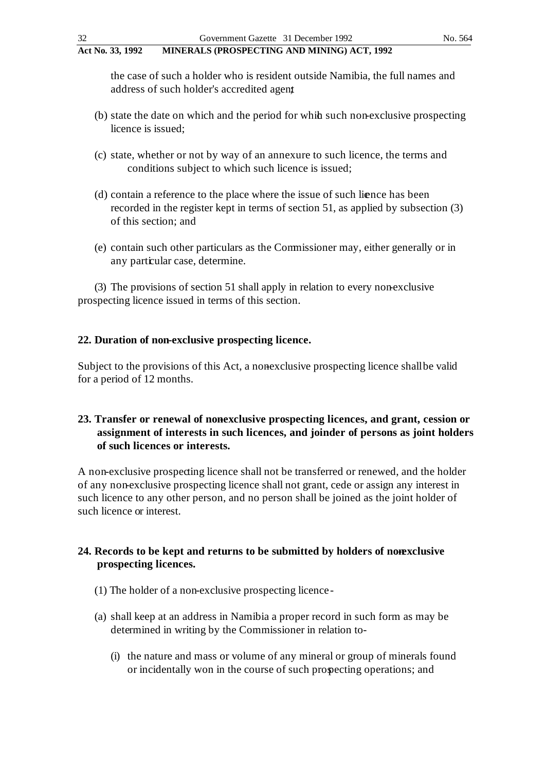the case of such a holder who is resident outside Namibia, the full names and address of such holder's accredited agent;

(b) state the date on which and the period for which such non-exclusive prospecting licence is issued;

(c) state, whether or not by way of an annexure to such licence, the terms and conditions subject to which such licence is issued;

(d) contain a reference to the place where the issue of such licence has been recorded in the register kept in terms of section 51, as applied by subsection (3) of this section; and

(e) contain such other particulars as the Commissioner may, either generally or in any particular case, determine.

(3) The provisions of section 51 shall apply in relation to every non-exclusive prospecting licence issued in terms of this section.

**22. Duration of non-exclusive prospecting licence.**

Subject to the provisions of this Act, a non-exclusive prospecting licence shall be valid for a period of 12 months.

**23. Transfer or renewal of non-exclusive prospecting licences, and grant, cession or assignment of interests in such licences, and joinder of persons as joint holders of such licences or interests.**

A non-exclusive prospecting licence shall not be transferred or renewed, and the holder of any non-exclusive prospecting licence shall not grant, cede or assign any interest in such licence to any other person, and no person shall be joined as the joint holder of such licence or interest.

**24. Records to be kept and returns to be submitted by holders of non-exclusive prospecting licences.**

(1) The holder of a non-exclusive prospecting licence -

(a) shall keep at an address in Namibia a proper record in such form as may be determined in writing by the Commissioner in relation to-

(i) the nature and mass or volume of any mineral or group of minerals found or incidentally won in the course of such prospecting operations; and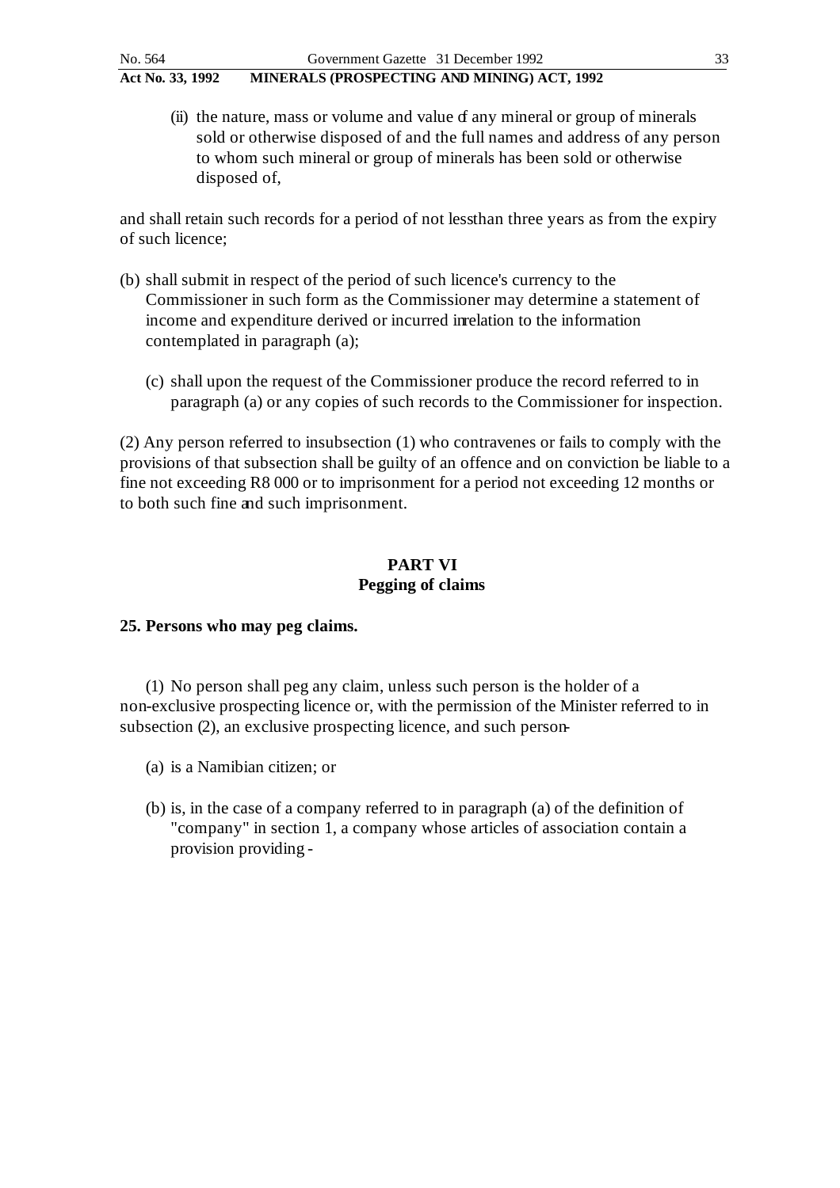(ii) the nature, mass or volume and value of any mineral or group of minerals sold or otherwise disposed of and the full names and address of any person to whom such mineral or group of minerals has been sold or otherwise disposed of,

and shall retain such records for a period of not less than three years as from the expiry of such licence;

(b) shall submit in respect of the period of such licence's currency to the Commissioner in such form as the Commissioner may determine a statement of income and expenditure derived or incurred in relation to the information contemplated in paragraph (a);

(c) shall upon the request of the Commissioner produce the record referred to in paragraph (a) or any copies of such records to the Commissioner for inspection.

(2) Any person referred to in subsection (1) who contravenes or fails to comply with the provisions of that subsection shall be guilty of an offence and on conviction be liable to a fine not exceeding R8 000 or to imprisonment for a period not exceeding 12 months or to both such fine and such imprisonment.

## PART VI
## Pegging of claims

### 25. Persons who may peg claims.

(1) No person shall peg any claim, unless such person is the holder of a non-exclusive prospecting licence or, with the permission of the Minister referred to in subsection (2), an exclusive prospecting licence, and such person-

(a) is a Namibian citizen; or

(b) is, in the case of a company referred to in paragraph (a) of the definition of "company" in section 1, a company whose articles of association contain a provision providing -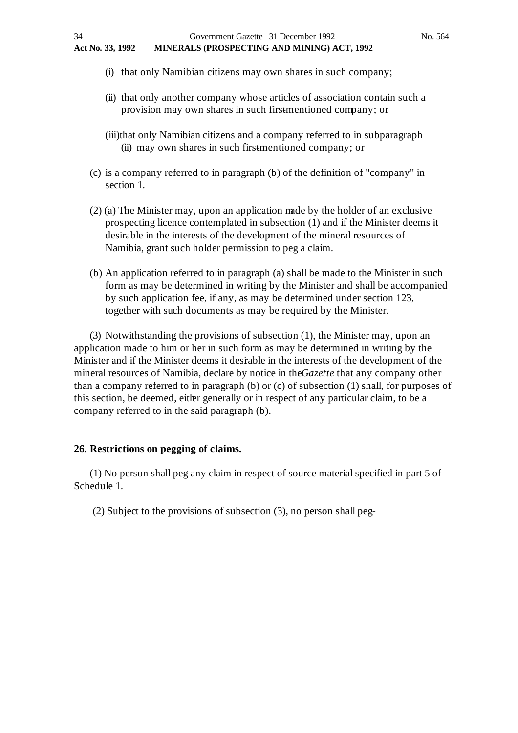(i) that only Namibian citizens may own shares in such company;

(ii) that only another company whose articles of association contain such a provision may own shares in such first-mentioned company; or

(iii) that only Namibian citizens and a company referred to in subparagraph (ii) may own shares in such first-mentioned company; or

(c) is a company referred to in paragraph (b) of the definition of "company" in section 1.

(2) (a) The Minister may, upon an application made by the holder of an exclusive prospecting licence contemplated in subsection (1) and if the Minister deems it desirable in the interests of the development of the mineral resources of Namibia, grant such holder permission to peg a claim.

(b) An application referred to in paragraph (a) shall be made to the Minister in such form as may be determined in writing by the Minister and shall be accompanied by such application fee, if any, as may be determined under section 123, together with such documents as may be required by the Minister.

(3) Notwithstanding the provisions of subsection (1), the Minister may, upon an application made to him or her in such form as may be determined in writing by the Minister and if the Minister deems it desirable in the interests of the development of the mineral resources of Namibia, declare by notice in the *Gazette* that any company other than a company referred to in paragraph (b) or (c) of subsection (1) shall, for purposes of this section, be deemed, either generally or in respect of any particular claim, to be a company referred to in the said paragraph (b).

**26. Restrictions on pegging of claims.**

(1) No person shall peg any claim in respect of source material specified in part 5 of Schedule 1.

(2) Subject to the provisions of subsection (3), no person shall peg-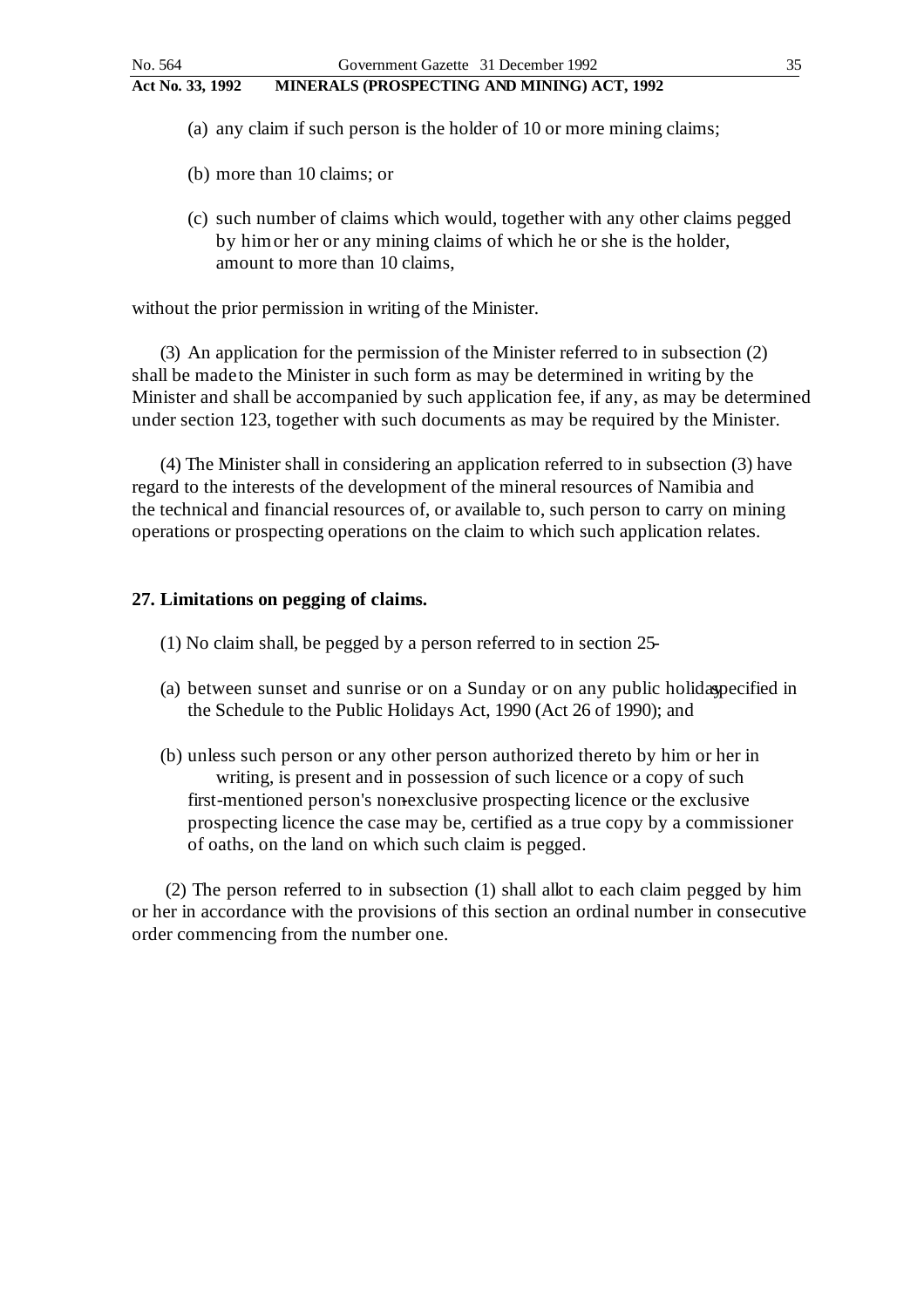(a) any claim if such person is the holder of 10 or more mining claims;

(b) more than 10 claims; or

(c) such number of claims which would, together with any other claims pegged by him or her or any mining claims of which he or she is the holder, amount to more than 10 claims,

without the prior permission in writing of the Minister.

(3) An application for the permission of the Minister referred to in subsection (2) shall be made to the Minister in such form as may be determined in writing by the Minister and shall be accompanied by such application fee, if any, as may be determined under section 123, together with such documents as may be required by the Minister.

(4) The Minister shall in considering an application referred to in subsection (3) have regard to the interests of the development of the mineral resources of Namibia and the technical and financial resources of, or available to, such person to carry on mining operations or prospecting operations on the claim to which such application relates.

**27. Limitations on pegging of claims.**

(1) No claim shall, be pegged by a person referred to in section 25-

(a) between sunset and sunrise or on a Sunday or on any public holiday specified in the Schedule to the Public Holidays Act, 1990 (Act 26 of 1990); and

(b) unless such person or any other person authorized thereto by him or her in writing, is present and in possession of such licence or a copy of such first-mentioned person's non-exclusive prospecting licence or the exclusive prospecting licence the case may be, certified as a true copy by a commissioner of oaths, on the land on which such claim is pegged.

(2) The person referred to in subsection (1) shall allot to each claim pegged by him or her in accordance with the provisions of this section an ordinal number in consecutive order commencing from the number one.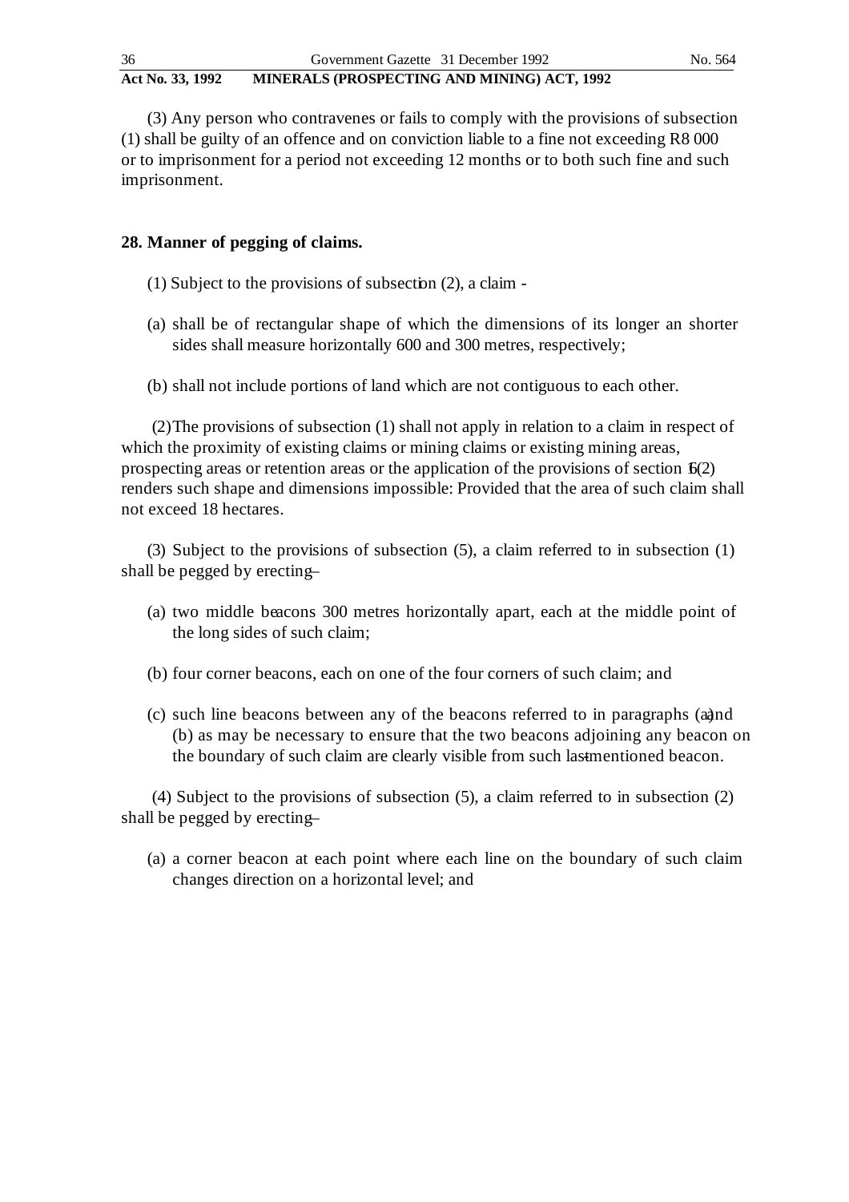(3) Any person who contravenes or fails to comply with the provisions of subsection (1) shall be guilty of an offence and on conviction liable to a fine not exceeding R8 000 or to imprisonment for a period not exceeding 12 months or to both such fine and such imprisonment.

**28. Manner of pegging of claims.**

(1) Subject to the provisions of subsection (2), a claim -

(a) shall be of rectangular shape of which the dimensions of its longer an shorter sides shall measure horizontally 600 and 300 metres, respectively;

(b) shall not include portions of land which are not contiguous to each other.

(2) The provisions of subsection (1) shall not apply in relation to a claim in respect of which the proximity of existing claims or mining claims or existing mining areas, prospecting areas or retention areas or the application of the provisions of section 6(2) renders such shape and dimensions impossible: Provided that the area of such claim shall not exceed 18 hectares.

(3) Subject to the provisions of subsection (5), a claim referred to in subsection (1) shall be pegged by erecting –

(a) two middle beacons 300 metres horizontally apart, each at the middle point of the long sides of such claim;

(b) four corner beacons, each on one of the four corners of such claim; and

(c) such line beacons between any of the beacons referred to in paragraphs (a) and (b) as may be necessary to ensure that the two beacons adjoining any beacon on the boundary of such claim are clearly visible from such last-mentioned beacon.

(4) Subject to the provisions of subsection (5), a claim referred to in subsection (2) shall be pegged by erecting –

(a) a corner beacon at each point where each line on the boundary of such claim changes direction on a horizontal level; and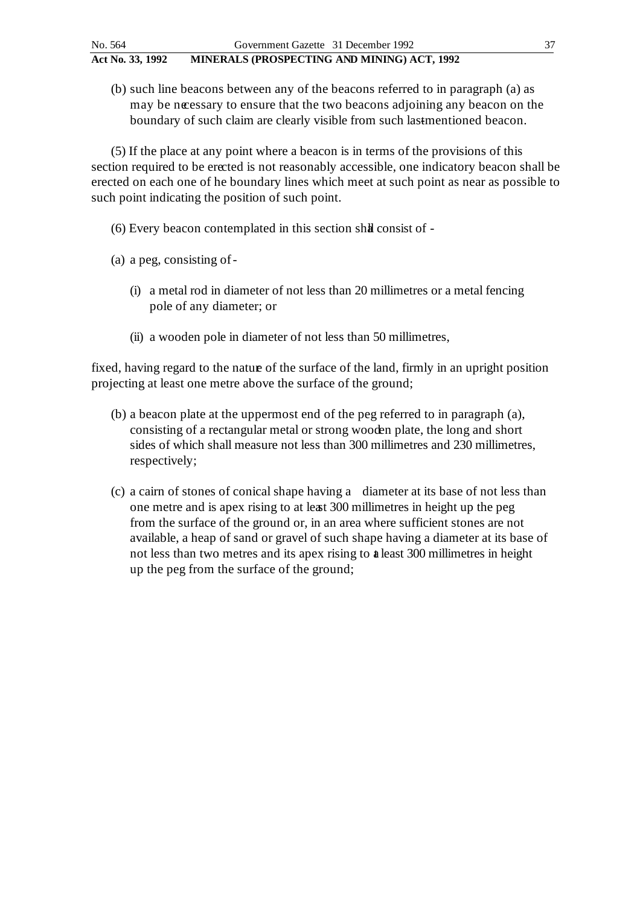(b) such line beacons between any of the beacons referred to in paragraph (a) as may be necessary to ensure that the two beacons adjoining any beacon on the boundary of such claim are clearly visible from such last-mentioned beacon.

(5) If the place at any point where a beacon is in terms of the provisions of this section required to be erected is not reasonably accessible, one indicatory beacon shall be erected on each one of he boundary lines which meet at such point as near as possible to such point indicating the position of such point.

(6) Every beacon contemplated in this section shall consist of -

(a) a peg, consisting of -

(i) a metal rod in diameter of not less than 20 millimetres or a metal fencing pole of any diameter; or

(ii) a wooden pole in diameter of not less than 50 millimetres,

fixed, having regard to the nature of the surface of the land, firmly in an upright position projecting at least one metre above the surface of the ground;

(b) a beacon plate at the uppermost end of the peg referred to in paragraph (a), consisting of a rectangular metal or strong wooden plate, the long and short sides of which shall measure not less than 300 millimetres and 230 millimetres, respectively;

(c) a cairn of stones of conical shape having a diameter at its base of not less than one metre and is apex rising to at least 300 millimetres in height up the peg from the surface of the ground or, in an area where sufficient stones are not available, a heap of sand or gravel of such shape having a diameter at its base of not less than two metres and its apex rising to at least 300 millimetres in height up the peg from the surface of the ground;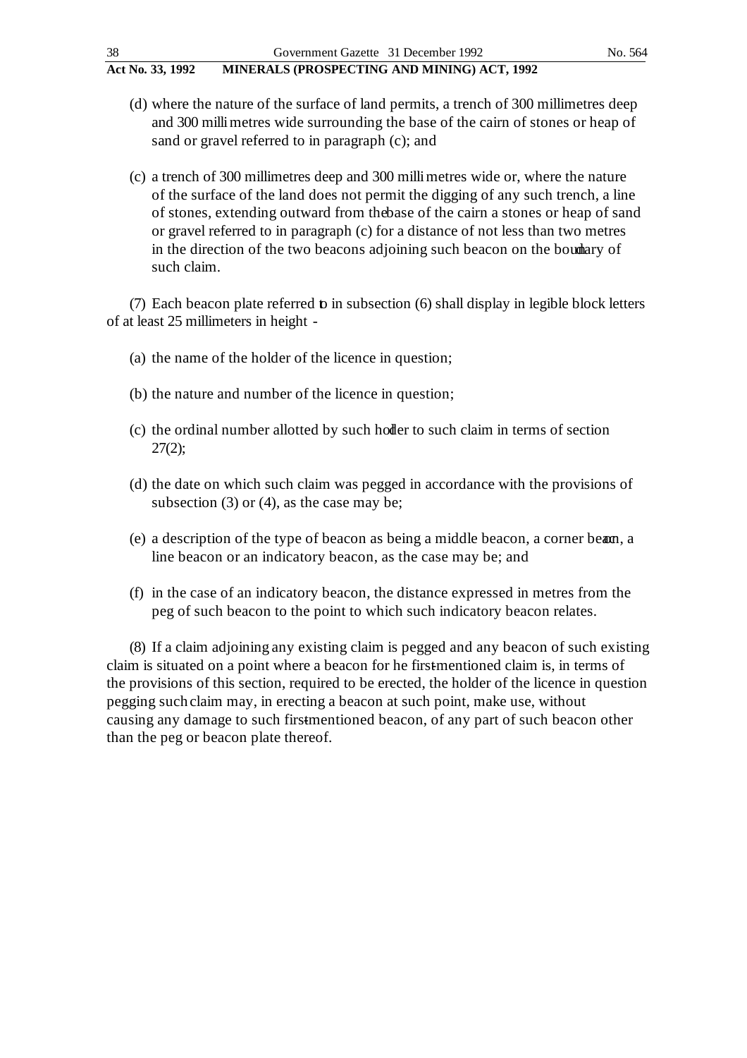(d) where the nature of the surface of land permits, a trench of 300 millimetres deep and 300 millimetres wide surrounding the base of the cairn of stones or heap of sand or gravel referred to in paragraph (c); and

(c) a trench of 300 millimetres deep and 300 millimetres wide or, where the nature of the surface of the land does not permit the digging of any such trench, a line of stones, extending outward from the base of the cairn a stones or heap of sand or gravel referred to in paragraph (c) for a distance of not less than two metres in the direction of the two beacons adjoining such beacon on the boundary of such claim.

(7) Each beacon plate referred to in subsection (6) shall display in legible block letters of at least 25 millimeters in height -

(a) the name of the holder of the licence in question;

(b) the nature and number of the licence in question;

(c) the ordinal number allotted by such holder to such claim in terms of section 27(2);

(d) the date on which such claim was pegged in accordance with the provisions of subsection (3) or (4), as the case may be;

(e) a description of the type of beacon as being a middle beacon, a corner beacon, a line beacon or an indicatory beacon, as the case may be; and

(f) in the case of an indicatory beacon, the distance expressed in metres from the peg of such beacon to the point to which such indicatory beacon relates.

(8) If a claim adjoining any existing claim is pegged and any beacon of such existing claim is situated on a point where a beacon for he first-mentioned claim is, in terms of the provisions of this section, required to be erected, the holder of the licence in question pegging such claim may, in erecting a beacon at such point, make use, without causing any damage to such first-mentioned beacon, of any part of such beacon other than the peg or beacon plate thereof.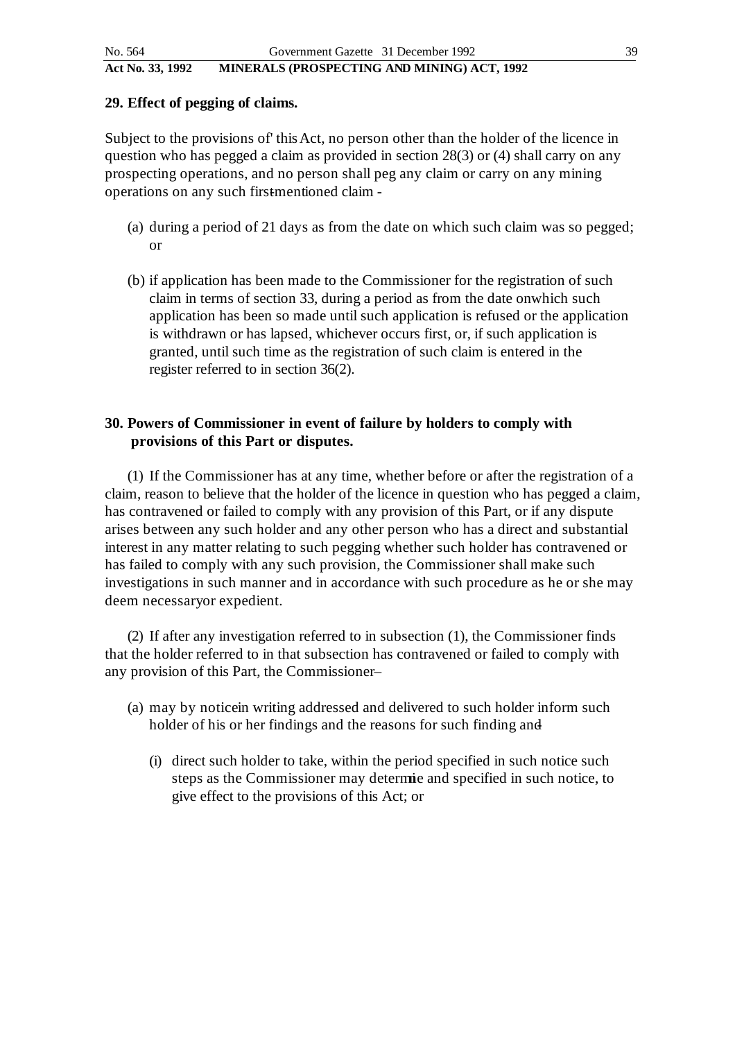## 29. Effect of pegging of claims.

Subject to the provisions of' this Act, no person other than the holder of the licence in question who has pegged a claim as provided in section 28(3) or (4) shall carry on any prospecting operations, and no person shall peg any claim or carry on any mining operations on any such first-mentioned claim -

(a) during a period of 21 days as from the date on which such claim was so pegged; or

(b) if application has been made to the Commissioner for the registration of such claim in terms of section 33, during a period as from the date onwhich such application has been so made until such application is refused or the application is withdrawn or has lapsed, whichever occurs first, or, if such application is granted, until such time as the registration of such claim is entered in the register referred to in section 36(2).

## 30. Powers of Commissioner in event of failure by holders to comply with provisions of this Part or disputes.

(1) If the Commissioner has at any time, whether before or after the registration of a claim, reason to believe that the holder of the licence in question who has pegged a claim, has contravened or failed to comply with any provision of this Part, or if any dispute arises between any such holder and any other person who has a direct and substantial interest in any matter relating to such pegging whether such holder has contravened or has failed to comply with any such provision, the Commissioner shall make such investigations in such manner and in accordance with such procedure as he or she may deem necessaryor expedient.

(2) If after any investigation referred to in subsection (1), the Commissioner finds that the holder referred to in that subsection has contravened or failed to comply with any provision of this Part, the Commissioner–

(a) may by noticein writing addressed and delivered to such holder inform such holder of his or her findings and the reasons for such finding and-

(i) direct such holder to take, within the period specified in such notice such steps as the Commissioner may determie and specified in such notice, to give effect to the provisions of this Act; or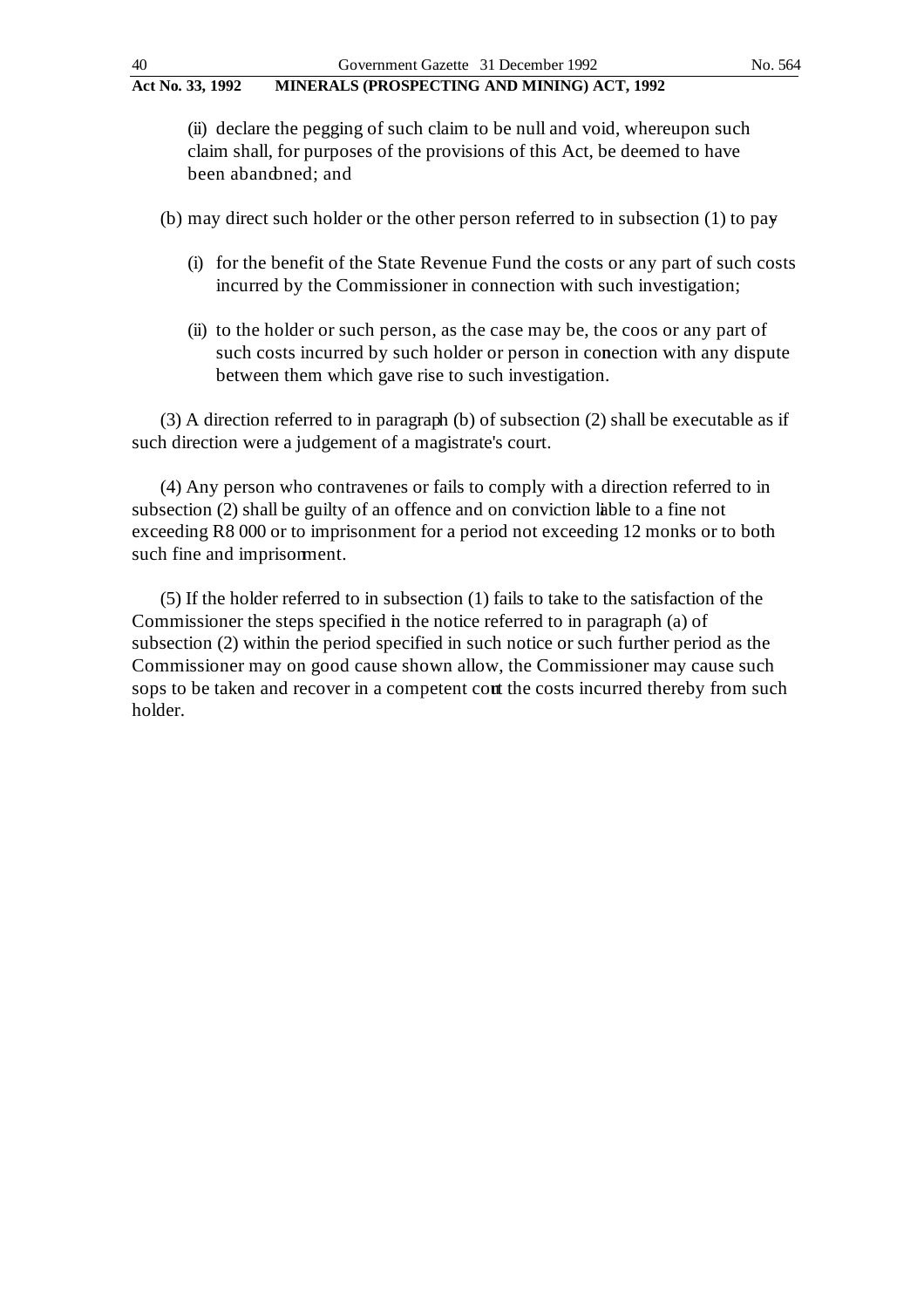(ii) declare the pegging of such claim to be null and void, whereupon such claim shall, for purposes of the provisions of this Act, be deemed to have been abandoned; and

(b) may direct such holder or the other person referred to in subsection (1) to pay-

(i) for the benefit of the State Revenue Fund the costs or any part of such costs incurred by the Commissioner in connection with such investigation;

(ii) to the holder or such person, as the case may be, the coos or any part of such costs incurred by such holder or person in conection with any dispute between them which gave rise to such investigation.

(3) A direction referred to in paragraph (b) of subsection (2) shall be executable as if such direction were a judgement of a magistrate's court.

(4) Any person who contravenes or fails to comply with a direction referred to in subsection (2) shall be guilty of an offence and on conviction liable to a fine not exceeding R8 000 or to imprisonment for a period not exceeding 12 monks or to both such fine and imprisonment.

(5) If the holder referred to in subsection (1) fails to take to the satisfaction of the Commissioner the steps specified in the notice referred to in paragraph (a) of subsection (2) within the period specified in such notice or such further period as the Commissioner may on good cause shown allow, the Commissioner may cause such sops to be taken and recover in a competent court the costs incurred thereby from such holder.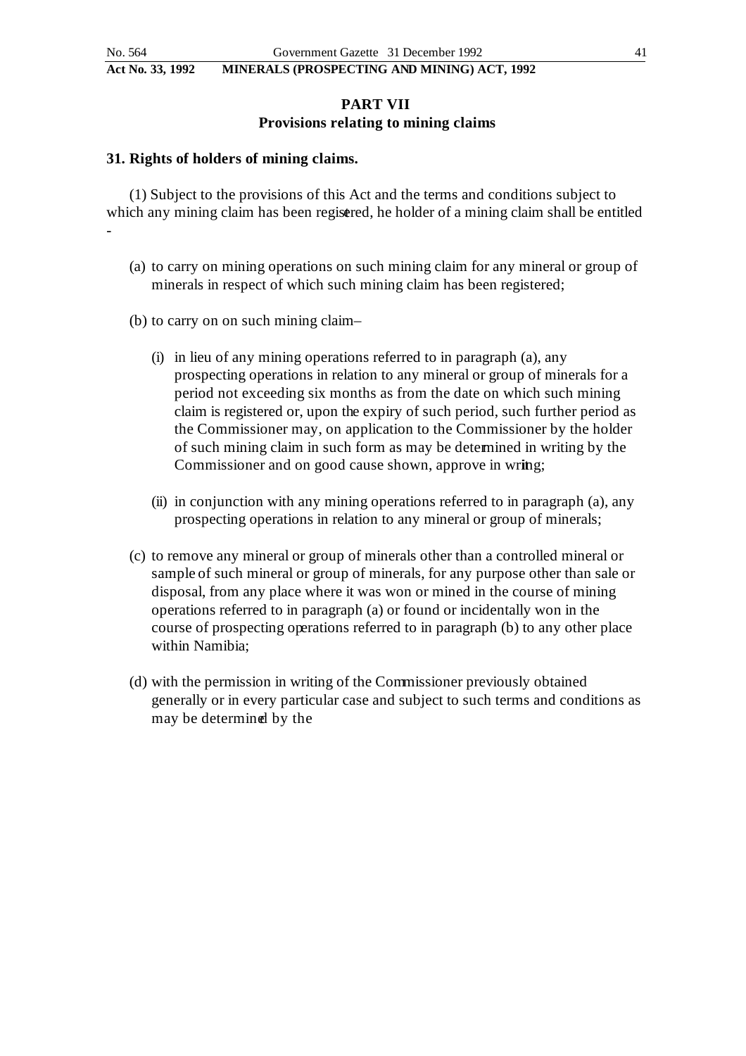## PART VII
## Provisions relating to mining claims

### 31. Rights of holders of mining claims.

(1) Subject to the provisions of this Act and the terms and conditions subject to which any mining claim has been registered, he holder of a mining claim shall be entitled -

(a) to carry on mining operations on such mining claim for any mineral or group of minerals in respect of which such mining claim has been registered;

(b) to carry on on such mining claim–

(i) in lieu of any mining operations referred to in paragraph (a), any prospecting operations in relation to any mineral or group of minerals for a period not exceeding six months as from the date on which such mining claim is registered or, upon the expiry of such period, such further period as the Commissioner may, on application to the Commissioner by the holder of such mining claim in such form as may be determined in writing by the Commissioner and on good cause shown, approve in writing;

(ii) in conjunction with any mining operations referred to in paragraph (a), any prospecting operations in relation to any mineral or group of minerals;

(c) to remove any mineral or group of minerals other than a controlled mineral or sample of such mineral or group of minerals, for any purpose other than sale or disposal, from any place where it was won or mined in the course of mining operations referred to in paragraph (a) or found or incidentally won in the course of prospecting operations referred to in paragraph (b) to any other place within Namibia;

(d) with the permission in writing of the Commissioner previously obtained generally or in every particular case and subject to such terms and conditions as may be determined by the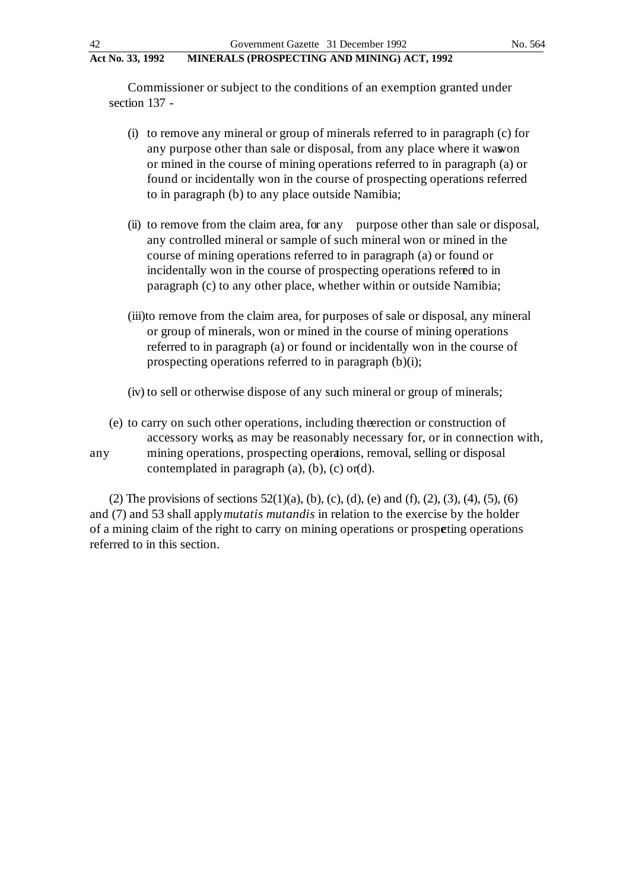Commissioner or subject to the conditions of an exemption granted under section 137 -

(i) to remove any mineral or group of minerals referred to in paragraph (c) for any purpose other than sale or disposal, from any place where it was won or mined in the course of mining operations referred to in paragraph (a) or found or incidentally won in the course of prospecting operations referred to in paragraph (b) to any place outside Namibia;

(ii) to remove from the claim area, for any purpose other than sale or disposal, any controlled mineral or sample of such mineral won or mined in the course of mining operations referred to in paragraph (a) or found or incidentally won in the course of prospecting operations referred to in paragraph (c) to any other place, whether within or outside Namibia;

(iii) to remove from the claim area, for purposes of sale or disposal, any mineral or group of minerals, won or mined in the course of mining operations referred to in paragraph (a) or found or incidentally won in the course of prospecting operations referred to in paragraph (b)(i);

(iv) to sell or otherwise dispose of any such mineral or group of minerals;

(e) to carry on such other operations, including the erection or construction of accessory works, as may be reasonably necessary for, or in connection with, any mining operations, prospecting operations, removal, selling or disposal contemplated in paragraph (a), (b), (c) or (d).

(2) The provisions of sections 52(1)(a), (b), (c), (d), (e) and (f), (2), (3), (4), (5), (6) and (7) and 53 shall apply *mutatis mutandis* in relation to the exercise by the holder of a mining claim of the right to carry on mining operations or prospecting operations referred to in this section.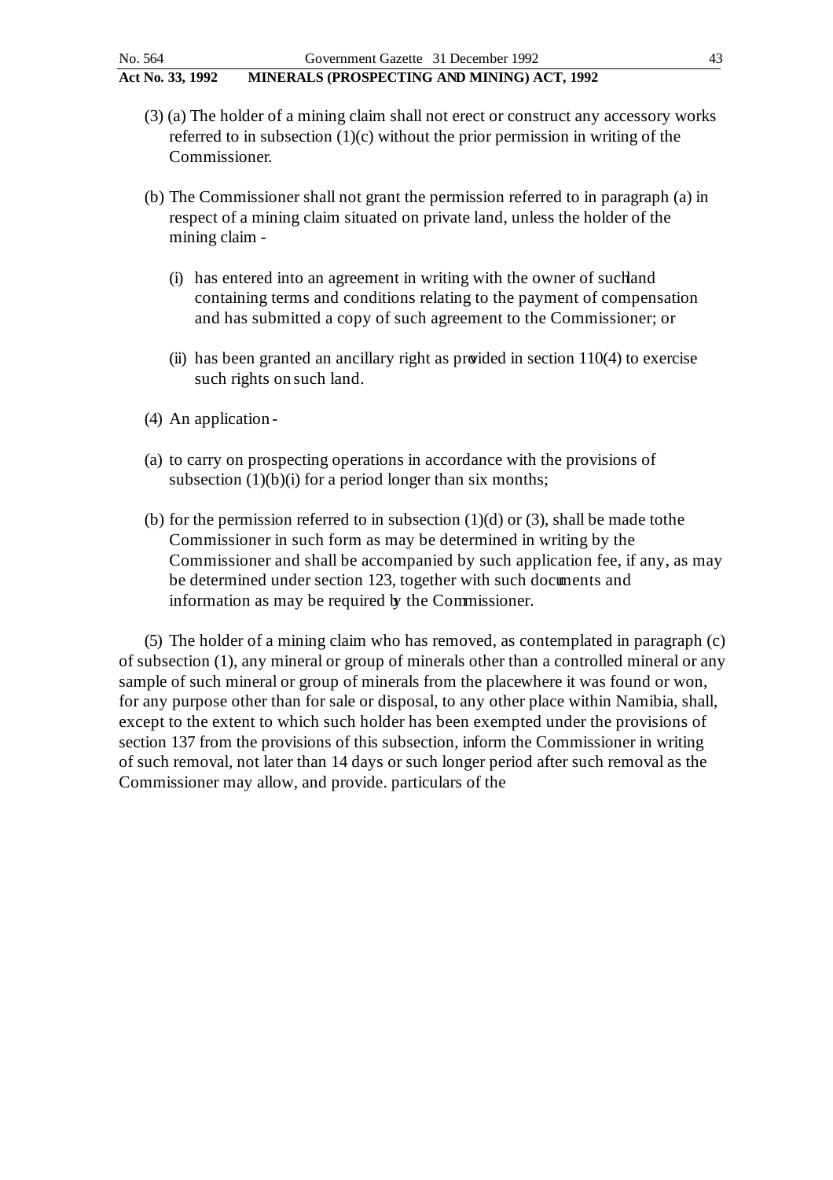(3) (a) The holder of a mining claim shall not erect or construct any accessory works referred to in subsection (1)(c) without the prior permission in writing of the Commissioner.

(b) The Commissioner shall not grant the permission referred to in paragraph (a) in respect of a mining claim situated on private land, unless the holder of the mining claim -

(i) has entered into an agreement in writing with the owner of such land containing terms and conditions relating to the payment of compensation and has submitted a copy of such agreement to the Commissioner; or

(ii) has been granted an ancillary right as provided in section 110(4) to exercise such rights on such land.

(4) An application -

(a) to carry on prospecting operations in accordance with the provisions of subsection (1)(b)(i) for a period longer than six months;

(b) for the permission referred to in subsection (1)(d) or (3), shall be made to the Commissioner in such form as may be determined in writing by the Commissioner and shall be accompanied by such application fee, if any, as may be determined under section 123, together with such documents and information as may be required by the Commissioner.

(5) The holder of a mining claim who has removed, as contemplated in paragraph (c) of subsection (1), any mineral or group of minerals other than a controlled mineral or any sample of such mineral or group of minerals from the place where it was found or won, for any purpose other than for sale or disposal, to any other place within Namibia, shall, except to the extent to which such holder has been exempted under the provisions of section 137 from the provisions of this subsection, inform the Commissioner in writing of such removal, not later than 14 days or such longer period after such removal as the Commissioner may allow, and provide. particulars of the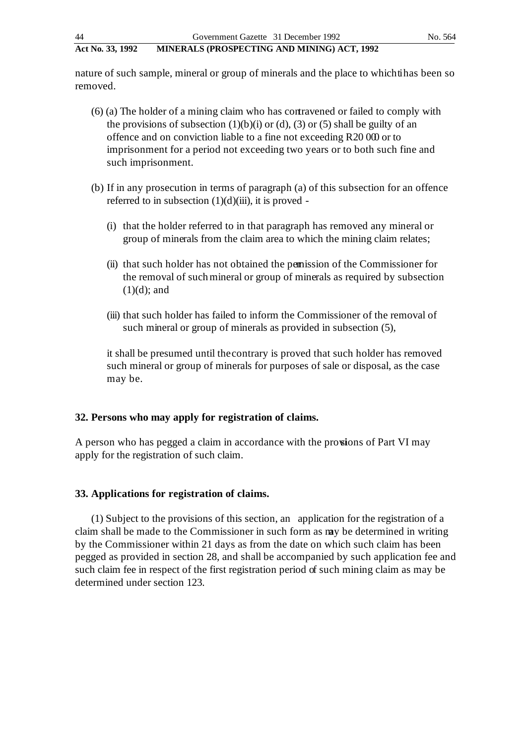nature of such sample, mineral or group of minerals and the place to which it has been so removed.

(6) (a) The holder of a mining claim who has contravened or failed to comply with the provisions of subsection (1)(b)(i) or (d), (3) or (5) shall be guilty of an offence and on conviction liable to a fine not exceeding R20 000 or to imprisonment for a period not exceeding two years or to both such fine and such imprisonment.

(b) If in any prosecution in terms of paragraph (a) of this subsection for an offence referred to in subsection (1)(d)(iii), it is proved -

(i) that the holder referred to in that paragraph has removed any mineral or group of minerals from the claim area to which the mining claim relates;

(ii) that such holder has not obtained the permission of the Commissioner for the removal of such mineral or group of minerals as required by subsection (1)(d); and

(iii) that such holder has failed to inform the Commissioner of the removal of such mineral or group of minerals as provided in subsection (5),

it shall be presumed until the contrary is proved that such holder has removed such mineral or group of minerals for purposes of sale or disposal, as the case may be.

**32. Persons who may apply for registration of claims.**

A person who has pegged a claim in accordance with the provisions of Part VI may apply for the registration of such claim.

**33. Applications for registration of claims.**

(1) Subject to the provisions of this section, an application for the registration of a claim shall be made to the Commissioner in such form as may be determined in writing by the Commissioner within 21 days as from the date on which such claim has been pegged as provided in section 28, and shall be accompanied by such application fee and such claim fee in respect of the first registration period of such mining claim as may be determined under section 123.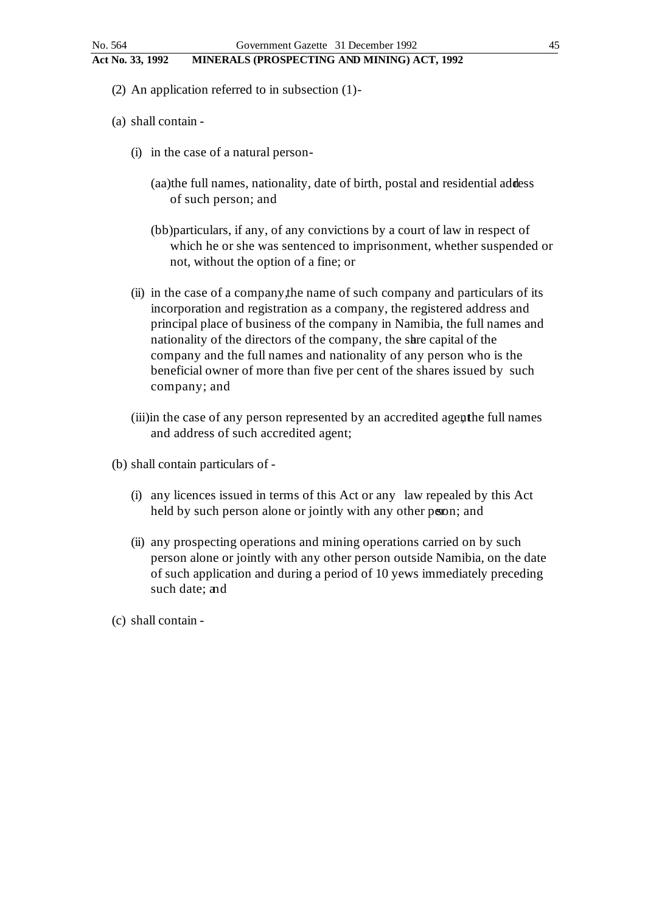(2) An application referred to in subsection (1)-

(a) shall contain -

(i) in the case of a natural person-

(aa) the full names, nationality, date of birth, postal and residential address of such person; and

(bb) particulars, if any, of any convictions by a court of law in respect of which he or she was sentenced to imprisonment, whether suspended or not, without the option of a fine; or

(ii) in the case of a company, the name of such company and particulars of its incorporation and registration as a company, the registered address and principal place of business of the company in Namibia, the full names and nationality of the directors of the company, the share capital of the company and the full names and nationality of any person who is the beneficial owner of more than five per cent of the shares issued by such company; and

(iii) in the case of any person represented by an accredited agent, the full names and address of such accredited agent;

(b) shall contain particulars of -

(i) any licences issued in terms of this Act or any law repealed by this Act held by such person alone or jointly with any other person; and

(ii) any prospecting operations and mining operations carried on by such person alone or jointly with any other person outside Namibia, on the date of such application and during a period of 10 yews immediately preceding such date; and

(c) shall contain -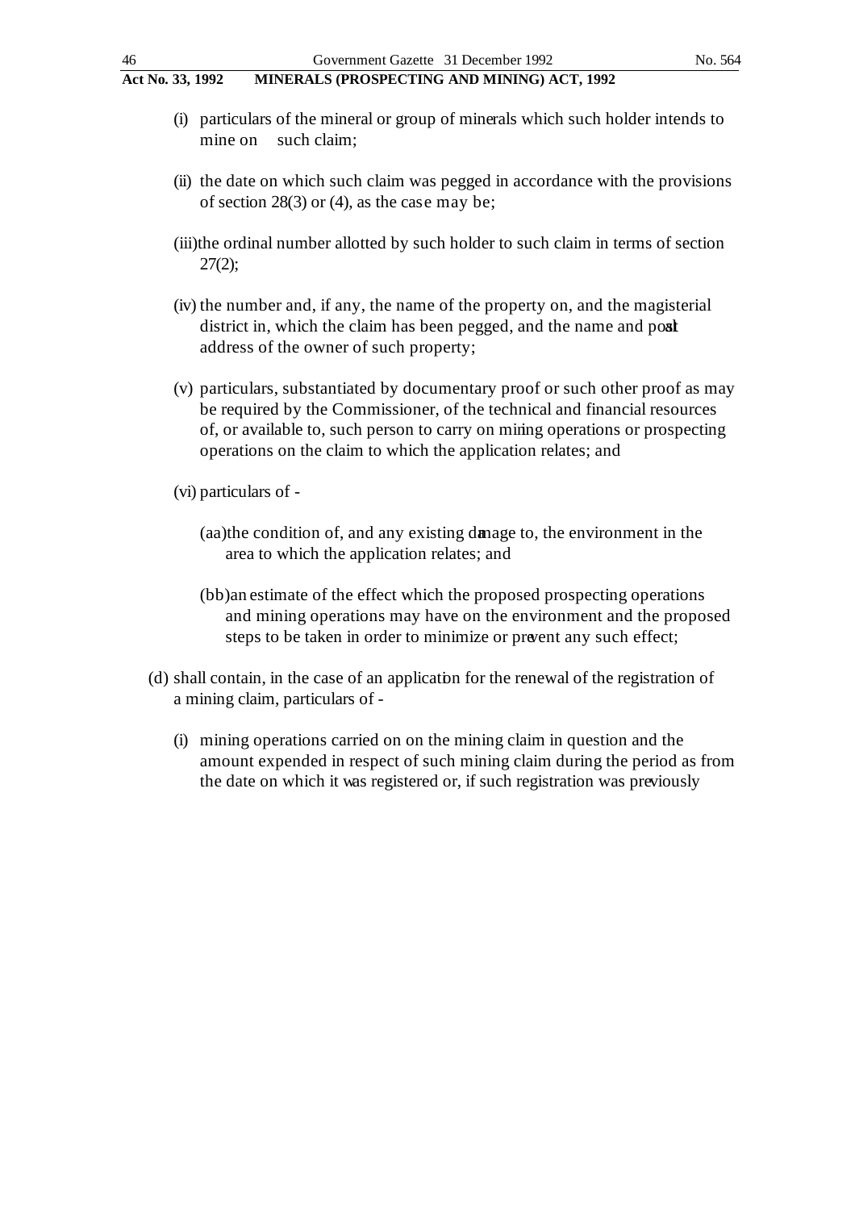(i) particulars of the mineral or group of minerals which such holder intends to mine on such claim;

(ii) the date on which such claim was pegged in accordance with the provisions of section 28(3) or (4), as the case may be;

(iii) the ordinal number allotted by such holder to such claim in terms of section 27(2);

(iv) the number and, if any, the name of the property on, and the magisterial district in, which the claim has been pegged, and the name and postal address of the owner of such property;

(v) particulars, substantiated by documentary proof or such other proof as may be required by the Commissioner, of the technical and financial resources of, or available to, such person to carry on mining operations or prospecting operations on the claim to which the application relates; and

(vi) particulars of -

(aa) the condition of, and any existing damage to, the environment in the area to which the application relates; and

(bb) an estimate of the effect which the proposed prospecting operations and mining operations may have on the environment and the proposed steps to be taken in order to minimize or prevent any such effect;

(d) shall contain, in the case of an application for the renewal of the registration of a mining claim, particulars of -

(i) mining operations carried on on the mining claim in question and the amount expended in respect of such mining claim during the period as from the date on which it was registered or, if such registration was previously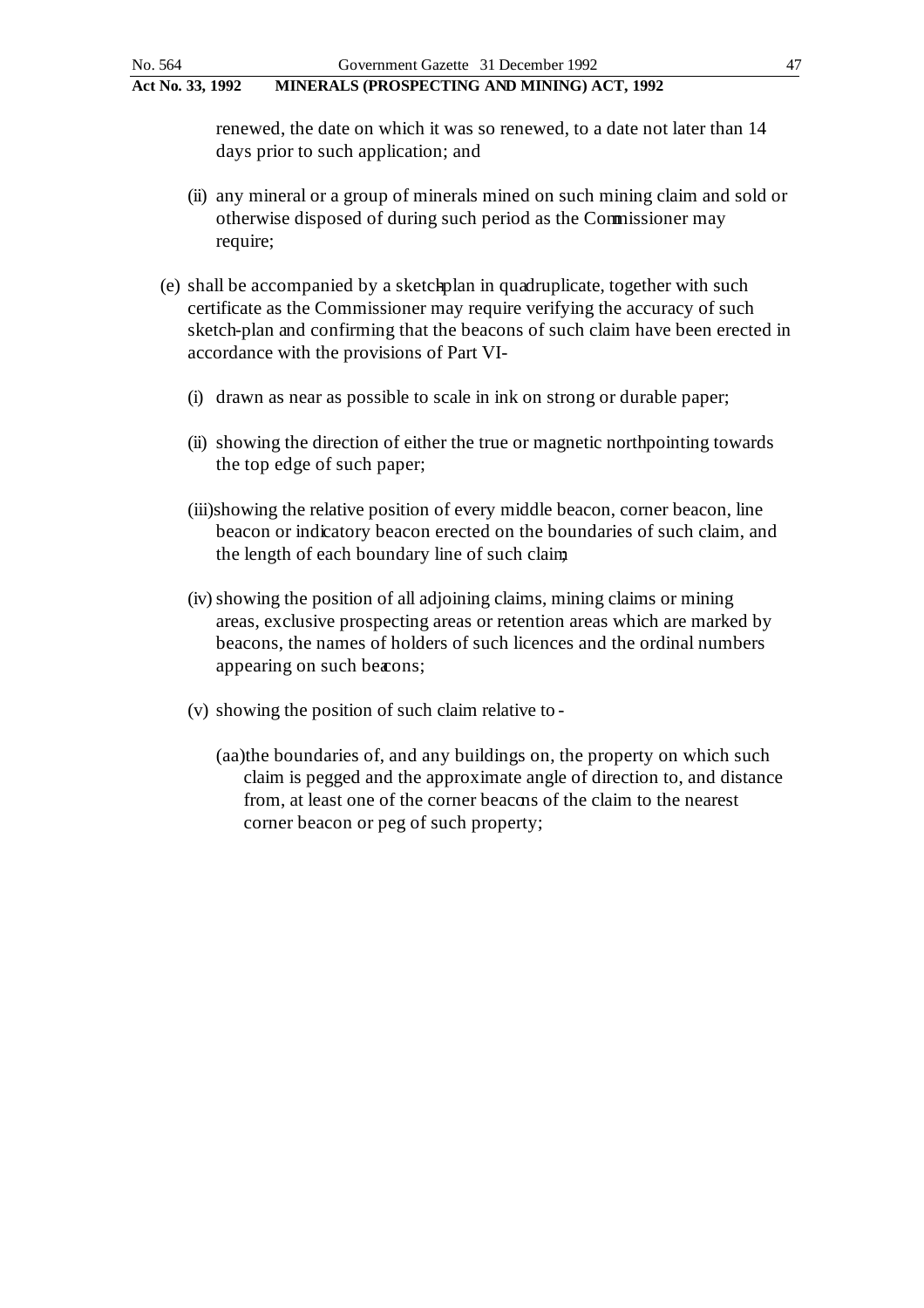renewed, the date on which it was so renewed, to a date not later than 14 days prior to such application; and

(ii) any mineral or a group of minerals mined on such mining claim and sold or otherwise disposed of during such period as the Commissioner may require;

(e) shall be accompanied by a sketch-plan in quadruplicate, together with such certificate as the Commissioner may require verifying the accuracy of such sketch-plan and confirming that the beacons of such claim have been erected in accordance with the provisions of Part VI-

(i) drawn as near as possible to scale in ink on strong or durable paper;

(ii) showing the direction of either the true or magnetic north pointing towards the top edge of such paper;

(iii) showing the relative position of every middle beacon, corner beacon, line beacon or indicatory beacon erected on the boundaries of such claim, and the length of each boundary line of such claim;

(iv) showing the position of all adjoining claims, mining claims or mining areas, exclusive prospecting areas or retention areas which are marked by beacons, the names of holders of such licences and the ordinal numbers appearing on such beacons;

(v) showing the position of such claim relative to -

(aa) the boundaries of, and any buildings on, the property on which such claim is pegged and the approximate angle of direction to, and distance from, at least one of the corner beacons of the claim to the nearest corner beacon or peg of such property;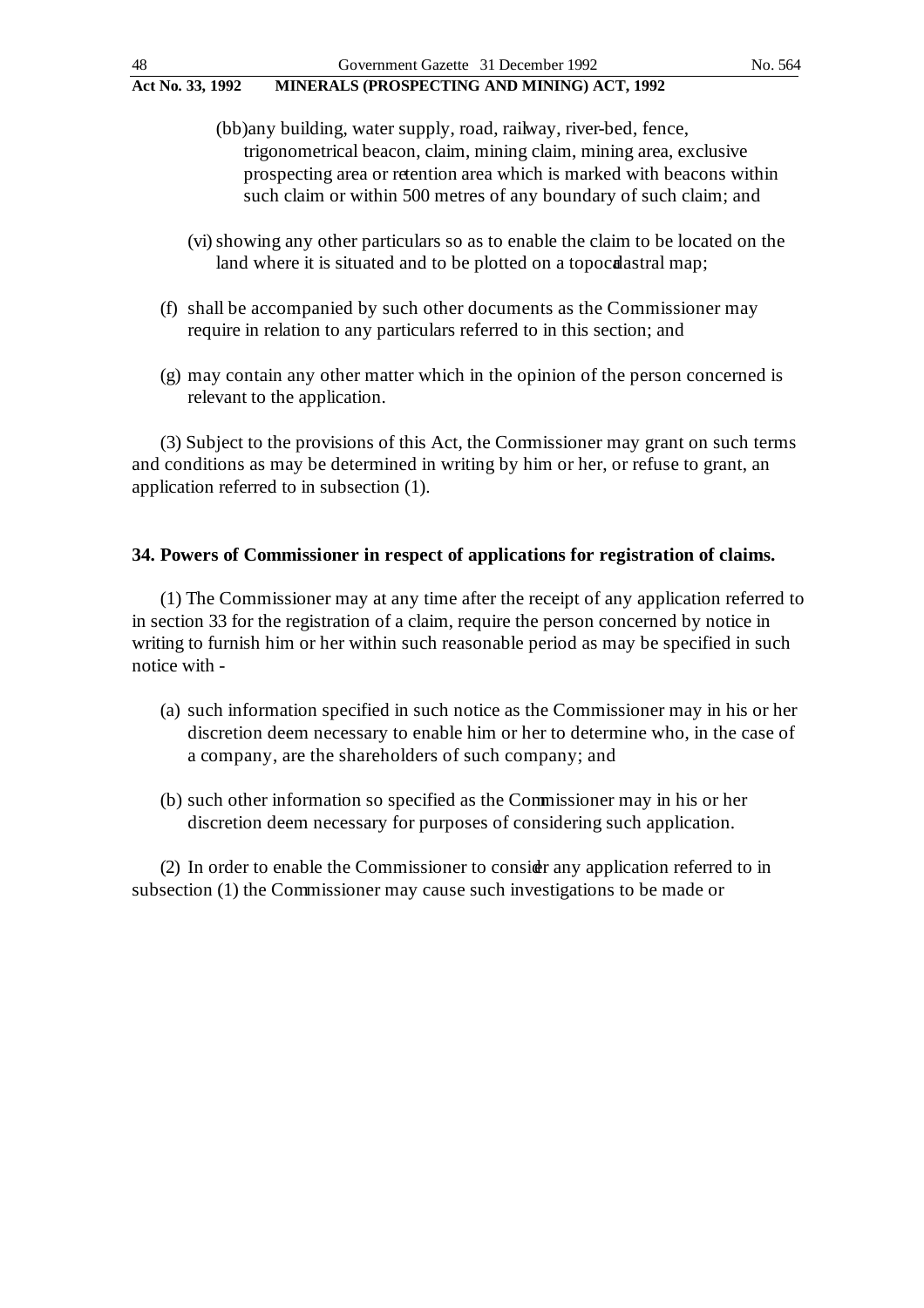(bb) any building, water supply, road, railway, river-bed, fence, trigonometrical beacon, claim, mining claim, mining area, exclusive prospecting area or retention area which is marked with beacons within such claim or within 500 metres of any boundary of such claim; and

(vi) showing any other particulars so as to enable the claim to be located on the land where it is situated and to be plotted on a topocadastral map;

(f) shall be accompanied by such other documents as the Commissioner may require in relation to any particulars referred to in this section; and

(g) may contain any other matter which in the opinion of the person concerned is relevant to the application.

(3) Subject to the provisions of this Act, the Commissioner may grant on such terms and conditions as may be determined in writing by him or her, or refuse to grant, an application referred to in subsection (1).

**34. Powers of Commissioner in respect of applications for registration of claims.**

(1) The Commissioner may at any time after the receipt of any application referred to in section 33 for the registration of a claim, require the person concerned by notice in writing to furnish him or her within such reasonable period as may be specified in such notice with -

(a) such information specified in such notice as the Commissioner may in his or her discretion deem necessary to enable him or her to determine who, in the case of a company, are the shareholders of such company; and

(b) such other information so specified as the Commissioner may in his or her discretion deem necessary for purposes of considering such application.

(2) In order to enable the Commissioner to consider any application referred to in subsection (1) the Commissioner may cause such investigations to be made or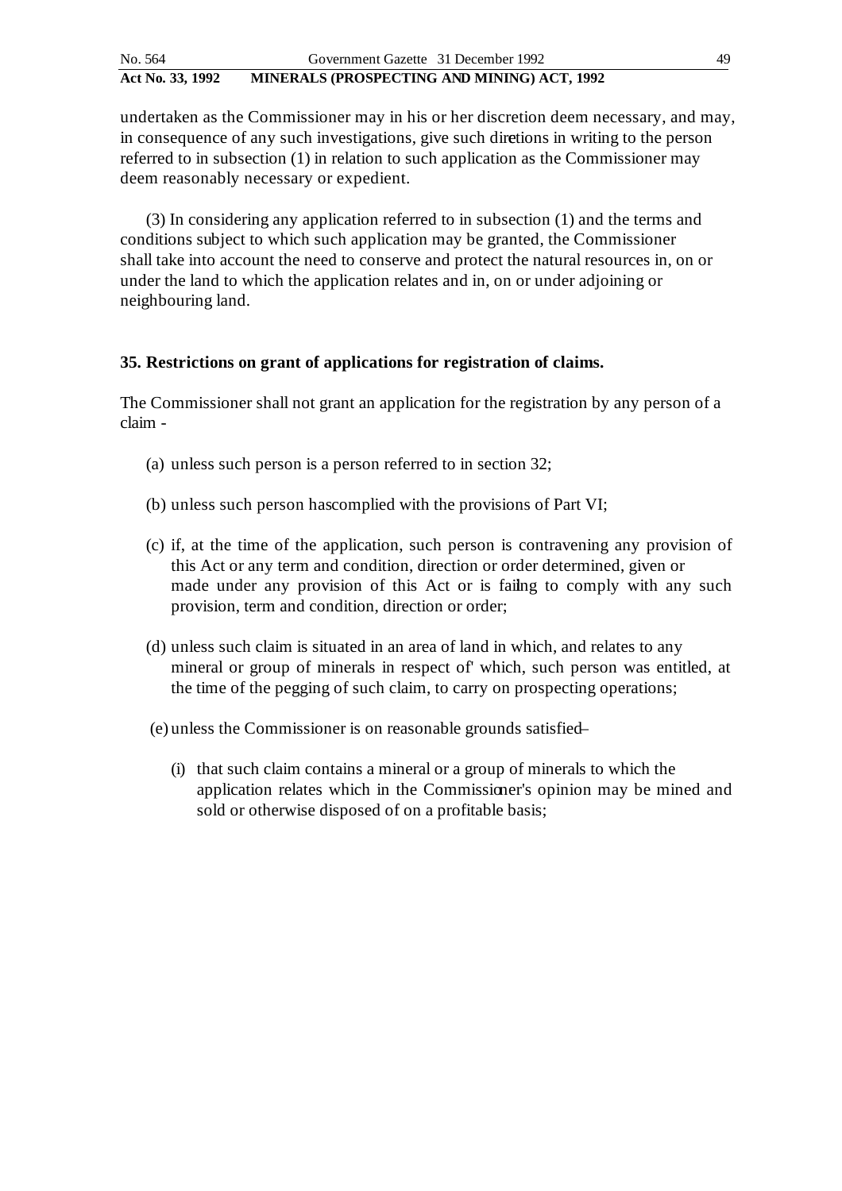undertaken as the Commissioner may in his or her discretion deem necessary, and may, in consequence of any such investigations, give such diretions in writing to the person referred to in subsection (1) in relation to such application as the Commissioner may deem reasonably necessary or expedient.

(3) In considering any application referred to in subsection (1) and the terms and conditions subject to which such application may be granted, the Commissioner shall take into account the need to conserve and protect the natural resources in, on or under the land to which the application relates and in, on or under adjoining or neighbouring land.

**35. Restrictions on grant of applications for registration of claims.**

The Commissioner shall not grant an application for the registration by any person of a claim -

(a) unless such person is a person referred to in section 32;

(b) unless such person hascomplied with the provisions of Part VI;

(c) if, at the time of the application, such person is contravening any provision of this Act or any term and condition, direction or order determined, given or made under any provision of this Act or is failng to comply with any such provision, term and condition, direction or order;

(d) unless such claim is situated in an area of land in which, and relates to any mineral or group of minerals in respect of' which, such person was entitled, at the time of the pegging of such claim, to carry on prospecting operations;

(e) unless the Commissioner is on reasonable grounds satisfied–

(i) that such claim contains a mineral or a group of minerals to which the application relates which in the Commissioner's opinion may be mined and sold or otherwise disposed of on a profitable basis;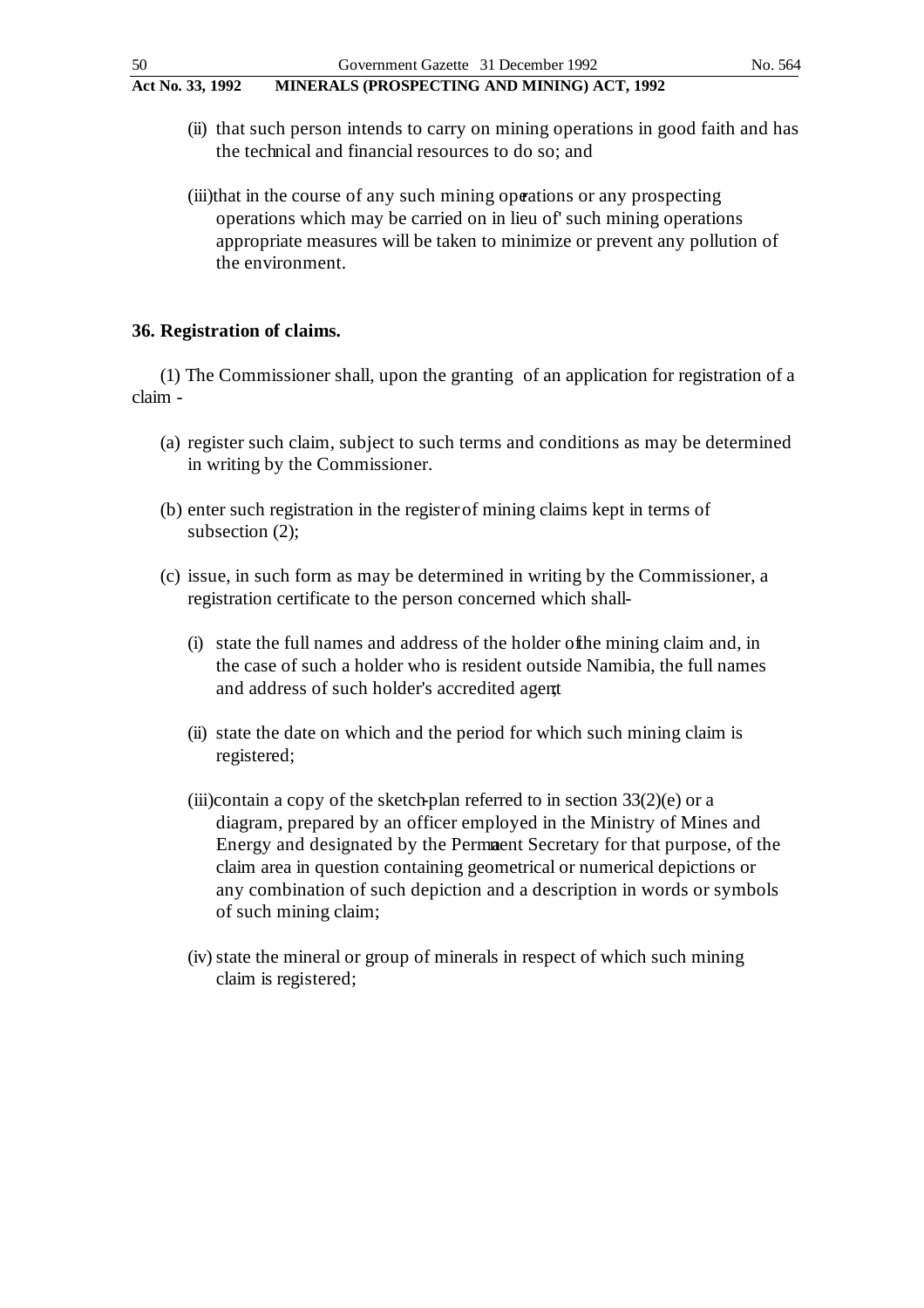(ii) that such person intends to carry on mining operations in good faith and has the technical and financial resources to do so; and

(iii) that in the course of any such mining operations or any prospecting operations which may be carried on in lieu of' such mining operations appropriate measures will be taken to minimize or prevent any pollution of the environment.

**36. Registration of claims.**

(1) The Commissioner shall, upon the granting of an application for registration of a claim -

(a) register such claim, subject to such terms and conditions as may be determined in writing by the Commissioner.

(b) enter such registration in the register of mining claims kept in terms of subsection (2);

(c) issue, in such form as may be determined in writing by the Commissioner, a registration certificate to the person concerned which shall-

(i) state the full names and address of the holder of the mining claim and, in the case of such a holder who is resident outside Namibia, the full names and address of such holder's accredited agent;

(ii) state the date on which and the period for which such mining claim is registered;

(iii) contain a copy of the sketch-plan referred to in section 33(2)(e) or a diagram, prepared by an officer employed in the Ministry of Mines and Energy and designated by the Permanent Secretary for that purpose, of the claim area in question containing geometrical or numerical depictions or any combination of such depiction and a description in words or symbols of such mining claim;

(iv) state the mineral or group of minerals in respect of which such mining claim is registered;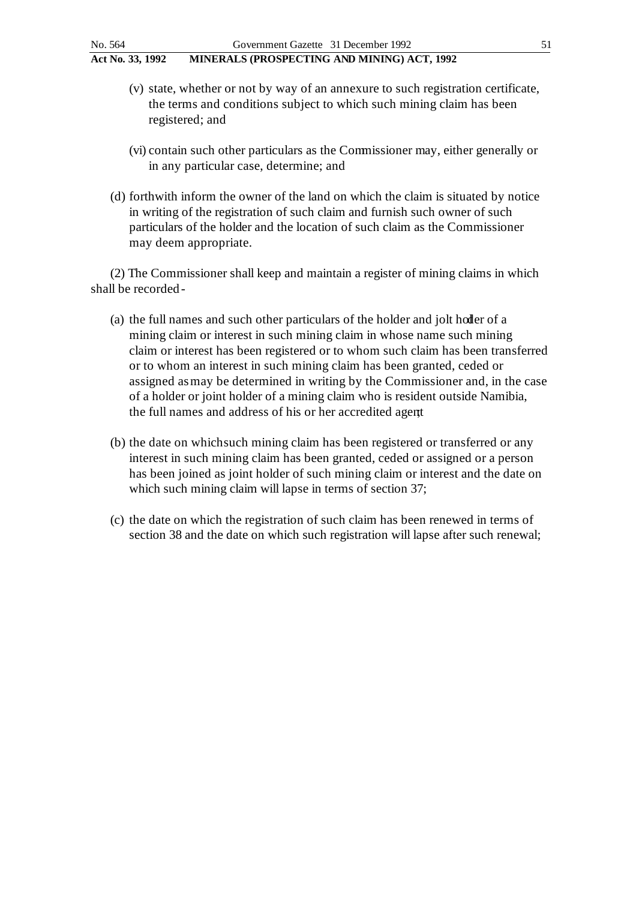(v) state, whether or not by way of an annexure to such registration certificate, the terms and conditions subject to which such mining claim has been registered; and

(vi) contain such other particulars as the Commissioner may, either generally or in any particular case, determine; and

(d) forthwith inform the owner of the land on which the claim is situated by notice in writing of the registration of such claim and furnish such owner of such particulars of the holder and the location of such claim as the Commissioner may deem appropriate.

(2) The Commissioner shall keep and maintain a register of mining claims in which shall be recorded -

(a) the full names and such other particulars of the holder and jolt holder of a mining claim or interest in such mining claim in whose name such mining claim or interest has been registered or to whom such claim has been transferred or to whom an interest in such mining claim has been granted, ceded or assigned as may be determined in writing by the Commissioner and, in the case of a holder or joint holder of a mining claim who is resident outside Namibia, the full names and address of his or her accredited agent;

(b) the date on which such mining claim has been registered or transferred or any interest in such mining claim has been granted, ceded or assigned or a person has been joined as joint holder of such mining claim or interest and the date on which such mining claim will lapse in terms of section 37;

(c) the date on which the registration of such claim has been renewed in terms of section 38 and the date on which such registration will lapse after such renewal;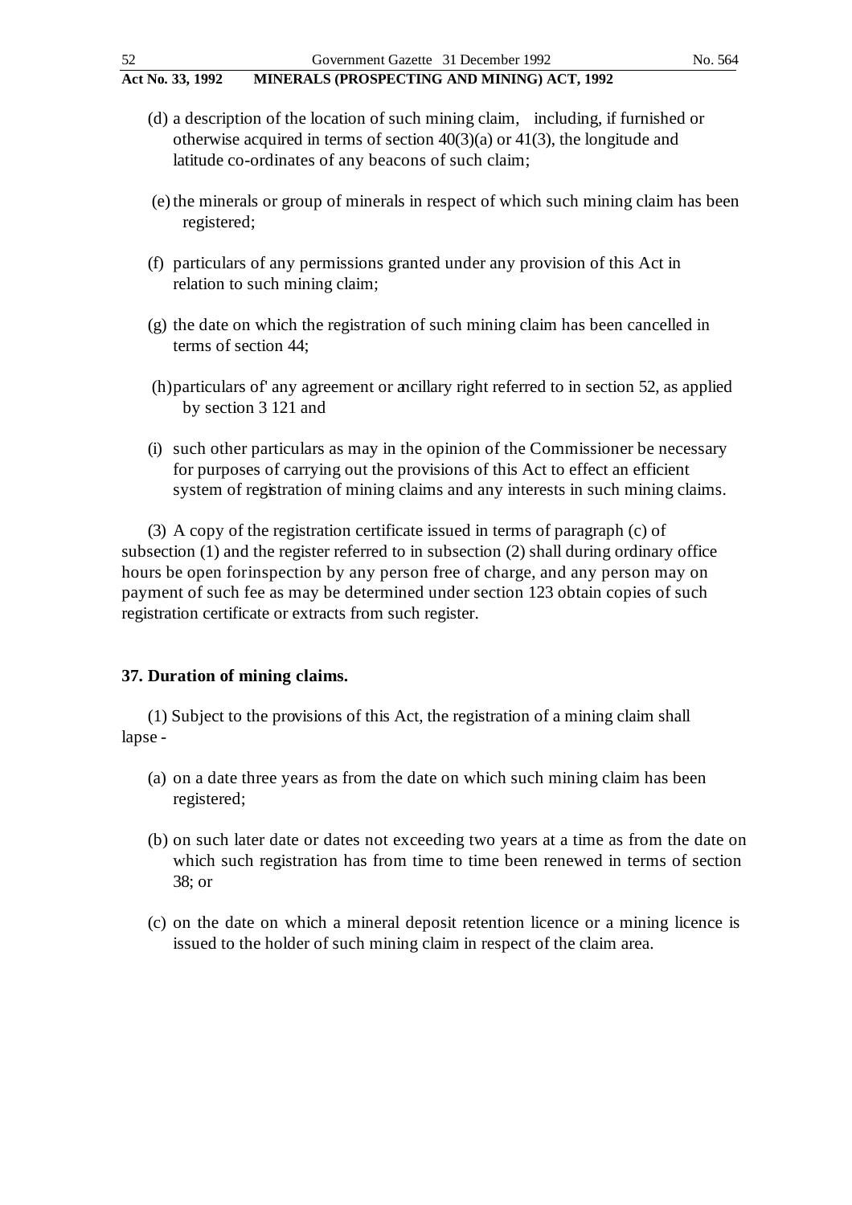(d) a description of the location of such mining claim, including, if furnished or otherwise acquired in terms of section 40(3)(a) or 41(3), the longitude and latitude co-ordinates of any beacons of such claim;

(e) the minerals or group of minerals in respect of which such mining claim has been registered;

(f) particulars of any permissions granted under any provision of this Act in relation to such mining claim;

(g) the date on which the registration of such mining claim has been cancelled in terms of section 44;

(h) particulars of' any agreement or ancillary right referred to in section 52, as applied by section 3 121 and

(i) such other particulars as may in the opinion of the Commissioner be necessary for purposes of carrying out the provisions of this Act to effect an efficient system of registration of mining claims and any interests in such mining claims.

(3) A copy of the registration certificate issued in terms of paragraph (c) of subsection (1) and the register referred to in subsection (2) shall during ordinary office hours be open forinspection by any person free of charge, and any person may on payment of such fee as may be determined under section 123 obtain copies of such registration certificate or extracts from such register.

**37. Duration of mining claims.**

(1) Subject to the provisions of this Act, the registration of a mining claim shall lapse -

(a) on a date three years as from the date on which such mining claim has been registered;

(b) on such later date or dates not exceeding two years at a time as from the date on which such registration has from time to time been renewed in terms of section 38; or

(c) on the date on which a mineral deposit retention licence or a mining licence is issued to the holder of such mining claim in respect of the claim area.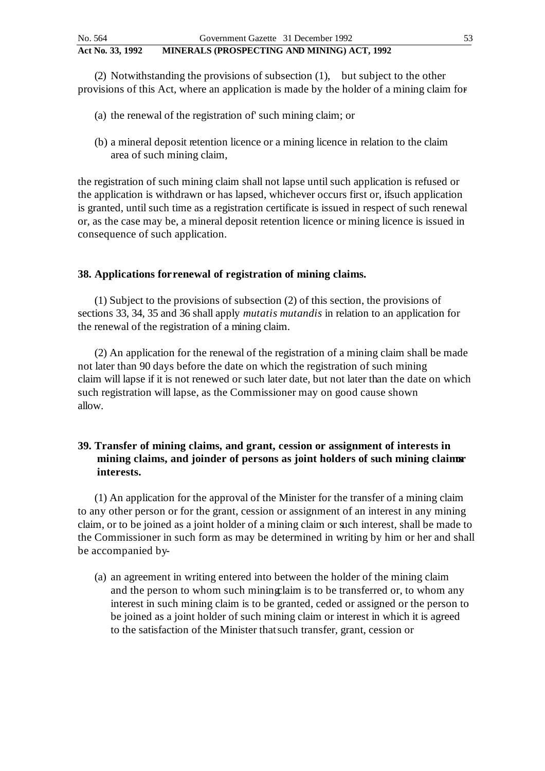(2) Notwithstanding the provisions of subsection (1), but subject to the other provisions of this Act, where an application is made by the holder of a mining claim for-

(a) the renewal of the registration of' such mining claim; or

(b) a mineral deposit retention licence or a mining licence in relation to the claim area of such mining claim,

the registration of such mining claim shall not lapse until such application is refused or the application is withdrawn or has lapsed, whichever occurs first or, if such application is granted, until such time as a registration certificate is issued in respect of such renewal or, as the case may be, a mineral deposit retention licence or mining licence is issued in consequence of such application.

**38. Applications for renewal of registration of mining claims.**

(1) Subject to the provisions of subsection (2) of this section, the provisions of sections 33, 34, 35 and 36 shall apply *mutatis mutandis* in relation to an application for the renewal of the registration of a mining claim.

(2) An application for the renewal of the registration of a mining claim shall be made not later than 90 days before the date on which the registration of such mining claim will lapse if it is not renewed or such later date, but not later than the date on which such registration will lapse, as the Commissioner may on good cause shown allow.

**39. Transfer of mining claims, and grant, cession or assignment of interests in mining claims, and joinder of persons as joint holders of such mining claims or interests.**

(1) An application for the approval of the Minister for the transfer of a mining claim to any other person or for the grant, cession or assignment of an interest in any mining claim, or to be joined as a joint holder of a mining claim or such interest, shall be made to the Commissioner in such form as may be determined in writing by him or her and shall be accompanied by-

(a) an agreement in writing entered into between the holder of the mining claim and the person to whom such mining claim is to be transferred or, to whom any interest in such mining claim is to be granted, ceded or assigned or the person to be joined as a joint holder of such mining claim or interest in which it is agreed to the satisfaction of the Minister that such transfer, grant, cession or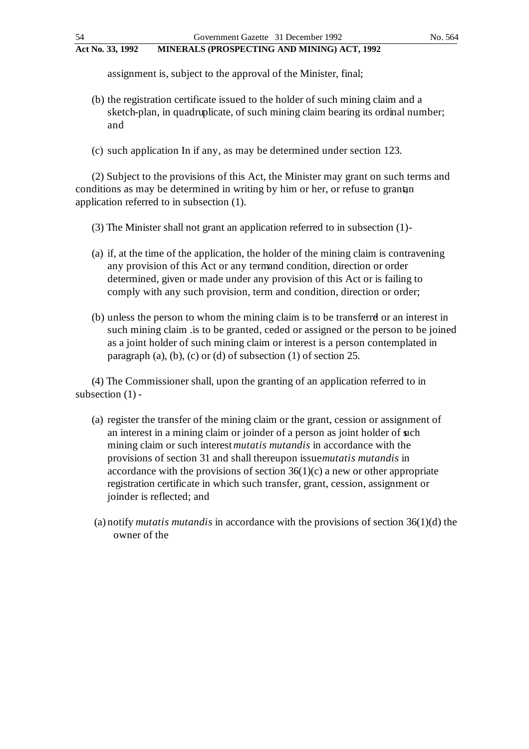assignment is, subject to the approval of the Minister, final;

(b) the registration certificate issued to the holder of such mining claim and a sketch-plan, in quadruplicate, of such mining claim bearing its ordinal number; and

(c) such application In if any, as may be determined under section 123.

(2) Subject to the provisions of this Act, the Minister may grant on such terms and conditions as may be determined in writing by him or her, or refuse to grant, an application referred to in subsection (1).

(3) The Minister shall not grant an application referred to in subsection (1)-

(a) if, at the time of the application, the holder of the mining claim is contravening any provision of this Act or any term and condition, direction or order determined, given or made under any provision of this Act or is failing to comply with any such provision, term and condition, direction or order;

(b) unless the person to whom the mining claim is to be transferred or an interest in such mining claim .is to be granted, ceded or assigned or the person to be joined as a joint holder of such mining claim or interest is a person contemplated in paragraph (a), (b), (c) or (d) of subsection (1) of section 25.

(4) The Commissioner shall, upon the granting of an application referred to in subsection (1) -

(a) register the transfer of the mining claim or the grant, cession or assignment of an interest in a mining claim or joinder of a person as joint holder of such mining claim or such interest *mutatis mutandis* in accordance with the provisions of section 31 and shall thereupon issue *mutatis mutandis* in accordance with the provisions of section 36(1)(c) a new or other appropriate registration certificate in which such transfer, grant, cession, assignment or joinder is reflected; and

(a) notify *mutatis mutandis* in accordance with the provisions of section 36(1)(d) the owner of the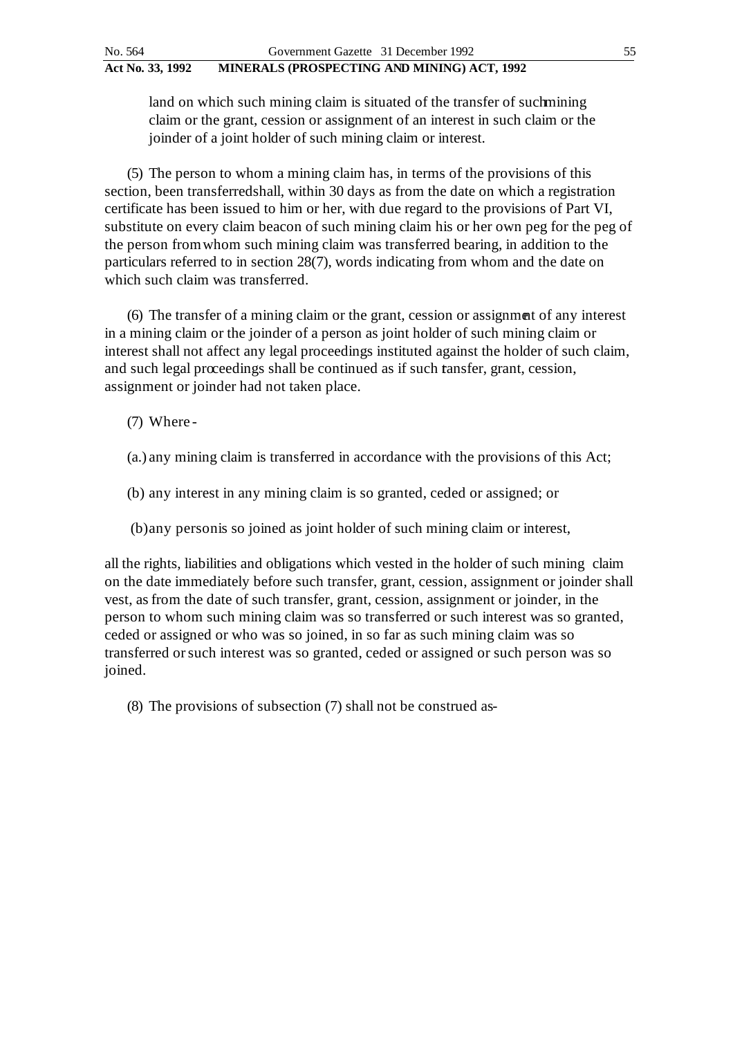land on which such mining claim is situated of the transfer of such mining claim or the grant, cession or assignment of an interest in such claim or the joinder of a joint holder of such mining claim or interest.

(5) The person to whom a mining claim has, in terms of the provisions of this section, been transferred shall, within 30 days as from the date on which a registration certificate has been issued to him or her, with due regard to the provisions of Part VI, substitute on every claim beacon of such mining claim his or her own peg for the peg of the person from whom such mining claim was transferred bearing, in addition to the particulars referred to in section 28(7), words indicating from whom and the date on which such claim was transferred.

(6) The transfer of a mining claim or the grant, cession or assignment of any interest in a mining claim or the joinder of a person as joint holder of such mining claim or interest shall not affect any legal proceedings instituted against the holder of such claim, and such legal proceedings shall be continued as if such transfer, grant, cession, assignment or joinder had not taken place.

(7) Where -

(a.) any mining claim is transferred in accordance with the provisions of this Act;

(b) any interest in any mining claim is so granted, ceded or assigned; or

(b) any person is so joined as joint holder of such mining claim or interest,

all the rights, liabilities and obligations which vested in the holder of such mining claim on the date immediately before such transfer, grant, cession, assignment or joinder shall vest, as from the date of such transfer, grant, cession, assignment or joinder, in the person to whom such mining claim was so transferred or such interest was so granted, ceded or assigned or who was so joined, in so far as such mining claim was so transferred or such interest was so granted, ceded or assigned or such person was so joined.

(8) The provisions of subsection (7) shall not be construed as-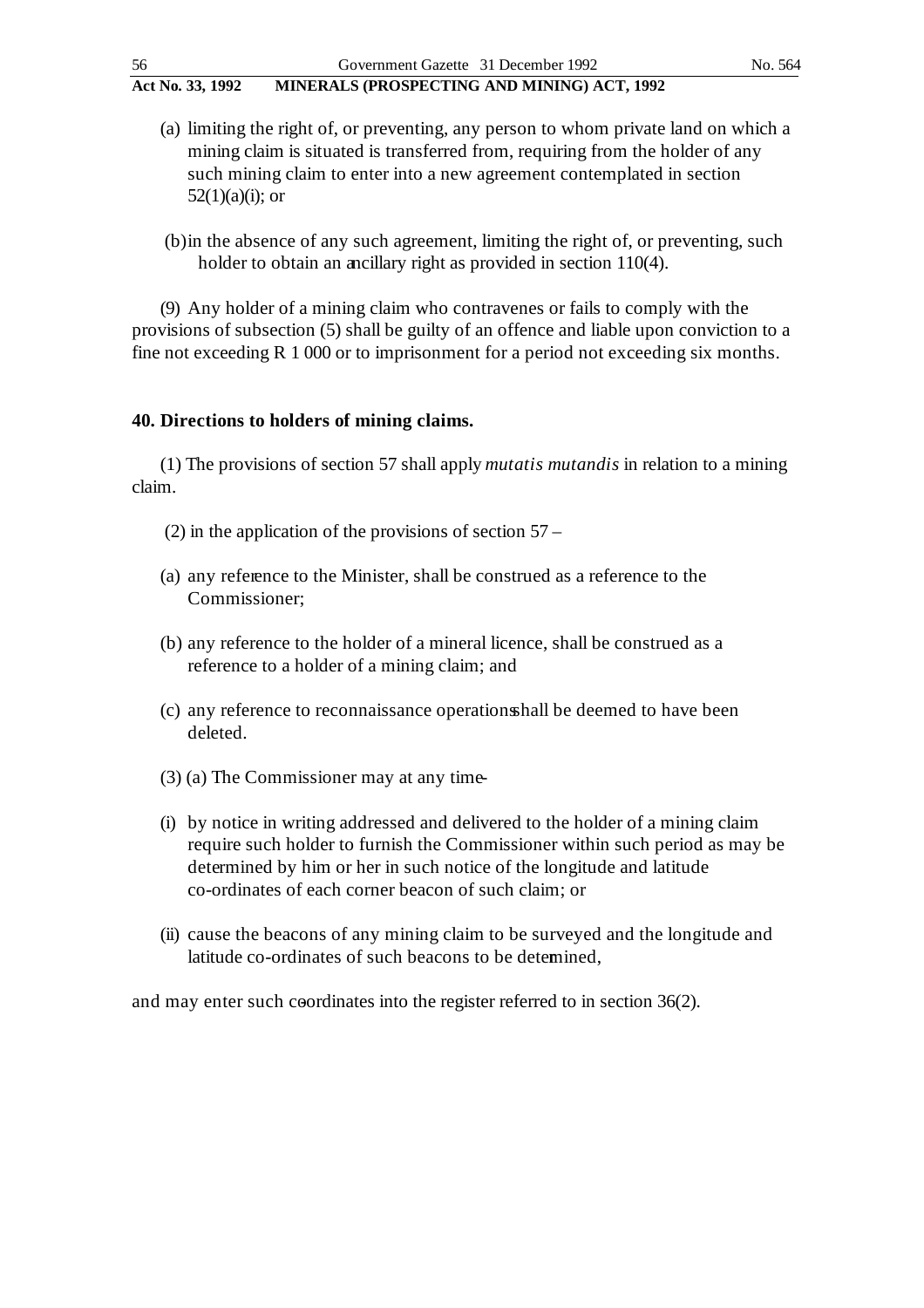(a) limiting the right of, or preventing, any person to whom private land on which a mining claim is situated is transferred from, requiring from the holder of any such mining claim to enter into a new agreement contemplated in section 52(1)(a)(i); or

(b) in the absence of any such agreement, limiting the right of, or preventing, such holder to obtain an ancillary right as provided in section 110(4).

(9) Any holder of a mining claim who contravenes or fails to comply with the provisions of subsection (5) shall be guilty of an offence and liable upon conviction to a fine not exceeding R 1 000 or to imprisonment for a period not exceeding six months.

**40. Directions to holders of mining claims.**

(1) The provisions of section 57 shall apply *mutatis mutandis* in relation to a mining claim.

(2) in the application of the provisions of section 57 –

(a) any reference to the Minister, shall be construed as a reference to the Commissioner;

(b) any reference to the holder of a mineral licence, shall be construed as a reference to a holder of a mining claim; and

(c) any reference to reconnaissance operations shall be deemed to have been deleted.

(3) (a) The Commissioner may at any time-

(i) by notice in writing addressed and delivered to the holder of a mining claim require such holder to furnish the Commissioner within such period as may be determined by him or her in such notice of the longitude and latitude co-ordinates of each corner beacon of such claim; or

(ii) cause the beacons of any mining claim to be surveyed and the longitude and latitude co-ordinates of such beacons to be determined,

and may enter such co-ordinates into the register referred to in section 36(2).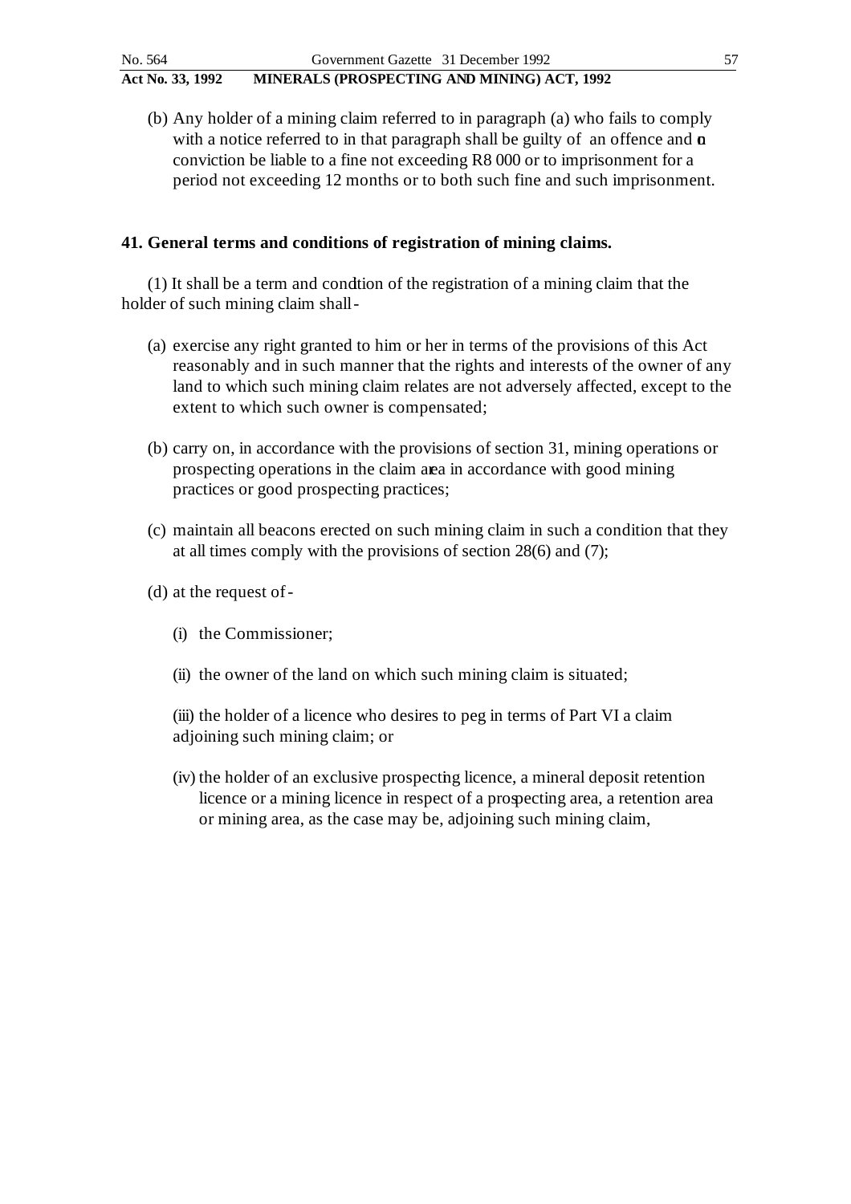(b) Any holder of a mining claim referred to in paragraph (a) who fails to comply with a notice referred to in that paragraph shall be guilty of an offence and on conviction be liable to a fine not exceeding R8 000 or to imprisonment for a period not exceeding 12 months or to both such fine and such imprisonment.

## 41. General terms and conditions of registration of mining claims.

(1) It shall be a term and condition of the registration of a mining claim that the holder of such mining claim shall -

(a) exercise any right granted to him or her in terms of the provisions of this Act reasonably and in such manner that the rights and interests of the owner of any land to which such mining claim relates are not adversely affected, except to the extent to which such owner is compensated;

(b) carry on, in accordance with the provisions of section 31, mining operations or prospecting operations in the claim area in accordance with good mining practices or good prospecting practices;

(c) maintain all beacons erected on such mining claim in such a condition that they at all times comply with the provisions of section 28(6) and (7);

(d) at the request of -

(i) the Commissioner;

(ii) the owner of the land on which such mining claim is situated;

(iii) the holder of a licence who desires to peg in terms of Part VI a claim adjoining such mining claim; or

(iv) the holder of an exclusive prospecting licence, a mineral deposit retention licence or a mining licence in respect of a prospecting area, a retention area or mining area, as the case may be, adjoining such mining claim,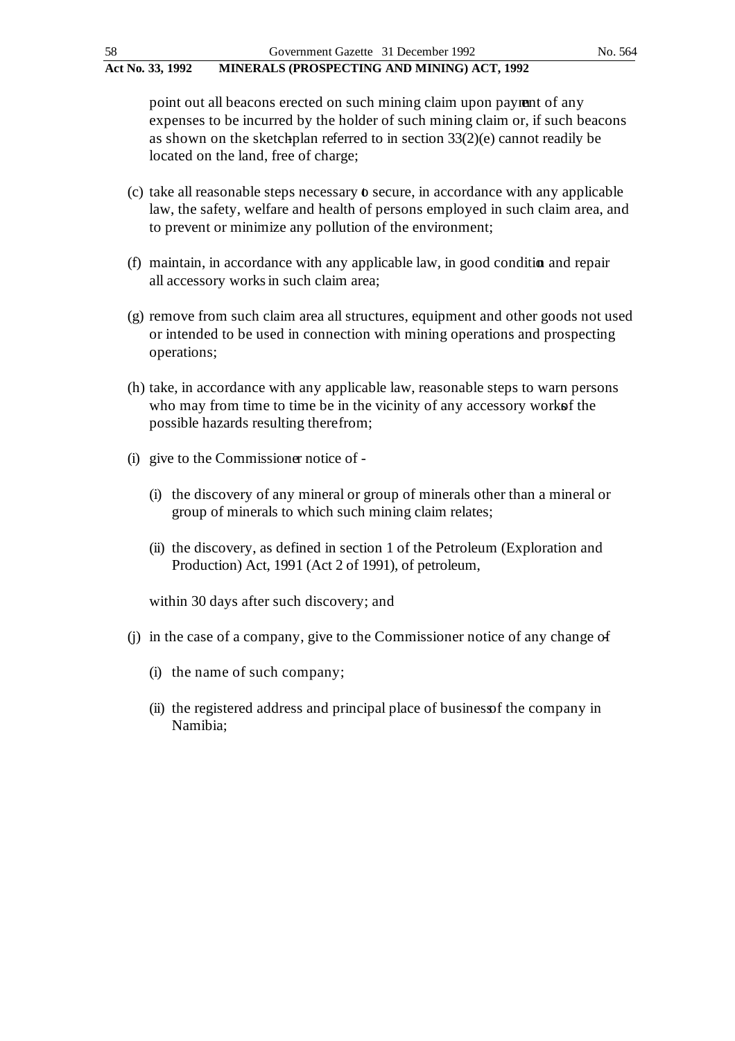point out all beacons erected on such mining claim upon payment of any expenses to be incurred by the holder of such mining claim or, if such beacons as shown on the sketch-plan referred to in section 33(2)(e) cannot readily be located on the land, free of charge;

(c) take all reasonable steps necessary to secure, in accordance with any applicable law, the safety, welfare and health of persons employed in such claim area, and to prevent or minimize any pollution of the environment;

(f) maintain, in accordance with any applicable law, in good condition and repair all accessory works in such claim area;

(g) remove from such claim area all structures, equipment and other goods not used or intended to be used in connection with mining operations and prospecting operations;

(h) take, in accordance with any applicable law, reasonable steps to warn persons who may from time to time be in the vicinity of any accessory works of the possible hazards resulting therefrom;

(i) give to the Commissioner notice of -

   (i) the discovery of any mineral or group of minerals other than a mineral or group of minerals to which such mining claim relates;

   (ii) the discovery, as defined in section 1 of the Petroleum (Exploration and Production) Act, 1991 (Act 2 of 1991), of petroleum,

   within 30 days after such discovery; and

(j) in the case of a company, give to the Commissioner notice of any change of -

   (i) the name of such company;

   (ii) the registered address and principal place of business of the company in Namibia;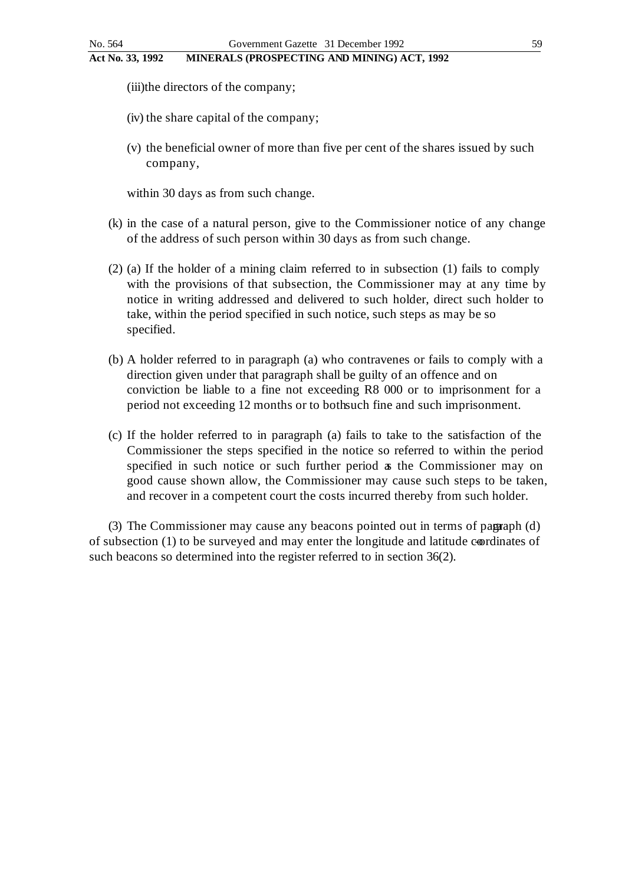(iii) the directors of the company;

(iv) the share capital of the company;

(v) the beneficial owner of more than five per cent of the shares issued by such company,

within 30 days as from such change.

(k) in the case of a natural person, give to the Commissioner notice of any change of the address of such person within 30 days as from such change.

(2) (a) If the holder of a mining claim referred to in subsection (1) fails to comply with the provisions of that subsection, the Commissioner may at any time by notice in writing addressed and delivered to such holder, direct such holder to take, within the period specified in such notice, such steps as may be so specified.

(b) A holder referred to in paragraph (a) who contravenes or fails to comply with a direction given under that paragraph shall be guilty of an offence and on conviction be liable to a fine not exceeding R8 000 or to imprisonment for a period not exceeding 12 months or to both such fine and such imprisonment.

(c) If the holder referred to in paragraph (a) fails to take to the satisfaction of the Commissioner the steps specified in the notice so referred to within the period specified in such notice or such further period as the Commissioner may on good cause shown allow, the Commissioner may cause such steps to be taken, and recover in a competent court the costs incurred thereby from such holder.

(3) The Commissioner may cause any beacons pointed out in terms of paragraph (d) of subsection (1) to be surveyed and may enter the longitude and latitude co-ordinates of such beacons so determined into the register referred to in section 36(2).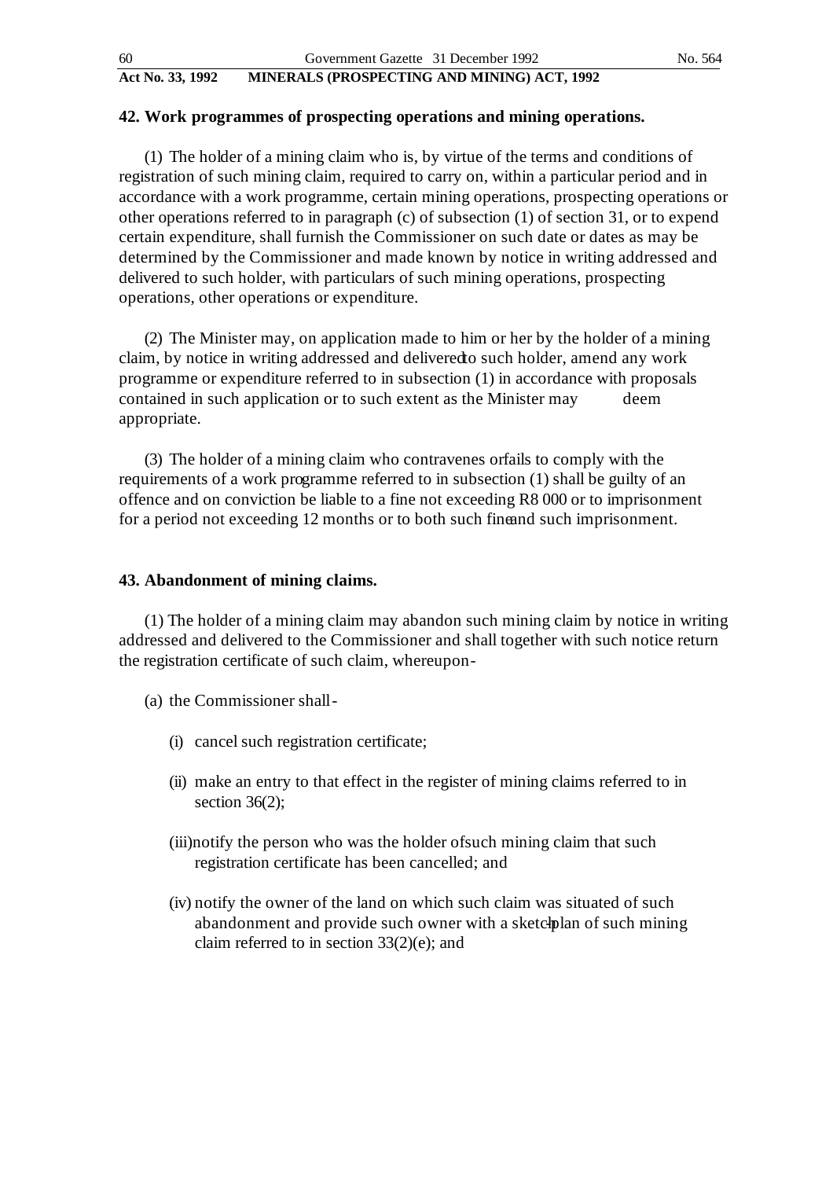### 42. Work programmes of prospecting operations and mining operations.

(1) The holder of a mining claim who is, by virtue of the terms and conditions of registration of such mining claim, required to carry on, within a particular period and in accordance with a work programme, certain mining operations, prospecting operations or other operations referred to in paragraph (c) of subsection (1) of section 31, or to expend certain expenditure, shall furnish the Commissioner on such date or dates as may be determined by the Commissioner and made known by notice in writing addressed and delivered to such holder, with particulars of such mining operations, prospecting operations, other operations or expenditure.

(2) The Minister may, on application made to him or her by the holder of a mining claim, by notice in writing addressed and delivered to such holder, amend any work programme or expenditure referred to in subsection (1) in accordance with proposals contained in such application or to such extent as the Minister may deem appropriate.

(3) The holder of a mining claim who contravenes or fails to comply with the requirements of a work programme referred to in subsection (1) shall be guilty of an offence and on conviction be liable to a fine not exceeding R8 000 or to imprisonment for a period not exceeding 12 months or to both such fine and such imprisonment.

### 43. Abandonment of mining claims.

(1) The holder of a mining claim may abandon such mining claim by notice in writing addressed and delivered to the Commissioner and shall together with such notice return the registration certificate of such claim, whereupon-

(a) the Commissioner shall-

(i) cancel such registration certificate;

(ii) make an entry to that effect in the register of mining claims referred to in section 36(2);

(iii) notify the person who was the holder of such mining claim that such registration certificate has been cancelled; and

(iv) notify the owner of the land on which such claim was situated of such abandonment and provide such owner with a sketch-plan of such mining claim referred to in section 33(2)(e); and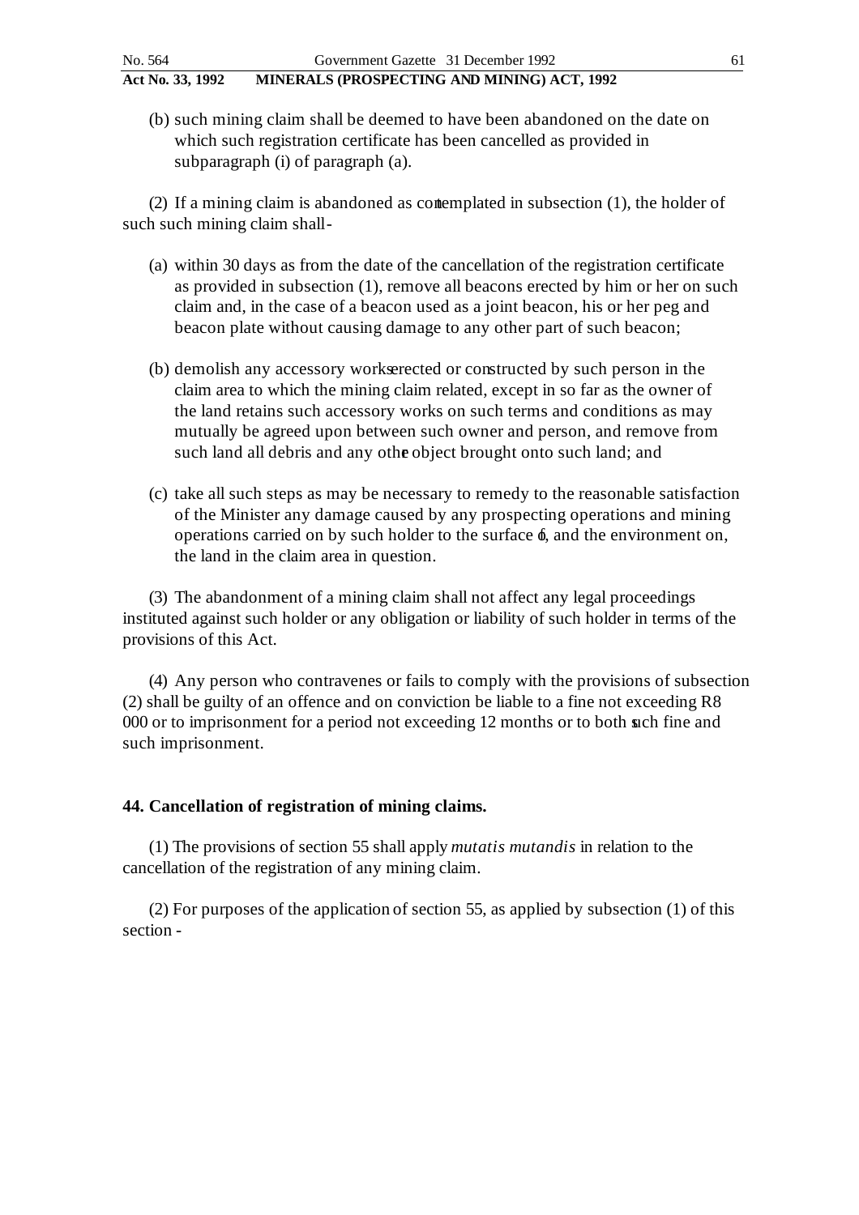(b) such mining claim shall be deemed to have been abandoned on the date on which such registration certificate has been cancelled as provided in subparagraph (i) of paragraph (a).

(2) If a mining claim is abandoned as contemplated in subsection (1), the holder of such such mining claim shall-

(a) within 30 days as from the date of the cancellation of the registration certificate as provided in subsection (1), remove all beacons erected by him or her on such claim and, in the case of a beacon used as a joint beacon, his or her peg and beacon plate without causing damage to any other part of such beacon;

(b) demolish any accessory works erected or constructed by such person in the claim area to which the mining claim related, except in so far as the owner of the land retains such accessory works on such terms and conditions as may mutually be agreed upon between such owner and person, and remove from such land all debris and any other object brought onto such land; and

(c) take all such steps as may be necessary to remedy to the reasonable satisfaction of the Minister any damage caused by any prospecting operations and mining operations carried on by such holder to the surface of, and the environment on, the land in the claim area in question.

(3) The abandonment of a mining claim shall not affect any legal proceedings instituted against such holder or any obligation or liability of such holder in terms of the provisions of this Act.

(4) Any person who contravenes or fails to comply with the provisions of subsection (2) shall be guilty of an offence and on conviction be liable to a fine not exceeding R8 000 or to imprisonment for a period not exceeding 12 months or to both such fine and such imprisonment.

**44. Cancellation of registration of mining claims.**

(1) The provisions of section 55 shall apply *mutatis mutandis* in relation to the cancellation of the registration of any mining claim.

(2) For purposes of the application of section 55, as applied by subsection (1) of this section -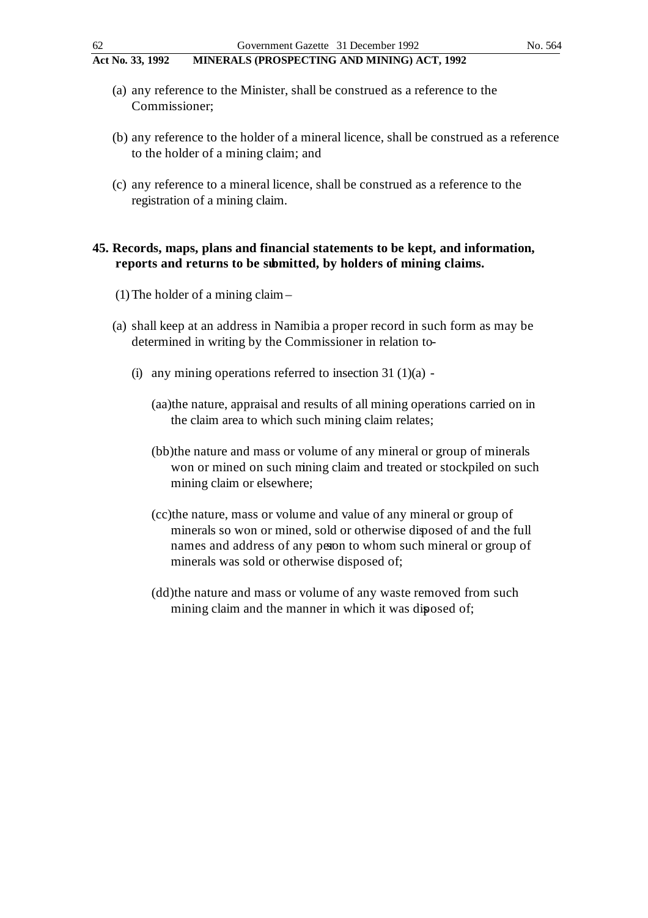(a) any reference to the Minister, shall be construed as a reference to the Commissioner;

(b) any reference to the holder of a mineral licence, shall be construed as a reference to the holder of a mining claim; and

(c) any reference to a mineral licence, shall be construed as a reference to the registration of a mining claim.

**45. Records, maps, plans and financial statements to be kept, and information, reports and returns to be submitted, by holders of mining claims.**

(1) The holder of a mining claim –

(a) shall keep at an address in Namibia a proper record in such form as may be determined in writing by the Commissioner in relation to-

(i) any mining operations referred to in section 31 (1)(a) -

(aa) the nature, appraisal and results of all mining operations carried on in the claim area to which such mining claim relates;

(bb) the nature and mass or volume of any mineral or group of minerals won or mined on such mining claim and treated or stockpiled on such mining claim or elsewhere;

(cc) the nature, mass or volume and value of any mineral or group of minerals so won or mined, sold or otherwise disposed of and the full names and address of any person to whom such mineral or group of minerals was sold or otherwise disposed of;

(dd) the nature and mass or volume of any waste removed from such mining claim and the manner in which it was disposed of;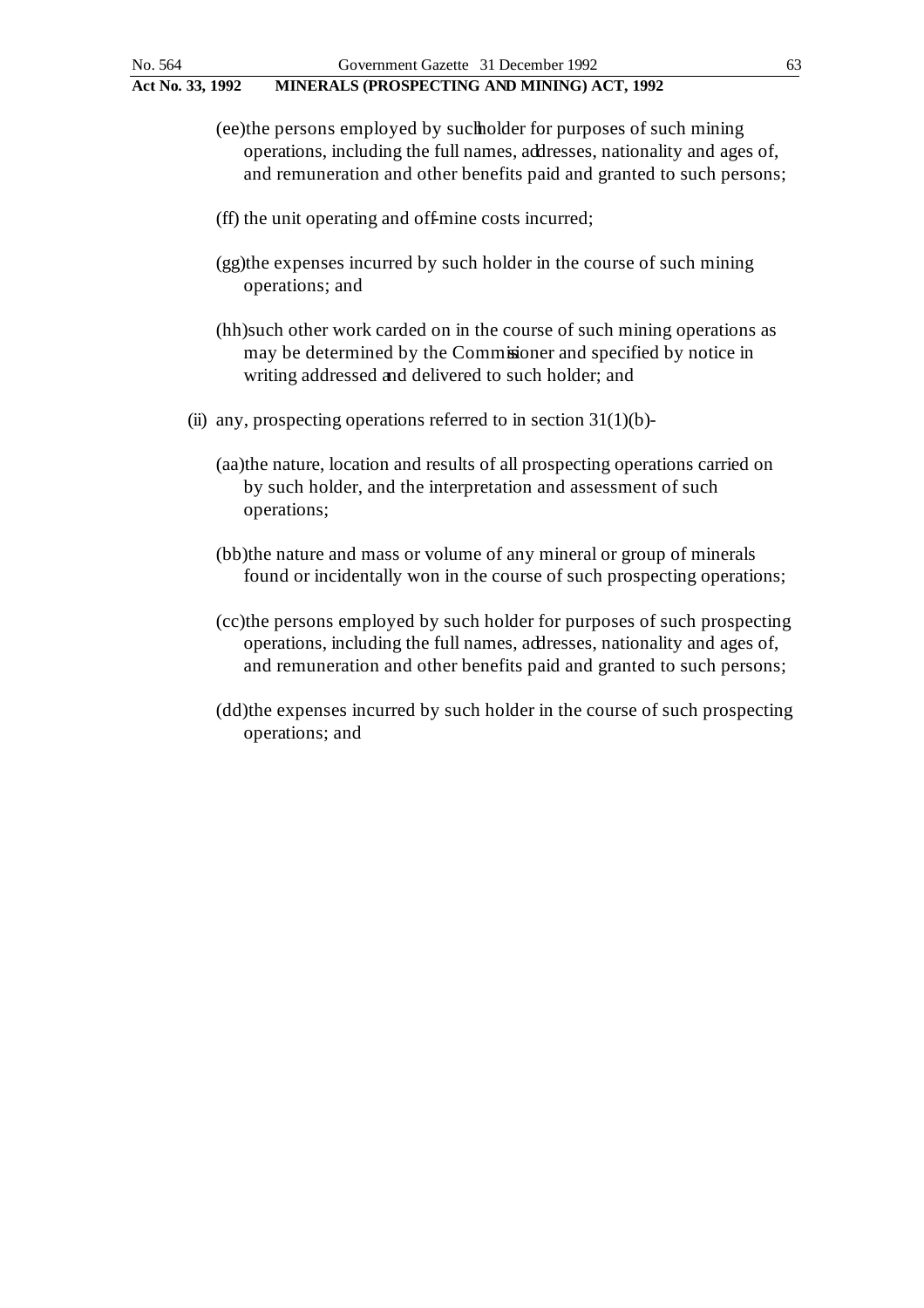(ee) the persons employed by such holder for purposes of such mining operations, including the full names, addresses, nationality and ages of, and remuneration and other benefits paid and granted to such persons;

(ff) the unit operating and off-mine costs incurred;

(gg) the expenses incurred by such holder in the course of such mining operations; and

(hh) such other work carded on in the course of such mining operations as may be determined by the Commissioner and specified by notice in writing addressed and delivered to such holder; and

(ii) any, prospecting operations referred to in section 31(1)(b)-

(aa) the nature, location and results of all prospecting operations carried on by such holder, and the interpretation and assessment of such operations;

(bb) the nature and mass or volume of any mineral or group of minerals found or incidentally won in the course of such prospecting operations;

(cc) the persons employed by such holder for purposes of such prospecting operations, including the full names, addresses, nationality and ages of, and remuneration and other benefits paid and granted to such persons;

(dd) the expenses incurred by such holder in the course of such prospecting operations; and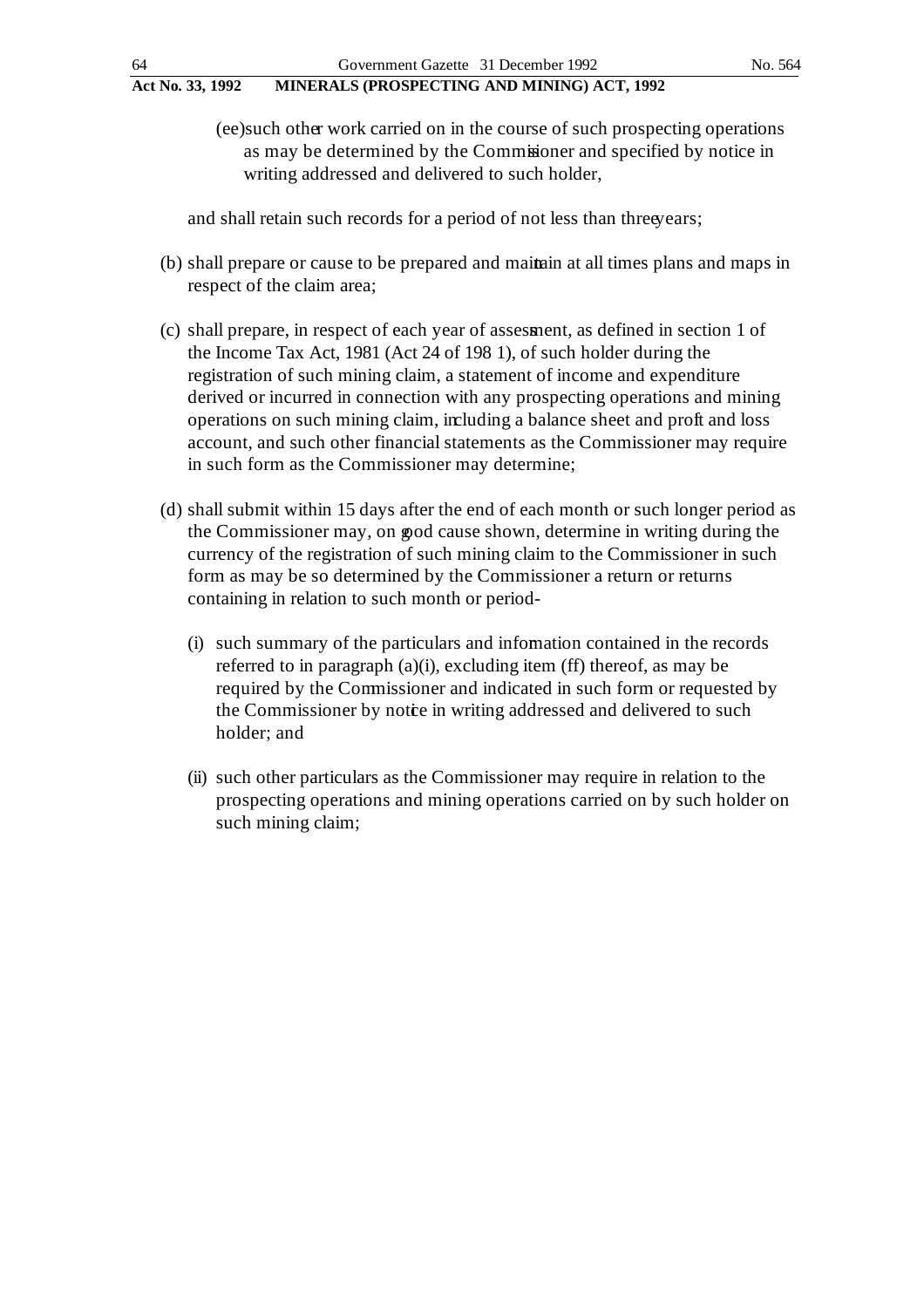(ee) such other work carried on in the course of such prospecting operations as may be determined by the Commissioner and specified by notice in writing addressed and delivered to such holder,

and shall retain such records for a period of not less than three years;

(b) shall prepare or cause to be prepared and maintain at all times plans and maps in respect of the claim area;

(c) shall prepare, in respect of each year of assessment, as defined in section 1 of the Income Tax Act, 1981 (Act 24 of 1981), of such holder during the registration of such mining claim, a statement of income and expenditure derived or incurred in connection with any prospecting operations and mining operations on such mining claim, including a balance sheet and profit and loss account, and such other financial statements as the Commissioner may require in such form as the Commissioner may determine;

(d) shall submit within 15 days after the end of each month or such longer period as the Commissioner may, on good cause shown, determine in writing during the currency of the registration of such mining claim to the Commissioner in such form as may be so determined by the Commissioner a return or returns containing in relation to such month or period-

(i) such summary of the particulars and information contained in the records referred to in paragraph (a)(i), excluding item (ff) thereof, as may be required by the Commissioner and indicated in such form or requested by the Commissioner by notice in writing addressed and delivered to such holder; and

(ii) such other particulars as the Commissioner may require in relation to the prospecting operations and mining operations carried on by such holder on such mining claim;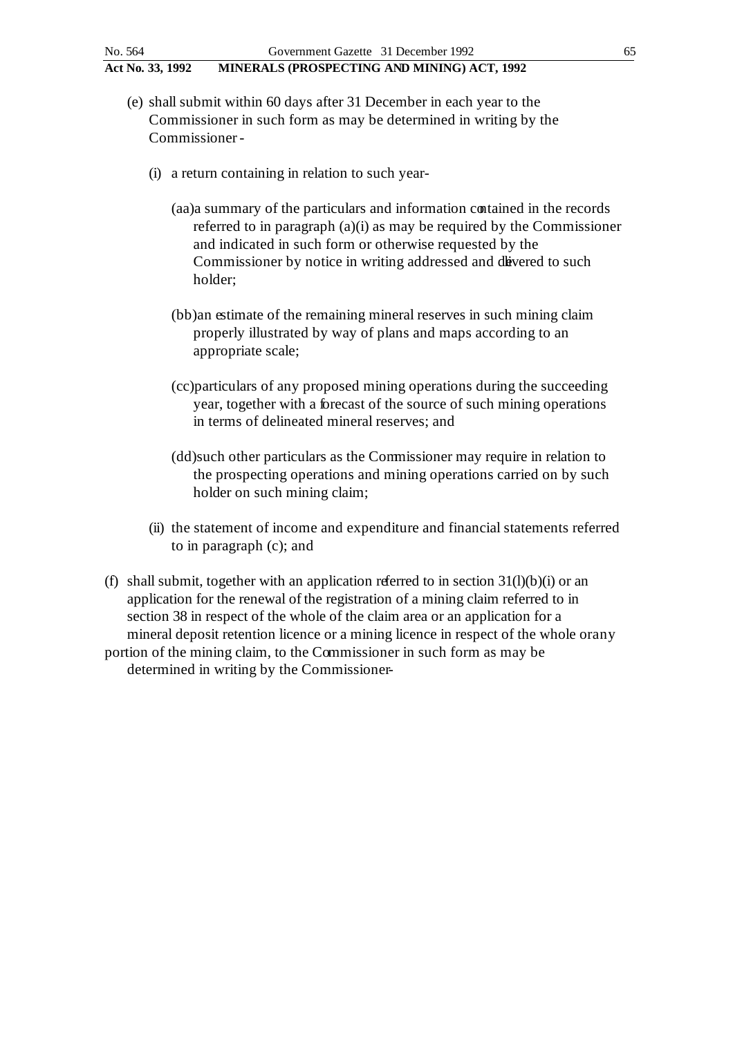(e) shall submit within 60 days after 31 December in each year to the Commissioner in such form as may be determined in writing by the Commissioner -

   (i) a return containing in relation to such year-

      (aa) a summary of the particulars and information contained in the records referred to in paragraph (a)(i) as may be required by the Commissioner and indicated in such form or otherwise requested by the Commissioner by notice in writing addressed and delivered to such holder;

      (bb) an estimate of the remaining mineral reserves in such mining claim properly illustrated by way of plans and maps according to an appropriate scale;

      (cc) particulars of any proposed mining operations during the succeeding year, together with a forecast of the source of such mining operations in terms of delineated mineral reserves; and

      (dd) such other particulars as the Commissioner may require in relation to the prospecting operations and mining operations carried on by such holder on such mining claim;

   (ii) the statement of income and expenditure and financial statements referred to in paragraph (c); and

(f) shall submit, together with an application referred to in section 31(l)(b)(i) or an application for the renewal of the registration of a mining claim referred to in section 38 in respect of the whole of the claim area or an application for a mineral deposit retention licence or a mining licence in respect of the whole or any portion of the mining claim, to the Commissioner in such form as may be determined in writing by the Commissioner-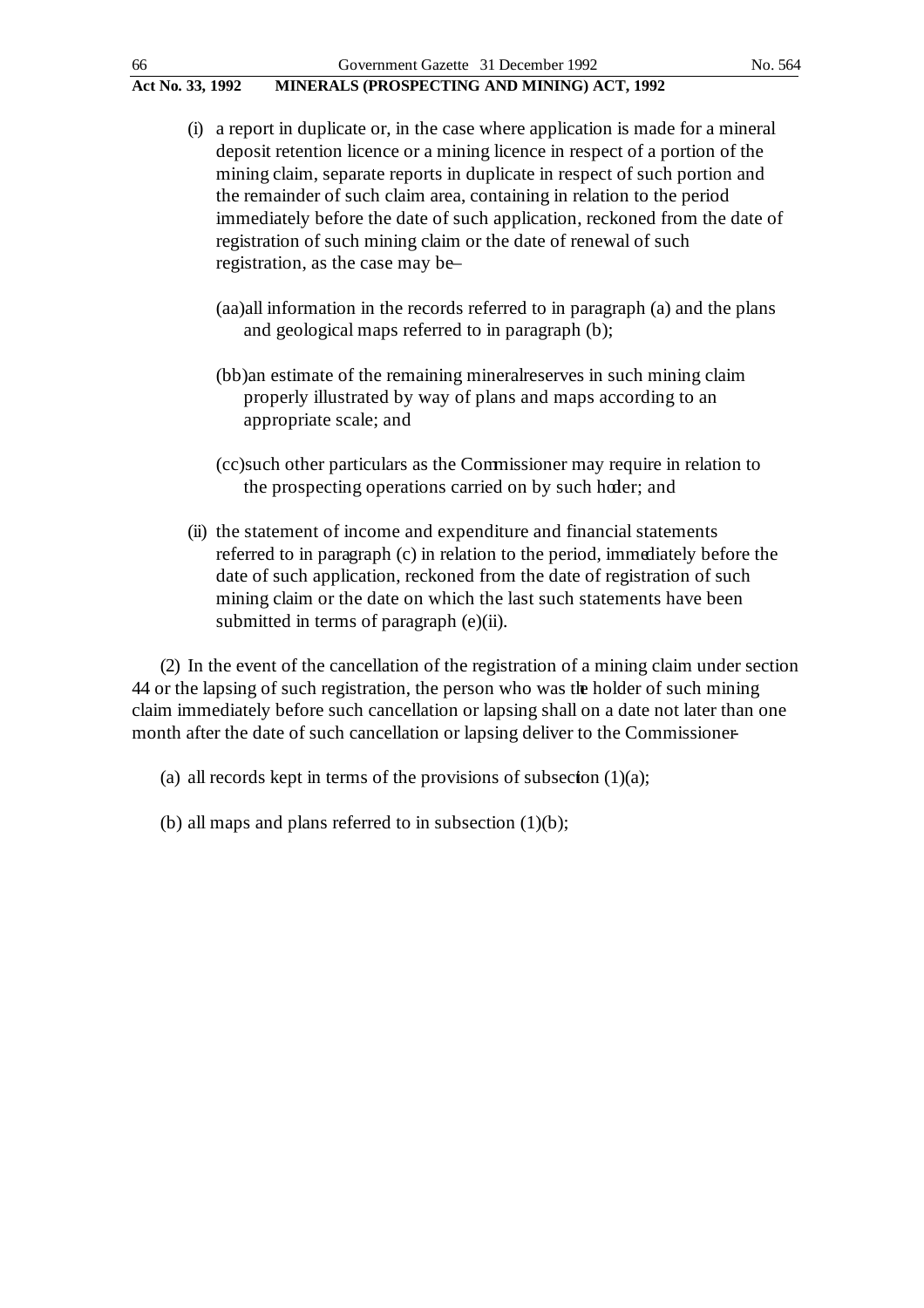(i) a report in duplicate or, in the case where application is made for a mineral deposit retention licence or a mining licence in respect of a portion of the mining claim, separate reports in duplicate in respect of such portion and the remainder of such claim area, containing in relation to the period immediately before the date of such application, reckoned from the date of registration of such mining claim or the date of renewal of such registration, as the case may be–

(aa) all information in the records referred to in paragraph (a) and the plans and geological maps referred to in paragraph (b);

(bb) an estimate of the remaining mineral reserves in such mining claim properly illustrated by way of plans and maps according to an appropriate scale; and

(cc) such other particulars as the Commissioner may require in relation to the prospecting operations carried on by such holder; and

(ii) the statement of income and expenditure and financial statements referred to in paragraph (c) in relation to the period, immediately before the date of such application, reckoned from the date of registration of such mining claim or the date on which the last such statements have been submitted in terms of paragraph (e)(ii).

(2) In the event of the cancellation of the registration of a mining claim under section 44 or the lapsing of such registration, the person who was the holder of such mining claim immediately before such cancellation or lapsing shall on a date not later than one month after the date of such cancellation or lapsing deliver to the Commissioner–

(a) all records kept in terms of the provisions of subsection (1)(a);

(b) all maps and plans referred to in subsection (1)(b);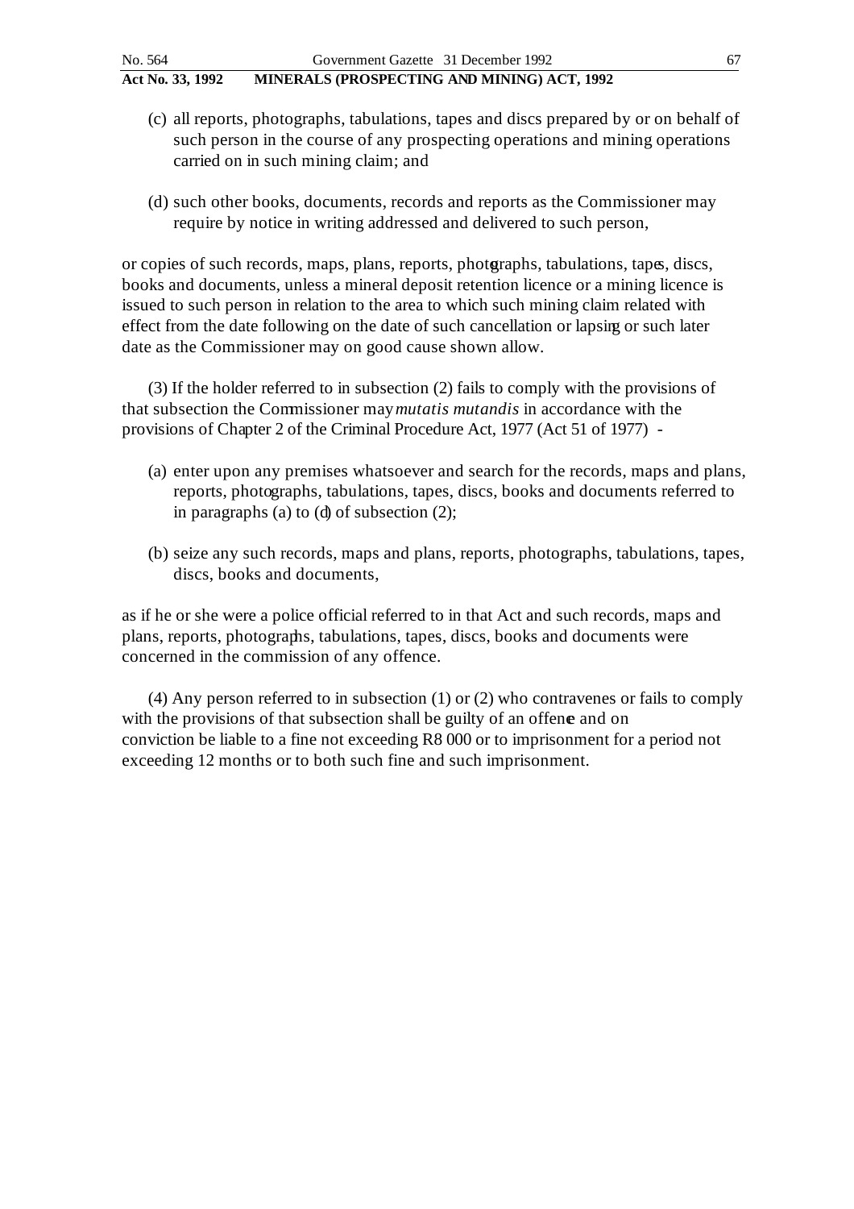(c) all reports, photographs, tabulations, tapes and discs prepared by or on behalf of such person in the course of any prospecting operations and mining operations carried on in such mining claim; and

(d) such other books, documents, records and reports as the Commissioner may require by notice in writing addressed and delivered to such person,

or copies of such records, maps, plans, reports, photographs, tabulations, tapes, discs, books and documents, unless a mineral deposit retention licence or a mining licence is issued to such person in relation to the area to which such mining claim related with effect from the date following on the date of such cancellation or lapsing or such later date as the Commissioner may on good cause shown allow.

(3) If the holder referred to in subsection (2) fails to comply with the provisions of that subsection the Commissioner may *mutatis mutandis* in accordance with the provisions of Chapter 2 of the Criminal Procedure Act, 1977 (Act 51 of 1977) -

(a) enter upon any premises whatsoever and search for the records, maps and plans, reports, photographs, tabulations, tapes, discs, books and documents referred to in paragraphs (a) to (d) of subsection (2);

(b) seize any such records, maps and plans, reports, photographs, tabulations, tapes, discs, books and documents,

as if he or she were a police official referred to in that Act and such records, maps and plans, reports, photographs, tabulations, tapes, discs, books and documents were concerned in the commission of any offence.

(4) Any person referred to in subsection (1) or (2) who contravenes or fails to comply with the provisions of that subsection shall be guilty of an offence and on conviction be liable to a fine not exceeding R8 000 or to imprisonment for a period not exceeding 12 months or to both such fine and such imprisonment.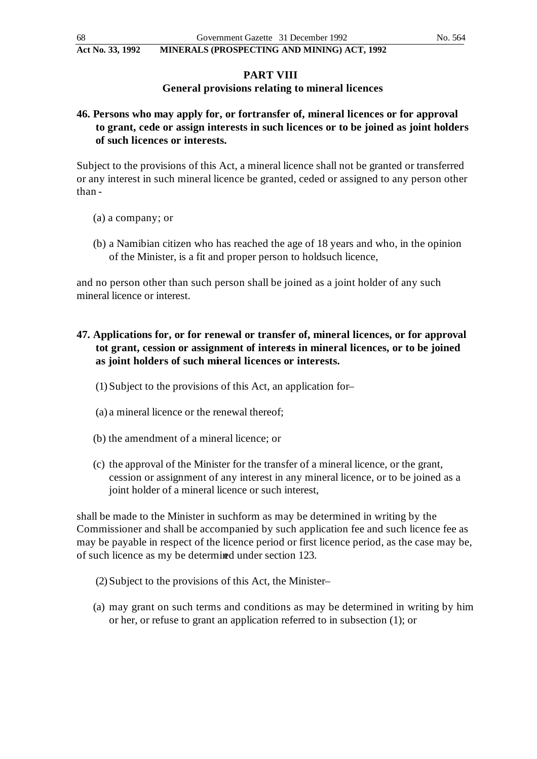## PART VIII

### General provisions relating to mineral licences

**46. Persons who may apply for, or fortransfer of, mineral licences or for approval to grant, cede or assign interests in such licences or to be joined as joint holders of such licences or interests.**

Subject to the provisions of this Act, a mineral licence shall not be granted or transferred or any interest in such mineral licence be granted, ceded or assigned to any person other than -

(a) a company; or

(b) a Namibian citizen who has reached the age of 18 years and who, in the opinion of the Minister, is a fit and proper person to holdsuch licence,

and no person other than such person shall be joined as a joint holder of any such mineral licence or interest.

**47. Applications for, or for renewal or transfer of, mineral licences, or for approval tot grant, cession or assignment of interests in mineral licences, or to be joined as joint holders of such mineral licences or interests.**

(1) Subject to the provisions of this Act, an application for–

(a) a mineral licence or the renewal thereof;

(b) the amendment of a mineral licence; or

(c) the approval of the Minister for the transfer of a mineral licence, or the grant, cession or assignment of any interest in any mineral licence, or to be joined as a joint holder of a mineral licence or such interest,

shall be made to the Minister in suchform as may be determined in writing by the Commissioner and shall be accompanied by such application fee and such licence fee as may be payable in respect of the licence period or first licence period, as the case may be, of such licence as my be determined under section 123.

(2) Subject to the provisions of this Act, the Minister–

(a) may grant on such terms and conditions as may be determined in writing by him or her, or refuse to grant an application referred to in subsection (1); or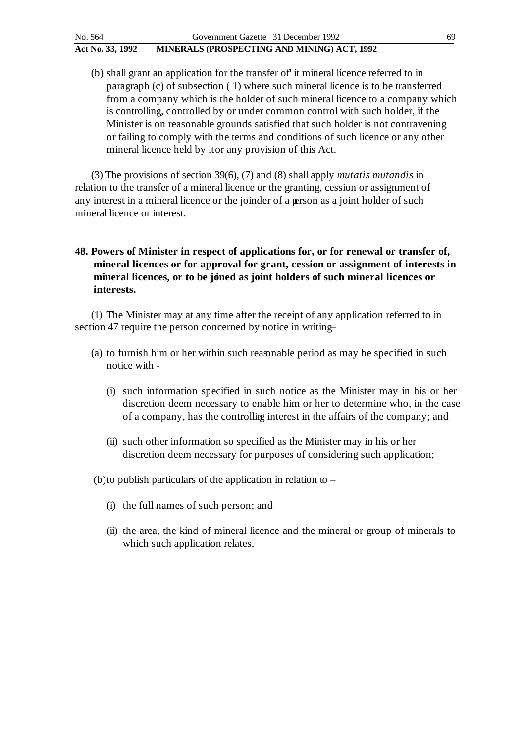(b) shall grant an application for the transfer of' it mineral licence referred to in paragraph (c) of subsection ( 1) where such mineral licence is to be transferred from a company which is the holder of such mineral licence to a company which is controlling, controlled by or under common control with such holder, if the Minister is on reasonable grounds satisfied that such holder is not contravening or failing to comply with the terms and conditions of such licence or any other mineral licence held by it or any provision of this Act.

(3) The provisions of section 39(6), (7) and (8) shall apply *mutatis mutandis* in relation to the transfer of a mineral licence or the granting, cession or assignment of any interest in a mineral licence or the joinder of a person as a joint holder of such mineral licence or interest.

**48. Powers of Minister in respect of applications for, or for renewal or transfer of, mineral licences or for approval for grant, cession or assignment of interests in mineral licences, or to be joined as joint holders of such mineral licences or interests.**

(1) The Minister may at any time after the receipt of any application referred to in section 47 require the person concerned by notice in writing–

(a) to furnish him or her within such reasonable period as may be specified in such notice with -

(i) such information specified in such notice as the Minister may in his or her discretion deem necessary to enable him or her to determine who, in the case of a company, has the controlling interest in the affairs of the company; and

(ii) such other information so specified as the Minister may in his or her discretion deem necessary for purposes of considering such application;

(b) to publish particulars of the application in relation to –

(i) the full names of such person; and

(ii) the area, the kind of mineral licence and the mineral or group of minerals to which such application relates,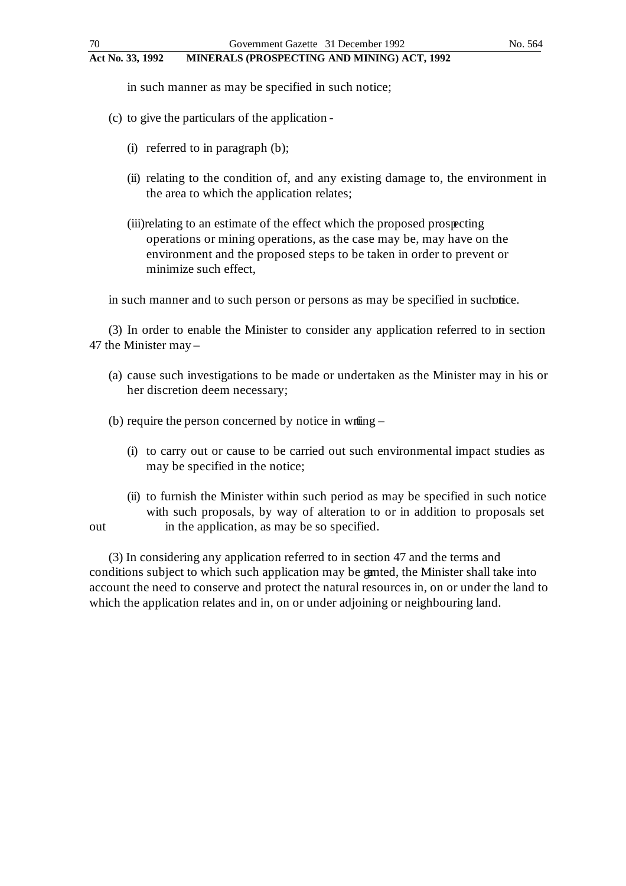in such manner as may be specified in such notice;

(c) to give the particulars of the application -

(i) referred to in paragraph (b);

(ii) relating to the condition of, and any existing damage to, the environment in the area to which the application relates;

(iii) relating to an estimate of the effect which the proposed prospecting operations or mining operations, as the case may be, may have on the environment and the proposed steps to be taken in order to prevent or minimize such effect,

in such manner and to such person or persons as may be specified in such notice.

(3) In order to enable the Minister to consider any application referred to in section 47 the Minister may –

(a) cause such investigations to be made or undertaken as the Minister may in his or her discretion deem necessary;

(b) require the person concerned by notice in writing –

(i) to carry out or cause to be carried out such environmental impact studies as may be specified in the notice;

(ii) to furnish the Minister within such period as may be specified in such notice with such proposals, by way of alteration to or in addition to proposals set out in the application, as may be so specified.

(3) In considering any application referred to in section 47 and the terms and conditions subject to which such application may be granted, the Minister shall take into account the need to conserve and protect the natural resources in, on or under the land to which the application relates and in, on or under adjoining or neighbouring land.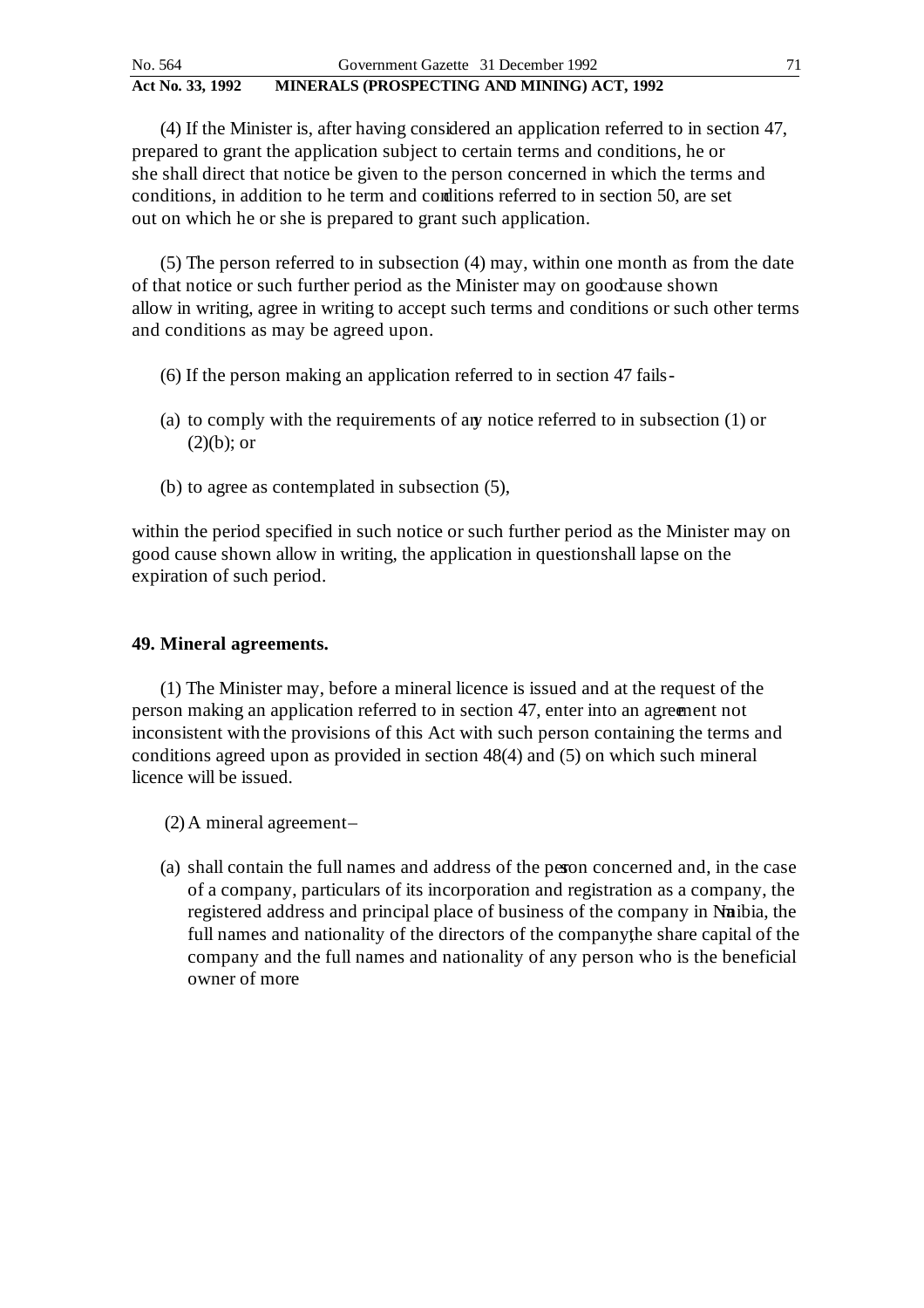(4) If the Minister is, after having considered an application referred to in section 47, prepared to grant the application subject to certain terms and conditions, he or she shall direct that notice be given to the person concerned in which the terms and conditions, in addition to he term and conditions referred to in section 50, are set out on which he or she is prepared to grant such application.

(5) The person referred to in subsection (4) may, within one month as from the date of that notice or such further period as the Minister may on good cause shown allow in writing, agree in writing to accept such terms and conditions or such other terms and conditions as may be agreed upon.

(6) If the person making an application referred to in section 47 fails-

(a) to comply with the requirements of any notice referred to in subsection (1) or (2)(b); or

(b) to agree as contemplated in subsection (5),

within the period specified in such notice or such further period as the Minister may on good cause shown allow in writing, the application in question shall lapse on the expiration of such period.

### 49. Mineral agreements.

(1) The Minister may, before a mineral licence is issued and at the request of the person making an application referred to in section 47, enter into an agreement not inconsistent with the provisions of this Act with such person containing the terms and conditions agreed upon as provided in section 48(4) and (5) on which such mineral licence will be issued.

(2) A mineral agreement –

(a) shall contain the full names and address of the person concerned and, in the case of a company, particulars of its incorporation and registration as a company, the registered address and principal place of business of the company in Namibia, the full names and nationality of the directors of the company, the share capital of the company and the full names and nationality of any person who is the beneficial owner of more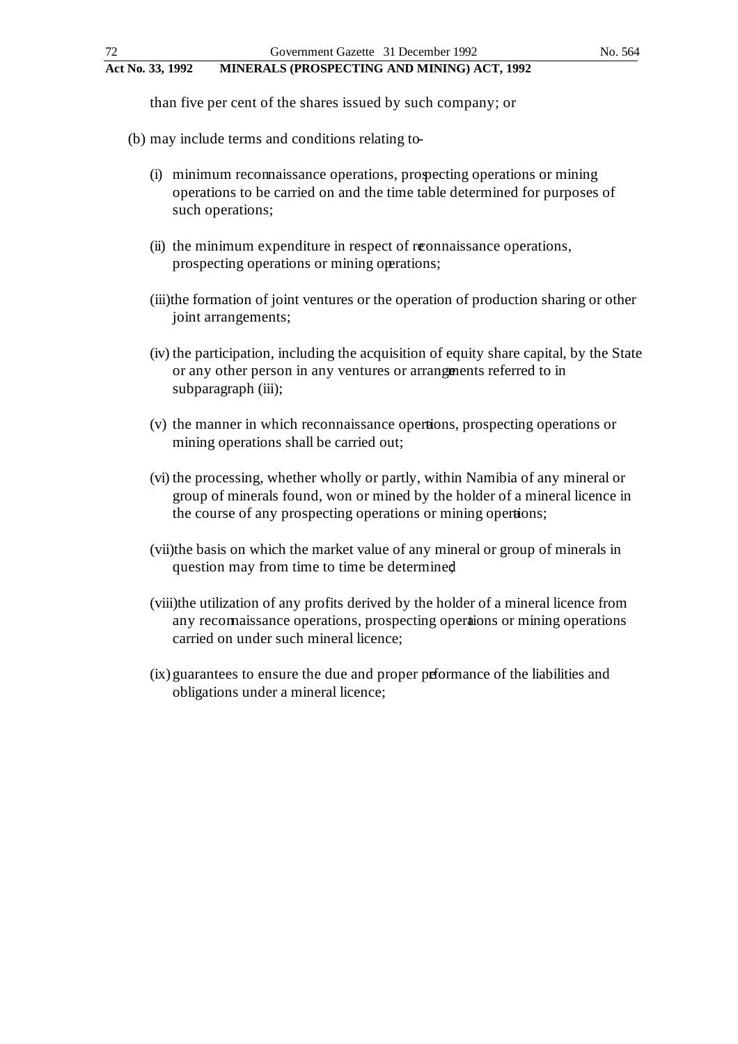than five per cent of the shares issued by such company; or

(b) may include terms and conditions relating to-

(i) minimum reconnaissance operations, prospecting operations or mining operations to be carried on and the time table determined for purposes of such operations;

(ii) the minimum expenditure in respect of reconnaissance operations, prospecting operations or mining operations;

(iii) the formation of joint ventures or the operation of production sharing or other joint arrangements;

(iv) the participation, including the acquisition of equity share capital, by the State or any other person in any ventures or arrangements referred to in subparagraph (iii);

(v) the manner in which reconnaissance operations, prospecting operations or mining operations shall be carried out;

(vi) the processing, whether wholly or partly, within Namibia of any mineral or group of minerals found, won or mined by the holder of a mineral licence in the course of any prospecting operations or mining operations;

(vii) the basis on which the market value of any mineral or group of minerals in question may from time to time be determined;

(viii) the utilization of any profits derived by the holder of a mineral licence from any reconnaissance operations, prospecting operations or mining operations carried on under such mineral licence;

(ix) guarantees to ensure the due and proper performance of the liabilities and obligations under a mineral licence;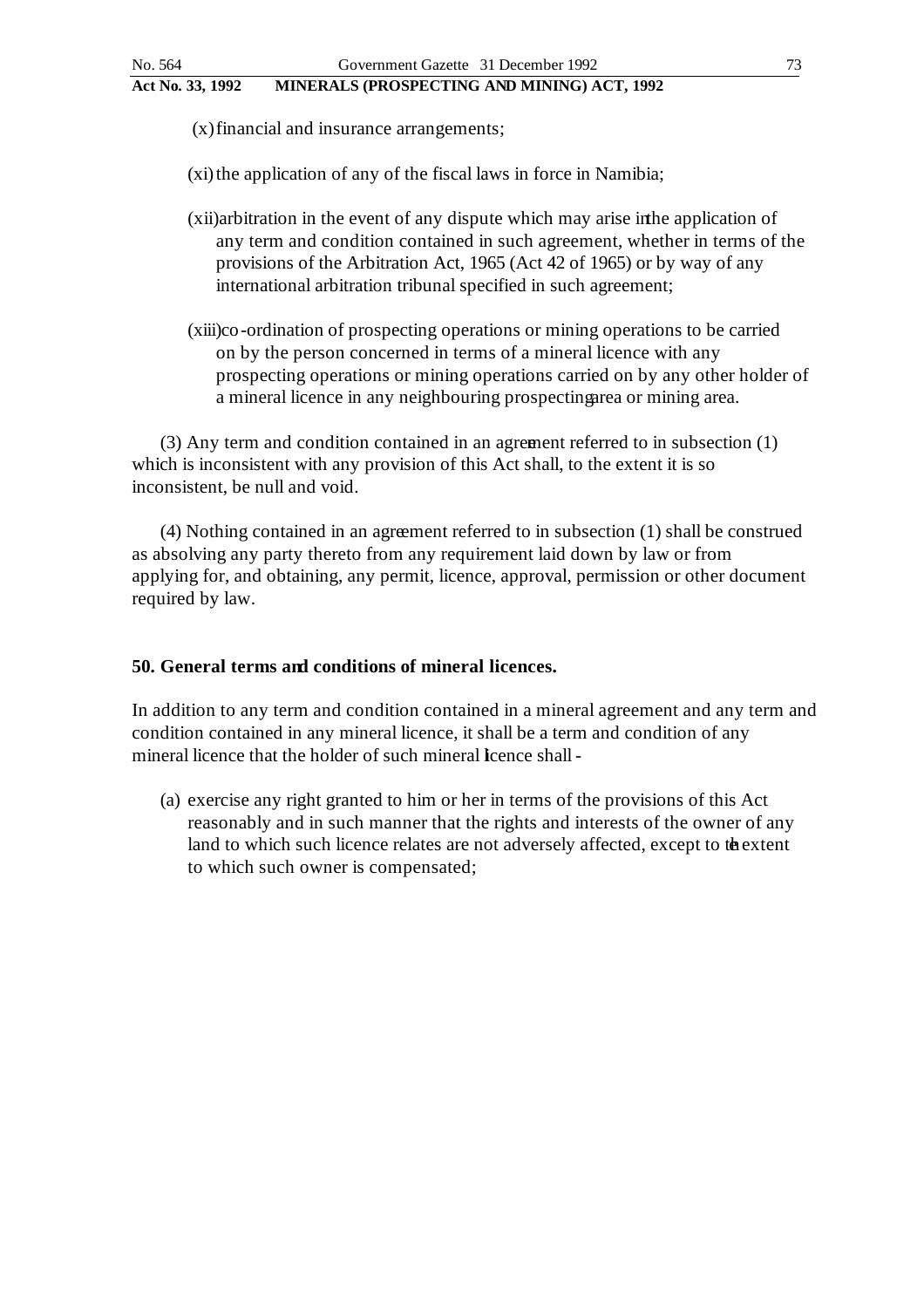(x) financial and insurance arrangements;

(xi) the application of any of the fiscal laws in force in Namibia;

(xii) arbitration in the event of any dispute which may arise in the application of any term and condition contained in such agreement, whether in terms of the provisions of the Arbitration Act, 1965 (Act 42 of 1965) or by way of any international arbitration tribunal specified in such agreement;

(xiii) co-ordination of prospecting operations or mining operations to be carried on by the person concerned in terms of a mineral licence with any prospecting operations or mining operations carried on by any other holder of a mineral licence in any neighbouring prospecting area or mining area.

(3) Any term and condition contained in an agreement referred to in subsection (1) which is inconsistent with any provision of this Act shall, to the extent it is so inconsistent, be null and void.

(4) Nothing contained in an agreement referred to in subsection (1) shall be construed as absolving any party thereto from any requirement laid down by law or from applying for, and obtaining, any permit, licence, approval, permission or other document required by law.

**50. General terms and conditions of mineral licences.**

In addition to any term and condition contained in a mineral agreement and any term and condition contained in any mineral licence, it shall be a term and condition of any mineral licence that the holder of such mineral licence shall -

(a) exercise any right granted to him or her in terms of the provisions of this Act reasonably and in such manner that the rights and interests of the owner of any land to which such licence relates are not adversely affected, except to the extent to which such owner is compensated;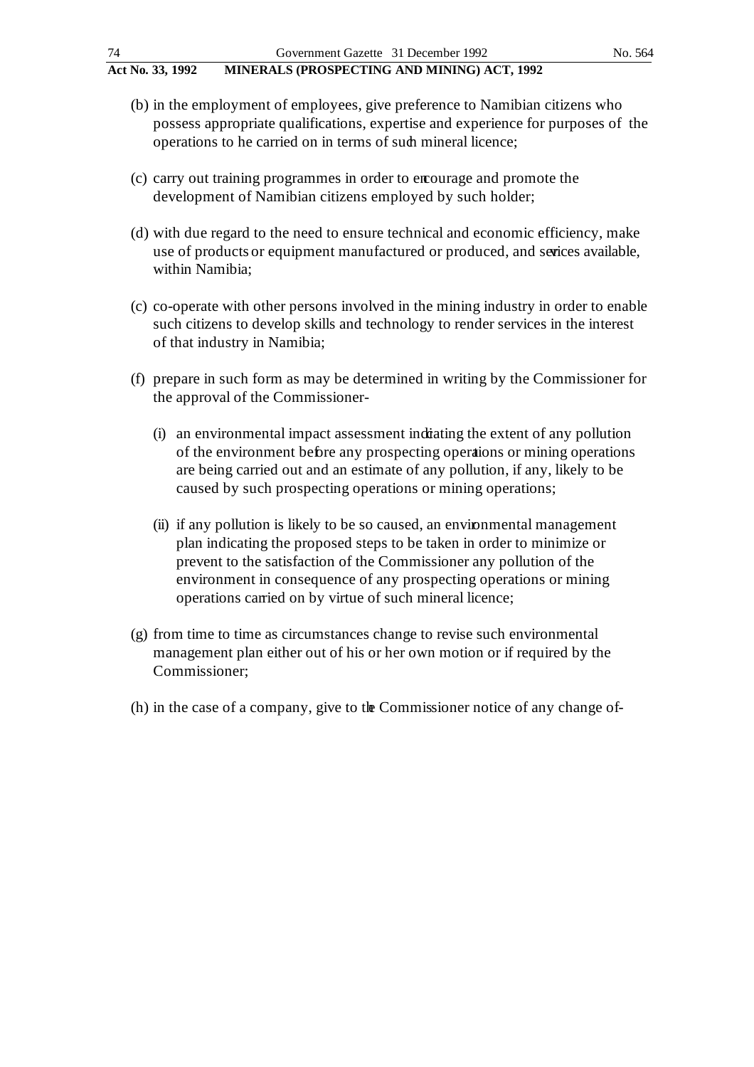(b) in the employment of employees, give preference to Namibian citizens who possess appropriate qualifications, expertise and experience for purposes of the operations to he carried on in terms of such mineral licence;

(c) carry out training programmes in order to encourage and promote the development of Namibian citizens employed by such holder;

(d) with due regard to the need to ensure technical and economic efficiency, make use of products or equipment manufactured or produced, and services available, within Namibia;

(c) co-operate with other persons involved in the mining industry in order to enable such citizens to develop skills and technology to render services in the interest of that industry in Namibia;

(f) prepare in such form as may be determined in writing by the Commissioner for the approval of the Commissioner-

(i) an environmental impact assessment indicating the extent of any pollution of the environment before any prospecting operations or mining operations are being carried out and an estimate of any pollution, if any, likely to be caused by such prospecting operations or mining operations;

(ii) if any pollution is likely to be so caused, an environmental management plan indicating the proposed steps to be taken in order to minimize or prevent to the satisfaction of the Commissioner any pollution of the environment in consequence of any prospecting operations or mining operations carried on by virtue of such mineral licence;

(g) from time to time as circumstances change to revise such environmental management plan either out of his or her own motion or if required by the Commissioner;

(h) in the case of a company, give to the Commissioner notice of any change of-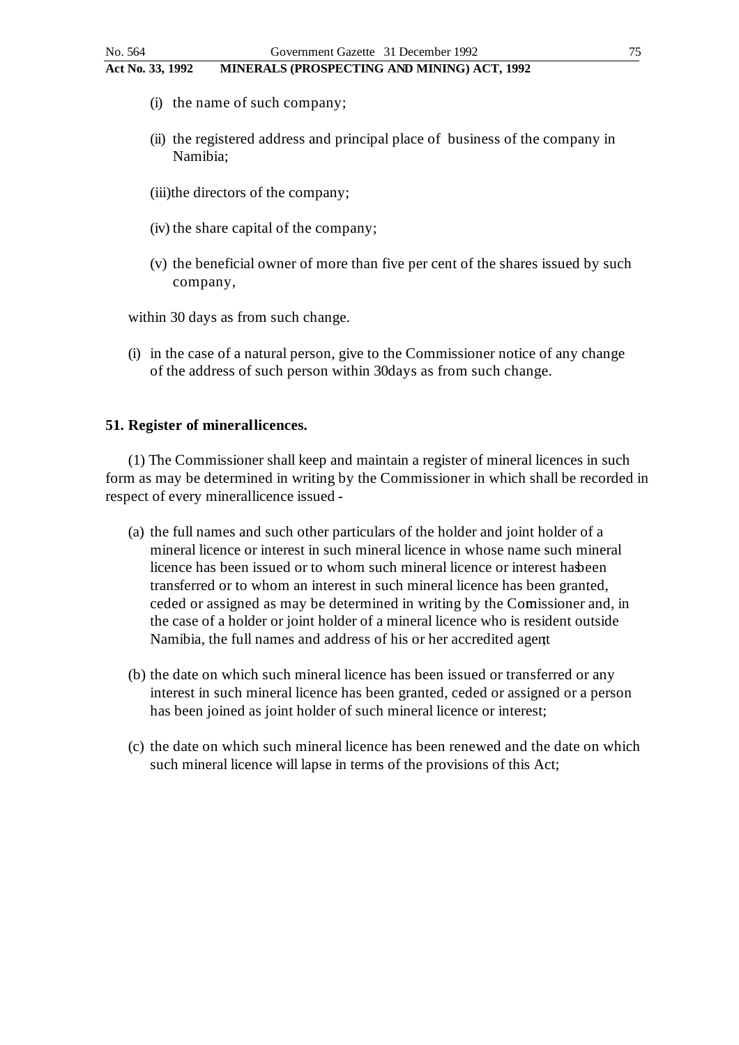(i) the name of such company;

(ii) the registered address and principal place of business of the company in Namibia;

(iii) the directors of the company;

(iv) the share capital of the company;

(v) the beneficial owner of more than five per cent of the shares issued by such company,

within 30 days as from such change.

(i) in the case of a natural person, give to the Commissioner notice of any change of the address of such person within 30 days as from such change.

**51. Register of mineral licences.**

(1) The Commissioner shall keep and maintain a register of mineral licences in such form as may be determined in writing by the Commissioner in which shall be recorded in respect of every mineral licence issued -

(a) the full names and such other particulars of the holder and joint holder of a mineral licence or interest in such mineral licence in whose name such mineral licence has been issued or to whom such mineral licence or interest has been transferred or to whom an interest in such mineral licence has been granted, ceded or assigned as may be determined in writing by the Commissioner and, in the case of a holder or joint holder of a mineral licence who is resident outside Namibia, the full names and address of his or her accredited agent;

(b) the date on which such mineral licence has been issued or transferred or any interest in such mineral licence has been granted, ceded or assigned or a person has been joined as joint holder of such mineral licence or interest;

(c) the date on which such mineral licence has been renewed and the date on which such mineral licence will lapse in terms of the provisions of this Act;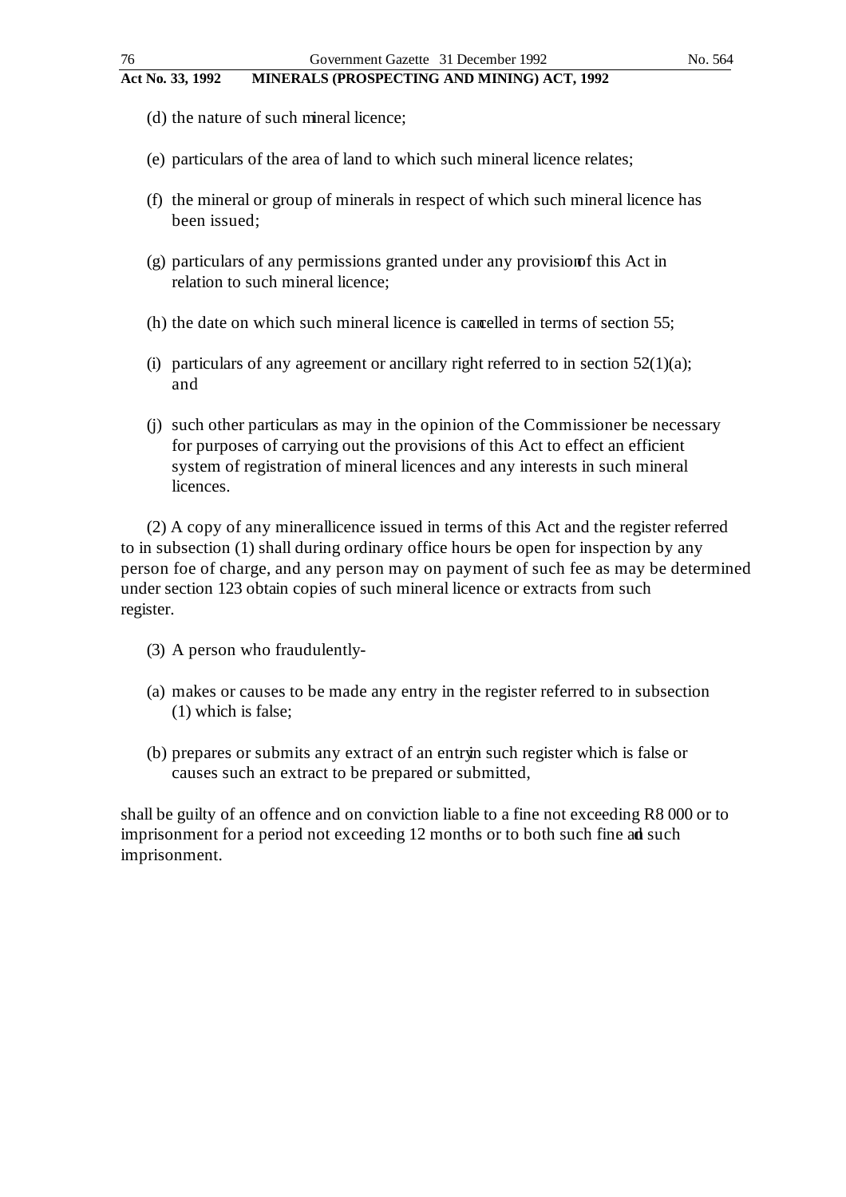(d) the nature of such mineral licence;

(e) particulars of the area of land to which such mineral licence relates;

(f) the mineral or group of minerals in respect of which such mineral licence has been issued;

(g) particulars of any permissions granted under any provision of this Act in relation to such mineral licence;

(h) the date on which such mineral licence is cancelled in terms of section 55;

(i) particulars of any agreement or ancillary right referred to in section 52(1)(a); and

(j) such other particulars as may in the opinion of the Commissioner be necessary for purposes of carrying out the provisions of this Act to effect an efficient system of registration of mineral licences and any interests in such mineral licences.

(2) A copy of any mineral licence issued in terms of this Act and the register referred to in subsection (1) shall during ordinary office hours be open for inspection by any person foe of charge, and any person may on payment of such fee as may be determined under section 123 obtain copies of such mineral licence or extracts from such register.

(3) A person who fraudulently-

(a) makes or causes to be made any entry in the register referred to in subsection (1) which is false;

(b) prepares or submits any extract of an entry in such register which is false or causes such an extract to be prepared or submitted,

shall be guilty of an offence and on conviction liable to a fine not exceeding R8 000 or to imprisonment for a period not exceeding 12 months or to both such fine and such imprisonment.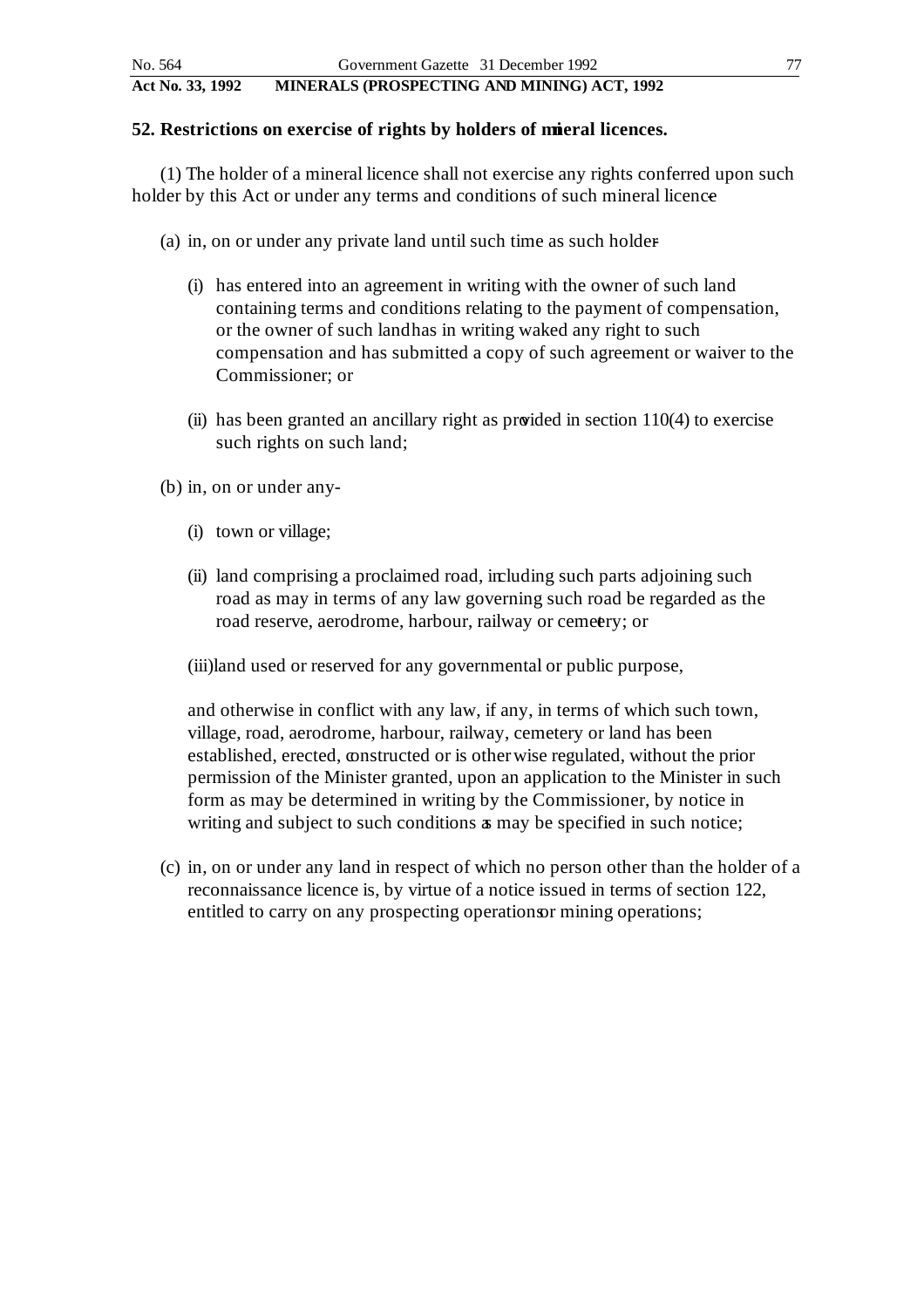## 52. Restrictions on exercise of rights by holders of mineral licences.

(1) The holder of a mineral licence shall not exercise any rights conferred upon such holder by this Act or under any terms and conditions of such mineral licence -

(a) in, on or under any private land until such time as such holder -

(i) has entered into an agreement in writing with the owner of such land containing terms and conditions relating to the payment of compensation, or the owner of such land has in writing waived any right to such compensation and has submitted a copy of such agreement or waiver to the Commissioner; or

(ii) has been granted an ancillary right as provided in section 110(4) to exercise such rights on such land;

(b) in, on or under any-

(i) town or village;

(ii) land comprising a proclaimed road, including such parts adjoining such road as may in terms of any law governing such road be regarded as the road reserve, aerodrome, harbour, railway or cemetery; or

(iii) land used or reserved for any governmental or public purpose,

and otherwise in conflict with any law, if any, in terms of which such town, village, road, aerodrome, harbour, railway, cemetery or land has been established, erected, constructed or is otherwise regulated, without the prior permission of the Minister granted, upon an application to the Minister in such form as may be determined in writing by the Commissioner, by notice in writing and subject to such conditions as may be specified in such notice;

(c) in, on or under any land in respect of which no person other than the holder of a reconnaissance licence is, by virtue of a notice issued in terms of section 122, entitled to carry on any prospecting operations or mining operations;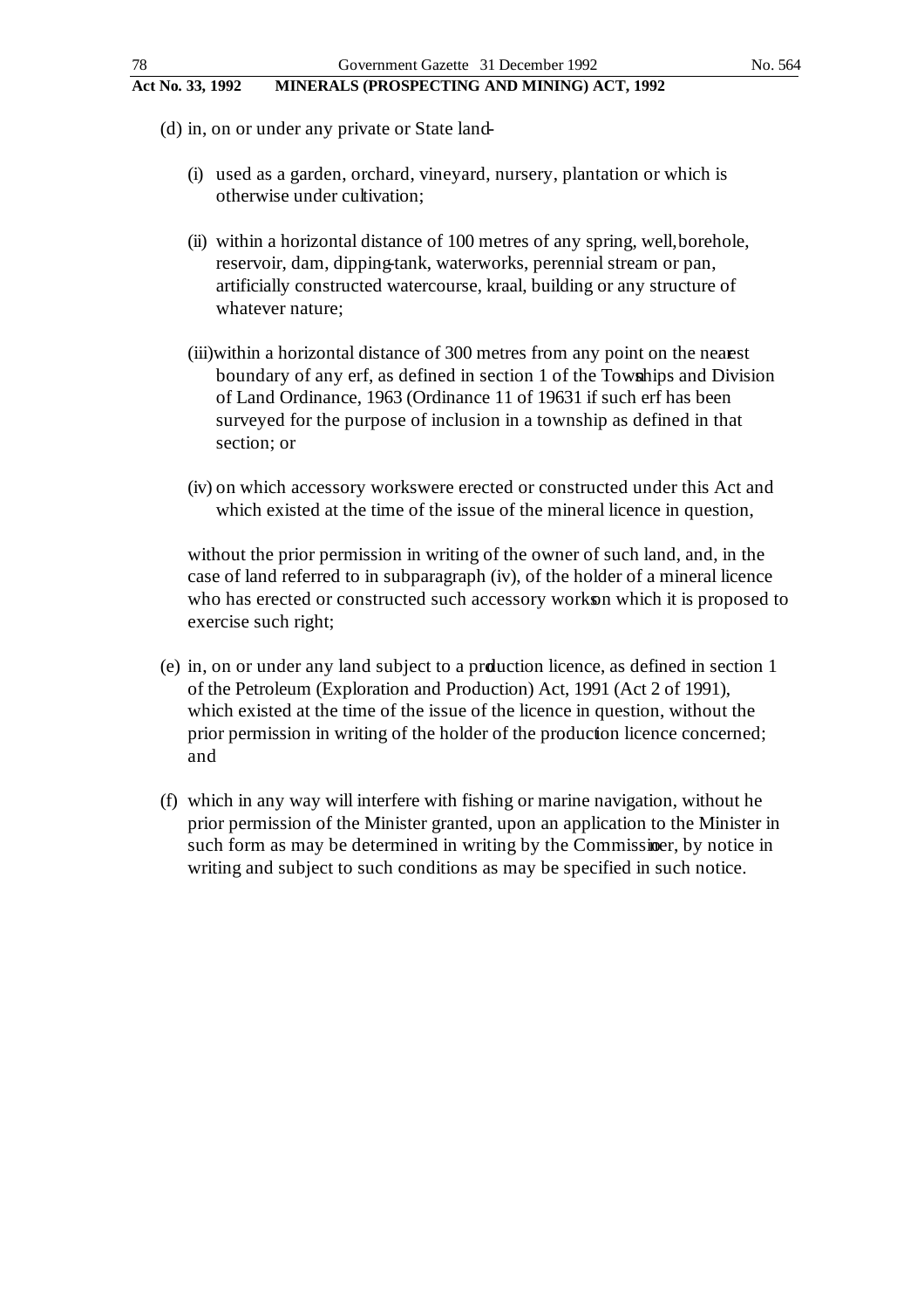(d) in, on or under any private or State land-

(i) used as a garden, orchard, vineyard, nursery, plantation or which is otherwise under cultivation;

(ii) within a horizontal distance of 100 metres of any spring, well, borehole, reservoir, dam, dipping-tank, waterworks, perennial stream or pan, artificially constructed watercourse, kraal, building or any structure of whatever nature;

(iii) within a horizontal distance of 300 metres from any point on the nearest boundary of any erf, as defined in section 1 of the Townships and Division of Land Ordinance, 1963 (Ordinance 11 of 19631 if such erf has been surveyed for the purpose of inclusion in a township as defined in that section; or

(iv) on which accessory works were erected or constructed under this Act and which existed at the time of the issue of the mineral licence in question,

without the prior permission in writing of the owner of such land, and, in the case of land referred to in subparagraph (iv), of the holder of a mineral licence who has erected or constructed such accessory works on which it is proposed to exercise such right;

(e) in, on or under any land subject to a production licence, as defined in section 1 of the Petroleum (Exploration and Production) Act, 1991 (Act 2 of 1991), which existed at the time of the issue of the licence in question, without the prior permission in writing of the holder of the production licence concerned; and

(f) which in any way will interfere with fishing or marine navigation, without he prior permission of the Minister granted, upon an application to the Minister in such form as may be determined in writing by the Commissioner, by notice in writing and subject to such conditions as may be specified in such notice.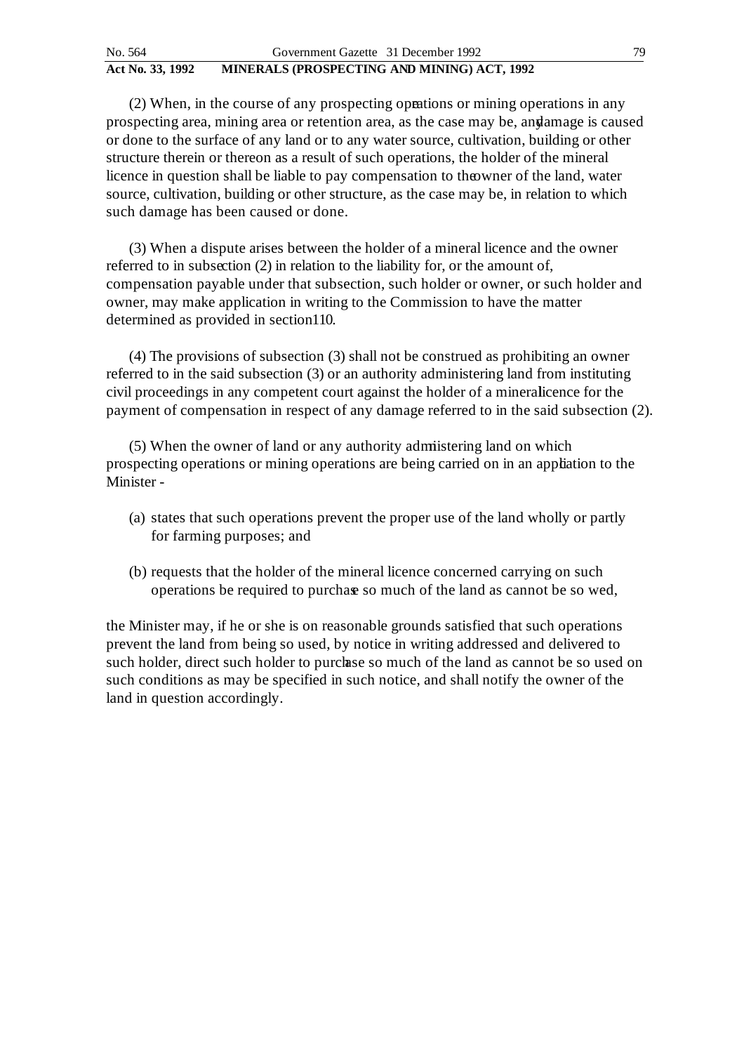(2) When, in the course of any prospecting operations or mining operations in any prospecting area, mining area or retention area, as the case may be, any damage is caused or done to the surface of any land or to any water source, cultivation, building or other structure therein or thereon as a result of such operations, the holder of the mineral licence in question shall be liable to pay compensation to the owner of the land, water source, cultivation, building or other structure, as the case may be, in relation to which such damage has been caused or done.

(3) When a dispute arises between the holder of a mineral licence and the owner referred to in subsection (2) in relation to the liability for, or the amount of, compensation payable under that subsection, such holder or owner, or such holder and owner, may make application in writing to the Commission to have the matter determined as provided in section 110.

(4) The provisions of subsection (3) shall not be construed as prohibiting an owner referred to in the said subsection (3) or an authority administering land from instituting civil proceedings in any competent court against the holder of a mineral licence for the payment of compensation in respect of any damage referred to in the said subsection (2).

(5) When the owner of land or any authority administering land on which prospecting operations or mining operations are being carried on in an application to the Minister -

(a) states that such operations prevent the proper use of the land wholly or partly for farming purposes; and

(b) requests that the holder of the mineral licence concerned carrying on such operations be required to purchase so much of the land as cannot be so used,

the Minister may, if he or she is on reasonable grounds satisfied that such operations prevent the land from being so used, by notice in writing addressed and delivered to such holder, direct such holder to purchase so much of the land as cannot be so used on such conditions as may be specified in such notice, and shall notify the owner of the land in question accordingly.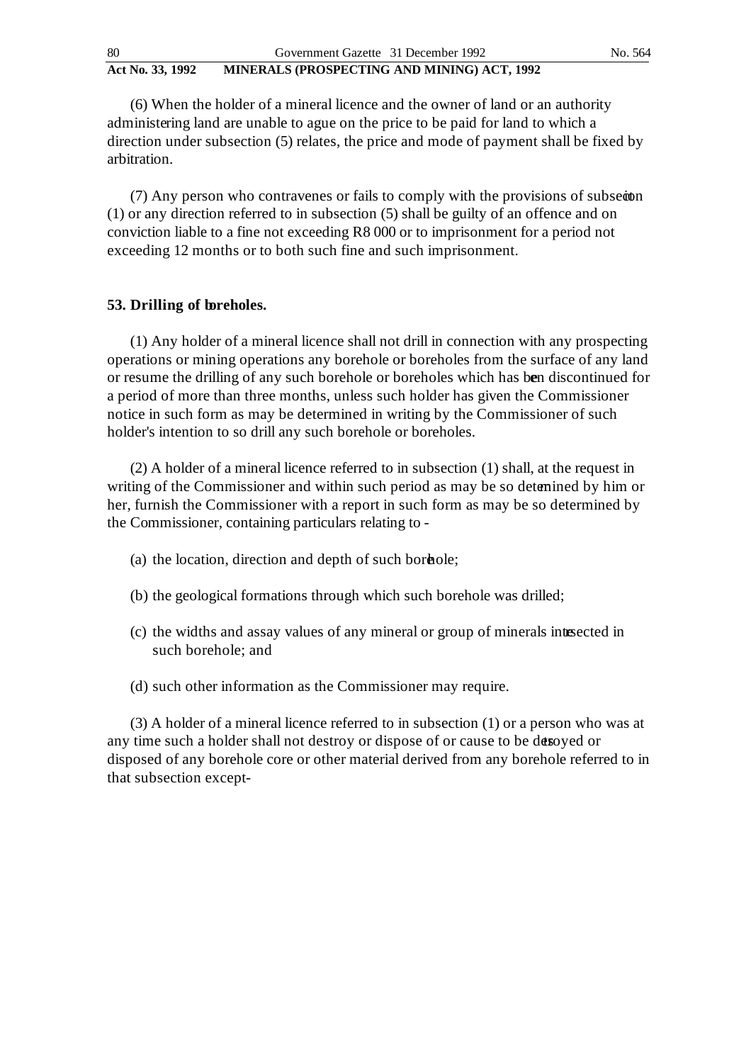(6) When the holder of a mineral licence and the owner of land or an authority administering land are unable to ague on the price to be paid for land to which a direction under subsection (5) relates, the price and mode of payment shall be fixed by arbitration.

(7) Any person who contravenes or fails to comply with the provisions of subsection (1) or any direction referred to in subsection (5) shall be guilty of an offence and on conviction liable to a fine not exceeding R8 000 or to imprisonment for a period not exceeding 12 months or to both such fine and such imprisonment.

**53. Drilling of boreholes.**

(1) Any holder of a mineral licence shall not drill in connection with any prospecting operations or mining operations any borehole or boreholes from the surface of any land or resume the drilling of any such borehole or boreholes which has been discontinued for a period of more than three months, unless such holder has given the Commissioner notice in such form as may be determined in writing by the Commissioner of such holder's intention to so drill any such borehole or boreholes.

(2) A holder of a mineral licence referred to in subsection (1) shall, at the request in writing of the Commissioner and within such period as may be so determined by him or her, furnish the Commissioner with a report in such form as may be so determined by the Commissioner, containing particulars relating to -

(a) the location, direction and depth of such borehole;

(b) the geological formations through which such borehole was drilled;

(c) the widths and assay values of any mineral or group of minerals intersected in such borehole; and

(d) such other information as the Commissioner may require.

(3) A holder of a mineral licence referred to in subsection (1) or a person who was at any time such a holder shall not destroy or dispose of or cause to be destroyed or disposed of any borehole core or other material derived from any borehole referred to in that subsection except-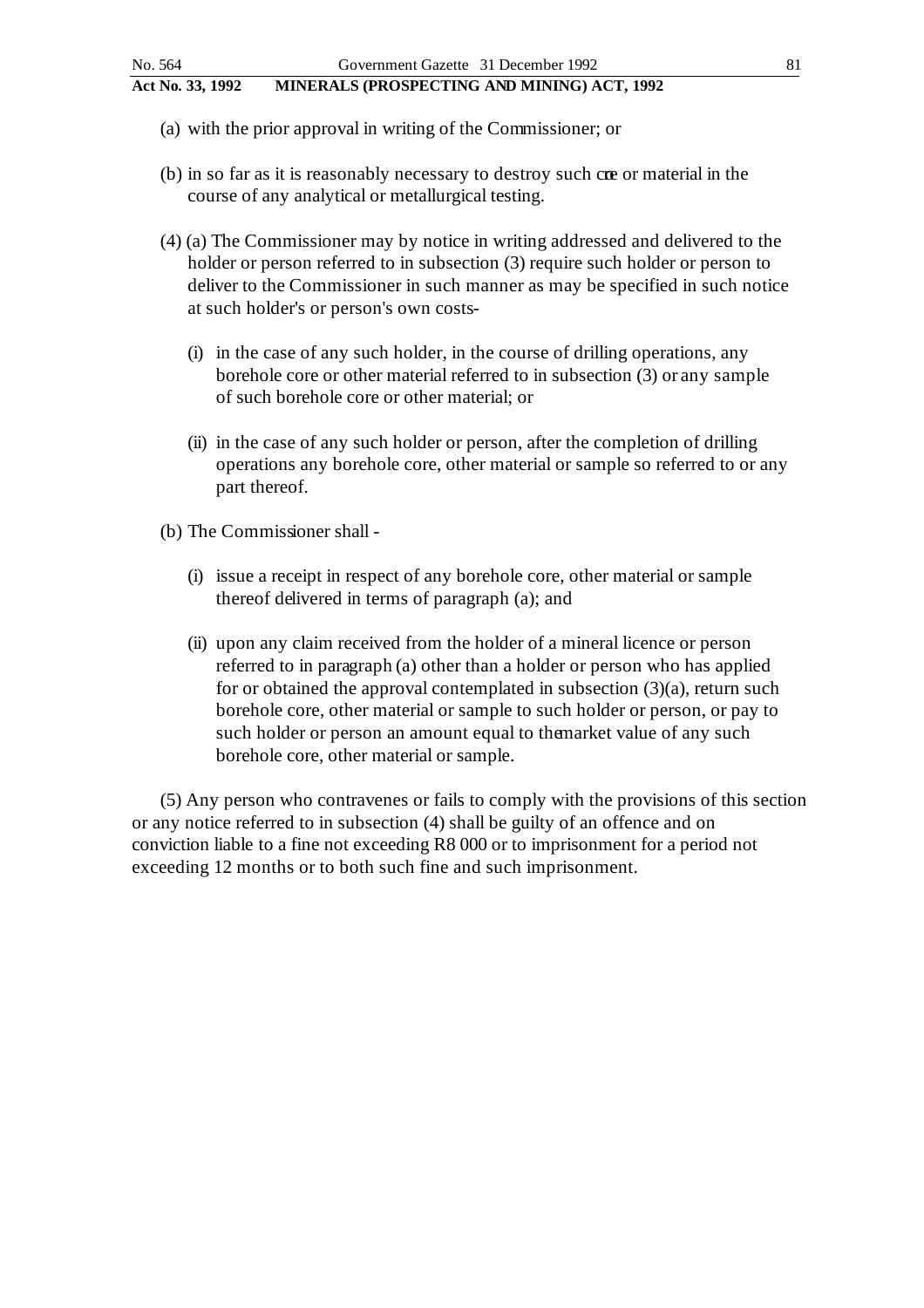(a) with the prior approval in writing of the Commissioner; or

(b) in so far as it is reasonably necessary to destroy such core or material in the course of any analytical or metallurgical testing.

(4) (a) The Commissioner may by notice in writing addressed and delivered to the holder or person referred to in subsection (3) require such holder or person to deliver to the Commissioner in such manner as may be specified in such notice at such holder's or person's own costs-

(i) in the case of any such holder, in the course of drilling operations, any borehole core or other material referred to in subsection (3) or any sample of such borehole core or other material; or

(ii) in the case of any such holder or person, after the completion of drilling operations any borehole core, other material or sample so referred to or any part thereof.

(b) The Commissioner shall -

(i) issue a receipt in respect of any borehole core, other material or sample thereof delivered in terms of paragraph (a); and

(ii) upon any claim received from the holder of a mineral licence or person referred to in paragraph (a) other than a holder or person who has applied for or obtained the approval contemplated in subsection (3)(a), return such borehole core, other material or sample to such holder or person, or pay to such holder or person an amount equal to the market value of any such borehole core, other material or sample.

(5) Any person who contravenes or fails to comply with the provisions of this section or any notice referred to in subsection (4) shall be guilty of an offence and on conviction liable to a fine not exceeding R8 000 or to imprisonment for a period not exceeding 12 months or to both such fine and such imprisonment.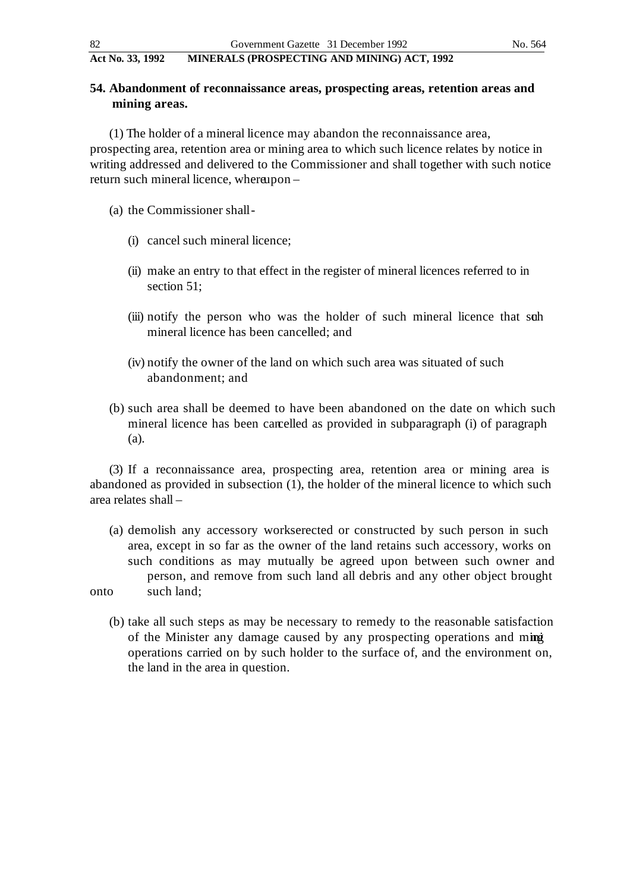## 54. Abandonment of reconnaissance areas, prospecting areas, retention areas and mining areas.

(1) The holder of a mineral licence may abandon the reconnaissance area, prospecting area, retention area or mining area to which such licence relates by notice in writing addressed and delivered to the Commissioner and shall together with such notice return such mineral licence, whereupon –

(a) the Commissioner shall -

(i) cancel such mineral licence;

(ii) make an entry to that effect in the register of mineral licences referred to in section 51;

(iii) notify the person who was the holder of such mineral licence that such mineral licence has been cancelled; and

(iv) notify the owner of the land on which such area was situated of such abandonment; and

(b) such area shall be deemed to have been abandoned on the date on which such mineral licence has been cancelled as provided in subparagraph (i) of paragraph (a).

(3) If a reconnaissance area, prospecting area, retention area or mining area is abandoned as provided in subsection (1), the holder of the mineral licence to which such area relates shall –

(a) demolish any accessory works erected or constructed by such person in such area, except in so far as the owner of the land retains such accessory, works on such conditions as may mutually be agreed upon between such owner and person, and remove from such land all debris and any other object brought onto such land;

(b) take all such steps as may be necessary to remedy to the reasonable satisfaction of the Minister any damage caused by any prospecting operations and mining operations carried on by such holder to the surface of, and the environment on, the land in the area in question.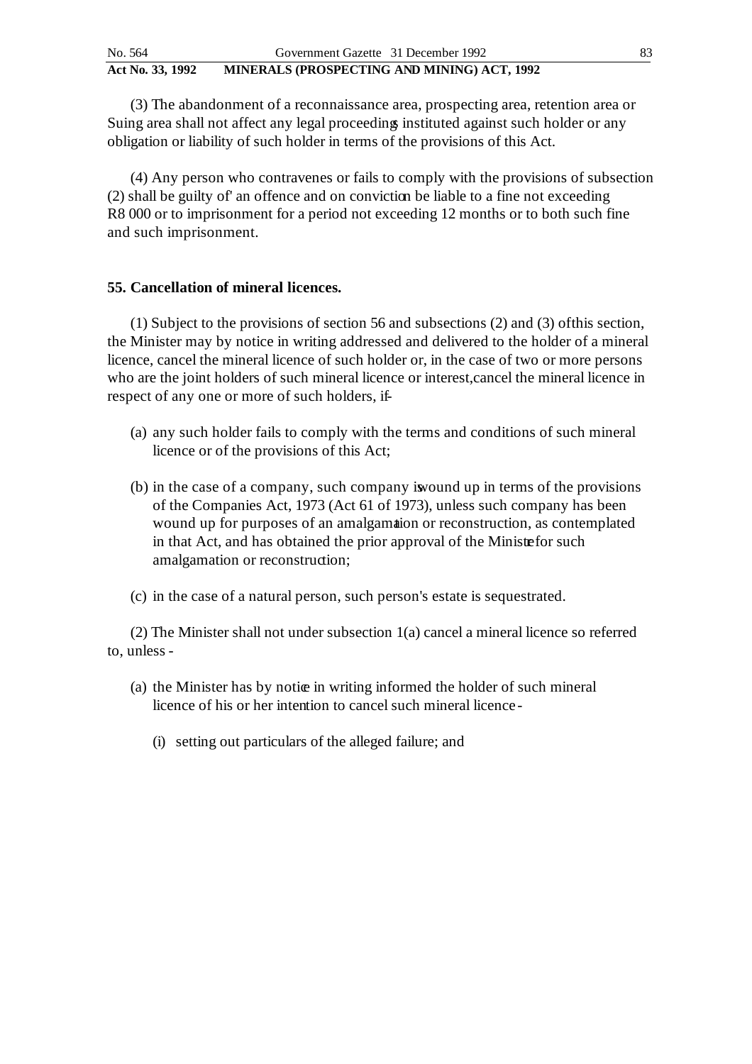(3) The abandonment of a reconnaissance area, prospecting area, retention area or Suing area shall not affect any legal proceedings instituted against such holder or any obligation or liability of such holder in terms of the provisions of this Act.

(4) Any person who contravenes or fails to comply with the provisions of subsection (2) shall be guilty of' an offence and on conviction be liable to a fine not exceeding R8 000 or to imprisonment for a period not exceeding 12 months or to both such fine and such imprisonment.

### 55. Cancellation of mineral licences.

(1) Subject to the provisions of section 56 and subsections (2) and (3) ofthis section, the Minister may by notice in writing addressed and delivered to the holder of a mineral licence, cancel the mineral licence of such holder or, in the case of two or more persons who are the joint holders of such mineral licence or interest,cancel the mineral licence in respect of any one or more of such holders, if-

(a) any such holder fails to comply with the terms and conditions of such mineral licence or of the provisions of this Act;

(b) in the case of a company, such company is wound up in terms of the provisions of the Companies Act, 1973 (Act 61 of 1973), unless such company has been wound up for purposes of an amalgamation or reconstruction, as contemplated in that Act, and has obtained the prior approval of the Minister for such amalgamation or reconstruction;

(c) in the case of a natural person, such person's estate is sequestrated.

(2) The Minister shall not under subsection 1(a) cancel a mineral licence so referred to, unless -

(a) the Minister has by notice in writing informed the holder of such mineral licence of his or her intention to cancel such mineral licence -

(i) setting out particulars of the alleged failure; and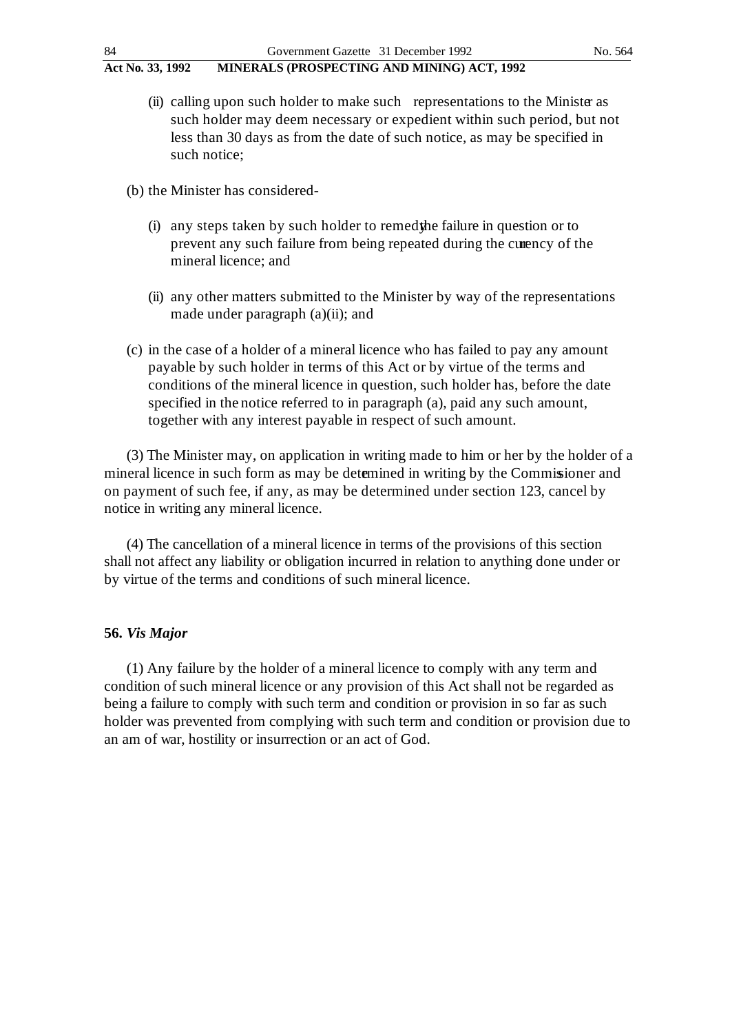(ii) calling upon such holder to make such representations to the Minister as such holder may deem necessary or expedient within such period, but not less than 30 days as from the date of such notice, as may be specified in such notice;

(b) the Minister has considered-

(i) any steps taken by such holder to remedy the failure in question or to prevent any such failure from being repeated during the currency of the mineral licence; and

(ii) any other matters submitted to the Minister by way of the representations made under paragraph (a)(ii); and

(c) in the case of a holder of a mineral licence who has failed to pay any amount payable by such holder in terms of this Act or by virtue of the terms and conditions of the mineral licence in question, such holder has, before the date specified in the notice referred to in paragraph (a), paid any such amount, together with any interest payable in respect of such amount.

(3) The Minister may, on application in writing made to him or her by the holder of a mineral licence in such form as may be determined in writing by the Commissioner and on payment of such fee, if any, as may be determined under section 123, cancel by notice in writing any mineral licence.

(4) The cancellation of a mineral licence in terms of the provisions of this section shall not affect any liability or obligation incurred in relation to anything done under or by virtue of the terms and conditions of such mineral licence.

**56.** ***Vis Major***

(1) Any failure by the holder of a mineral licence to comply with any term and condition of such mineral licence or any provision of this Act shall not be regarded as being a failure to comply with such term and condition or provision in so far as such holder was prevented from complying with such term and condition or provision due to an am of war, hostility or insurrection or an act of God.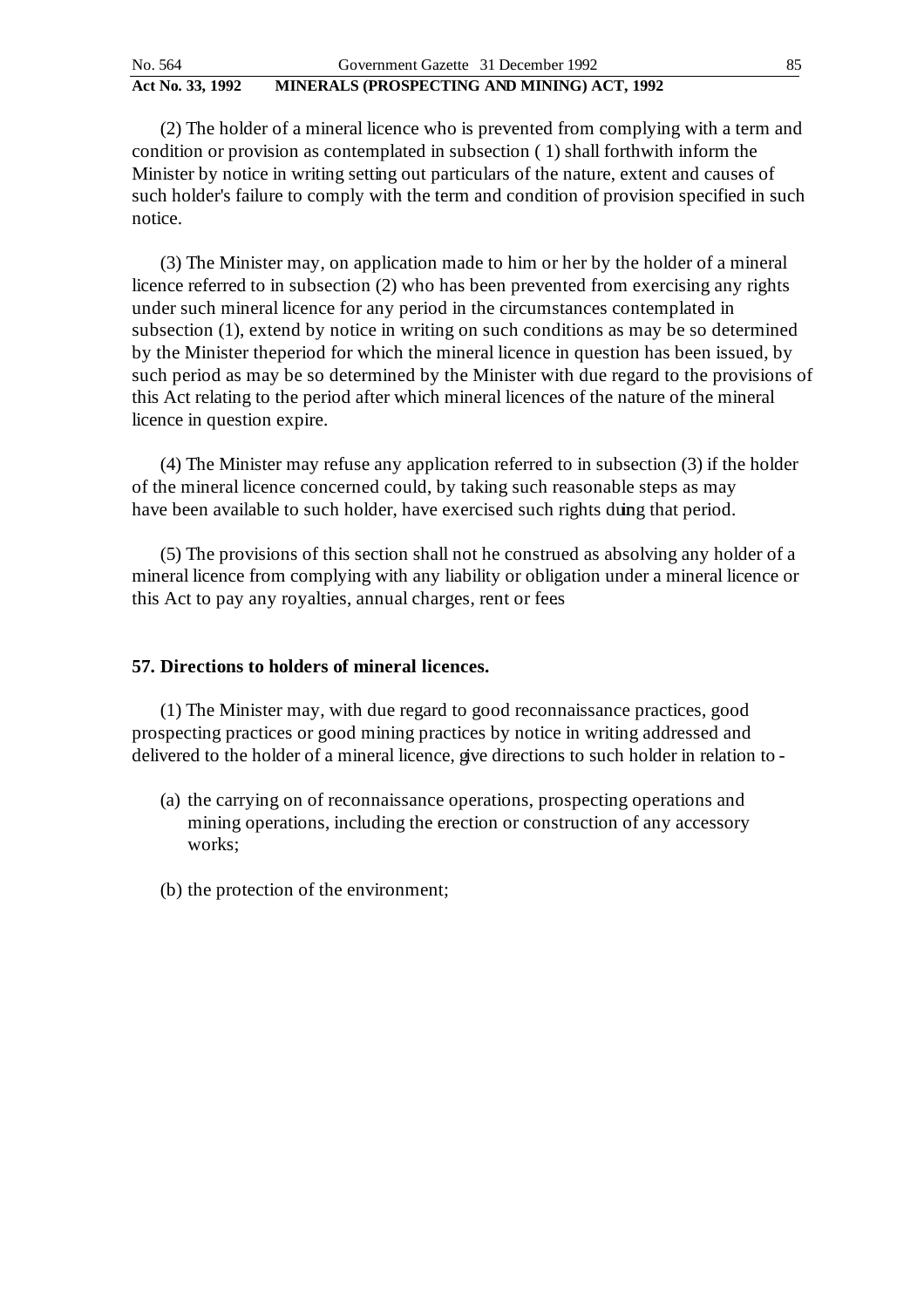(2) The holder of a mineral licence who is prevented from complying with a term and condition or provision as contemplated in subsection ( 1) shall forthwith inform the Minister by notice in writing setting out particulars of the nature, extent and causes of such holder's failure to comply with the term and condition of provision specified in such notice.

(3) The Minister may, on application made to him or her by the holder of a mineral licence referred to in subsection (2) who has been prevented from exercising any rights under such mineral licence for any period in the circumstances contemplated in subsection (1), extend by notice in writing on such conditions as may be so determined by the Minister theperiod for which the mineral licence in question has been issued, by such period as may be so determined by the Minister with due regard to the provisions of this Act relating to the period after which mineral licences of the nature of the mineral licence in question expire.

(4) The Minister may refuse any application referred to in subsection (3) if the holder of the mineral licence concerned could, by taking such reasonable steps as may have been available to such holder, have exercised such rights duing that period.

(5) The provisions of this section shall not he construed as absolving any holder of a mineral licence from complying with any liability or obligation under a mineral licence or this Act to pay any royalties, annual charges, rent or fees

**57. Directions to holders of mineral licences.**

(1) The Minister may, with due regard to good reconnaissance practices, good prospecting practices or good mining practices by notice in writing addressed and delivered to the holder of a mineral licence, give directions to such holder in relation to -

(a) the carrying on of reconnaissance operations, prospecting operations and mining operations, including the erection or construction of any accessory works;

(b) the protection of the environment;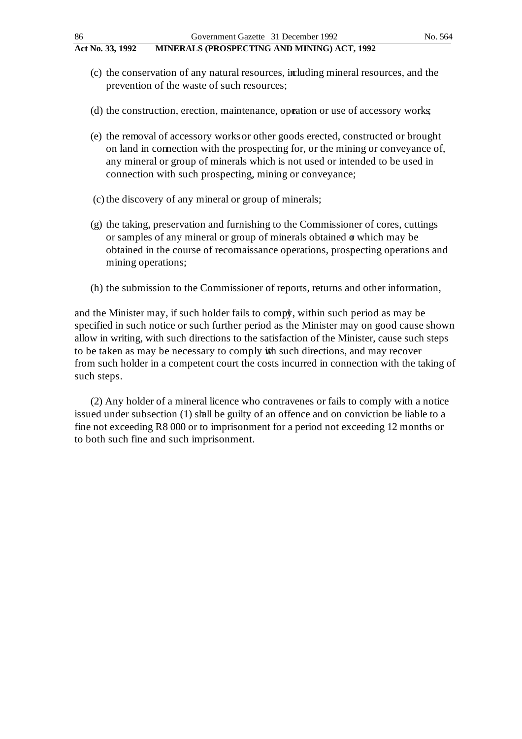(c) the conservation of any natural resources, including mineral resources, and the prevention of the waste of such resources;

(d) the construction, erection, maintenance, operation or use of accessory works;

(e) the removal of accessory works or other goods erected, constructed or brought on land in connection with the prospecting for, or the mining or conveyance of, any mineral or group of minerals which is not used or intended to be used in connection with such prospecting, mining or conveyance;

(c) the discovery of any mineral or group of minerals;

(g) the taking, preservation and furnishing to the Commissioner of cores, cuttings or samples of any mineral or group of minerals obtained or which may be obtained in the course of reconnaissance operations, prospecting operations and mining operations;

(h) the submission to the Commissioner of reports, returns and other information,

and the Minister may, if such holder fails to comply, within such period as may be specified in such notice or such further period as the Minister may on good cause shown allow in writing, with such directions to the satisfaction of the Minister, cause such steps to be taken as may be necessary to comply with such directions, and may recover from such holder in a competent court the costs incurred in connection with the taking of such steps.

(2) Any holder of a mineral licence who contravenes or fails to comply with a notice issued under subsection (1) shall be guilty of an offence and on conviction be liable to a fine not exceeding R8 000 or to imprisonment for a period not exceeding 12 months or to both such fine and such imprisonment.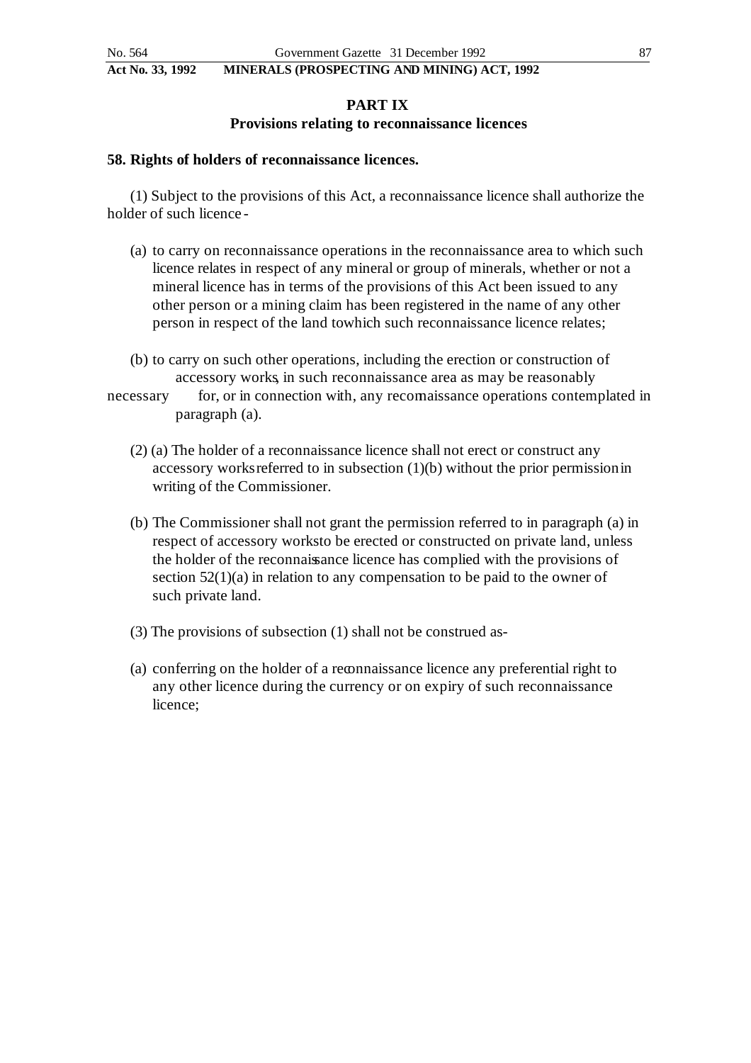## PART IX

### Provisions relating to reconnaissance licences

**58. Rights of holders of reconnaissance licences.**

(1) Subject to the provisions of this Act, a reconnaissance licence shall authorize the holder of such licence -

(a) to carry on reconnaissance operations in the reconnaissance area to which such licence relates in respect of any mineral or group of minerals, whether or not a mineral licence has in terms of the provisions of this Act been issued to any other person or a mining claim has been registered in the name of any other person in respect of the land towhich such reconnaissance licence relates;

(b) to carry on such other operations, including the erection or construction of accessory works, in such reconnaissance area as may be reasonably necessary for, or in connection with, any reconnaissance operations contemplated in paragraph (a).

(2) (a) The holder of a reconnaissance licence shall not erect or construct any accessory works referred to in subsection (1)(b) without the prior permission in writing of the Commissioner.

(b) The Commissioner shall not grant the permission referred to in paragraph (a) in respect of accessory works to be erected or constructed on private land, unless the holder of the reconnaissance licence has complied with the provisions of section 52(1)(a) in relation to any compensation to be paid to the owner of such private land.

(3) The provisions of subsection (1) shall not be construed as-

(a) conferring on the holder of a reconnaissance licence any preferential right to any other licence during the currency or on expiry of such reconnaissance licence;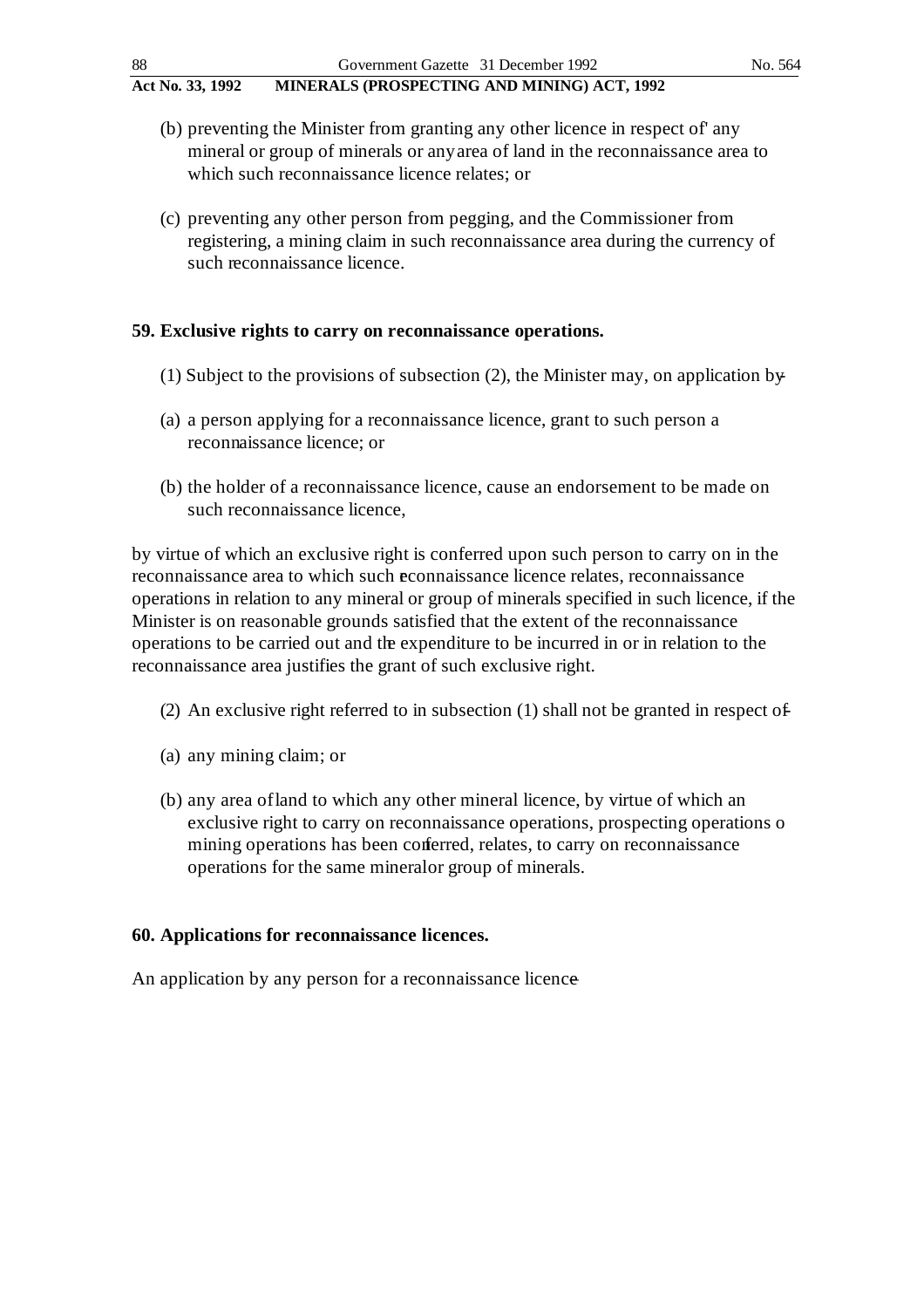(b) preventing the Minister from granting any other licence in respect of' any mineral or group of minerals or any area of land in the reconnaissance area to which such reconnaissance licence relates; or

(c) preventing any other person from pegging, and the Commissioner from registering, a mining claim in such reconnaissance area during the currency of such reconnaissance licence.

### 59. Exclusive rights to carry on reconnaissance operations.

(1) Subject to the provisions of subsection (2), the Minister may, on application by-

(a) a person applying for a reconnaissance licence, grant to such person a reconnaissance licence; or

(b) the holder of a reconnaissance licence, cause an endorsement to be made on such reconnaissance licence,

by virtue of which an exclusive right is conferred upon such person to carry on in the reconnaissance area to which such reconnaissance licence relates, reconnaissance operations in relation to any mineral or group of minerals specified in such licence, if the Minister is on reasonable grounds satisfied that the extent of the reconnaissance operations to be carried out and the expenditure to be incurred in or in relation to the reconnaissance area justifies the grant of such exclusive right.

(2) An exclusive right referred to in subsection (1) shall not be granted in respect of-

(a) any mining claim; or

(b) any area of land to which any other mineral licence, by virtue of which an exclusive right to carry on reconnaissance operations, prospecting operations o mining operations has been conferred, relates, to carry on reconnaissance operations for the same mineral or group of minerals.

### 60. Applications for reconnaissance licences.

An application by any person for a reconnaissance licence-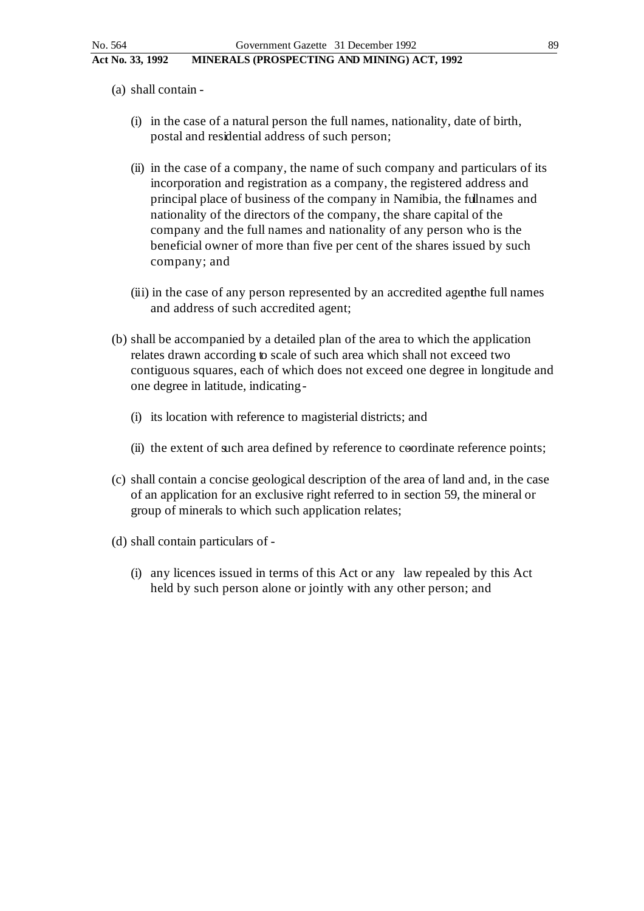(a) shall contain -

(i) in the case of a natural person the full names, nationality, date of birth, postal and residential address of such person;

(ii) in the case of a company, the name of such company and particulars of its incorporation and registration as a company, the registered address and principal place of business of the company in Namibia, the full names and nationality of the directors of the company, the share capital of the company and the full names and nationality of any person who is the beneficial owner of more than five per cent of the shares issued by such company; and

(iii) in the case of any person represented by an accredited agent, the full names and address of such accredited agent;

(b) shall be accompanied by a detailed plan of the area to which the application relates drawn according to scale of such area which shall not exceed two contiguous squares, each of which does not exceed one degree in longitude and one degree in latitude, indicating -

(i) its location with reference to magisterial districts; and

(ii) the extent of such area defined by reference to co-ordinate reference points;

(c) shall contain a concise geological description of the area of land and, in the case of an application for an exclusive right referred to in section 59, the mineral or group of minerals to which such application relates;

(d) shall contain particulars of -

(i) any licences issued in terms of this Act or any law repealed by this Act held by such person alone or jointly with any other person; and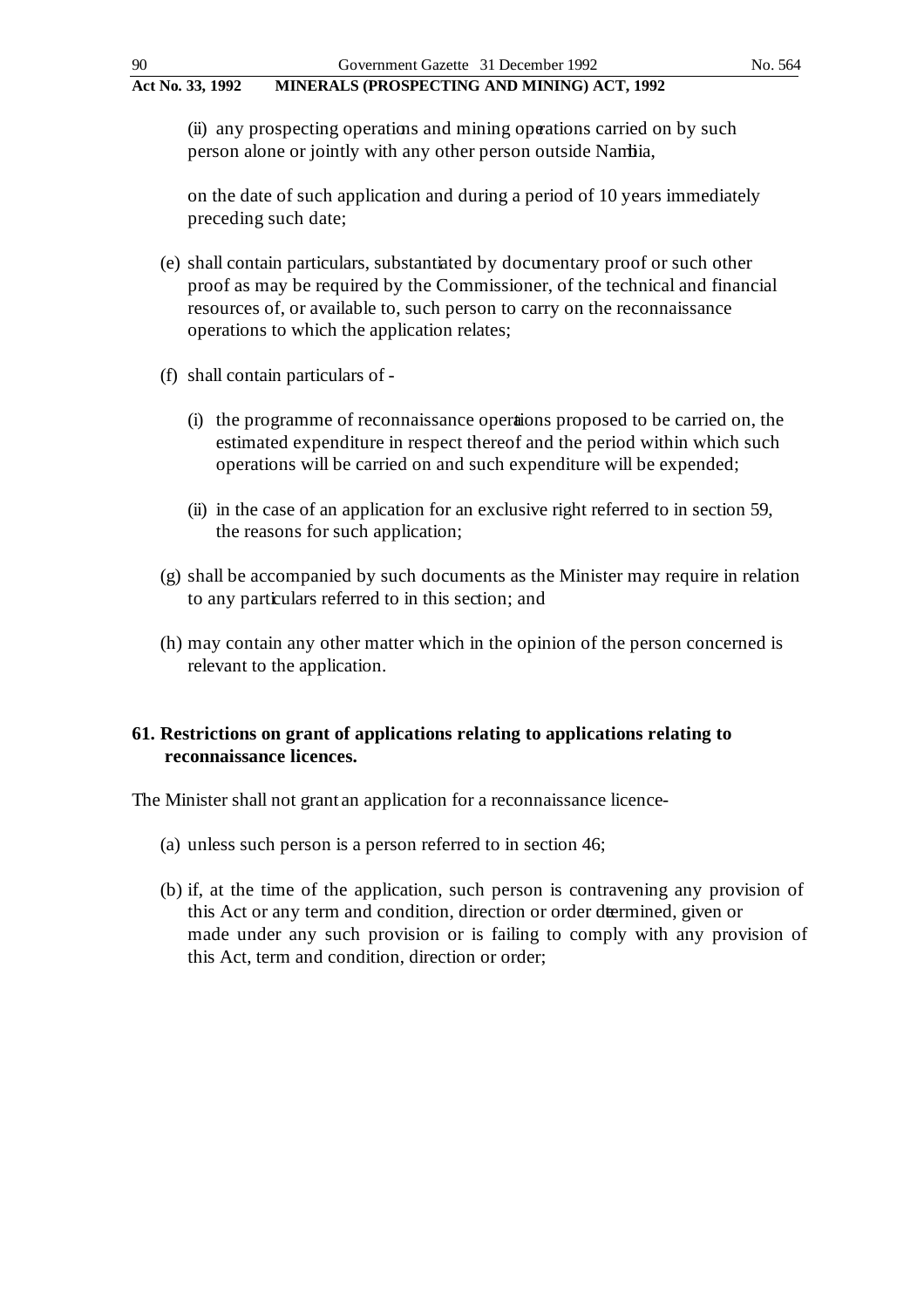(ii) any prospecting operations and mining operations carried on by such person alone or jointly with any other person outside Namibia,

on the date of such application and during a period of 10 years immediately preceding such date;

(e) shall contain particulars, substantiated by documentary proof or such other proof as may be required by the Commissioner, of the technical and financial resources of, or available to, such person to carry on the reconnaissance operations to which the application relates;

(f) shall contain particulars of -

(i) the programme of reconnaissance operations proposed to be carried on, the estimated expenditure in respect thereof and the period within which such operations will be carried on and such expenditure will be expended;

(ii) in the case of an application for an exclusive right referred to in section 59, the reasons for such application;

(g) shall be accompanied by such documents as the Minister may require in relation to any particulars referred to in this section; and

(h) may contain any other matter which in the opinion of the person concerned is relevant to the application.

## 61. Restrictions on grant of applications relating to applications relating to reconnaissance licences.

The Minister shall not grant an application for a reconnaissance licence-

(a) unless such person is a person referred to in section 46;

(b) if, at the time of the application, such person is contravening any provision of this Act or any term and condition, direction or order determined, given or made under any such provision or is failing to comply with any provision of this Act, term and condition, direction or order;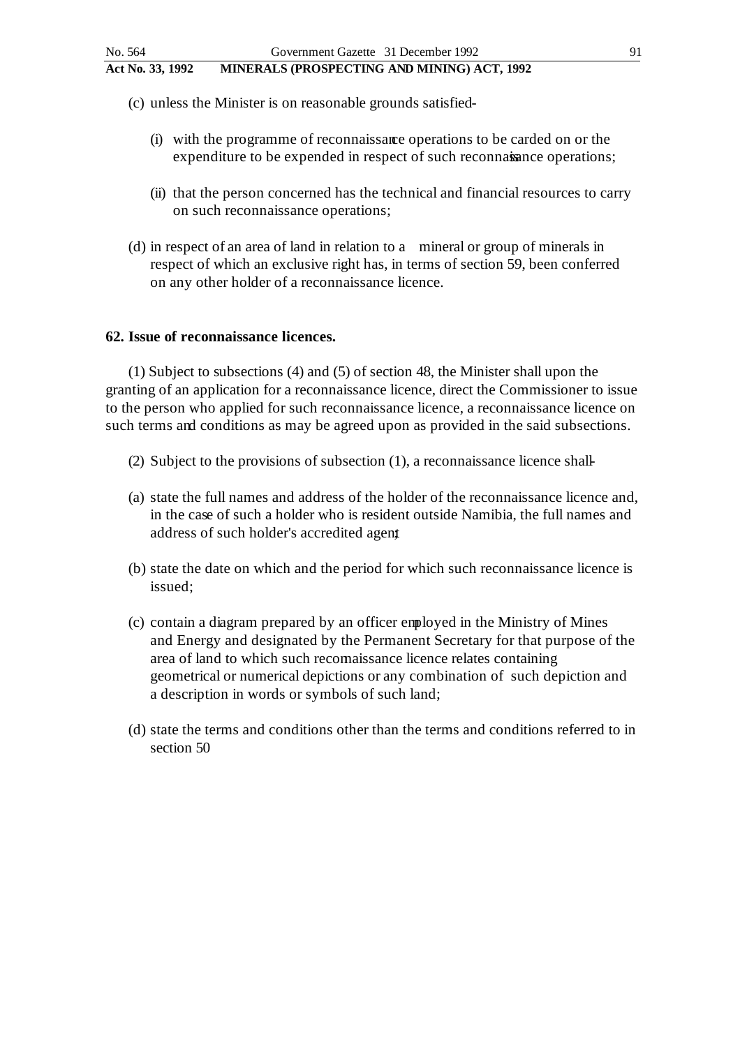(c) unless the Minister is on reasonable grounds satisfied-

(i) with the programme of reconnaissance operations to be carded on or the expenditure to be expended in respect of such reconnaissance operations;

(ii) that the person concerned has the technical and financial resources to carry on such reconnaissance operations;

(d) in respect of an area of land in relation to a mineral or group of minerals in respect of which an exclusive right has, in terms of section 59, been conferred on any other holder of a reconnaissance licence.

**62. Issue of reconnaissance licences.**

(1) Subject to subsections (4) and (5) of section 48, the Minister shall upon the granting of an application for a reconnaissance licence, direct the Commissioner to issue to the person who applied for such reconnaissance licence, a reconnaissance licence on such terms and conditions as may be agreed upon as provided in the said subsections.

(2) Subject to the provisions of subsection (1), a reconnaissance licence shall-

(a) state the full names and address of the holder of the reconnaissance licence and, in the case of such a holder who is resident outside Namibia, the full names and address of such holder's accredited agent;

(b) state the date on which and the period for which such reconnaissance licence is issued;

(c) contain a diagram prepared by an officer employed in the Ministry of Mines and Energy and designated by the Permanent Secretary for that purpose of the area of land to which such reconnaissance licence relates containing geometrical or numerical depictions or any combination of such depiction and a description in words or symbols of such land;

(d) state the terms and conditions other than the terms and conditions referred to in section 50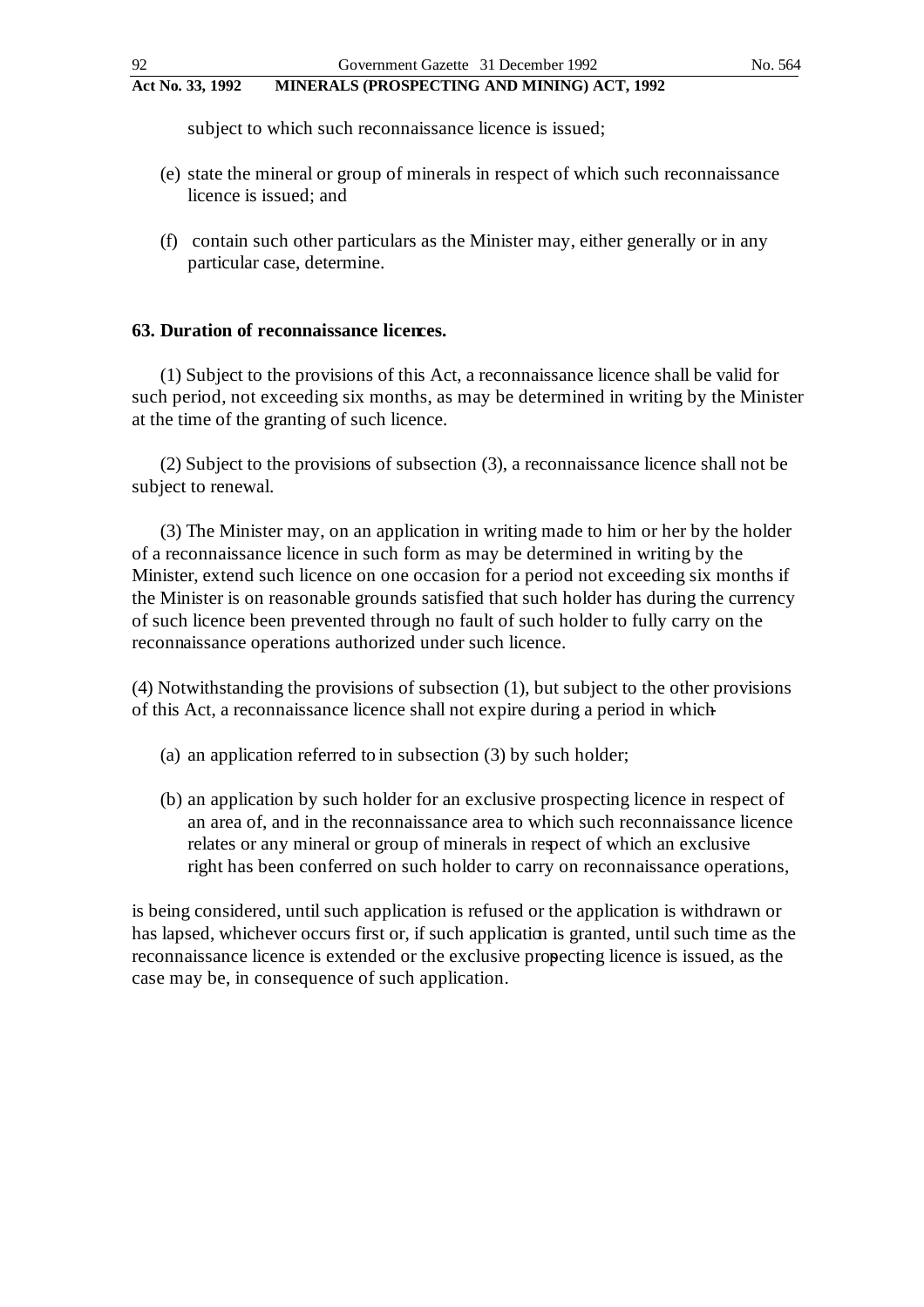subject to which such reconnaissance licence is issued;

(e) state the mineral or group of minerals in respect of which such reconnaissance licence is issued; and

(f) contain such other particulars as the Minister may, either generally or in any particular case, determine.

**63. Duration of reconnaissance licences.**

(1) Subject to the provisions of this Act, a reconnaissance licence shall be valid for such period, not exceeding six months, as may be determined in writing by the Minister at the time of the granting of such licence.

(2) Subject to the provisions of subsection (3), a reconnaissance licence shall not be subject to renewal.

(3) The Minister may, on an application in writing made to him or her by the holder of a reconnaissance licence in such form as may be determined in writing by the Minister, extend such licence on one occasion for a period not exceeding six months if the Minister is on reasonable grounds satisfied that such holder has during the currency of such licence been prevented through no fault of such holder to fully carry on the reconnaissance operations authorized under such licence.

(4) Notwithstanding the provisions of subsection (1), but subject to the other provisions of this Act, a reconnaissance licence shall not expire during a period in which-

(a) an application referred to in subsection (3) by such holder;

(b) an application by such holder for an exclusive prospecting licence in respect of an area of, and in the reconnaissance area to which such reconnaissance licence relates or any mineral or group of minerals in respect of which an exclusive right has been conferred on such holder to carry on reconnaissance operations,

is being considered, until such application is refused or the application is withdrawn or has lapsed, whichever occurs first or, if such application is granted, until such time as the reconnaissance licence is extended or the exclusive prospecting licence is issued, as the case may be, in consequence of such application.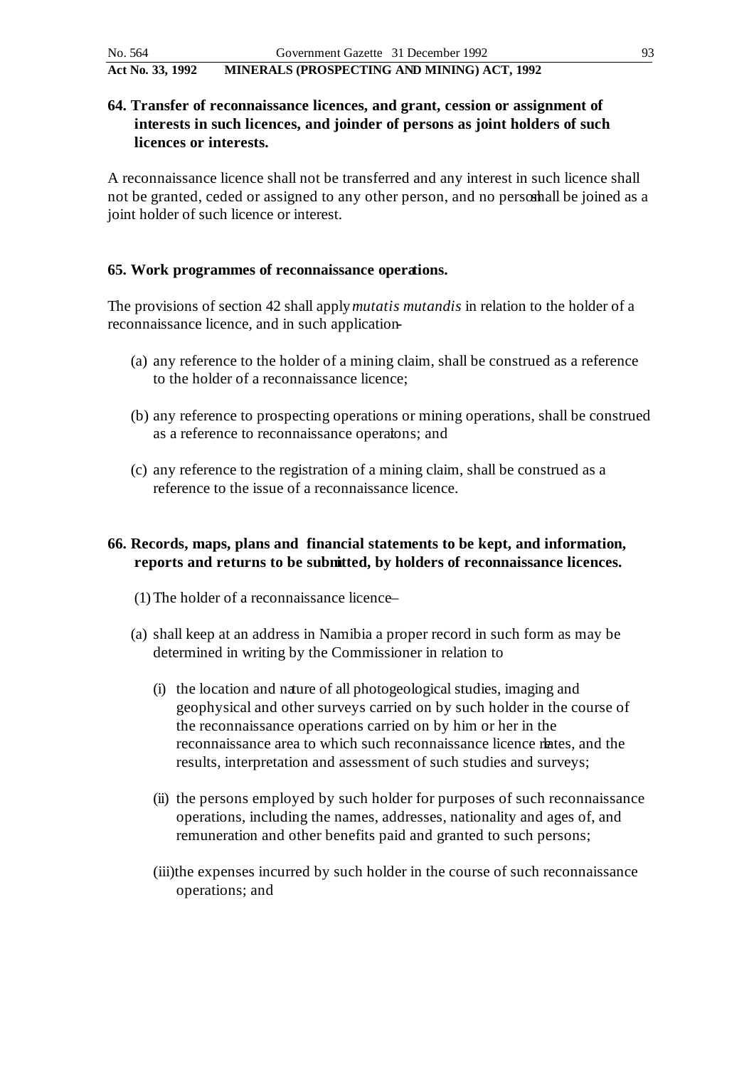### 64. Transfer of reconnaissance licences, and grant, cession or assignment of interests in such licences, and joinder of persons as joint holders of such licences or interests.

A reconnaissance licence shall not be transferred and any interest in such licence shall not be granted, ceded or assigned to any other person, and no person shall be joined as a joint holder of such licence or interest.

### 65. Work programmes of reconnaissance operations.

The provisions of section 42 shall apply *mutatis mutandis* in relation to the holder of a reconnaissance licence, and in such application-

(a) any reference to the holder of a mining claim, shall be construed as a reference to the holder of a reconnaissance licence;

(b) any reference to prospecting operations or mining operations, shall be construed as a reference to reconnaissance operations; and

(c) any reference to the registration of a mining claim, shall be construed as a reference to the issue of a reconnaissance licence.

### 66. Records, maps, plans and financial statements to be kept, and information, reports and returns to be submitted, by holders of reconnaissance licences.

(1) The holder of a reconnaissance licence–

(a) shall keep at an address in Namibia a proper record in such form as may be determined in writing by the Commissioner in relation to

(i) the location and nature of all photogeological studies, imaging and geophysical and other surveys carried on by such holder in the course of the reconnaissance operations carried on by him or her in the reconnaissance area to which such reconnaissance licence relates, and the results, interpretation and assessment of such studies and surveys;

(ii) the persons employed by such holder for purposes of such reconnaissance operations, including the names, addresses, nationality and ages of, and remuneration and other benefits paid and granted to such persons;

(iii) the expenses incurred by such holder in the course of such reconnaissance operations; and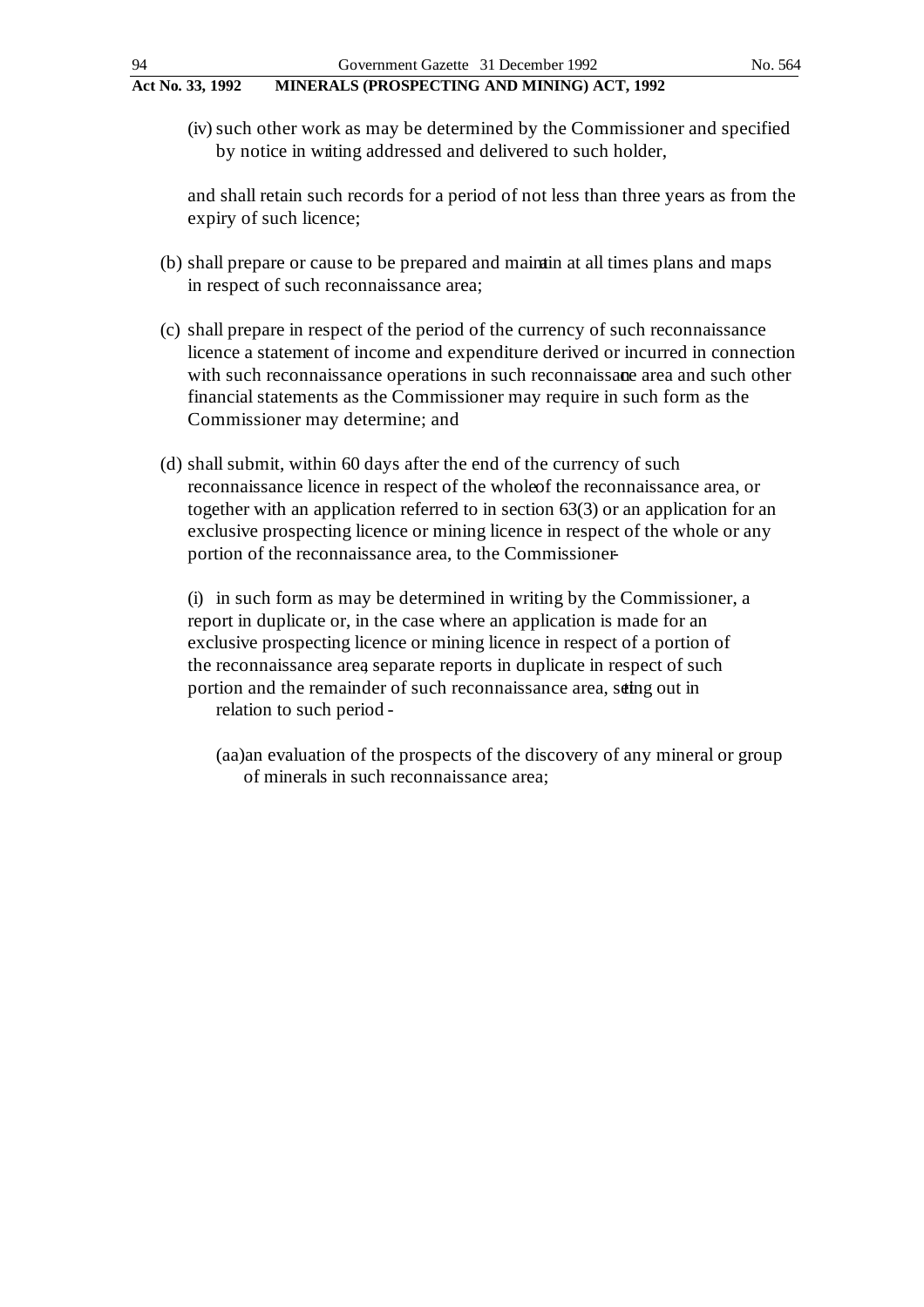(iv) such other work as may be determined by the Commissioner and specified by notice in writing addressed and delivered to such holder,

and shall retain such records for a period of not less than three years as from the expiry of such licence;

(b) shall prepare or cause to be prepared and maintain at all times plans and maps in respect of such reconnaissance area;

(c) shall prepare in respect of the period of the currency of such reconnaissance licence a statement of income and expenditure derived or incurred in connection with such reconnaissance operations in such reconnaissance area and such other financial statements as the Commissioner may require in such form as the Commissioner may determine; and

(d) shall submit, within 60 days after the end of the currency of such reconnaissance licence in respect of the whole of the reconnaissance area, or together with an application referred to in section 63(3) or an application for an exclusive prospecting licence or mining licence in respect of the whole or any portion of the reconnaissance area, to the Commissioner -

(i) in such form as may be determined in writing by the Commissioner, a report in duplicate or, in the case where an application is made for an exclusive prospecting licence or mining licence in respect of a portion of the reconnaissance area, separate reports in duplicate in respect of such portion and the remainder of such reconnaissance area, setting out in relation to such period -

(aa) an evaluation of the prospects of the discovery of any mineral or group of minerals in such reconnaissance area;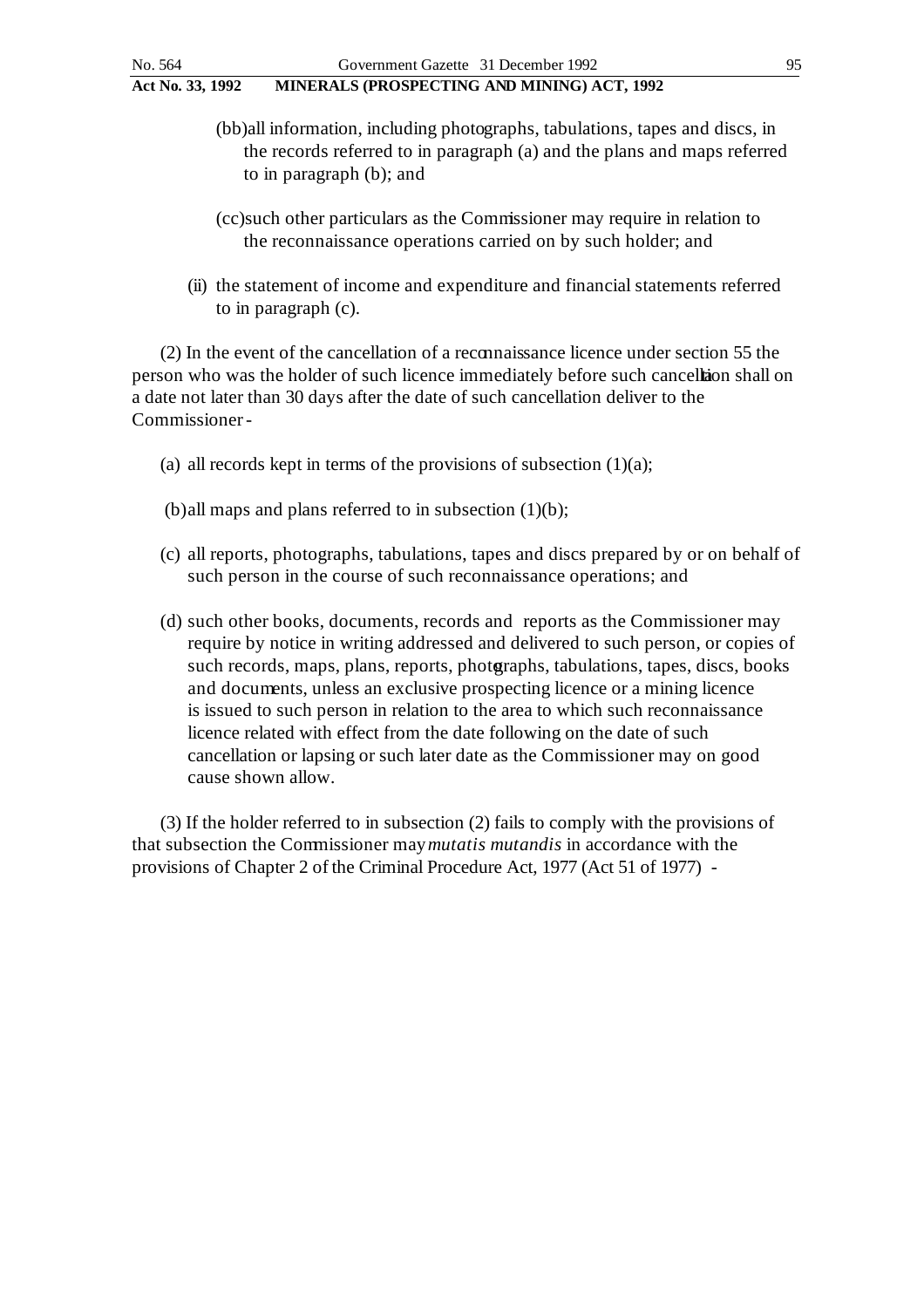(bb) all information, including photographs, tabulations, tapes and discs, in the records referred to in paragraph (a) and the plans and maps referred to in paragraph (b); and

(cc) such other particulars as the Commissioner may require in relation to the reconnaissance operations carried on by such holder; and

(ii) the statement of income and expenditure and financial statements referred to in paragraph (c).

(2) In the event of the cancellation of a reconnaissance licence under section 55 the person who was the holder of such licence immediately before such cancellation shall on a date not later than 30 days after the date of such cancellation deliver to the Commissioner -

(a) all records kept in terms of the provisions of subsection (1)(a);

(b) all maps and plans referred to in subsection (1)(b);

(c) all reports, photographs, tabulations, tapes and discs prepared by or on behalf of such person in the course of such reconnaissance operations; and

(d) such other books, documents, records and reports as the Commissioner may require by notice in writing addressed and delivered to such person, or copies of such records, maps, plans, reports, photographs, tabulations, tapes, discs, books and documents, unless an exclusive prospecting licence or a mining licence is issued to such person in relation to the area to which such reconnaissance licence related with effect from the date following on the date of such cancellation or lapsing or such later date as the Commissioner may on good cause shown allow.

(3) If the holder referred to in subsection (2) fails to comply with the provisions of that subsection the Commissioner may *mutatis mutandis* in accordance with the provisions of Chapter 2 of the Criminal Procedure Act, 1977 (Act 51 of 1977) -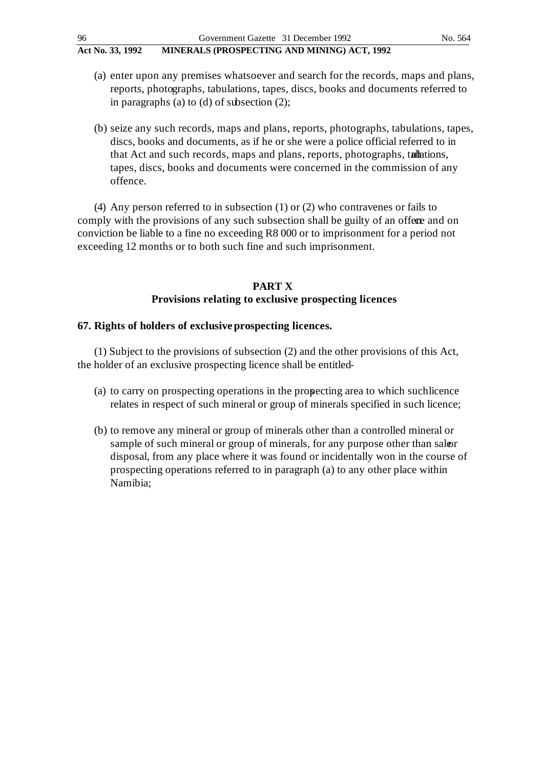(a) enter upon any premises whatsoever and search for the records, maps and plans, reports, photographs, tabulations, tapes, discs, books and documents referred to in paragraphs (a) to (d) of subsection (2);

(b) seize any such records, maps and plans, reports, photographs, tabulations, tapes, discs, books and documents, as if he or she were a police official referred to in that Act and such records, maps and plans, reports, photographs, tabulations, tapes, discs, books and documents were concerned in the commission of any offence.

(4) Any person referred to in subsection (1) or (2) who contravenes or fails to comply with the provisions of any such subsection shall be guilty of an offence and on conviction be liable to a fine no exceeding R8 000 or to imprisonment for a period not exceeding 12 months or to both such fine and such imprisonment.

## PART X
## Provisions relating to exclusive prospecting licences

**67. Rights of holders of exclusive prospecting licences.**

(1) Subject to the provisions of subsection (2) and the other provisions of this Act, the holder of an exclusive prospecting licence shall be entitled-

(a) to carry on prospecting operations in the prospecting area to which such licence relates in respect of such mineral or group of minerals specified in such licence;

(b) to remove any mineral or group of minerals other than a controlled mineral or sample of such mineral or group of minerals, for any purpose other than sale or disposal, from any place where it was found or incidentally won in the course of prospecting operations referred to in paragraph (a) to any other place within Namibia;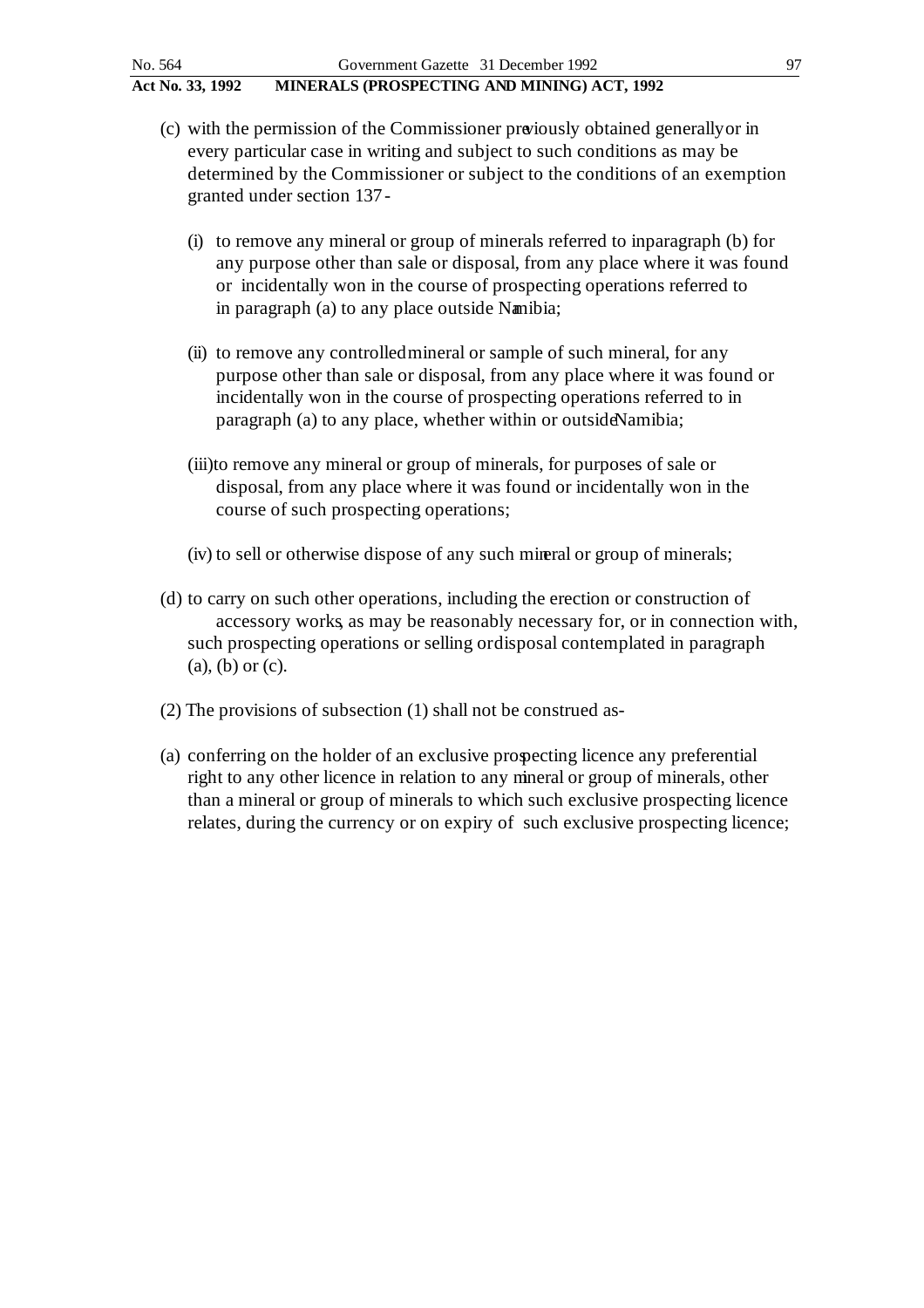(c) with the permission of the Commissioner previously obtained generally or in every particular case in writing and subject to such conditions as may be determined by the Commissioner or subject to the conditions of an exemption granted under section 137 -

   (i) to remove any mineral or group of minerals referred to in paragraph (b) for any purpose other than sale or disposal, from any place where it was found or incidentally won in the course of prospecting operations referred to in paragraph (a) to any place outside Namibia;

   (ii) to remove any controlled mineral or sample of such mineral, for any purpose other than sale or disposal, from any place where it was found or incidentally won in the course of prospecting operations referred to in paragraph (a) to any place, whether within or outside Namibia;

   (iii) to remove any mineral or group of minerals, for purposes of sale or disposal, from any place where it was found or incidentally won in the course of such prospecting operations;

   (iv) to sell or otherwise dispose of any such mineral or group of minerals;

(d) to carry on such other operations, including the erection or construction of accessory works, as may be reasonably necessary for, or in connection with, such prospecting operations or selling or disposal contemplated in paragraph (a), (b) or (c).

(2) The provisions of subsection (1) shall not be construed as-

(a) conferring on the holder of an exclusive prospecting licence any preferential right to any other licence in relation to any mineral or group of minerals, other than a mineral or group of minerals to which such exclusive prospecting licence relates, during the currency or on expiry of such exclusive prospecting licence;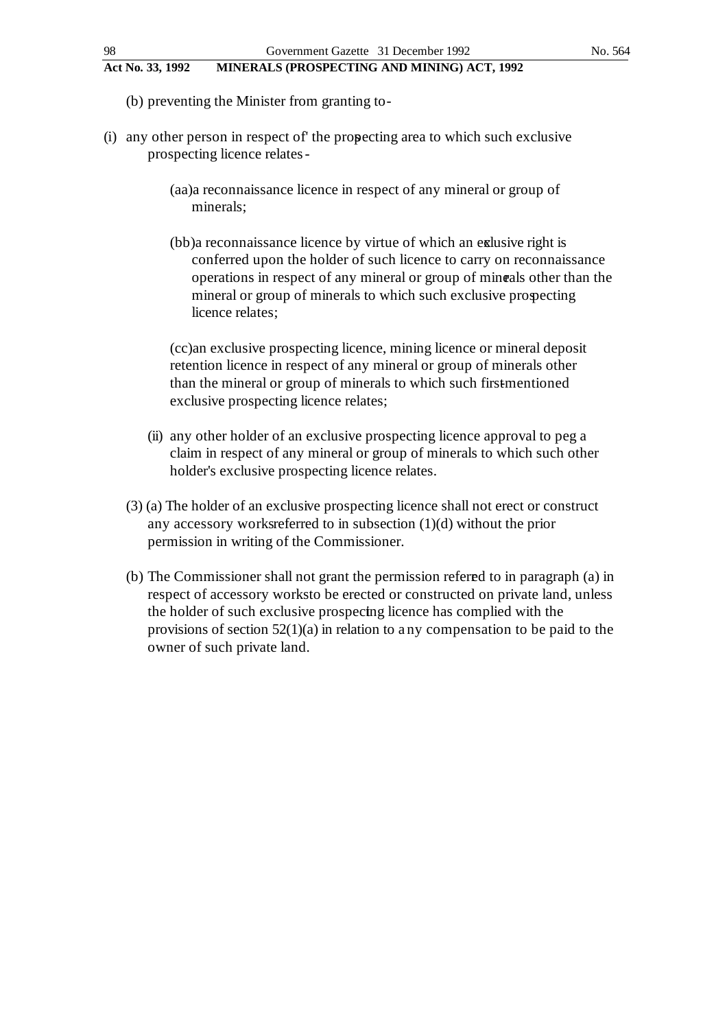(b) preventing the Minister from granting to-

(i) any other person in respect of' the prospecting area to which such exclusive prospecting licence relates -

(aa) a reconnaissance licence in respect of any mineral or group of minerals;

(bb) a reconnaissance licence by virtue of which an exclusive right is conferred upon the holder of such licence to carry on reconnaissance operations in respect of any mineral or group of minerals other than the mineral or group of minerals to which such exclusive prospecting licence relates;

(cc) an exclusive prospecting licence, mining licence or mineral deposit retention licence in respect of any mineral or group of minerals other than the mineral or group of minerals to which such first-mentioned exclusive prospecting licence relates;

(ii) any other holder of an exclusive prospecting licence approval to peg a claim in respect of any mineral or group of minerals to which such other holder's exclusive prospecting licence relates.

(3) (a) The holder of an exclusive prospecting licence shall not erect or construct any accessory works referred to in subsection (1)(d) without the prior permission in writing of the Commissioner.

(b) The Commissioner shall not grant the permission referred to in paragraph (a) in respect of accessory works to be erected or constructed on private land, unless the holder of such exclusive prospecting licence has complied with the provisions of section 52(1)(a) in relation to any compensation to be paid to the owner of such private land.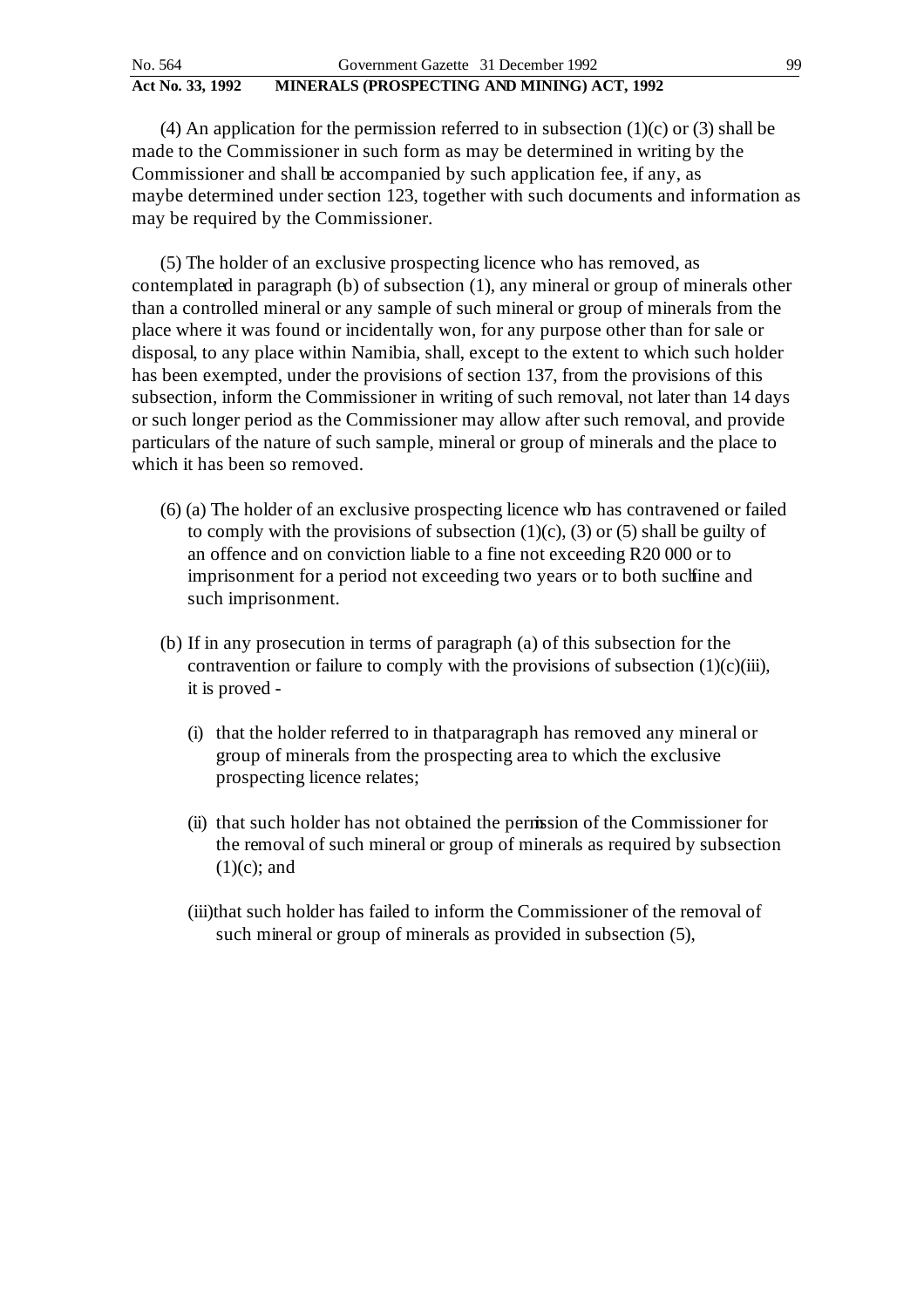(4) An application for the permission referred to in subsection (1)(c) or (3) shall be made to the Commissioner in such form as may be determined in writing by the Commissioner and shall be accompanied by such application fee, if any, as maybe determined under section 123, together with such documents and information as may be required by the Commissioner.

(5) The holder of an exclusive prospecting licence who has removed, as contemplated in paragraph (b) of subsection (1), any mineral or group of minerals other than a controlled mineral or any sample of such mineral or group of minerals from the place where it was found or incidentally won, for any purpose other than for sale or disposal, to any place within Namibia, shall, except to the extent to which such holder has been exempted, under the provisions of section 137, from the provisions of this subsection, inform the Commissioner in writing of such removal, not later than 14 days or such longer period as the Commissioner may allow after such removal, and provide particulars of the nature of such sample, mineral or group of minerals and the place to which it has been so removed.

(6) (a) The holder of an exclusive prospecting licence who has contravened or failed to comply with the provisions of subsection (1)(c), (3) or (5) shall be guilty of an offence and on conviction liable to a fine not exceeding R20 000 or to imprisonment for a period not exceeding two years or to both such fine and such imprisonment.

(b) If in any prosecution in terms of paragraph (a) of this subsection for the contravention or failure to comply with the provisions of subsection (1)(c)(iii), it is proved -

(i) that the holder referred to in that paragraph has removed any mineral or group of minerals from the prospecting area to which the exclusive prospecting licence relates;

(ii) that such holder has not obtained the permission of the Commissioner for the removal of such mineral or group of minerals as required by subsection (1)(c); and

(iii) that such holder has failed to inform the Commissioner of the removal of such mineral or group of minerals as provided in subsection (5),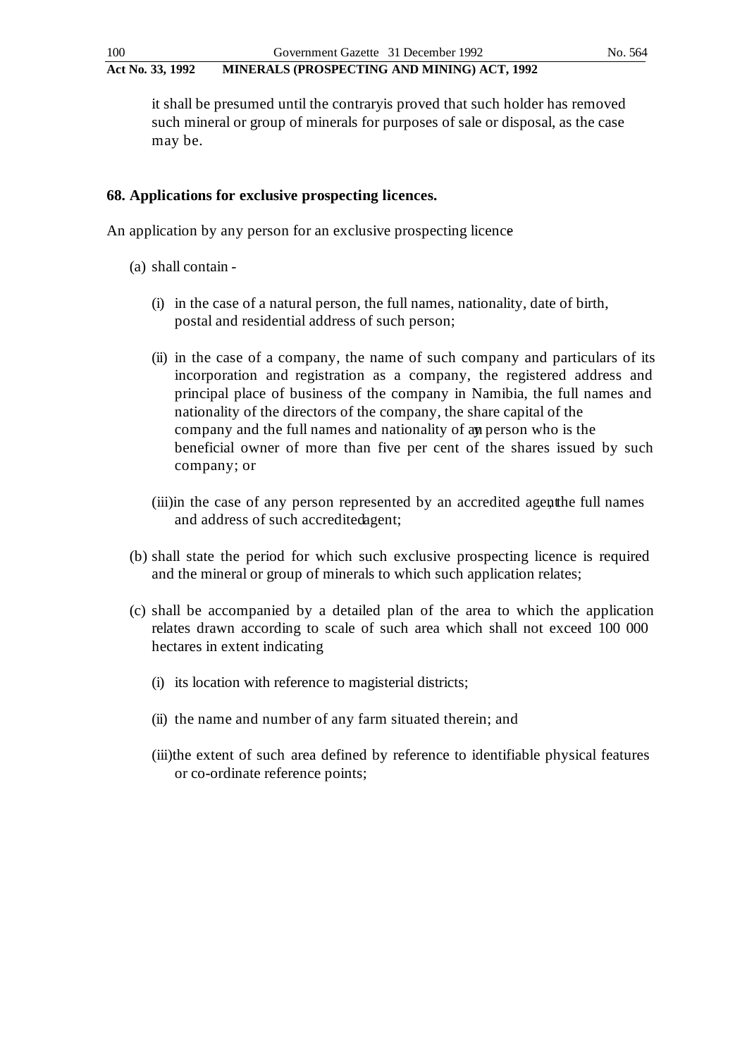it shall be presumed until the contrary is proved that such holder has removed such mineral or group of minerals for purposes of sale or disposal, as the case may be.

**68. Applications for exclusive prospecting licences.**

An application by any person for an exclusive prospecting licence

(a) shall contain -

(i) in the case of a natural person, the full names, nationality, date of birth, postal and residential address of such person;

(ii) in the case of a company, the name of such company and particulars of its incorporation and registration as a company, the registered address and principal place of business of the company in Namibia, the full names and nationality of the directors of the company, the share capital of the company and the full names and nationality of any person who is the beneficial owner of more than five per cent of the shares issued by such company; or

(iii) in the case of any person represented by an accredited agent, the full names and address of such accredited agent;

(b) shall state the period for which such exclusive prospecting licence is required and the mineral or group of minerals to which such application relates;

(c) shall be accompanied by a detailed plan of the area to which the application relates drawn according to scale of such area which shall not exceed 100 000 hectares in extent indicating

(i) its location with reference to magisterial districts;

(ii) the name and number of any farm situated therein; and

(iii) the extent of such area defined by reference to identifiable physical features or co-ordinate reference points;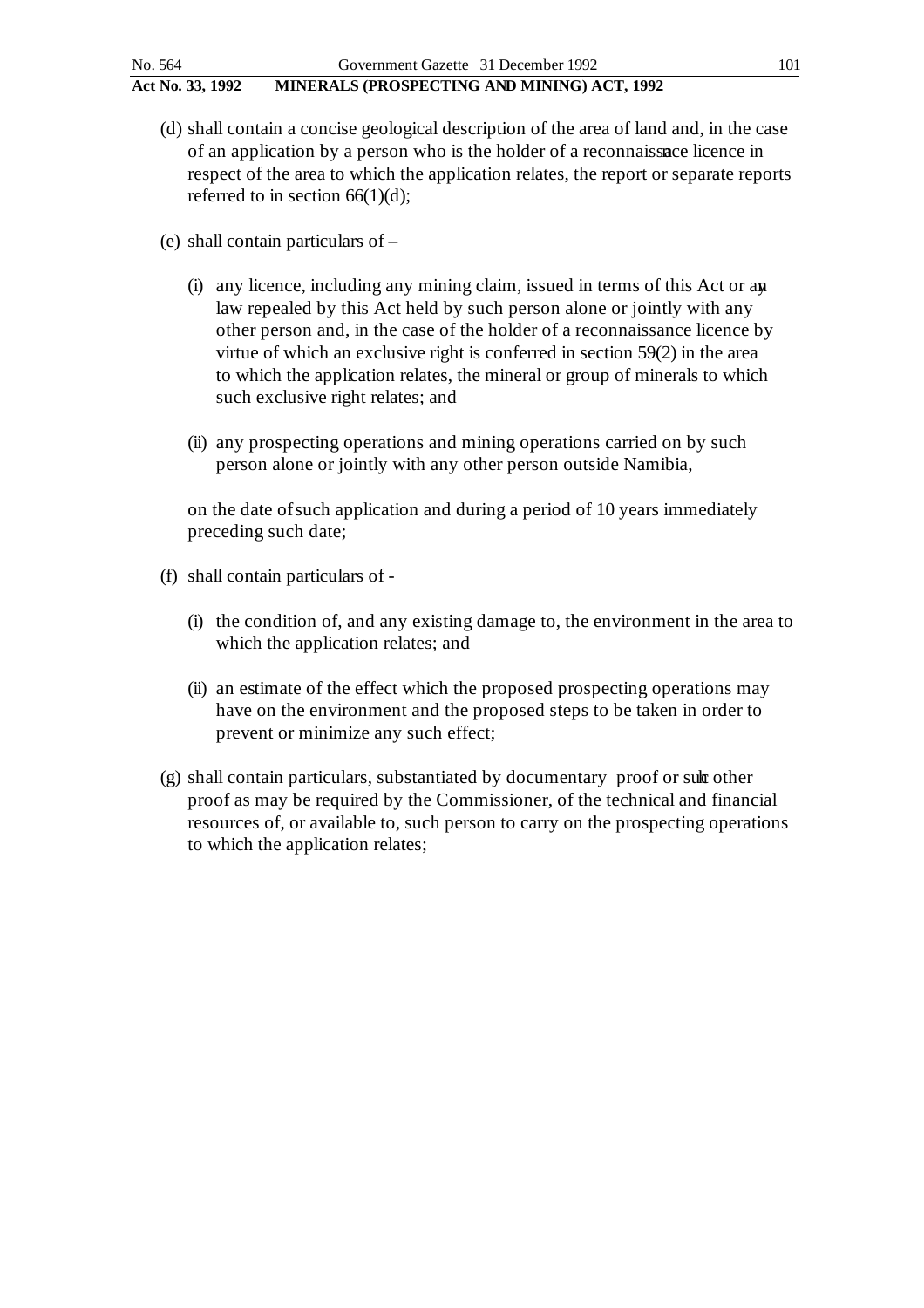(d) shall contain a concise geological description of the area of land and, in the case of an application by a person who is the holder of a reconnaissance licence in respect of the area to which the application relates, the report or separate reports referred to in section 66(1)(d);

(e) shall contain particulars of –

(i) any licence, including any mining claim, issued in terms of this Act or any law repealed by this Act held by such person alone or jointly with any other person and, in the case of the holder of a reconnaissance licence by virtue of which an exclusive right is conferred in section 59(2) in the area to which the application relates, the mineral or group of minerals to which such exclusive right relates; and

(ii) any prospecting operations and mining operations carried on by such person alone or jointly with any other person outside Namibia,

on the date of such application and during a period of 10 years immediately preceding such date;

(f) shall contain particulars of -

(i) the condition of, and any existing damage to, the environment in the area to which the application relates; and

(ii) an estimate of the effect which the proposed prospecting operations may have on the environment and the proposed steps to be taken in order to prevent or minimize any such effect;

(g) shall contain particulars, substantiated by documentary proof or such other proof as may be required by the Commissioner, of the technical and financial resources of, or available to, such person to carry on the prospecting operations to which the application relates;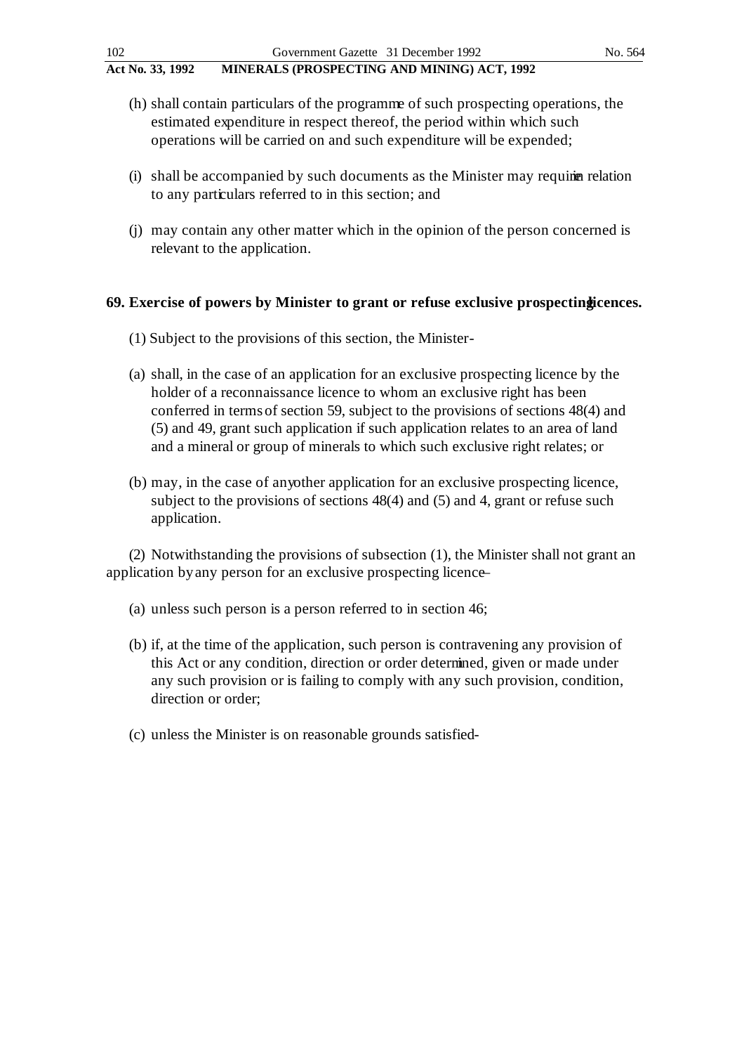(h) shall contain particulars of the programme of such prospecting operations, the estimated expenditure in respect thereof, the period within which such operations will be carried on and such expenditure will be expended;

(i) shall be accompanied by such documents as the Minister may require in relation to any particulars referred to in this section; and

(j) may contain any other matter which in the opinion of the person concerned is relevant to the application.

**69. Exercise of powers by Minister to grant or refuse exclusive prospecting licences.**

(1) Subject to the provisions of this section, the Minister-

(a) shall, in the case of an application for an exclusive prospecting licence by the holder of a reconnaissance licence to whom an exclusive right has been conferred in terms of section 59, subject to the provisions of sections 48(4) and (5) and 49, grant such application if such application relates to an area of land and a mineral or group of minerals to which such exclusive right relates; or

(b) may, in the case of any other application for an exclusive prospecting licence, subject to the provisions of sections 48(4) and (5) and 4, grant or refuse such application.

(2) Notwithstanding the provisions of subsection (1), the Minister shall not grant an application by any person for an exclusive prospecting licence-

(a) unless such person is a person referred to in section 46;

(b) if, at the time of the application, such person is contravening any provision of this Act or any condition, direction or order determined, given or made under any such provision or is failing to comply with any such provision, condition, direction or order;

(c) unless the Minister is on reasonable grounds satisfied-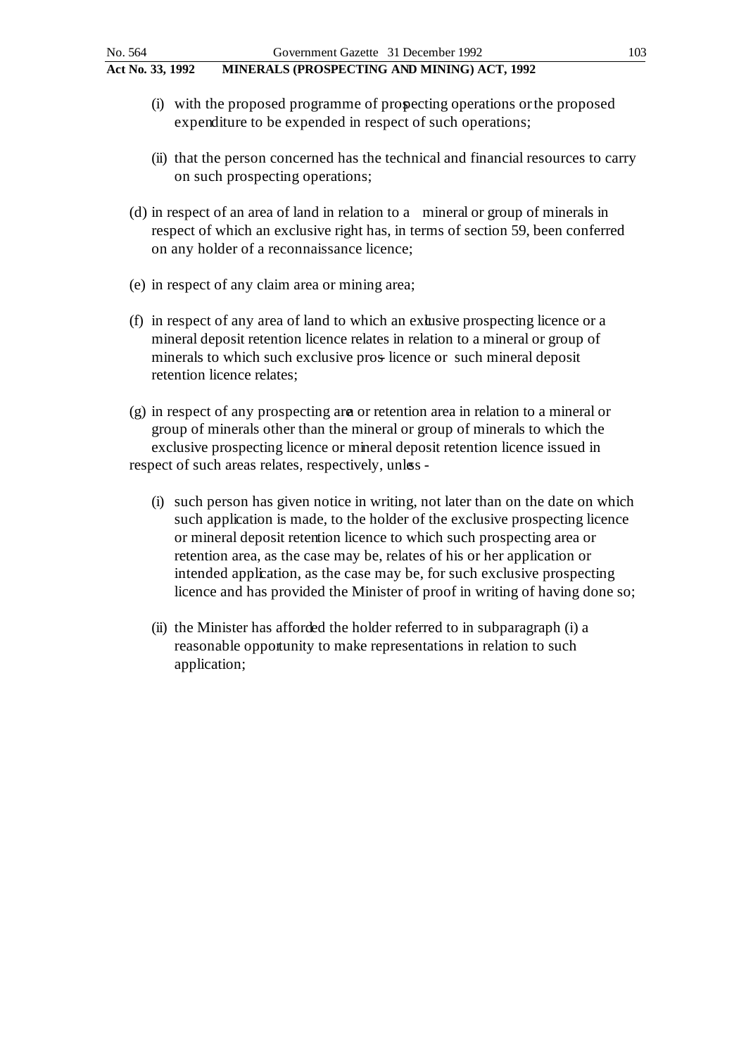(i) with the proposed programme of prospecting operations or the proposed expenditure to be expended in respect of such operations;

(ii) that the person concerned has the technical and financial resources to carry on such prospecting operations;

(d) in respect of an area of land in relation to a mineral or group of minerals in respect of which an exclusive right has, in terms of section 59, been conferred on any holder of a reconnaissance licence;

(e) in respect of any claim area or mining area;

(f) in respect of any area of land to which an exclusive prospecting licence or a mineral deposit retention licence relates in relation to a mineral or group of minerals to which such exclusive pros- licence or such mineral deposit retention licence relates;

(g) in respect of any prospecting area or retention area in relation to a mineral or group of minerals other than the mineral or group of minerals to which the exclusive prospecting licence or mineral deposit retention licence issued in respect of such areas relates, respectively, unless -

(i) such person has given notice in writing, not later than on the date on which such application is made, to the holder of the exclusive prospecting licence or mineral deposit retention licence to which such prospecting area or retention area, as the case may be, relates of his or her application or intended application, as the case may be, for such exclusive prospecting licence and has provided the Minister of proof in writing of having done so;

(ii) the Minister has afforded the holder referred to in subparagraph (i) a reasonable opportunity to make representations in relation to such application;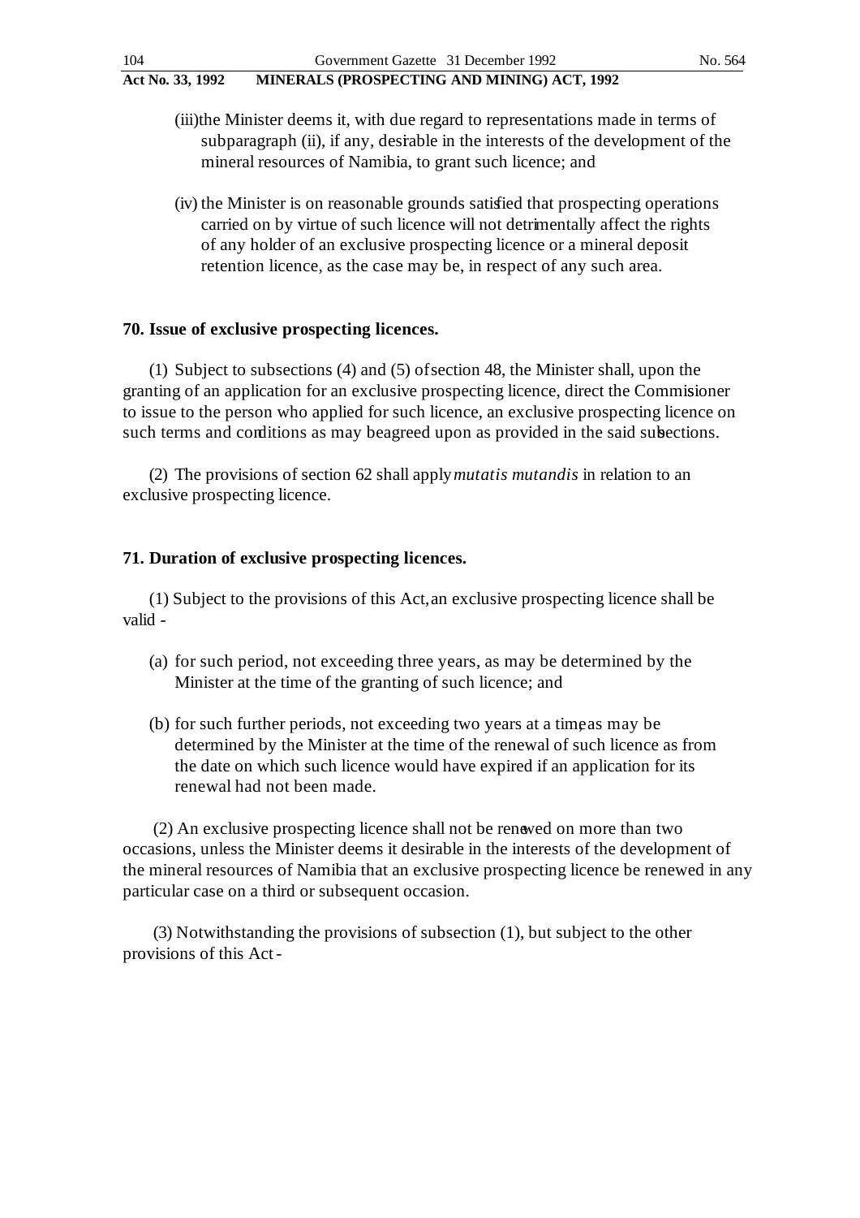(iii) the Minister deems it, with due regard to representations made in terms of subparagraph (ii), if any, desirable in the interests of the development of the mineral resources of Namibia, to grant such licence; and

(iv) the Minister is on reasonable grounds satisfied that prospecting operations carried on by virtue of such licence will not detrimentally affect the rights of any holder of an exclusive prospecting licence or a mineral deposit retention licence, as the case may be, in respect of any such area.

**70. Issue of exclusive prospecting licences.**

(1) Subject to subsections (4) and (5) of section 48, the Minister shall, upon the granting of an application for an exclusive prospecting licence, direct the Commissioner to issue to the person who applied for such licence, an exclusive prospecting licence on such terms and conditions as may be agreed upon as provided in the said subsections.

(2) The provisions of section 62 shall apply *mutatis mutandis* in relation to an exclusive prospecting licence.

**71. Duration of exclusive prospecting licences.**

(1) Subject to the provisions of this Act, an exclusive prospecting licence shall be valid -

(a) for such period, not exceeding three years, as may be determined by the Minister at the time of the granting of such licence; and

(b) for such further periods, not exceeding two years at a time, as may be determined by the Minister at the time of the renewal of such licence as from the date on which such licence would have expired if an application for its renewal had not been made.

(2) An exclusive prospecting licence shall not be renewed on more than two occasions, unless the Minister deems it desirable in the interests of the development of the mineral resources of Namibia that an exclusive prospecting licence be renewed in any particular case on a third or subsequent occasion.

(3) Notwithstanding the provisions of subsection (1), but subject to the other provisions of this Act -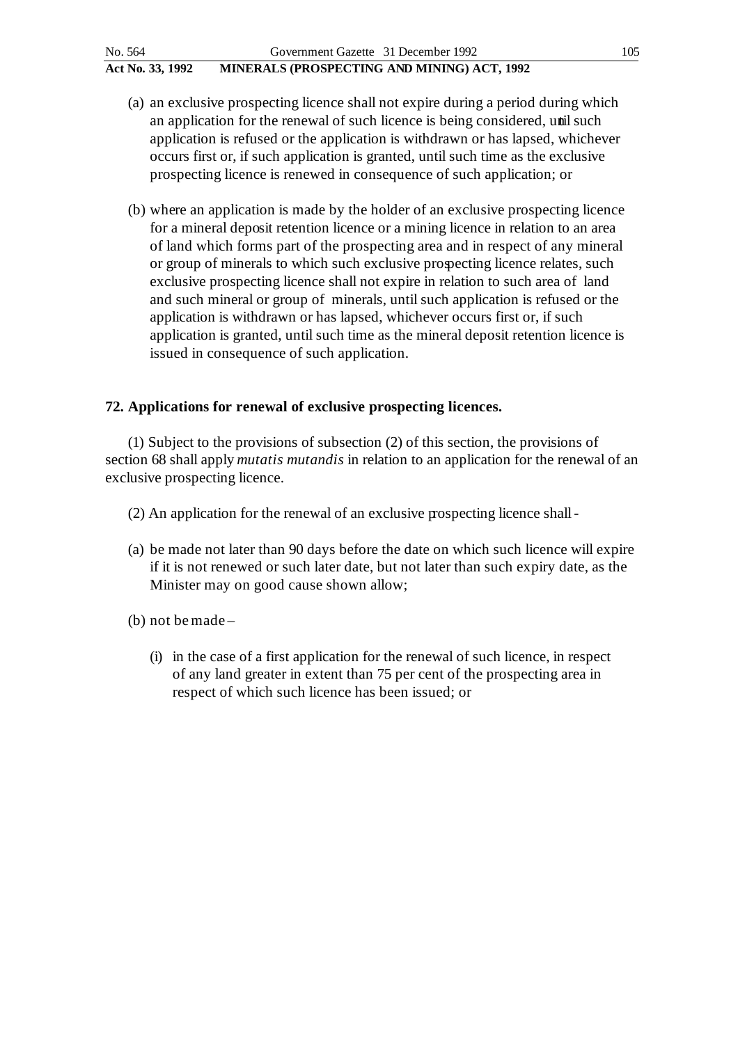(a) an exclusive prospecting licence shall not expire during a period during which an application for the renewal of such licence is being considered, until such application is refused or the application is withdrawn or has lapsed, whichever occurs first or, if such application is granted, until such time as the exclusive prospecting licence is renewed in consequence of such application; or

(b) where an application is made by the holder of an exclusive prospecting licence for a mineral deposit retention licence or a mining licence in relation to an area of land which forms part of the prospecting area and in respect of any mineral or group of minerals to which such exclusive prospecting licence relates, such exclusive prospecting licence shall not expire in relation to such area of land and such mineral or group of minerals, until such application is refused or the application is withdrawn or has lapsed, whichever occurs first or, if such application is granted, until such time as the mineral deposit retention licence is issued in consequence of such application.

**72. Applications for renewal of exclusive prospecting licences.**

(1) Subject to the provisions of subsection (2) of this section, the provisions of section 68 shall apply *mutatis mutandis* in relation to an application for the renewal of an exclusive prospecting licence.

(2) An application for the renewal of an exclusive prospecting licence shall -

(a) be made not later than 90 days before the date on which such licence will expire if it is not renewed or such later date, but not later than such expiry date, as the Minister may on good cause shown allow;

(b) not be made –

(i) in the case of a first application for the renewal of such licence, in respect of any land greater in extent than 75 per cent of the prospecting area in respect of which such licence has been issued; or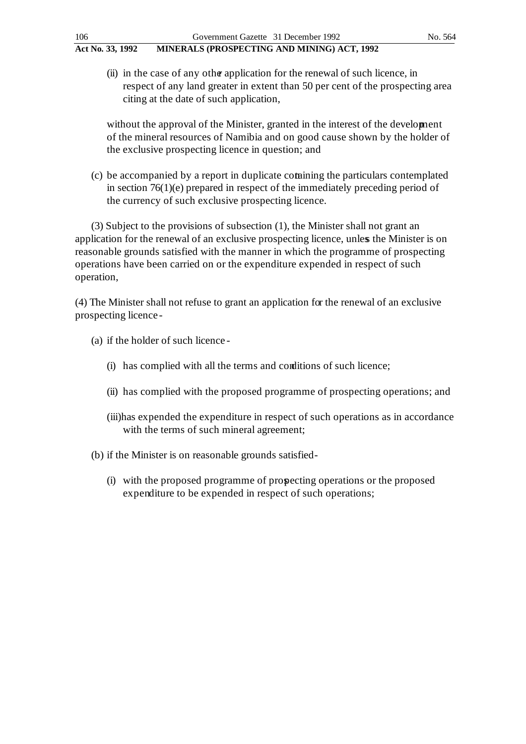(ii) in the case of any other application for the renewal of such licence, in respect of any land greater in extent than 50 per cent of the prospecting area citing at the date of such application,

without the approval of the Minister, granted in the interest of the development of the mineral resources of Namibia and on good cause shown by the holder of the exclusive prospecting licence in question; and

(c) be accompanied by a report in duplicate containing the particulars contemplated in section 76(1)(e) prepared in respect of the immediately preceding period of the currency of such exclusive prospecting licence.

(3) Subject to the provisions of subsection (1), the Minister shall not grant an application for the renewal of an exclusive prospecting licence, unless the Minister is on reasonable grounds satisfied with the manner in which the programme of prospecting operations have been carried on or the expenditure expended in respect of such operation,

(4) The Minister shall not refuse to grant an application for the renewal of an exclusive prospecting licence -

(a) if the holder of such licence -

(i) has complied with all the terms and conditions of such licence;

(ii) has complied with the proposed programme of prospecting operations; and

(iii) has expended the expenditure in respect of such operations as in accordance with the terms of such mineral agreement;

(b) if the Minister is on reasonable grounds satisfied -

(i) with the proposed programme of prospecting operations or the proposed expenditure to be expended in respect of such operations;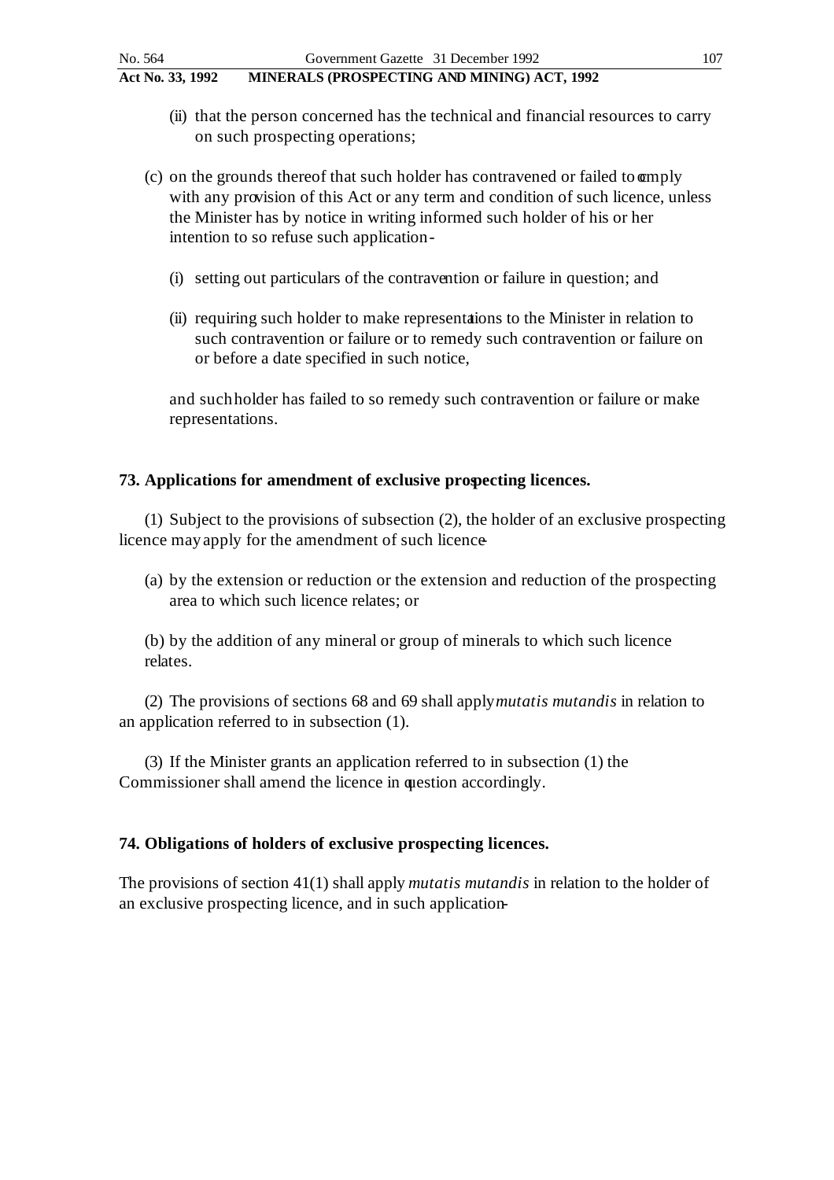(ii) that the person concerned has the technical and financial resources to carry on such prospecting operations;

(c) on the grounds thereof that such holder has contravened or failed to comply with any provision of this Act or any term and condition of such licence, unless the Minister has by notice in writing informed such holder of his or her intention to so refuse such application-

(i) setting out particulars of the contravention or failure in question; and

(ii) requiring such holder to make representations to the Minister in relation to such contravention or failure or to remedy such contravention or failure on or before a date specified in such notice,

and such holder has failed to so remedy such contravention or failure or make representations.

**73. Applications for amendment of exclusive prospecting licences.**

(1) Subject to the provisions of subsection (2), the holder of an exclusive prospecting licence may apply for the amendment of such licence-

(a) by the extension or reduction or the extension and reduction of the prospecting area to which such licence relates; or

(b) by the addition of any mineral or group of minerals to which such licence relates.

(2) The provisions of sections 68 and 69 shall apply *mutatis mutandis* in relation to an application referred to in subsection (1).

(3) If the Minister grants an application referred to in subsection (1) the Commissioner shall amend the licence in question accordingly.

**74. Obligations of holders of exclusive prospecting licences.**

The provisions of section 41(1) shall apply *mutatis mutandis* in relation to the holder of an exclusive prospecting licence, and in such application-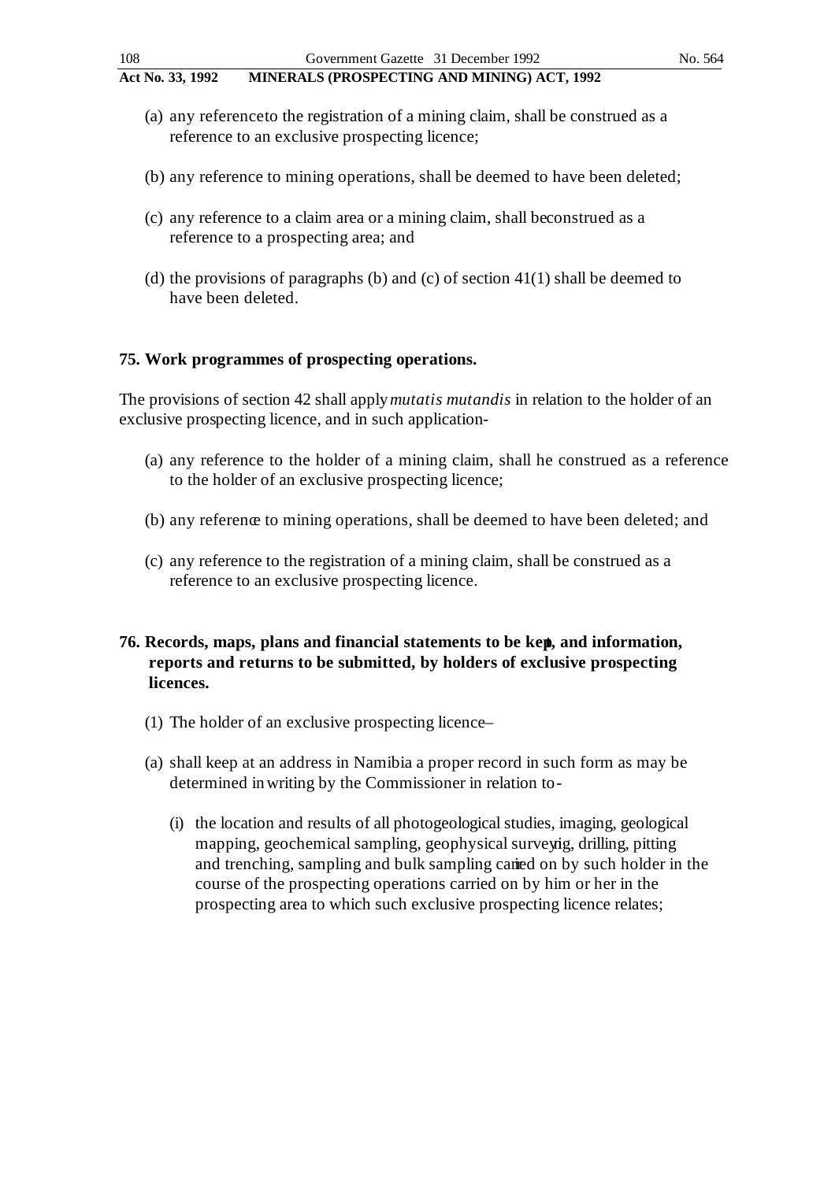(a) any referenceto the registration of a mining claim, shall be construed as a reference to an exclusive prospecting licence;

(b) any reference to mining operations, shall be deemed to have been deleted;

(c) any reference to a claim area or a mining claim, shall beconstrued as a reference to a prospecting area; and

(d) the provisions of paragraphs (b) and (c) of section 41(1) shall be deemed to have been deleted.

**75. Work programmes of prospecting operations.**

The provisions of section 42 shall apply *mutatis mutandis* in relation to the holder of an exclusive prospecting licence, and in such application-

(a) any reference to the holder of a mining claim, shall he construed as a reference to the holder of an exclusive prospecting licence;

(b) any reference to mining operations, shall be deemed to have been deleted; and

(c) any reference to the registration of a mining claim, shall be construed as a reference to an exclusive prospecting licence.

**76. Records, maps, plans and financial statements to be kept, and information, reports and returns to be submitted, by holders of exclusive prospecting licences.**

(1) The holder of an exclusive prospecting licence–

(a) shall keep at an address in Namibia a proper record in such form as may be determined in writing by the Commissioner in relation to-

(i) the location and results of all photogeological studies, imaging, geological mapping, geochemical sampling, geophysical surveying, drilling, pitting and trenching, sampling and bulk sampling carried on by such holder in the course of the prospecting operations carried on by him or her in the prospecting area to which such exclusive prospecting licence relates;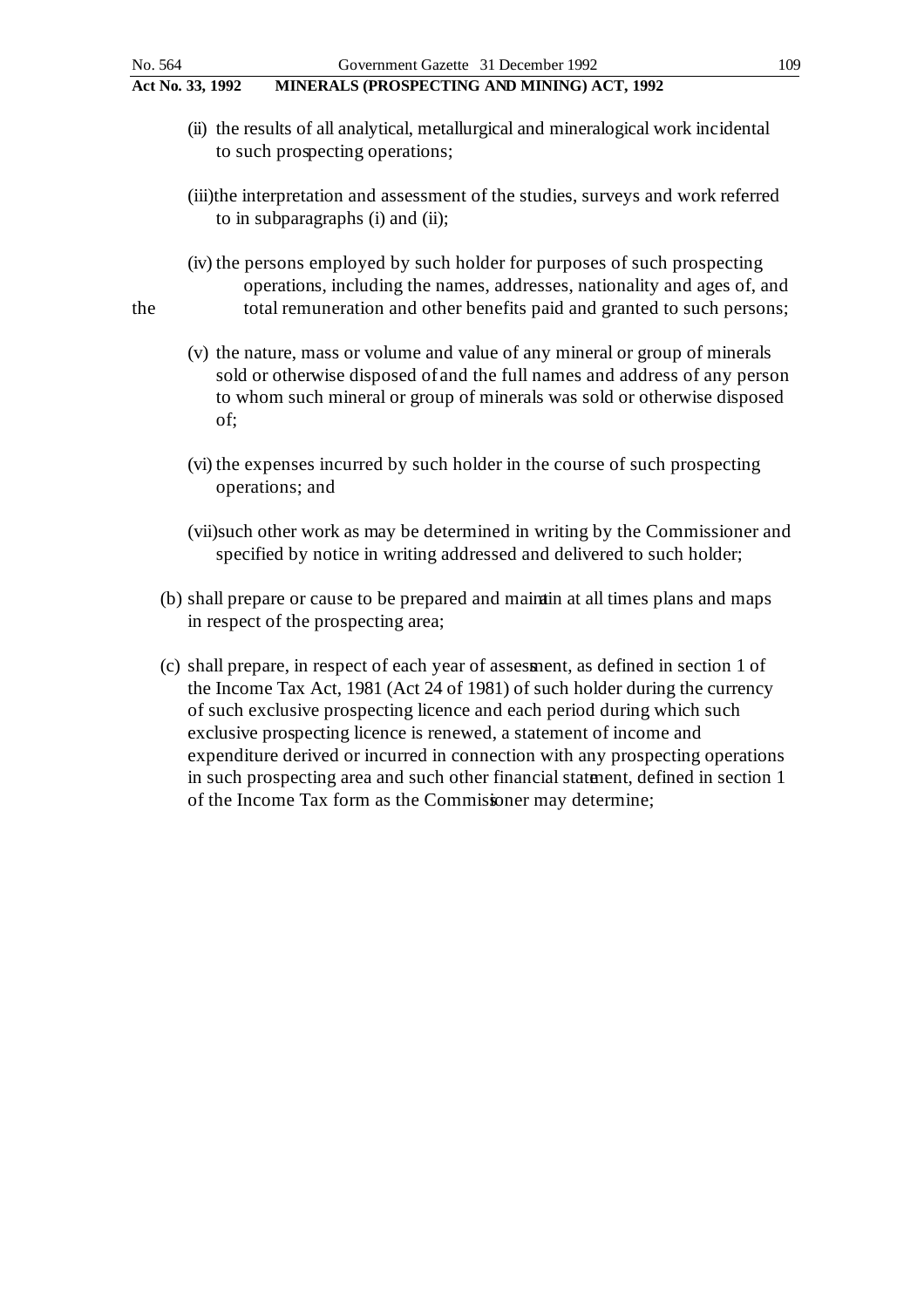(ii) the results of all analytical, metallurgical and mineralogical work incidental to such prospecting operations;

(iii) the interpretation and assessment of the studies, surveys and work referred to in subparagraphs (i) and (ii);

(iv) the persons employed by such holder for purposes of such prospecting operations, including the names, addresses, nationality and ages of, and the total remuneration and other benefits paid and granted to such persons;

(v) the nature, mass or volume and value of any mineral or group of minerals sold or otherwise disposed of and the full names and address of any person to whom such mineral or group of minerals was sold or otherwise disposed of;

(vi) the expenses incurred by such holder in the course of such prospecting operations; and

(vii) such other work as may be determined in writing by the Commissioner and specified by notice in writing addressed and delivered to such holder;

(b) shall prepare or cause to be prepared and maintain at all times plans and maps in respect of the prospecting area;

(c) shall prepare, in respect of each year of assessment, as defined in section 1 of the Income Tax Act, 1981 (Act 24 of 1981) of such holder during the currency of such exclusive prospecting licence and each period during which such exclusive prospecting licence is renewed, a statement of income and expenditure derived or incurred in connection with any prospecting operations in such prospecting area and such other financial statement, defined in section 1 of the Income Tax form as the Commissioner may determine;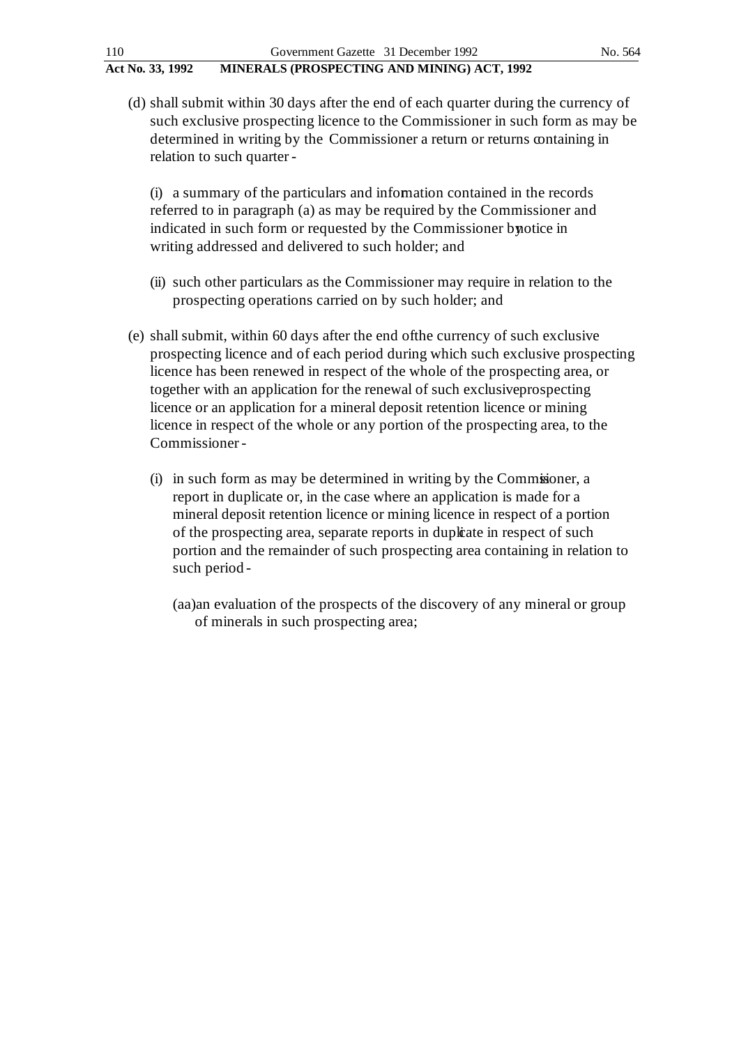(d) shall submit within 30 days after the end of each quarter during the currency of such exclusive prospecting licence to the Commissioner in such form as may be determined in writing by the Commissioner a return or returns containing in relation to such quarter -

(i) a summary of the particulars and information contained in the records referred to in paragraph (a) as may be required by the Commissioner and indicated in such form or requested by the Commissioner by notice in writing addressed and delivered to such holder; and

(ii) such other particulars as the Commissioner may require in relation to the prospecting operations carried on by such holder; and

(e) shall submit, within 60 days after the end of the currency of such exclusive prospecting licence and of each period during which such exclusive prospecting licence has been renewed in respect of the whole of the prospecting area, or together with an application for the renewal of such exclusive prospecting licence or an application for a mineral deposit retention licence or mining licence in respect of the whole or any portion of the prospecting area, to the Commissioner -

(i) in such form as may be determined in writing by the Commissioner, a report in duplicate or, in the case where an application is made for a mineral deposit retention licence or mining licence in respect of a portion of the prospecting area, separate reports in duplicate in respect of such portion and the remainder of such prospecting area containing in relation to such period -

(aa) an evaluation of the prospects of the discovery of any mineral or group of minerals in such prospecting area;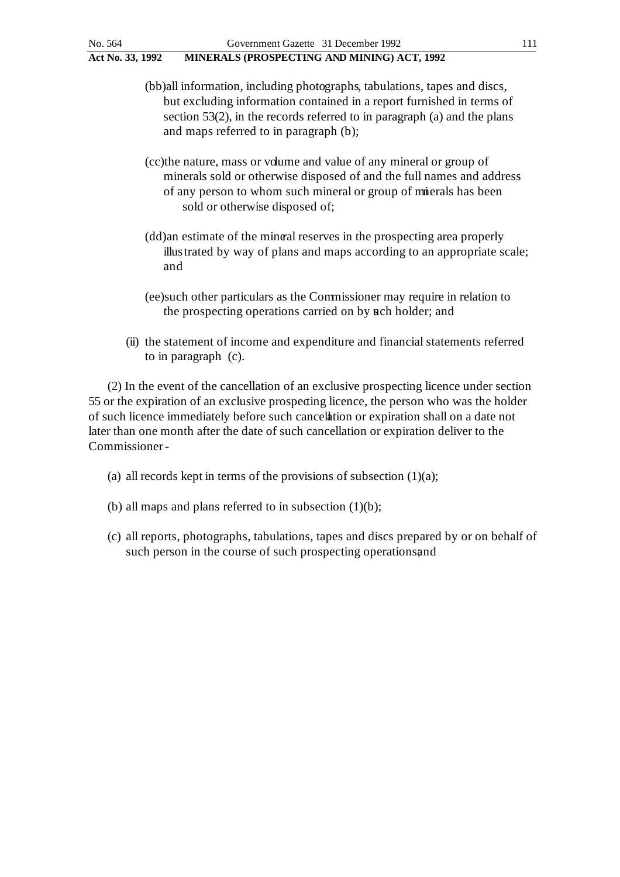(bb) all information, including photographs, tabulations, tapes and discs, but excluding information contained in a report furnished in terms of section 53(2), in the records referred to in paragraph (a) and the plans and maps referred to in paragraph (b);

(cc) the nature, mass or volume and value of any mineral or group of minerals sold or otherwise disposed of and the full names and address of any person to whom such mineral or group of minerals has been sold or otherwise disposed of;

(dd) an estimate of the mineral reserves in the prospecting area properly illustrated by way of plans and maps according to an appropriate scale; and

(ee) such other particulars as the Commissioner may require in relation to the prospecting operations carried on by such holder; and

(ii) the statement of income and expenditure and financial statements referred to in paragraph (c).

(2) In the event of the cancellation of an exclusive prospecting licence under section 55 or the expiration of an exclusive prospecting licence, the person who was the holder of such licence immediately before such cancellation or expiration shall on a date not later than one month after the date of such cancellation or expiration deliver to the Commissioner -

(a) all records kept in terms of the provisions of subsection (1)(a);

(b) all maps and plans referred to in subsection (1)(b);

(c) all reports, photographs, tabulations, tapes and discs prepared by or on behalf of such person in the course of such prospecting operations; and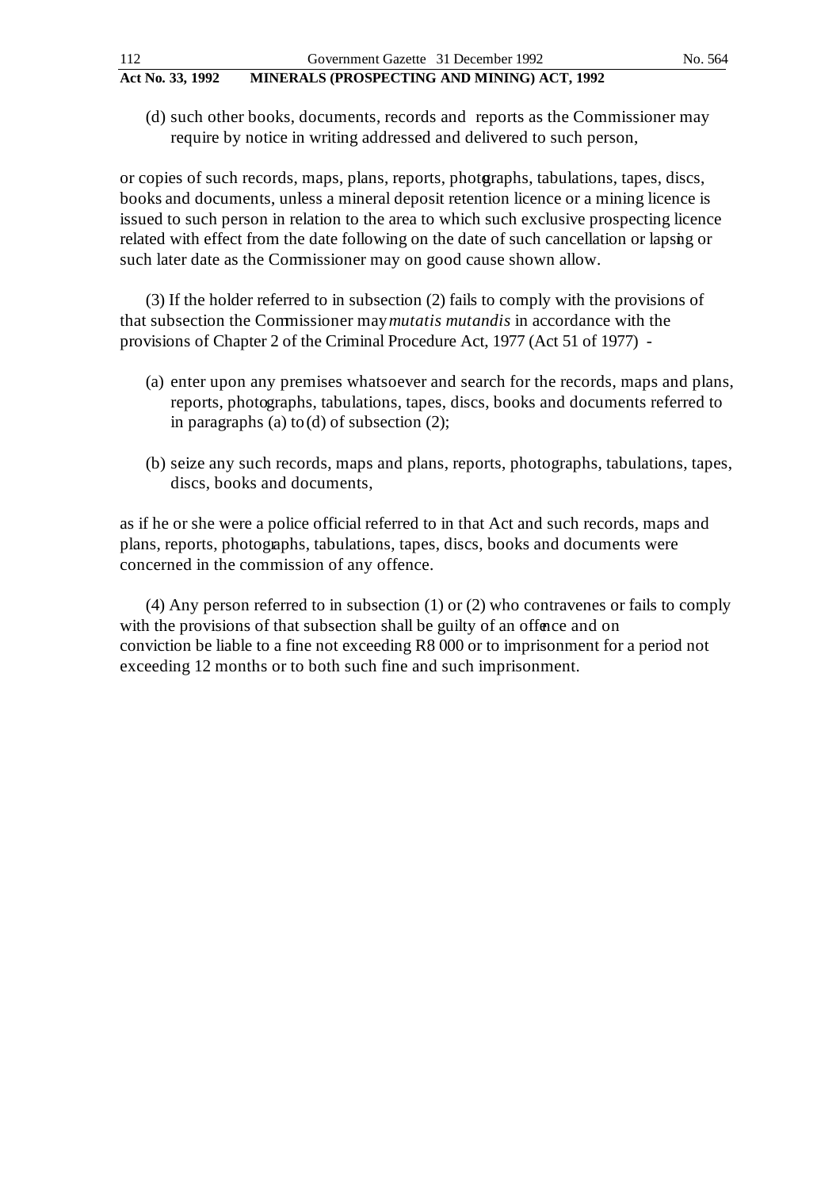(d) such other books, documents, records and reports as the Commissioner may require by notice in writing addressed and delivered to such person,

or copies of such records, maps, plans, reports, photographs, tabulations, tapes, discs, books and documents, unless a mineral deposit retention licence or a mining licence is issued to such person in relation to the area to which such exclusive prospecting licence related with effect from the date following on the date of such cancellation or lapsing or such later date as the Commissioner may on good cause shown allow.

(3) If the holder referred to in subsection (2) fails to comply with the provisions of that subsection the Commissioner may *mutatis mutandis* in accordance with the provisions of Chapter 2 of the Criminal Procedure Act, 1977 (Act 51 of 1977) -

(a) enter upon any premises whatsoever and search for the records, maps and plans, reports, photographs, tabulations, tapes, discs, books and documents referred to in paragraphs (a) to (d) of subsection (2);

(b) seize any such records, maps and plans, reports, photographs, tabulations, tapes, discs, books and documents,

as if he or she were a police official referred to in that Act and such records, maps and plans, reports, photographs, tabulations, tapes, discs, books and documents were concerned in the commission of any offence.

(4) Any person referred to in subsection (1) or (2) who contravenes or fails to comply with the provisions of that subsection shall be guilty of an offence and on conviction be liable to a fine not exceeding R8 000 or to imprisonment for a period not exceeding 12 months or to both such fine and such imprisonment.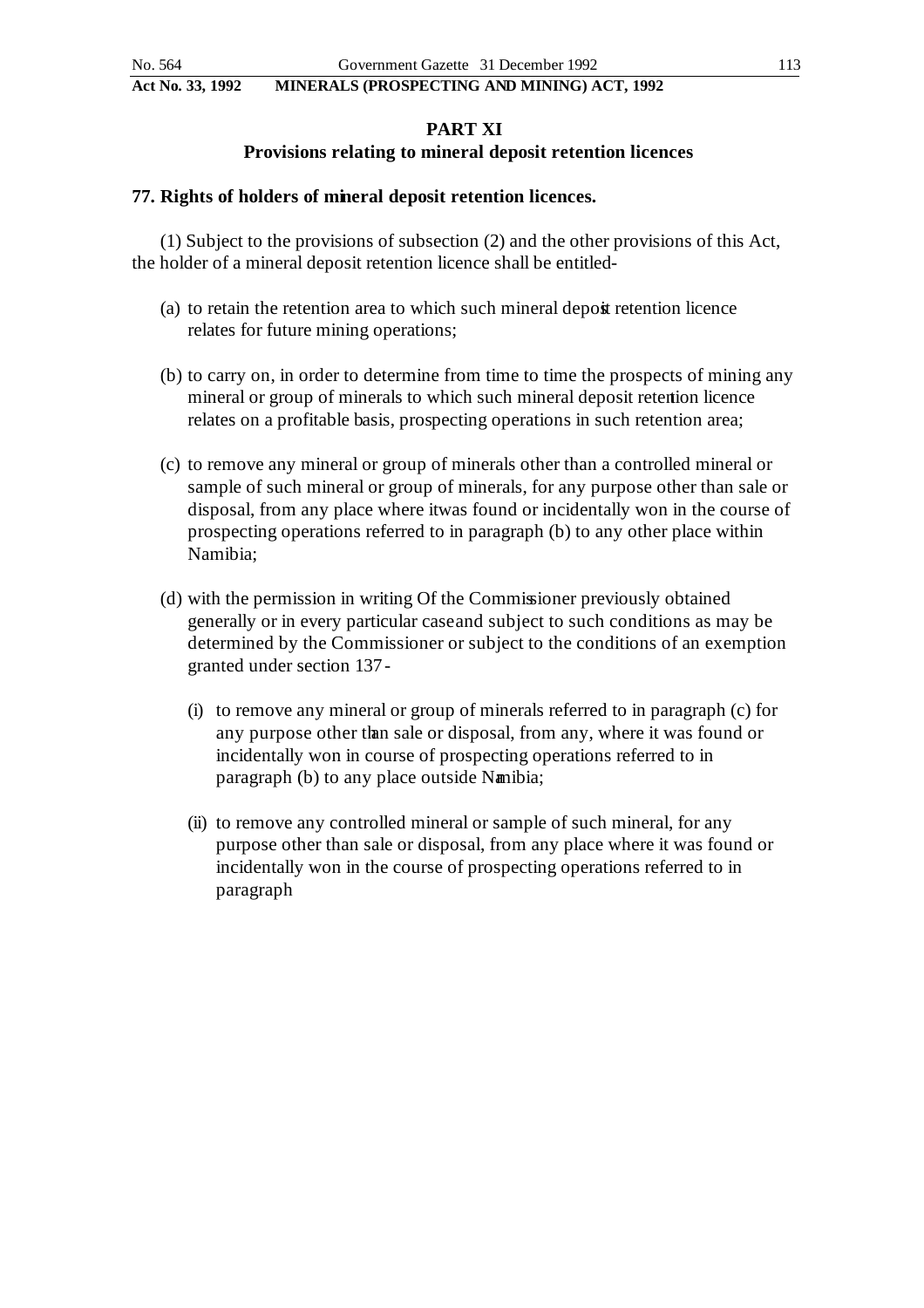## PART XI
## Provisions relating to mineral deposit retention licences

### 77. Rights of holders of mineral deposit retention licences.

(1) Subject to the provisions of subsection (2) and the other provisions of this Act, the holder of a mineral deposit retention licence shall be entitled-

(a) to retain the retention area to which such mineral deposit retention licence relates for future mining operations;

(b) to carry on, in order to determine from time to time the prospects of mining any mineral or group of minerals to which such mineral deposit retention licence relates on a profitable basis, prospecting operations in such retention area;

(c) to remove any mineral or group of minerals other than a controlled mineral or sample of such mineral or group of minerals, for any purpose other than sale or disposal, from any place where itwas found or incidentally won in the course of prospecting operations referred to in paragraph (b) to any other place within Namibia;

(d) with the permission in writing Of the Commissioner previously obtained generally or in every particular caseand subject to such conditions as may be determined by the Commissioner or subject to the conditions of an exemption granted under section 137-

(i) to remove any mineral or group of minerals referred to in paragraph (c) for any purpose other than sale or disposal, from any, where it was found or incidentally won in course of prospecting operations referred to in paragraph (b) to any place outside Namibia;

(ii) to remove any controlled mineral or sample of such mineral, for any purpose other than sale or disposal, from any place where it was found or incidentally won in the course of prospecting operations referred to in paragraph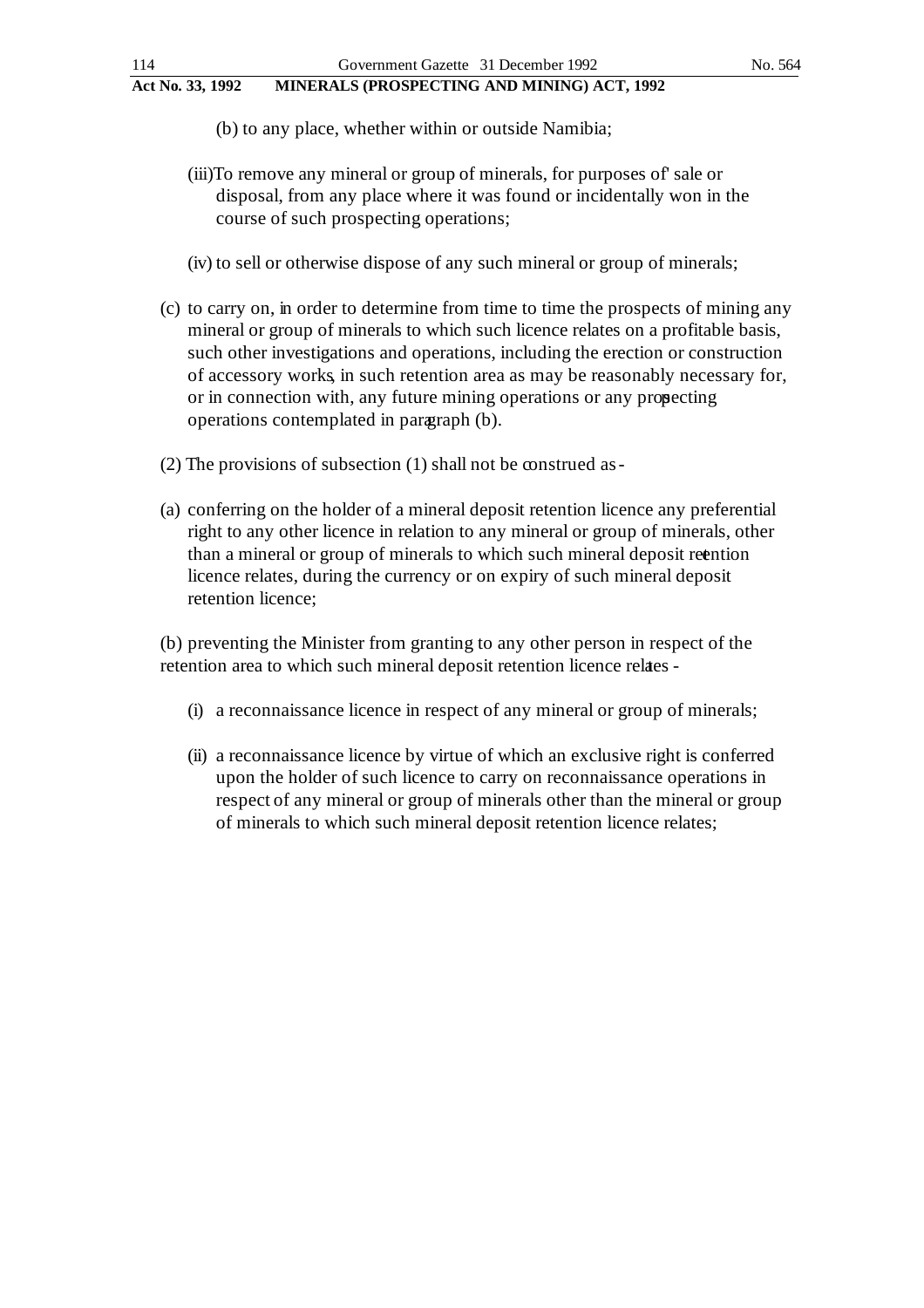(b) to any place, whether within or outside Namibia;

(iii) To remove any mineral or group of minerals, for purposes of' sale or disposal, from any place where it was found or incidentally won in the course of such prospecting operations;

(iv) to sell or otherwise dispose of any such mineral or group of minerals;

(c) to carry on, in order to determine from time to time the prospects of mining any mineral or group of minerals to which such licence relates on a profitable basis, such other investigations and operations, including the erection or construction of accessory works, in such retention area as may be reasonably necessary for, or in connection with, any future mining operations or any prospecting operations contemplated in paragraph (b).

(2) The provisions of subsection (1) shall not be construed as -

(a) conferring on the holder of a mineral deposit retention licence any preferential right to any other licence in relation to any mineral or group of minerals, other than a mineral or group of minerals to which such mineral deposit retention licence relates, during the currency or on expiry of such mineral deposit retention licence;

(b) preventing the Minister from granting to any other person in respect of the retention area to which such mineral deposit retention licence relates -

(i) a reconnaissance licence in respect of any mineral or group of minerals;

(ii) a reconnaissance licence by virtue of which an exclusive right is conferred upon the holder of such licence to carry on reconnaissance operations in respect of any mineral or group of minerals other than the mineral or group of minerals to which such mineral deposit retention licence relates;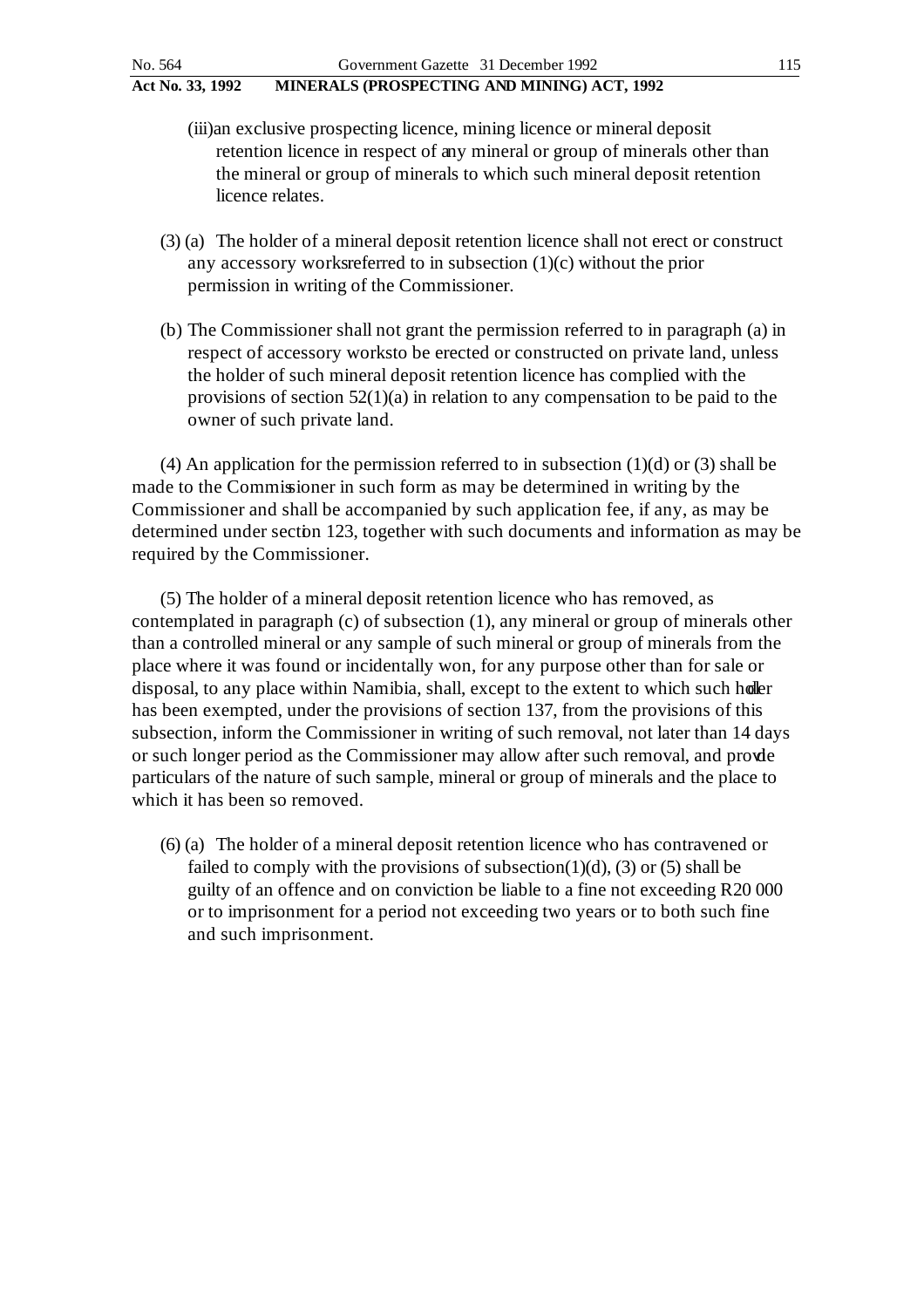(iii) an exclusive prospecting licence, mining licence or mineral deposit retention licence in respect of any mineral or group of minerals other than the mineral or group of minerals to which such mineral deposit retention licence relates.

(3) (a) The holder of a mineral deposit retention licence shall not erect or construct any accessory works referred to in subsection (1)(c) without the prior permission in writing of the Commissioner.

(b) The Commissioner shall not grant the permission referred to in paragraph (a) in respect of accessory works to be erected or constructed on private land, unless the holder of such mineral deposit retention licence has complied with the provisions of section 52(1)(a) in relation to any compensation to be paid to the owner of such private land.

(4) An application for the permission referred to in subsection (1)(d) or (3) shall be made to the Commissioner in such form as may be determined in writing by the Commissioner and shall be accompanied by such application fee, if any, as may be determined under section 123, together with such documents and information as may be required by the Commissioner.

(5) The holder of a mineral deposit retention licence who has removed, as contemplated in paragraph (c) of subsection (1), any mineral or group of minerals other than a controlled mineral or any sample of such mineral or group of minerals from the place where it was found or incidentally won, for any purpose other than for sale or disposal, to any place within Namibia, shall, except to the extent to which such holder has been exempted, under the provisions of section 137, from the provisions of this subsection, inform the Commissioner in writing of such removal, not later than 14 days or such longer period as the Commissioner may allow after such removal, and provide particulars of the nature of such sample, mineral or group of minerals and the place to which it has been so removed.

(6) (a) The holder of a mineral deposit retention licence who has contravened or failed to comply with the provisions of subsection(1)(d), (3) or (5) shall be guilty of an offence and on conviction be liable to a fine not exceeding R20 000 or to imprisonment for a period not exceeding two years or to both such fine and such imprisonment.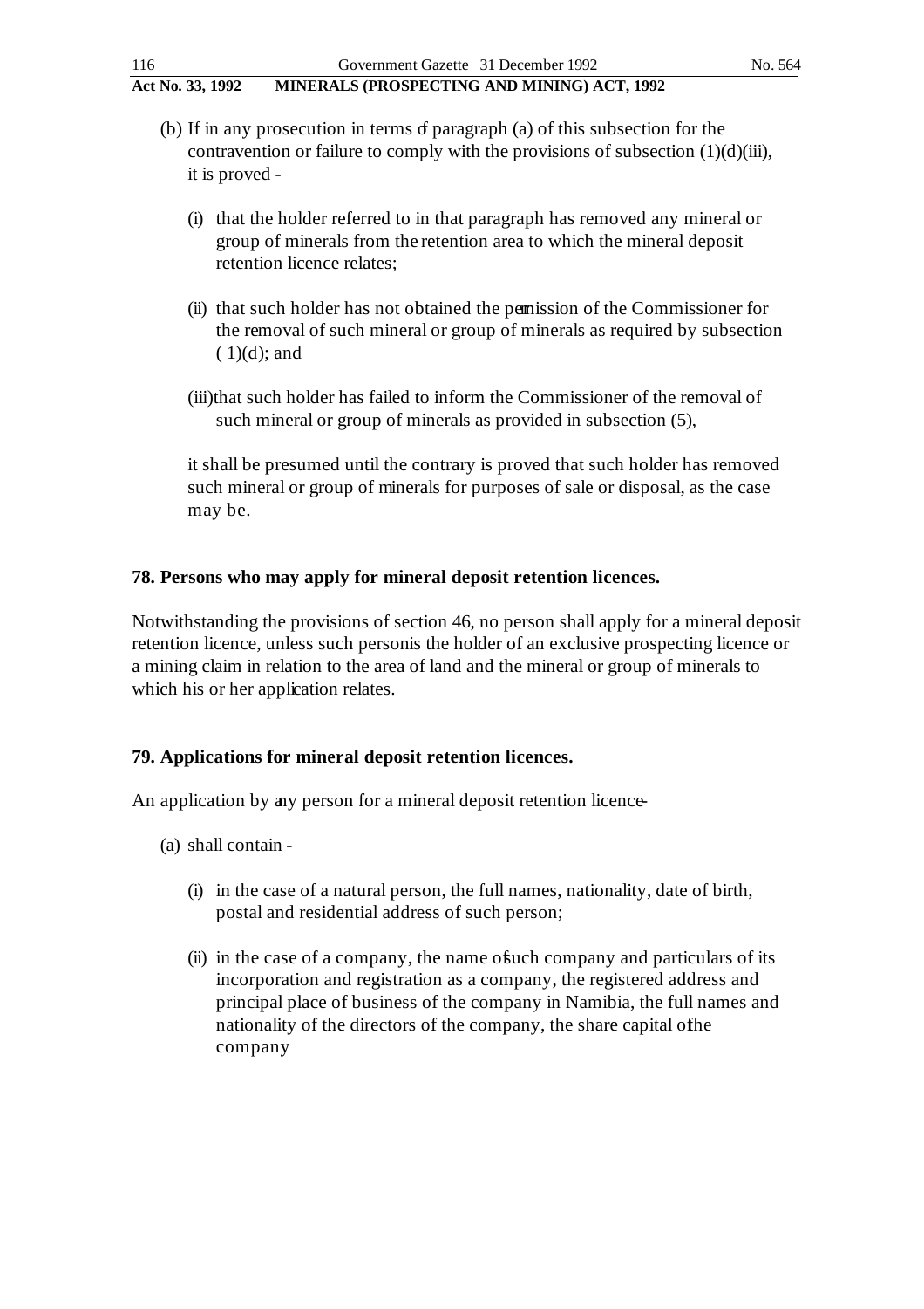(b) If in any prosecution in terms of paragraph (a) of this subsection for the contravention or failure to comply with the provisions of subsection (1)(d)(iii), it is proved -

(i) that the holder referred to in that paragraph has removed any mineral or group of minerals from the retention area to which the mineral deposit retention licence relates;

(ii) that such holder has not obtained the permission of the Commissioner for the removal of such mineral or group of minerals as required by subsection ( 1)(d); and

(iii) that such holder has failed to inform the Commissioner of the removal of such mineral or group of minerals as provided in subsection (5),

it shall be presumed until the contrary is proved that such holder has removed such mineral or group of minerals for purposes of sale or disposal, as the case may be.

**78. Persons who may apply for mineral deposit retention licences.**

Notwithstanding the provisions of section 46, no person shall apply for a mineral deposit retention licence, unless such person is the holder of an exclusive prospecting licence or a mining claim in relation to the area of land and the mineral or group of minerals to which his or her application relates.

**79. Applications for mineral deposit retention licences.**

An application by any person for a mineral deposit retention licence-

(a) shall contain -

(i) in the case of a natural person, the full names, nationality, date of birth, postal and residential address of such person;

(ii) in the case of a company, the name of such company and particulars of its incorporation and registration as a company, the registered address and principal place of business of the company in Namibia, the full names and nationality of the directors of the company, the share capital of the company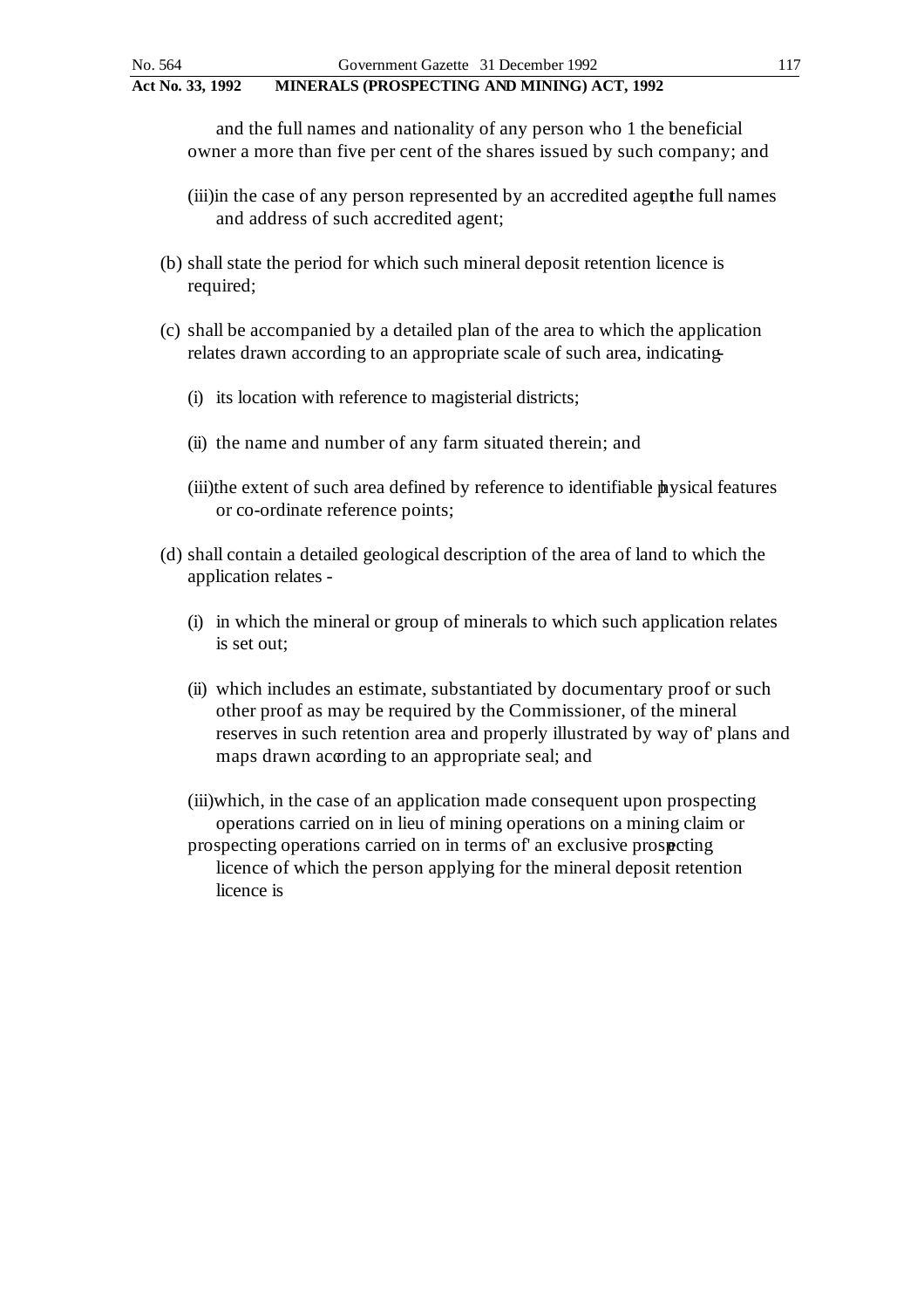and the full names and nationality of any person who 1 the beneficial owner a more than five per cent of the shares issued by such company; and

(iii) in the case of any person represented by an accredited agent, the full names and address of such accredited agent;

(b) shall state the period for which such mineral deposit retention licence is required;

(c) shall be accompanied by a detailed plan of the area to which the application relates drawn according to an appropriate scale of such area, indicating -

(i) its location with reference to magisterial districts;

(ii) the name and number of any farm situated therein; and

(iii) the extent of such area defined by reference to identifiable physical features or co-ordinate reference points;

(d) shall contain a detailed geological description of the area of land to which the application relates -

(i) in which the mineral or group of minerals to which such application relates is set out;

(ii) which includes an estimate, substantiated by documentary proof or such other proof as may be required by the Commissioner, of the mineral reserves in such retention area and properly illustrated by way of' plans and maps drawn according to an appropriate seal; and

(iii) which, in the case of an application made consequent upon prospecting operations carried on in lieu of mining operations on a mining claim or prospecting operations carried on in terms of' an exclusive prospecting licence of which the person applying for the mineral deposit retention licence is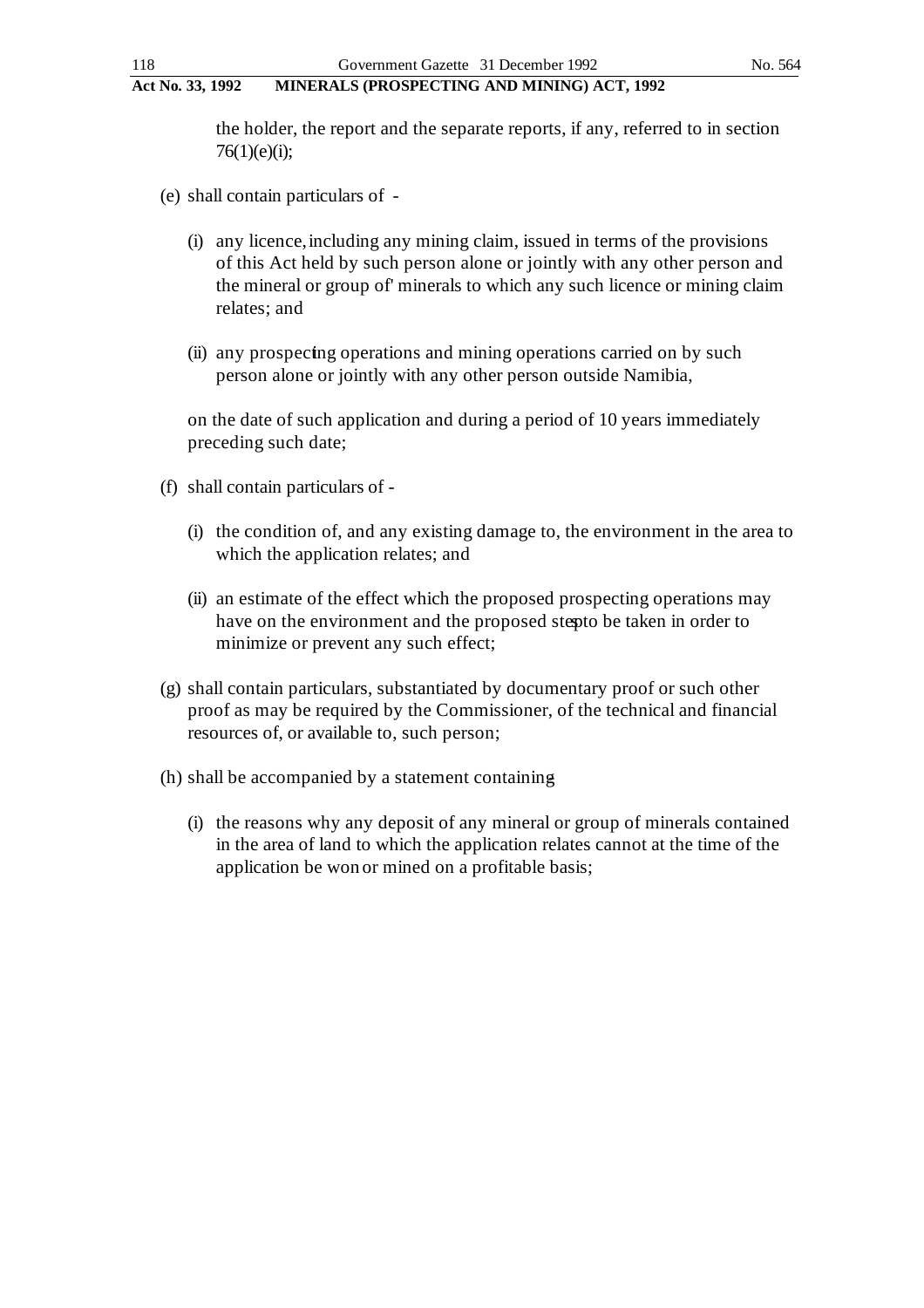the holder, the report and the separate reports, if any, referred to in section 76(1)(e)(i);

(e) shall contain particulars of -

(i) any licence, including any mining claim, issued in terms of the provisions of this Act held by such person alone or jointly with any other person and the mineral or group of' minerals to which any such licence or mining claim relates; and

(ii) any prospecting operations and mining operations carried on by such person alone or jointly with any other person outside Namibia,

on the date of such application and during a period of 10 years immediately preceding such date;

(f) shall contain particulars of -

(i) the condition of, and any existing damage to, the environment in the area to which the application relates; and

(ii) an estimate of the effect which the proposed prospecting operations may have on the environment and the proposed steps to be taken in order to minimize or prevent any such effect;

(g) shall contain particulars, substantiated by documentary proof or such other proof as may be required by the Commissioner, of the technical and financial resources of, or available to, such person;

(h) shall be accompanied by a statement containing -

(i) the reasons why any deposit of any mineral or group of minerals contained in the area of land to which the application relates cannot at the time of the application be won or mined on a profitable basis;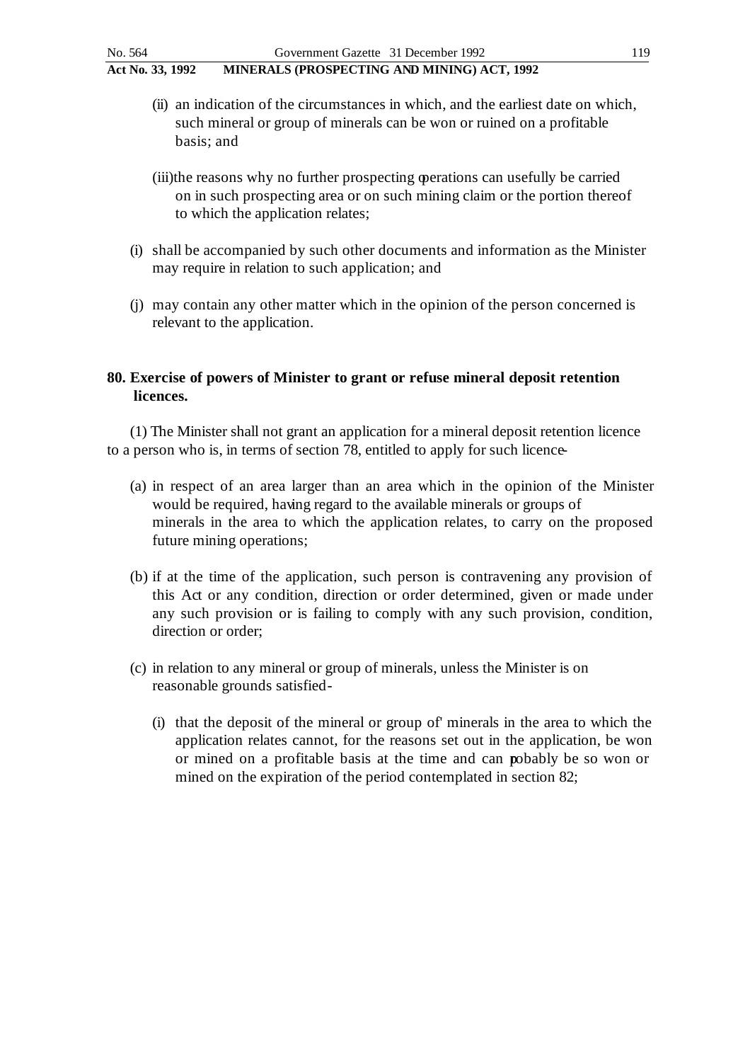(ii) an indication of the circumstances in which, and the earliest date on which, such mineral or group of minerals can be won or ruined on a profitable basis; and

(iii) the reasons why no further prospecting operations can usefully be carried on in such prospecting area or on such mining claim or the portion thereof to which the application relates;

(i) shall be accompanied by such other documents and information as the Minister may require in relation to such application; and

(j) may contain any other matter which in the opinion of the person concerned is relevant to the application.

**80. Exercise of powers of Minister to grant or refuse mineral deposit retention licences.**

(1) The Minister shall not grant an application for a mineral deposit retention licence to a person who is, in terms of section 78, entitled to apply for such licence-

(a) in respect of an area larger than an area which in the opinion of the Minister would be required, having regard to the available minerals or groups of minerals in the area to which the application relates, to carry on the proposed future mining operations;

(b) if at the time of the application, such person is contravening any provision of this Act or any condition, direction or order determined, given or made under any such provision or is failing to comply with any such provision, condition, direction or order;

(c) in relation to any mineral or group of minerals, unless the Minister is on reasonable grounds satisfied-

(i) that the deposit of the mineral or group of' minerals in the area to which the application relates cannot, for the reasons set out in the application, be won or mined on a profitable basis at the time and can probably be so won or mined on the expiration of the period contemplated in section 82;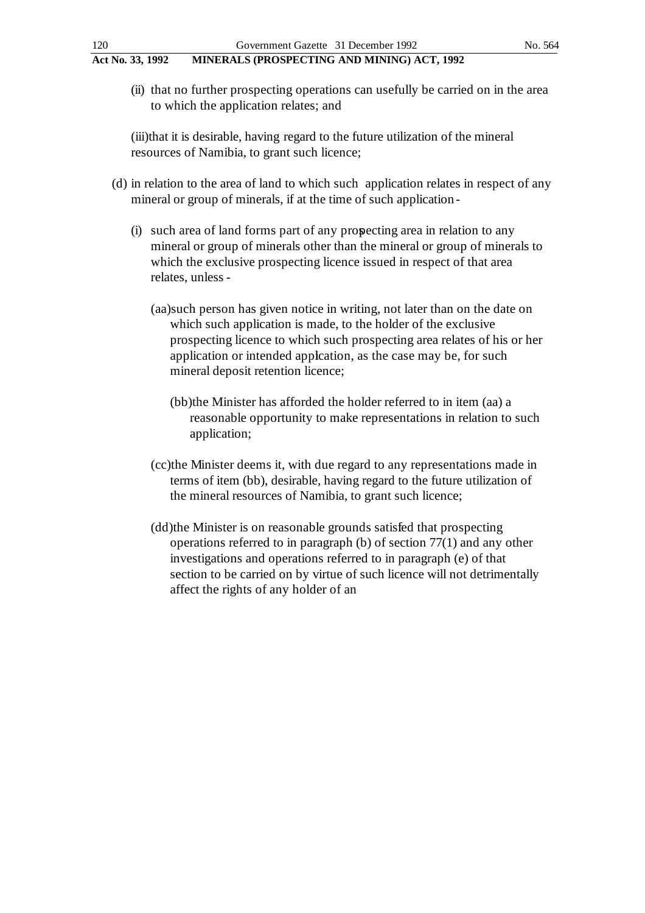(ii) that no further prospecting operations can usefully be carried on in the area to which the application relates; and

(iii) that it is desirable, having regard to the future utilization of the mineral resources of Namibia, to grant such licence;

(d) in relation to the area of land to which such application relates in respect of any mineral or group of minerals, if at the time of such application -

(i) such area of land forms part of any prospecting area in relation to any mineral or group of minerals other than the mineral or group of minerals to which the exclusive prospecting licence issued in respect of that area relates, unless -

(aa) such person has given notice in writing, not later than on the date on which such application is made, to the holder of the exclusive prospecting licence to which such prospecting area relates of his or her application or intended application, as the case may be, for such mineral deposit retention licence;

(bb) the Minister has afforded the holder referred to in item (aa) a reasonable opportunity to make representations in relation to such application;

(cc) the Minister deems it, with due regard to any representations made in terms of item (bb), desirable, having regard to the future utilization of the mineral resources of Namibia, to grant such licence;

(dd) the Minister is on reasonable grounds satisfied that prospecting operations referred to in paragraph (b) of section 77(1) and any other investigations and operations referred to in paragraph (e) of that section to be carried on by virtue of such licence will not detrimentally affect the rights of any holder of an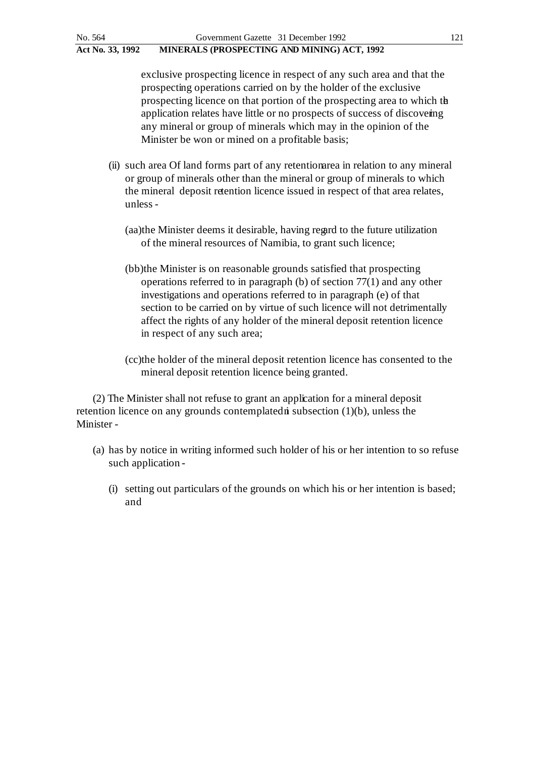exclusive prospecting licence in respect of any such area and that the prospecting operations carried on by the holder of the exclusive prospecting licence on that portion of the prospecting area to which the application relates have little or no prospects of success of discovering any mineral or group of minerals which may in the opinion of the Minister be won or mined on a profitable basis;

(ii) such area Of land forms part of any retention area in relation to any mineral or group of minerals other than the mineral or group of minerals to which the mineral deposit retention licence issued in respect of that area relates, unless -

(aa) the Minister deems it desirable, having regard to the future utilization of the mineral resources of Namibia, to grant such licence;

(bb) the Minister is on reasonable grounds satisfied that prospecting operations referred to in paragraph (b) of section 77(1) and any other investigations and operations referred to in paragraph (e) of that section to be carried on by virtue of such licence will not detrimentally affect the rights of any holder of the mineral deposit retention licence in respect of any such area;

(cc) the holder of the mineral deposit retention licence has consented to the mineral deposit retention licence being granted.

(2) The Minister shall not refuse to grant an application for a mineral deposit retention licence on any grounds contemplated in subsection (1)(b), unless the Minister -

(a) has by notice in writing informed such holder of his or her intention to so refuse such application -

(i) setting out particulars of the grounds on which his or her intention is based; and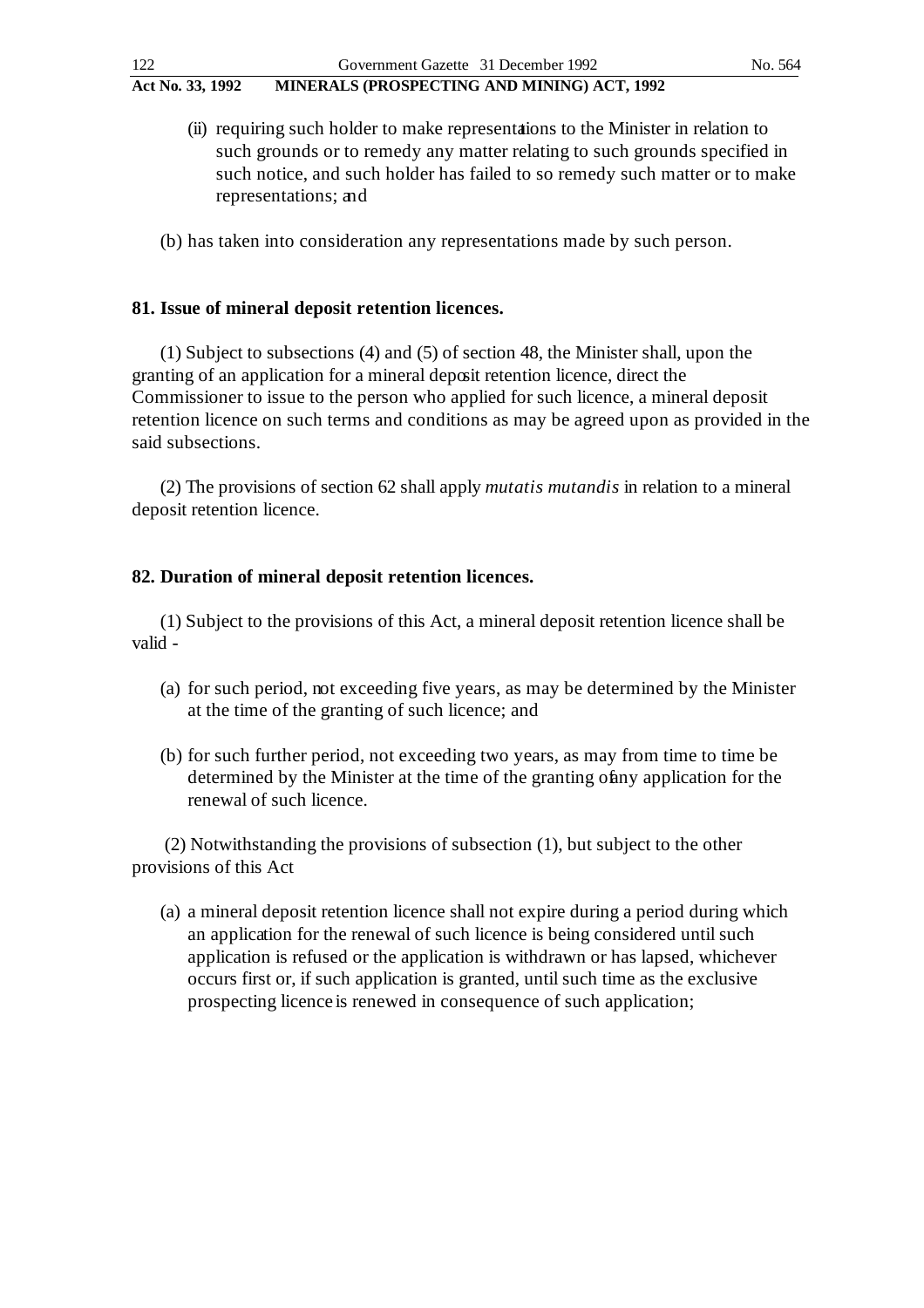(ii) requiring such holder to make representations to the Minister in relation to such grounds or to remedy any matter relating to such grounds specified in such notice, and such holder has failed to so remedy such matter or to make representations; and

(b) has taken into consideration any representations made by such person.

**81. Issue of mineral deposit retention licences.**

(1) Subject to subsections (4) and (5) of section 48, the Minister shall, upon the granting of an application for a mineral deposit retention licence, direct the Commissioner to issue to the person who applied for such licence, a mineral deposit retention licence on such terms and conditions as may be agreed upon as provided in the said subsections.

(2) The provisions of section 62 shall apply *mutatis mutandis* in relation to a mineral deposit retention licence.

**82. Duration of mineral deposit retention licences.**

(1) Subject to the provisions of this Act, a mineral deposit retention licence shall be valid -

(a) for such period, not exceeding five years, as may be determined by the Minister at the time of the granting of such licence; and

(b) for such further period, not exceeding two years, as may from time to time be determined by the Minister at the time of the granting of any application for the renewal of such licence.

(2) Notwithstanding the provisions of subsection (1), but subject to the other provisions of this Act

(a) a mineral deposit retention licence shall not expire during a period during which an application for the renewal of such licence is being considered until such application is refused or the application is withdrawn or has lapsed, whichever occurs first or, if such application is granted, until such time as the exclusive prospecting licence is renewed in consequence of such application;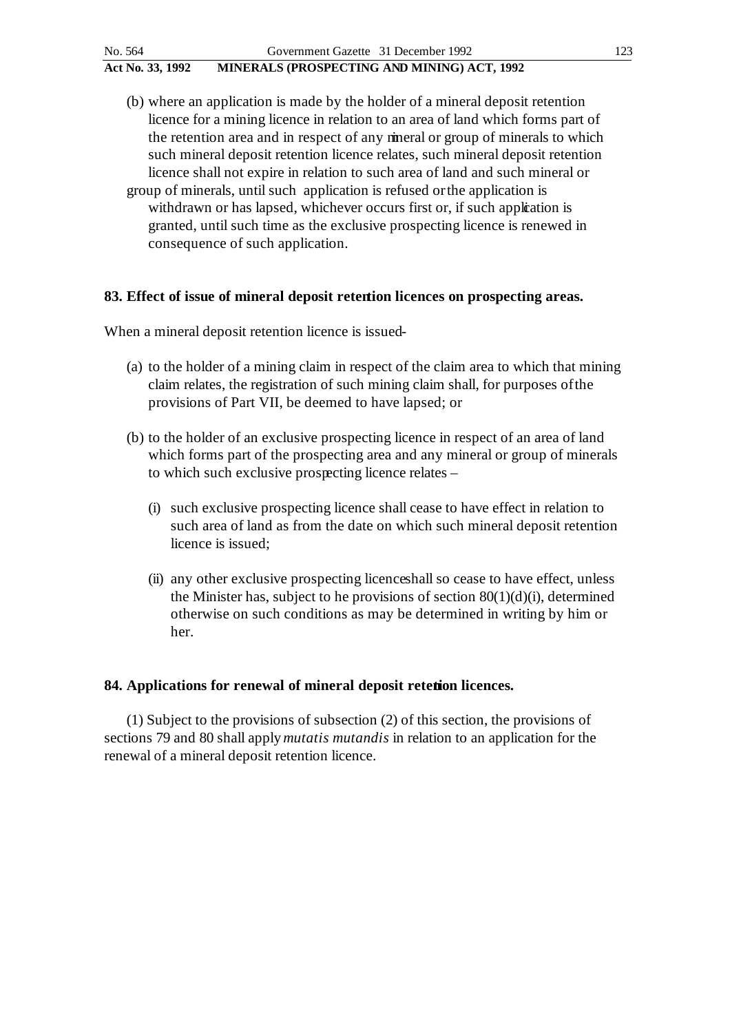(b) where an application is made by the holder of a mineral deposit retention licence for a mining licence in relation to an area of land which forms part of the retention area and in respect of any mineral or group of minerals to which such mineral deposit retention licence relates, such mineral deposit retention licence shall not expire in relation to such area of land and such mineral or group of minerals, until such application is refused or the application is withdrawn or has lapsed, whichever occurs first or, if such application is granted, until such time as the exclusive prospecting licence is renewed in consequence of such application.

**83. Effect of issue of mineral deposit retention licences on prospecting areas.**

When a mineral deposit retention licence is issued-

(a) to the holder of a mining claim in respect of the claim area to which that mining claim relates, the registration of such mining claim shall, for purposes of the provisions of Part VII, be deemed to have lapsed; or

(b) to the holder of an exclusive prospecting licence in respect of an area of land which forms part of the prospecting area and any mineral or group of minerals to which such exclusive prospecting licence relates –

  (i) such exclusive prospecting licence shall cease to have effect in relation to such area of land as from the date on which such mineral deposit retention licence is issued;

  (ii) any other exclusive prospecting licence shall so cease to have effect, unless the Minister has, subject to he provisions of section 80(1)(d)(i), determined otherwise on such conditions as may be determined in writing by him or her.

**84. Applications for renewal of mineral deposit retention licences.**

(1) Subject to the provisions of subsection (2) of this section, the provisions of sections 79 and 80 shall apply *mutatis mutandis* in relation to an application for the renewal of a mineral deposit retention licence.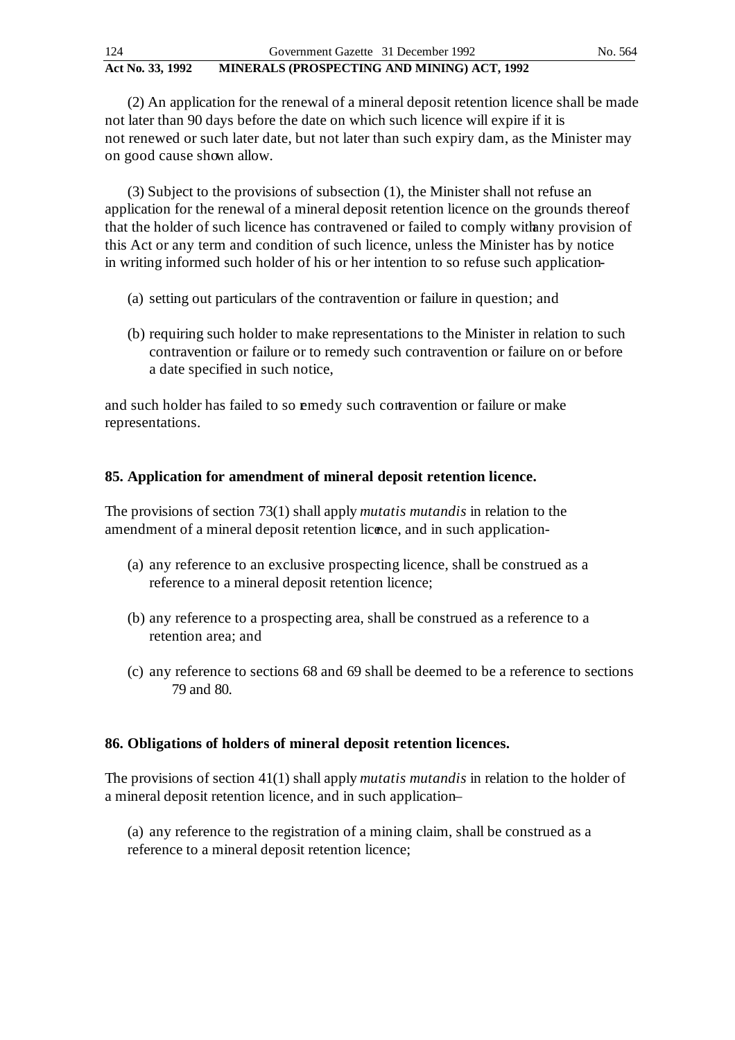(2) An application for the renewal of a mineral deposit retention licence shall be made not later than 90 days before the date on which such licence will expire if it is not renewed or such later date, but not later than such expiry dam, as the Minister may on good cause shown allow.

(3) Subject to the provisions of subsection (1), the Minister shall not refuse an application for the renewal of a mineral deposit retention licence on the grounds thereof that the holder of such licence has contravened or failed to comply with any provision of this Act or any term and condition of such licence, unless the Minister has by notice in writing informed such holder of his or her intention to so refuse such application-

(a) setting out particulars of the contravention or failure in question; and

(b) requiring such holder to make representations to the Minister in relation to such contravention or failure or to remedy such contravention or failure on or before a date specified in such notice,

and such holder has failed to so remedy such contravention or failure or make representations.

**85. Application for amendment of mineral deposit retention licence.**

The provisions of section 73(1) shall apply *mutatis mutandis* in relation to the amendment of a mineral deposit retention licence, and in such application-

(a) any reference to an exclusive prospecting licence, shall be construed as a reference to a mineral deposit retention licence;

(b) any reference to a prospecting area, shall be construed as a reference to a retention area; and

(c) any reference to sections 68 and 69 shall be deemed to be a reference to sections 79 and 80.

**86. Obligations of holders of mineral deposit retention licences.**

The provisions of section 41(1) shall apply *mutatis mutandis* in relation to the holder of a mineral deposit retention licence, and in such application–

(a) any reference to the registration of a mining claim, shall be construed as a reference to a mineral deposit retention licence;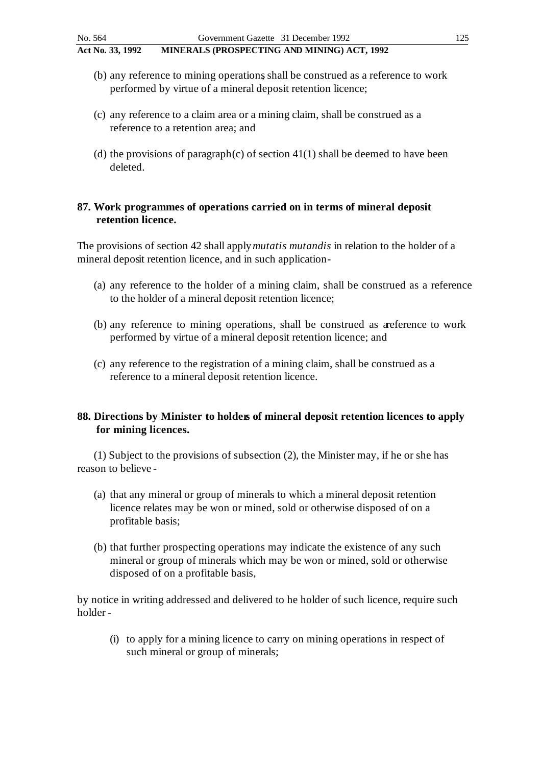(b) any reference to mining operations, shall be construed as a reference to work performed by virtue of a mineral deposit retention licence;

(c) any reference to a claim area or a mining claim, shall be construed as a reference to a retention area; and

(d) the provisions of paragraph (c) of section 41(1) shall be deemed to have been deleted.

**87. Work programmes of operations carried on in terms of mineral deposit retention licence.**

The provisions of section 42 shall apply *mutatis mutandis* in relation to the holder of a mineral deposit retention licence, and in such application-

(a) any reference to the holder of a mining claim, shall be construed as a reference to the holder of a mineral deposit retention licence;

(b) any reference to mining operations, shall be construed as a reference to work performed by virtue of a mineral deposit retention licence; and

(c) any reference to the registration of a mining claim, shall be construed as a reference to a mineral deposit retention licence.

**88. Directions by Minister to holders of mineral deposit retention licences to apply for mining licences.**

(1) Subject to the provisions of subsection (2), the Minister may, if he or she has reason to believe -

(a) that any mineral or group of minerals to which a mineral deposit retention licence relates may be won or mined, sold or otherwise disposed of on a profitable basis;

(b) that further prospecting operations may indicate the existence of any such mineral or group of minerals which may be won or mined, sold or otherwise disposed of on a profitable basis,

by notice in writing addressed and delivered to he holder of such licence, require such holder -

(i) to apply for a mining licence to carry on mining operations in respect of such mineral or group of minerals;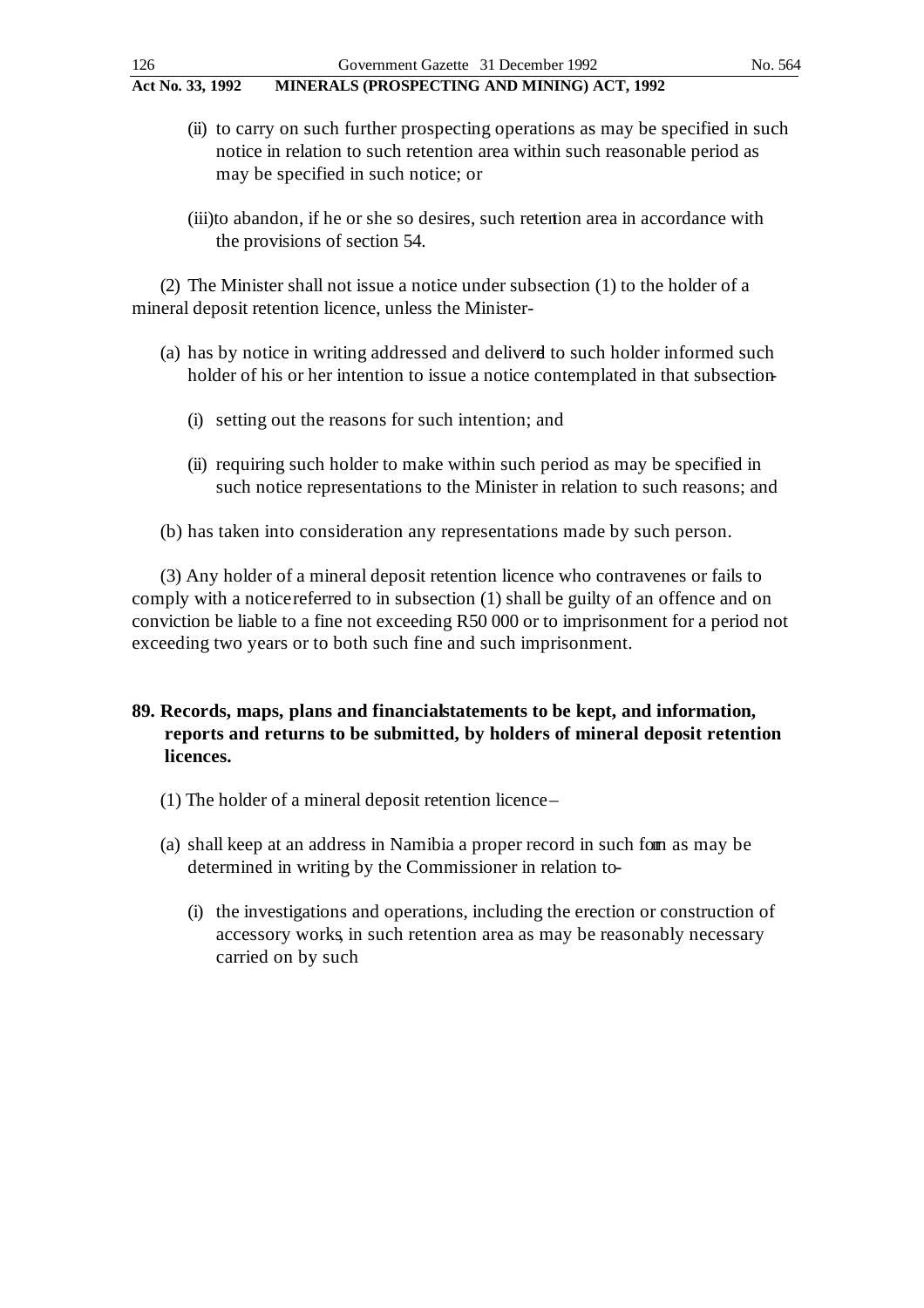(ii) to carry on such further prospecting operations as may be specified in such notice in relation to such retention area within such reasonable period as may be specified in such notice; or

(iii) to abandon, if he or she so desires, such retention area in accordance with the provisions of section 54.

(2) The Minister shall not issue a notice under subsection (1) to the holder of a mineral deposit retention licence, unless the Minister-

(a) has by notice in writing addressed and delivered to such holder informed such holder of his or her intention to issue a notice contemplated in that subsection-

(i) setting out the reasons for such intention; and

(ii) requiring such holder to make within such period as may be specified in such notice representations to the Minister in relation to such reasons; and

(b) has taken into consideration any representations made by such person.

(3) Any holder of a mineral deposit retention licence who contravenes or fails to comply with a notice referred to in subsection (1) shall be guilty of an offence and on conviction be liable to a fine not exceeding R50 000 or to imprisonment for a period not exceeding two years or to both such fine and such imprisonment.

**89. Records, maps, plans and financial statements to be kept, and information, reports and returns to be submitted, by holders of mineral deposit retention licences.**

(1) The holder of a mineral deposit retention licence –

(a) shall keep at an address in Namibia a proper record in such form as may be determined in writing by the Commissioner in relation to-

(i) the investigations and operations, including the erection or construction of accessory works, in such retention area as may be reasonably necessary carried on by such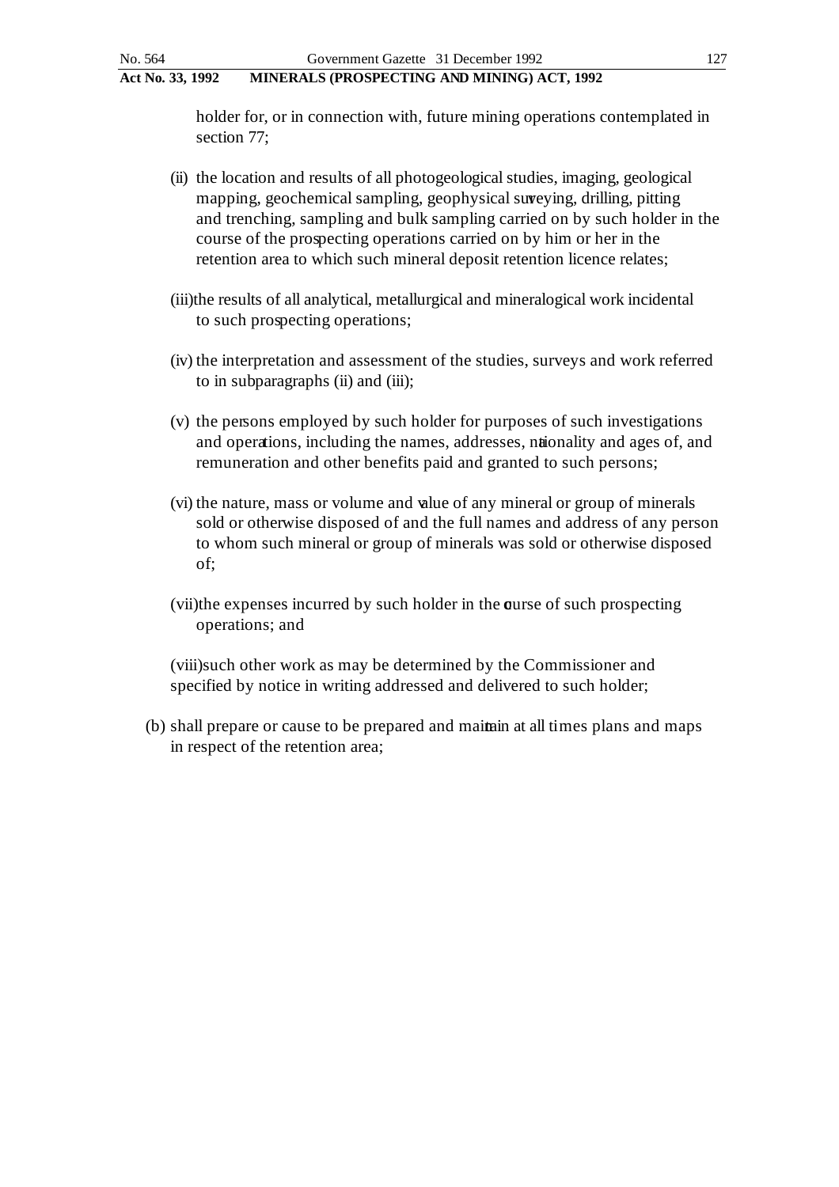holder for, or in connection with, future mining operations contemplated in section 77;

(ii) the location and results of all photogeological studies, imaging, geological mapping, geochemical sampling, geophysical surveying, drilling, pitting and trenching, sampling and bulk sampling carried on by such holder in the course of the prospecting operations carried on by him or her in the retention area to which such mineral deposit retention licence relates;

(iii) the results of all analytical, metallurgical and mineralogical work incidental to such prospecting operations;

(iv) the interpretation and assessment of the studies, surveys and work referred to in subparagraphs (ii) and (iii);

(v) the persons employed by such holder for purposes of such investigations and operations, including the names, addresses, nationality and ages of, and remuneration and other benefits paid and granted to such persons;

(vi) the nature, mass or volume and value of any mineral or group of minerals sold or otherwise disposed of and the full names and address of any person to whom such mineral or group of minerals was sold or otherwise disposed of;

(vii) the expenses incurred by such holder in the course of such prospecting operations; and

(viii) such other work as may be determined by the Commissioner and specified by notice in writing addressed and delivered to such holder;

(b) shall prepare or cause to be prepared and maintain at all times plans and maps in respect of the retention area;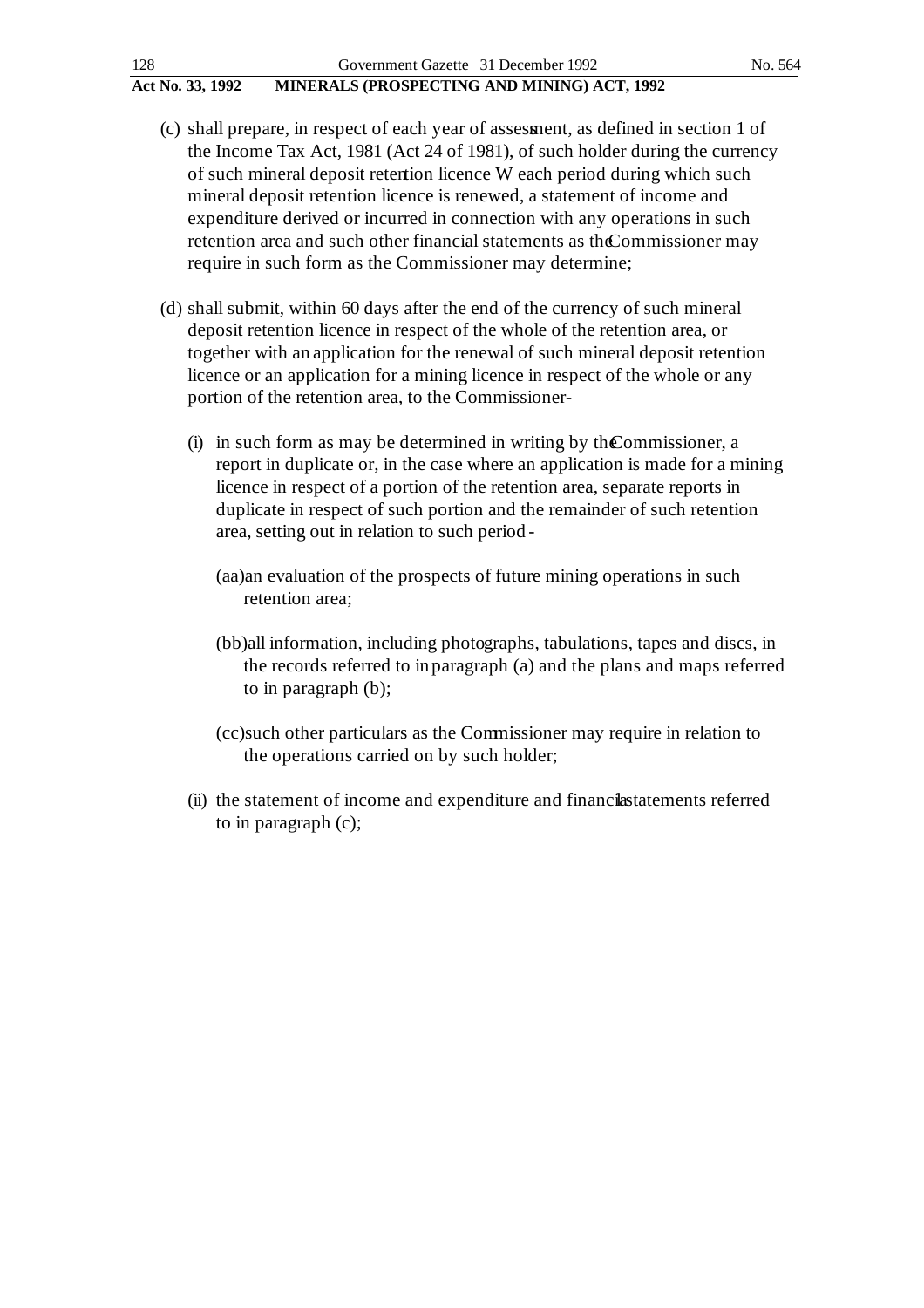(c) shall prepare, in respect of each year of assessment, as defined in section 1 of the Income Tax Act, 1981 (Act 24 of 1981), of such holder during the currency of such mineral deposit retention licence W each period during which such mineral deposit retention licence is renewed, a statement of income and expenditure derived or incurred in connection with any operations in such retention area and such other financial statements as the Commissioner may require in such form as the Commissioner may determine;

(d) shall submit, within 60 days after the end of the currency of such mineral deposit retention licence in respect of the whole of the retention area, or together with an application for the renewal of such mineral deposit retention licence or an application for a mining licence in respect of the whole or any portion of the retention area, to the Commissioner-

(i) in such form as may be determined in writing by the Commissioner, a report in duplicate or, in the case where an application is made for a mining licence in respect of a portion of the retention area, separate reports in duplicate in respect of such portion and the remainder of such retention area, setting out in relation to such period -

(aa) an evaluation of the prospects of future mining operations in such retention area;

(bb) all information, including photographs, tabulations, tapes and discs, in the records referred to in paragraph (a) and the plans and maps referred to in paragraph (b);

(cc) such other particulars as the Commissioner may require in relation to the operations carried on by such holder;

(ii) the statement of income and expenditure and financial statements referred to in paragraph (c);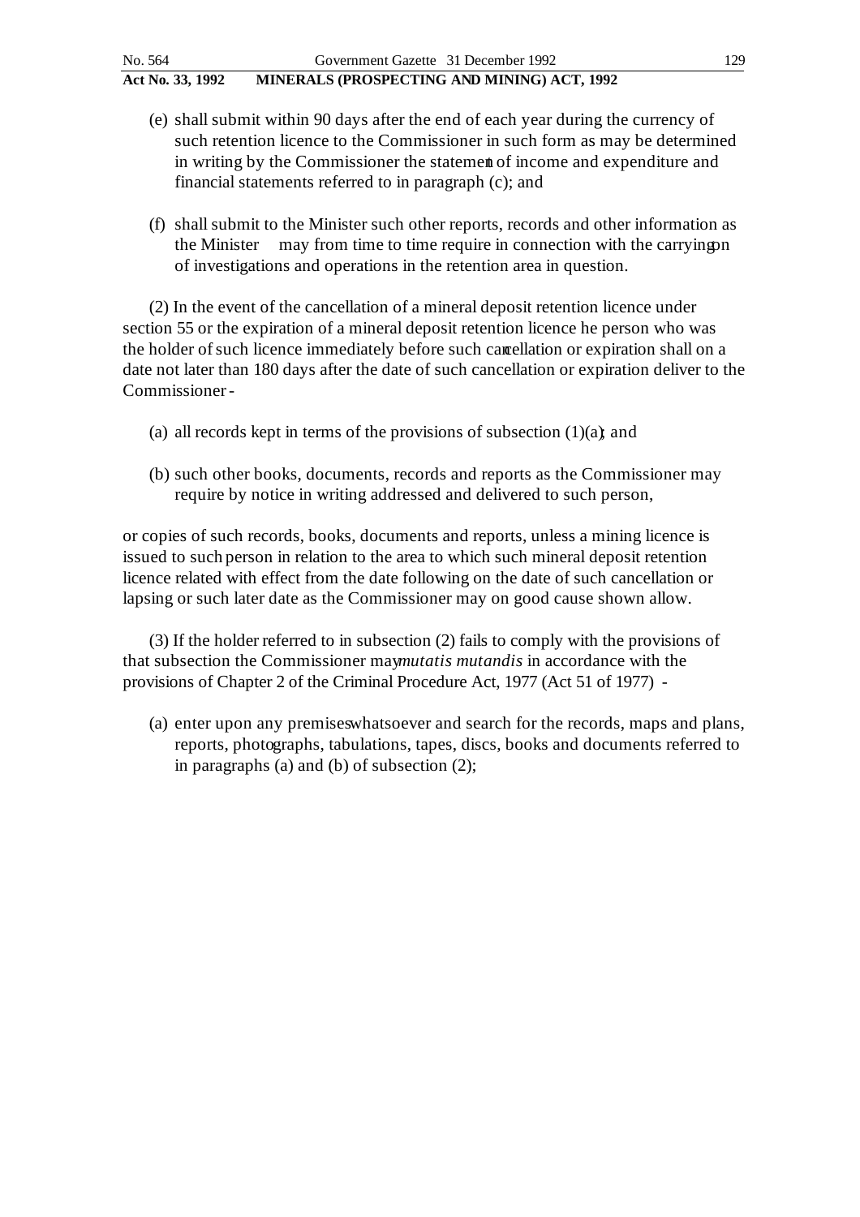(e) shall submit within 90 days after the end of each year during the currency of such retention licence to the Commissioner in such form as may be determined in writing by the Commissioner the statement of income and expenditure and financial statements referred to in paragraph (c); and

(f) shall submit to the Minister such other reports, records and other information as the Minister may from time to time require in connection with the carrying on of investigations and operations in the retention area in question.

(2) In the event of the cancellation of a mineral deposit retention licence under section 55 or the expiration of a mineral deposit retention licence he person who was the holder of such licence immediately before such cancellation or expiration shall on a date not later than 180 days after the date of such cancellation or expiration deliver to the Commissioner -

(a) all records kept in terms of the provisions of subsection (1)(a); and

(b) such other books, documents, records and reports as the Commissioner may require by notice in writing addressed and delivered to such person,

or copies of such records, books, documents and reports, unless a mining licence is issued to such person in relation to the area to which such mineral deposit retention licence related with effect from the date following on the date of such cancellation or lapsing or such later date as the Commissioner may on good cause shown allow.

(3) If the holder referred to in subsection (2) fails to comply with the provisions of that subsection the Commissioner may *mutatis mutandis* in accordance with the provisions of Chapter 2 of the Criminal Procedure Act, 1977 (Act 51 of 1977) -

(a) enter upon any premises whatsoever and search for the records, maps and plans, reports, photographs, tabulations, tapes, discs, books and documents referred to in paragraphs (a) and (b) of subsection (2);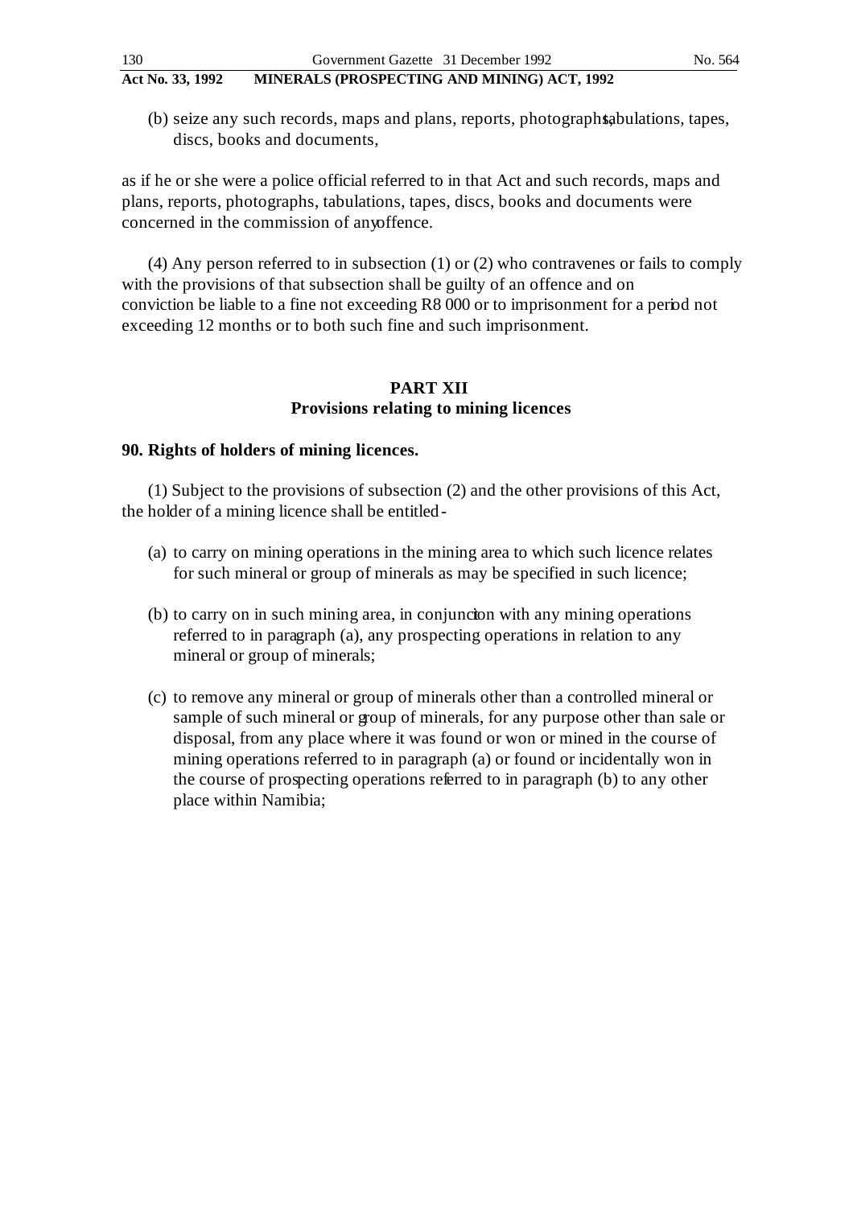(b) seize any such records, maps and plans, reports, photographs, tabulations, tapes, discs, books and documents,

as if he or she were a police official referred to in that Act and such records, maps and plans, reports, photographs, tabulations, tapes, discs, books and documents were concerned in the commission of any offence.

(4) Any person referred to in subsection (1) or (2) who contravenes or fails to comply with the provisions of that subsection shall be guilty of an offence and on conviction be liable to a fine not exceeding R8 000 or to imprisonment for a period not exceeding 12 months or to both such fine and such imprisonment.

## PART XII
## Provisions relating to mining licences

### 90. Rights of holders of mining licences.

(1) Subject to the provisions of subsection (2) and the other provisions of this Act, the holder of a mining licence shall be entitled -

(a) to carry on mining operations in the mining area to which such licence relates for such mineral or group of minerals as may be specified in such licence;

(b) to carry on in such mining area, in conjunction with any mining operations referred to in paragraph (a), any prospecting operations in relation to any mineral or group of minerals;

(c) to remove any mineral or group of minerals other than a controlled mineral or sample of such mineral or group of minerals, for any purpose other than sale or disposal, from any place where it was found or won or mined in the course of mining operations referred to in paragraph (a) or found or incidentally won in the course of prospecting operations referred to in paragraph (b) to any other place within Namibia;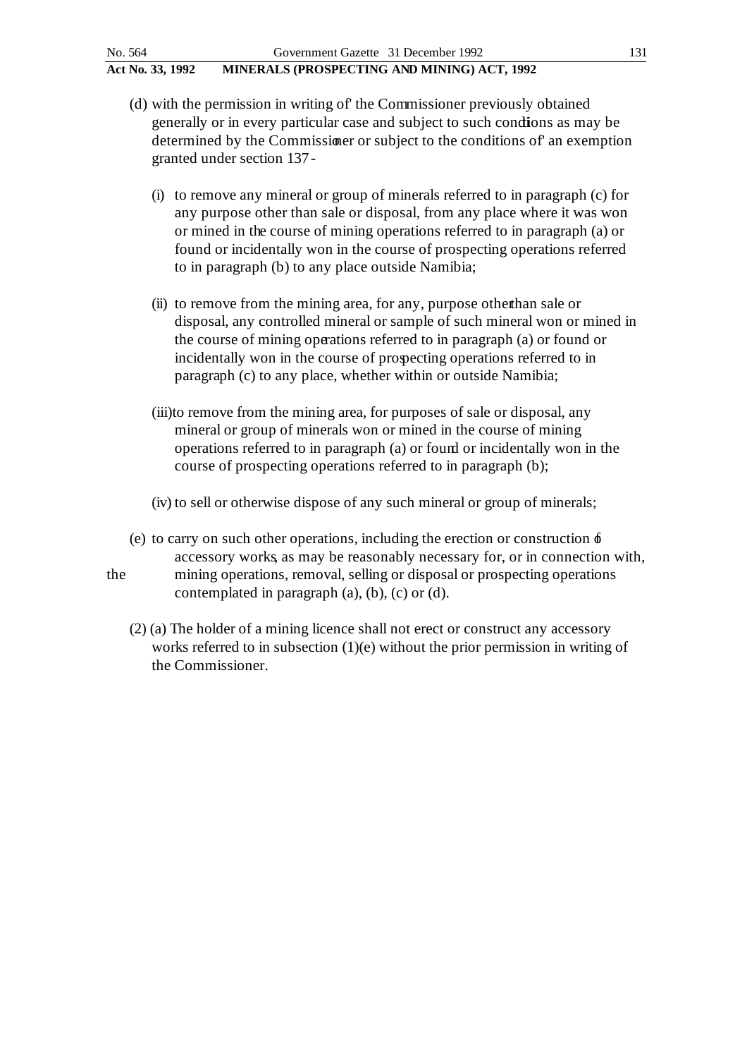(d) with the permission in writing of' the Commissioner previously obtained generally or in every particular case and subject to such conditions as may be determined by the Commissioner or subject to the conditions of' an exemption granted under section 137 -

(i) to remove any mineral or group of minerals referred to in paragraph (c) for any purpose other than sale or disposal, from any place where it was won or mined in the course of mining operations referred to in paragraph (a) or found or incidentally won in the course of prospecting operations referred to in paragraph (b) to any place outside Namibia;

(ii) to remove from the mining area, for any, purpose other than sale or disposal, any controlled mineral or sample of such mineral won or mined in the course of mining operations referred to in paragraph (a) or found or incidentally won in the course of prospecting operations referred to in paragraph (c) to any place, whether within or outside Namibia;

(iii) to remove from the mining area, for purposes of sale or disposal, any mineral or group of minerals won or mined in the course of mining operations referred to in paragraph (a) or found or incidentally won in the course of prospecting operations referred to in paragraph (b);

(iv) to sell or otherwise dispose of any such mineral or group of minerals;

(e) to carry on such other operations, including the erection or construction of accessory works, as may be reasonably necessary for, or in connection with, the mining operations, removal, selling or disposal or prospecting operations contemplated in paragraph (a), (b), (c) or (d).

(2) (a) The holder of a mining licence shall not erect or construct any accessory works referred to in subsection (1)(e) without the prior permission in writing of the Commissioner.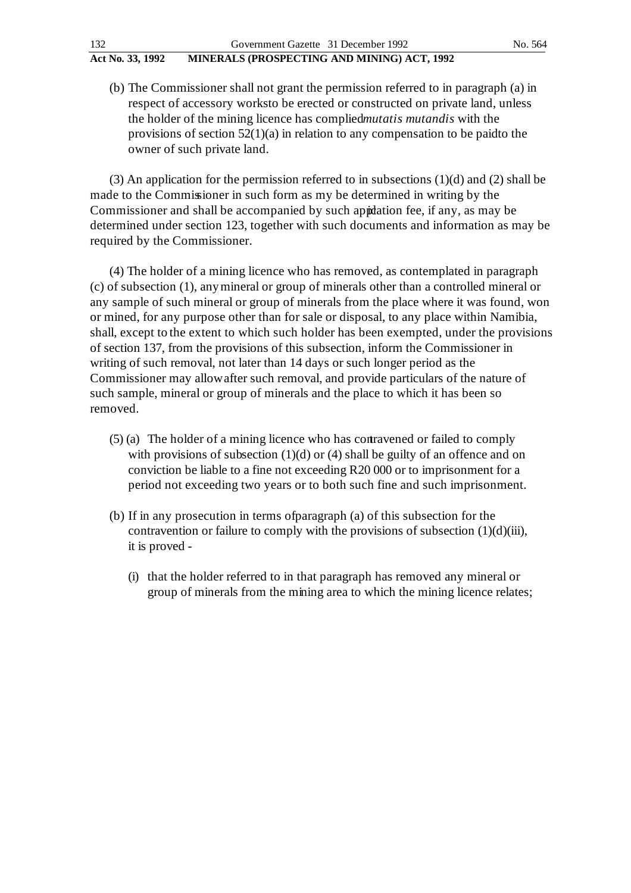(b) The Commissioner shall not grant the permission referred to in paragraph (a) in respect of accessory works to be erected or constructed on private land, unless the holder of the mining licence has complied *mutatis mutandis* with the provisions of section 52(1)(a) in relation to any compensation to be paid to the owner of such private land.

(3) An application for the permission referred to in subsections (1)(d) and (2) shall be made to the Commissioner in such form as my be determined in writing by the Commissioner and shall be accompanied by such application fee, if any, as may be determined under section 123, together with such documents and information as may be required by the Commissioner.

(4) The holder of a mining licence who has removed, as contemplated in paragraph (c) of subsection (1), any mineral or group of minerals other than a controlled mineral or any sample of such mineral or group of minerals from the place where it was found, won or mined, for any purpose other than for sale or disposal, to any place within Namibia, shall, except to the extent to which such holder has been exempted, under the provisions of section 137, from the provisions of this subsection, inform the Commissioner in writing of such removal, not later than 14 days or such longer period as the Commissioner may allow after such removal, and provide particulars of the nature of such sample, mineral or group of minerals and the place to which it has been so removed.

(5) (a) The holder of a mining licence who has contravened or failed to comply with provisions of subsection (1)(d) or (4) shall be guilty of an offence and on conviction be liable to a fine not exceeding R20 000 or to imprisonment for a period not exceeding two years or to both such fine and such imprisonment.

(b) If in any prosecution in terms of paragraph (a) of this subsection for the contravention or failure to comply with the provisions of subsection (1)(d)(iii), it is proved -

(i) that the holder referred to in that paragraph has removed any mineral or group of minerals from the mining area to which the mining licence relates;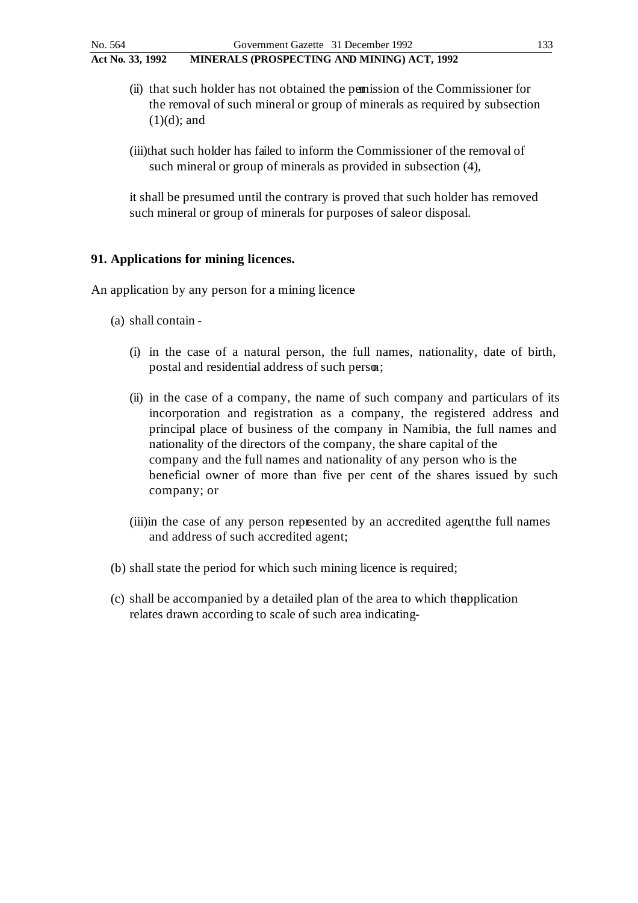(ii) that such holder has not obtained the permission of the Commissioner for the removal of such mineral or group of minerals as required by subsection (1)(d); and

(iii) that such holder has failed to inform the Commissioner of the removal of such mineral or group of minerals as provided in subsection (4),

it shall be presumed until the contrary is proved that such holder has removed such mineral or group of minerals for purposes of sale or disposal.

## 91. Applications for mining licences.

An application by any person for a mining licence

(a) shall contain -

(i) in the case of a natural person, the full names, nationality, date of birth, postal and residential address of such person;

(ii) in the case of a company, the name of such company and particulars of its incorporation and registration as a company, the registered address and principal place of business of the company in Namibia, the full names and nationality of the directors of the company, the share capital of the company and the full names and nationality of any person who is the beneficial owner of more than five per cent of the shares issued by such company; or

(iii) in the case of any person represented by an accredited agent, the full names and address of such accredited agent;

(b) shall state the period for which such mining licence is required;

(c) shall be accompanied by a detailed plan of the area to which the application relates drawn according to scale of such area indicating -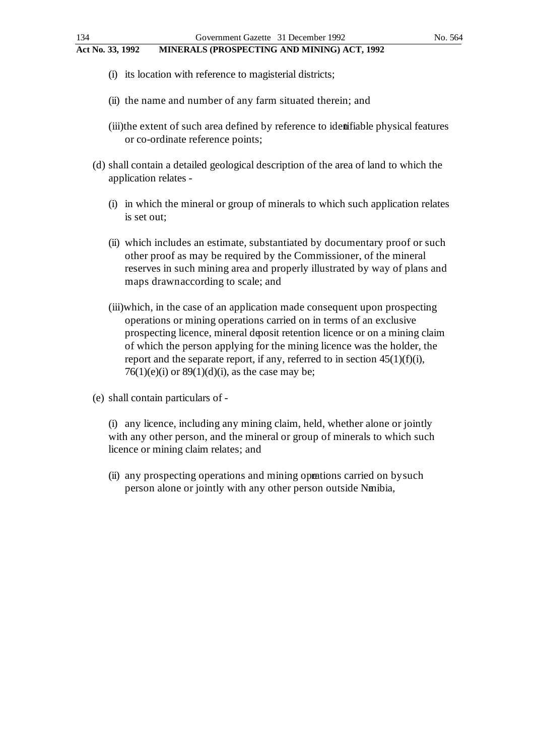(i) its location with reference to magisterial districts;

(ii) the name and number of any farm situated therein; and

(iii) the extent of such area defined by reference to identifiable physical features or co-ordinate reference points;

(d) shall contain a detailed geological description of the area of land to which the application relates -

(i) in which the mineral or group of minerals to which such application relates is set out;

(ii) which includes an estimate, substantiated by documentary proof or such other proof as may be required by the Commissioner, of the mineral reserves in such mining area and properly illustrated by way of plans and maps drawn according to scale; and

(iii) which, in the case of an application made consequent upon prospecting operations or mining operations carried on in terms of an exclusive prospecting licence, mineral deposit retention licence or on a mining claim of which the person applying for the mining licence was the holder, the report and the separate report, if any, referred to in section 45(1)(f)(i), 76(1)(e)(i) or 89(1)(d)(i), as the case may be;

(e) shall contain particulars of -

(i) any licence, including any mining claim, held, whether alone or jointly with any other person, and the mineral or group of minerals to which such licence or mining claim relates; and

(ii) any prospecting operations and mining operations carried on by such person alone or jointly with any other person outside Namibia,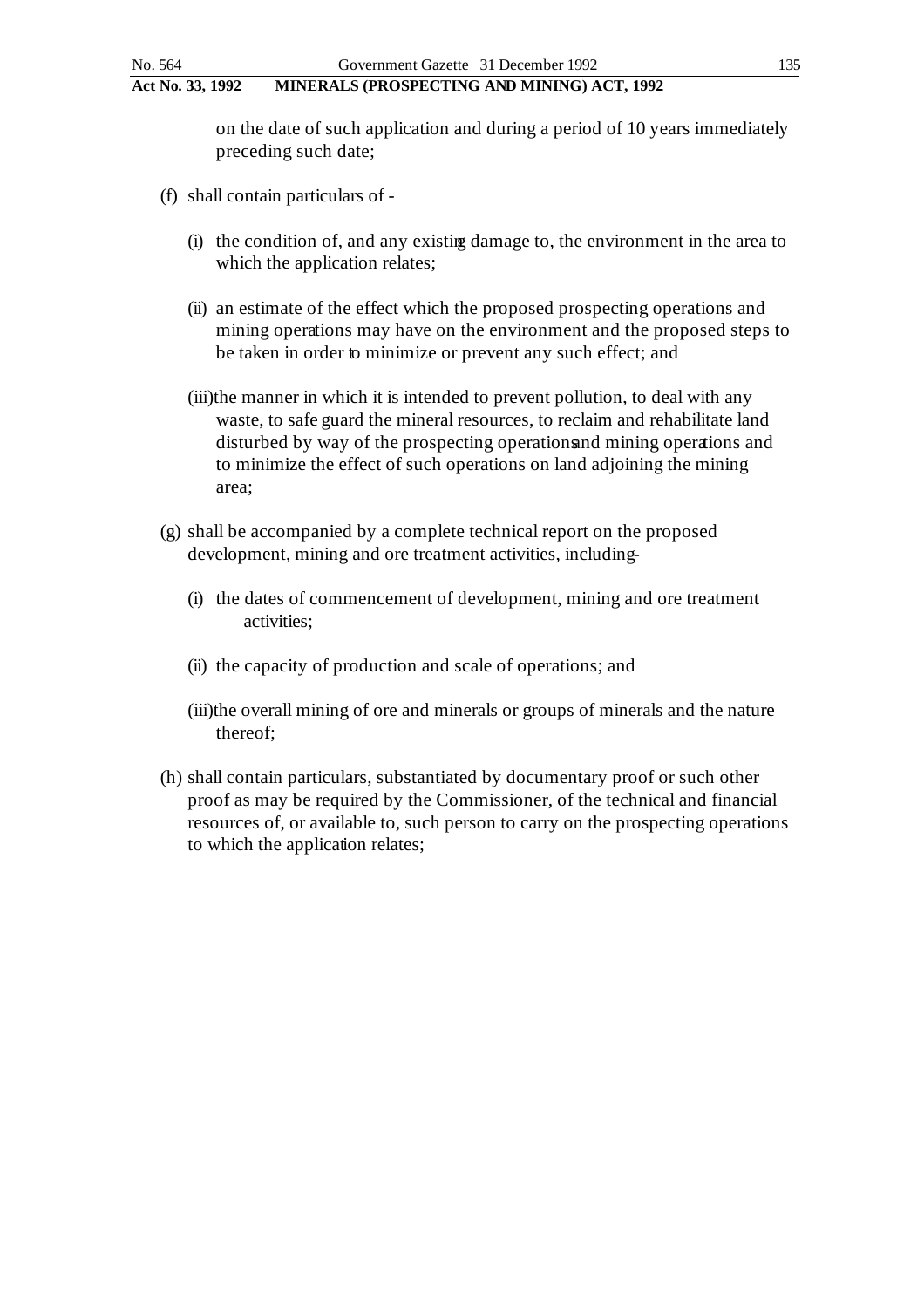on the date of such application and during a period of 10 years immediately preceding such date;

(f) shall contain particulars of -

(i) the condition of, and any existing damage to, the environment in the area to which the application relates;

(ii) an estimate of the effect which the proposed prospecting operations and mining operations may have on the environment and the proposed steps to be taken in order to minimize or prevent any such effect; and

(iii) the manner in which it is intended to prevent pollution, to deal with any waste, to safe guard the mineral resources, to reclaim and rehabilitate land disturbed by way of the prospecting operations and mining operations and to minimize the effect of such operations on land adjoining the mining area;

(g) shall be accompanied by a complete technical report on the proposed development, mining and ore treatment activities, including -

(i) the dates of commencement of development, mining and ore treatment activities;

(ii) the capacity of production and scale of operations; and

(iii) the overall mining of ore and minerals or groups of minerals and the nature thereof;

(h) shall contain particulars, substantiated by documentary proof or such other proof as may be required by the Commissioner, of the technical and financial resources of, or available to, such person to carry on the prospecting operations to which the application relates;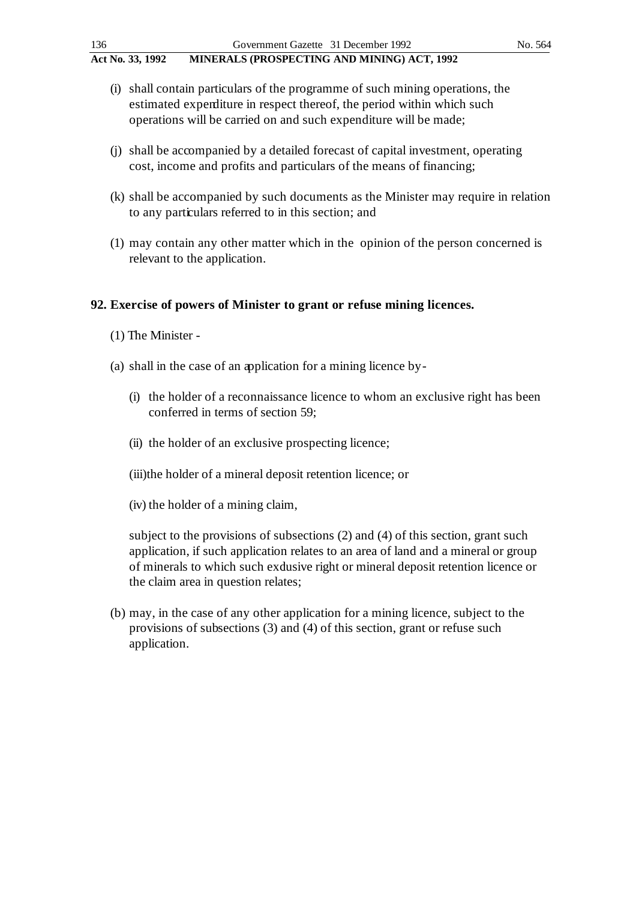(i) shall contain particulars of the programme of such mining operations, the estimated expenditure in respect thereof, the period within which such operations will be carried on and such expenditure will be made;

(j) shall be accompanied by a detailed forecast of capital investment, operating cost, income and profits and particulars of the means of financing;

(k) shall be accompanied by such documents as the Minister may require in relation to any particulars referred to in this section; and

(1) may contain any other matter which in the opinion of the person concerned is relevant to the application.

## 92. Exercise of powers of Minister to grant or refuse mining licences.

(1) The Minister -

(a) shall in the case of an application for a mining licence by-

(i) the holder of a reconnaissance licence to whom an exclusive right has been conferred in terms of section 59;

(ii) the holder of an exclusive prospecting licence;

(iii) the holder of a mineral deposit retention licence; or

(iv) the holder of a mining claim,

subject to the provisions of subsections (2) and (4) of this section, grant such application, if such application relates to an area of land and a mineral or group of minerals to which such exclusive right or mineral deposit retention licence or the claim area in question relates;

(b) may, in the case of any other application for a mining licence, subject to the provisions of subsections (3) and (4) of this section, grant or refuse such application.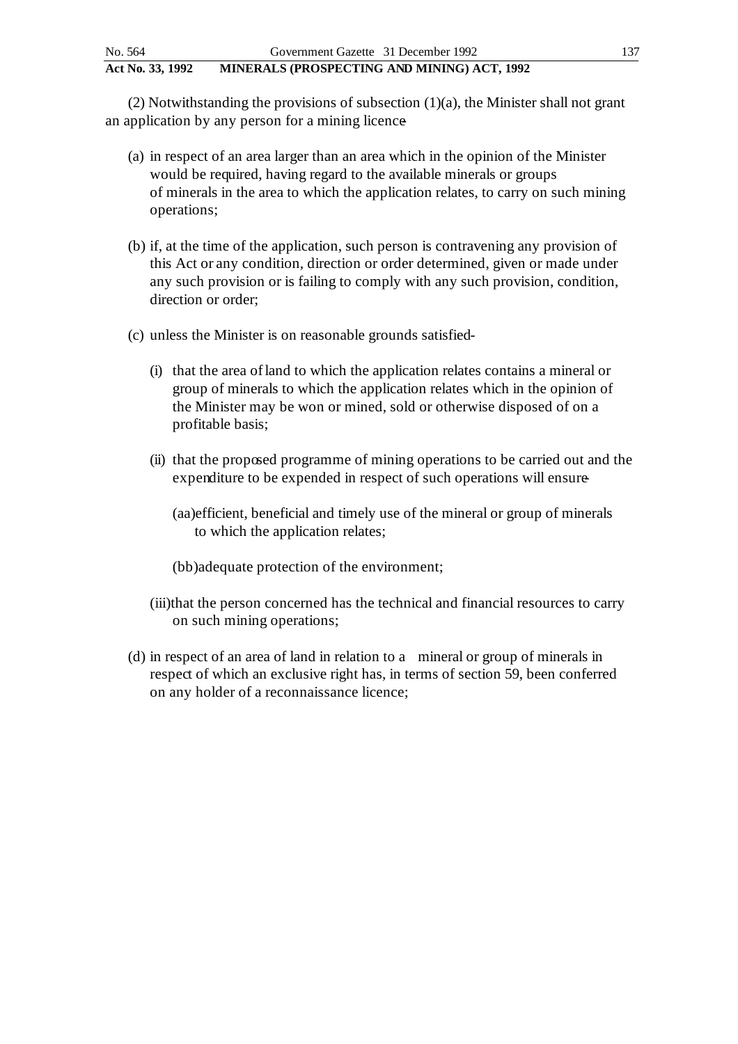(2) Notwithstanding the provisions of subsection (1)(a), the Minister shall not grant an application by any person for a mining licence-

(a) in respect of an area larger than an area which in the opinion of the Minister would be required, having regard to the available minerals or groups of minerals in the area to which the application relates, to carry on such mining operations;

(b) if, at the time of the application, such person is contravening any provision of this Act or any condition, direction or order determined, given or made under any such provision or is failing to comply with any such provision, condition, direction or order;

(c) unless the Minister is on reasonable grounds satisfied-

(i) that the area of land to which the application relates contains a mineral or group of minerals to which the application relates which in the opinion of the Minister may be won or mined, sold or otherwise disposed of on a profitable basis;

(ii) that the proposed programme of mining operations to be carried out and the expenditure to be expended in respect of such operations will ensure-

(aa) efficient, beneficial and timely use of the mineral or group of minerals to which the application relates;

(bb) adequate protection of the environment;

(iii) that the person concerned has the technical and financial resources to carry on such mining operations;

(d) in respect of an area of land in relation to a mineral or group of minerals in respect of which an exclusive right has, in terms of section 59, been conferred on any holder of a reconnaissance licence;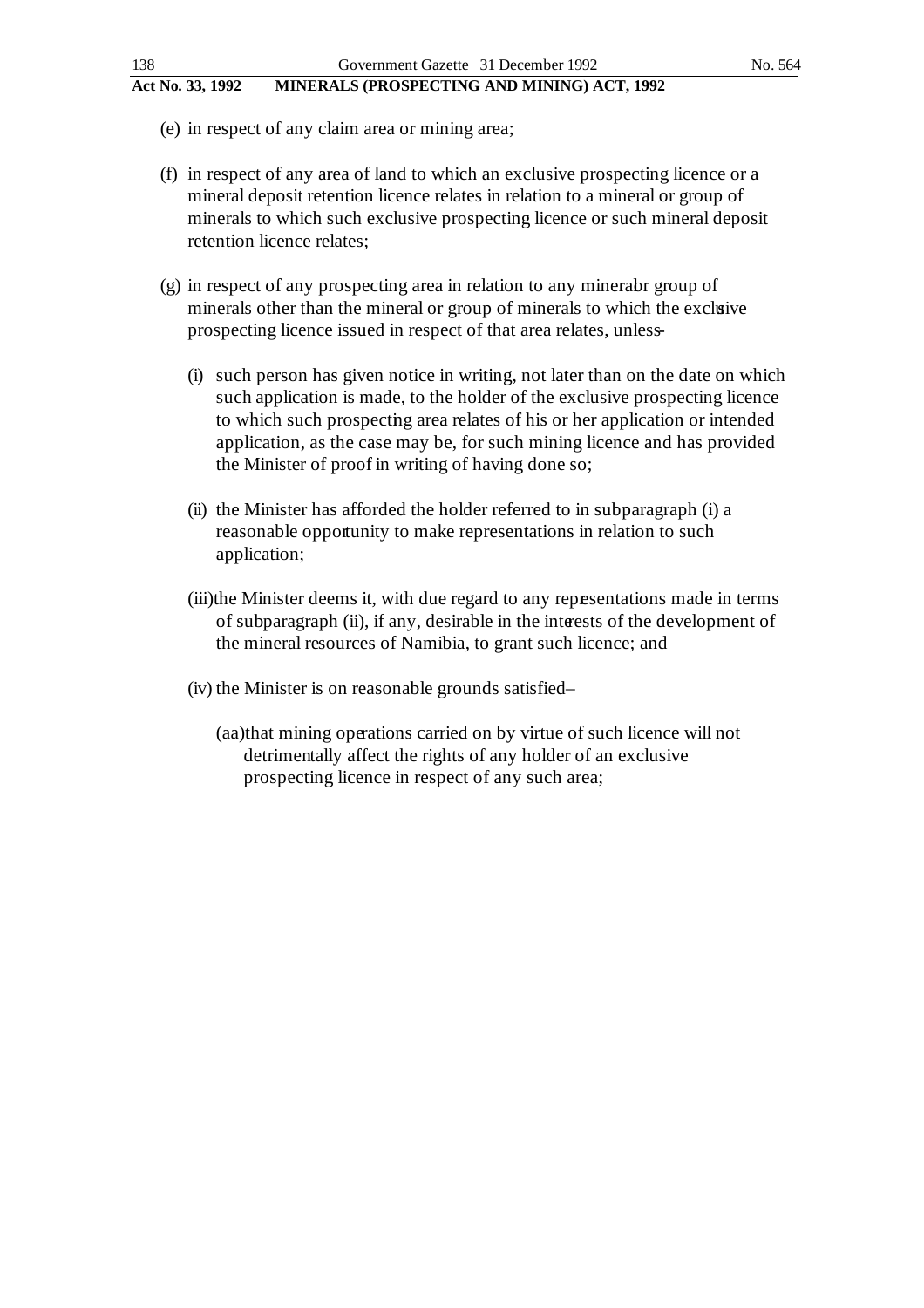(e) in respect of any claim area or mining area;

(f) in respect of any area of land to which an exclusive prospecting licence or a mineral deposit retention licence relates in relation to a mineral or group of minerals to which such exclusive prospecting licence or such mineral deposit retention licence relates;

(g) in respect of any prospecting area in relation to any mineral or group of minerals other than the mineral or group of minerals to which the exclusive prospecting licence issued in respect of that area relates, unless–

 (i) such person has given notice in writing, not later than on the date on which such application is made, to the holder of the exclusive prospecting licence to which such prospecting area relates of his or her application or intended application, as the case may be, for such mining licence and has provided the Minister of proof in writing of having done so;

 (ii) the Minister has afforded the holder referred to in subparagraph (i) a reasonable opportunity to make representations in relation to such application;

 (iii) the Minister deems it, with due regard to any representations made in terms of subparagraph (ii), if any, desirable in the interests of the development of the mineral resources of Namibia, to grant such licence; and

 (iv) the Minister is on reasonable grounds satisfied–

  (aa) that mining operations carried on by virtue of such licence will not detrimentally affect the rights of any holder of an exclusive prospecting licence in respect of any such area;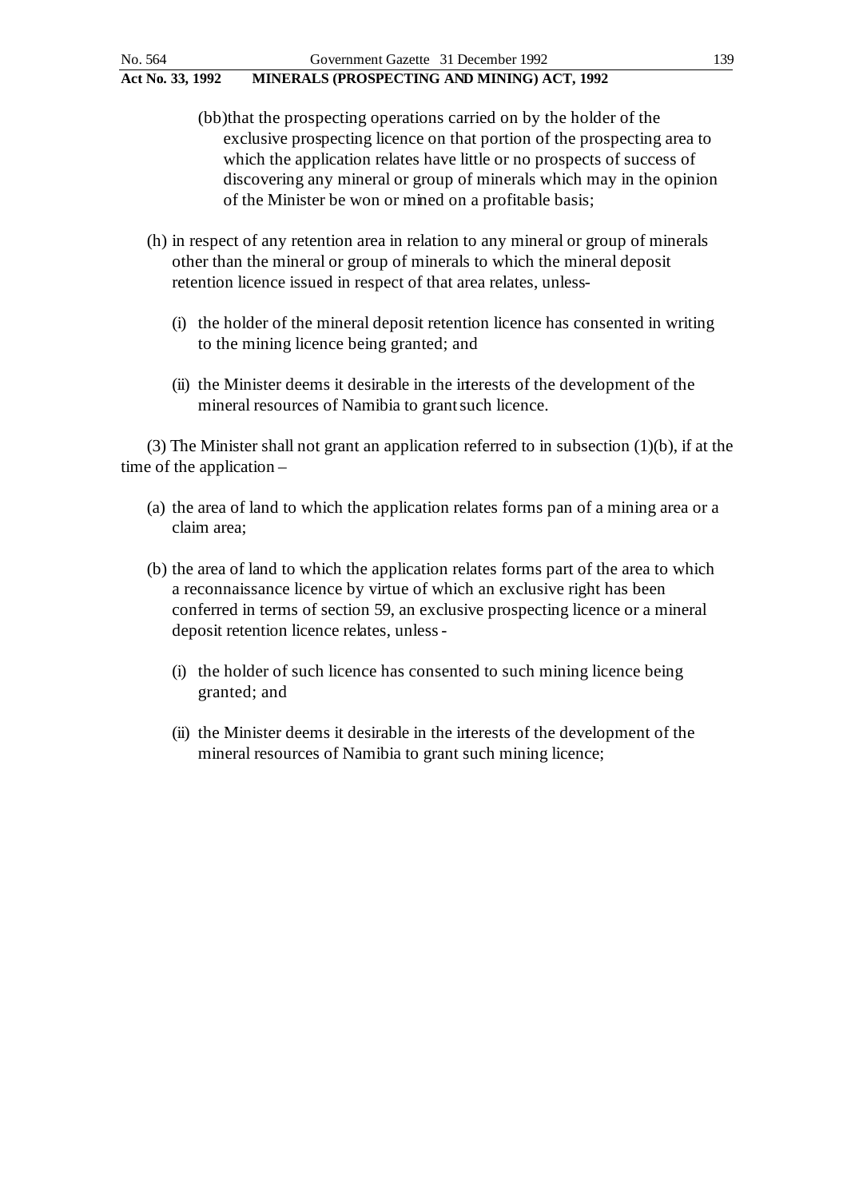(bb) that the prospecting operations carried on by the holder of the exclusive prospecting licence on that portion of the prospecting area to which the application relates have little or no prospects of success of discovering any mineral or group of minerals which may in the opinion of the Minister be won or mined on a profitable basis;

(h) in respect of any retention area in relation to any mineral or group of minerals other than the mineral or group of minerals to which the mineral deposit retention licence issued in respect of that area relates, unless-

(i) the holder of the mineral deposit retention licence has consented in writing to the mining licence being granted; and

(ii) the Minister deems it desirable in the interests of the development of the mineral resources of Namibia to grant such licence.

(3) The Minister shall not grant an application referred to in subsection (1)(b), if at the time of the application –

(a) the area of land to which the application relates forms pan of a mining area or a claim area;

(b) the area of land to which the application relates forms part of the area to which a reconnaissance licence by virtue of which an exclusive right has been conferred in terms of section 59, an exclusive prospecting licence or a mineral deposit retention licence relates, unless -

(i) the holder of such licence has consented to such mining licence being granted; and

(ii) the Minister deems it desirable in the interests of the development of the mineral resources of Namibia to grant such mining licence;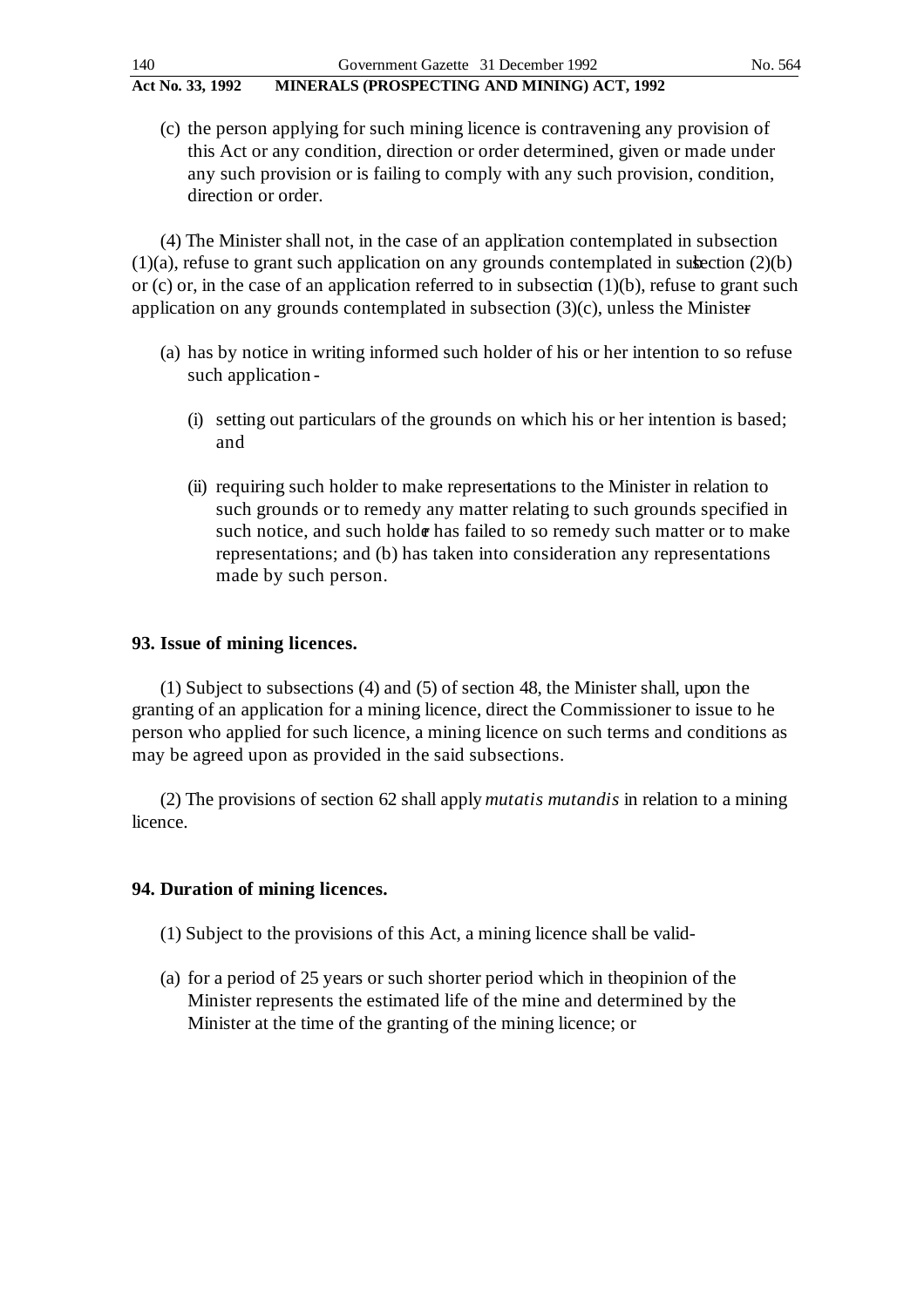(c) the person applying for such mining licence is contravening any provision of this Act or any condition, direction or order determined, given or made under any such provision or is failing to comply with any such provision, condition, direction or order.

(4) The Minister shall not, in the case of an application contemplated in subsection (1)(a), refuse to grant such application on any grounds contemplated in subsection (2)(b) or (c) or, in the case of an application referred to in subsection (1)(b), refuse to grant such application on any grounds contemplated in subsection (3)(c), unless the Minister-

(a) has by notice in writing informed such holder of his or her intention to so refuse such application -

(i) setting out particulars of the grounds on which his or her intention is based; and

(ii) requiring such holder to make representations to the Minister in relation to such grounds or to remedy any matter relating to such grounds specified in such notice, and such holder has failed to so remedy such matter or to make representations; and (b) has taken into consideration any representations made by such person.

### 93. Issue of mining licences.

(1) Subject to subsections (4) and (5) of section 48, the Minister shall, upon the granting of an application for a mining licence, direct the Commissioner to issue to he person who applied for such licence, a mining licence on such terms and conditions as may be agreed upon as provided in the said subsections.

(2) The provisions of section 62 shall apply *mutatis mutandis* in relation to a mining licence.

### 94. Duration of mining licences.

(1) Subject to the provisions of this Act, a mining licence shall be valid-

(a) for a period of 25 years or such shorter period which in the opinion of the Minister represents the estimated life of the mine and determined by the Minister at the time of the granting of the mining licence; or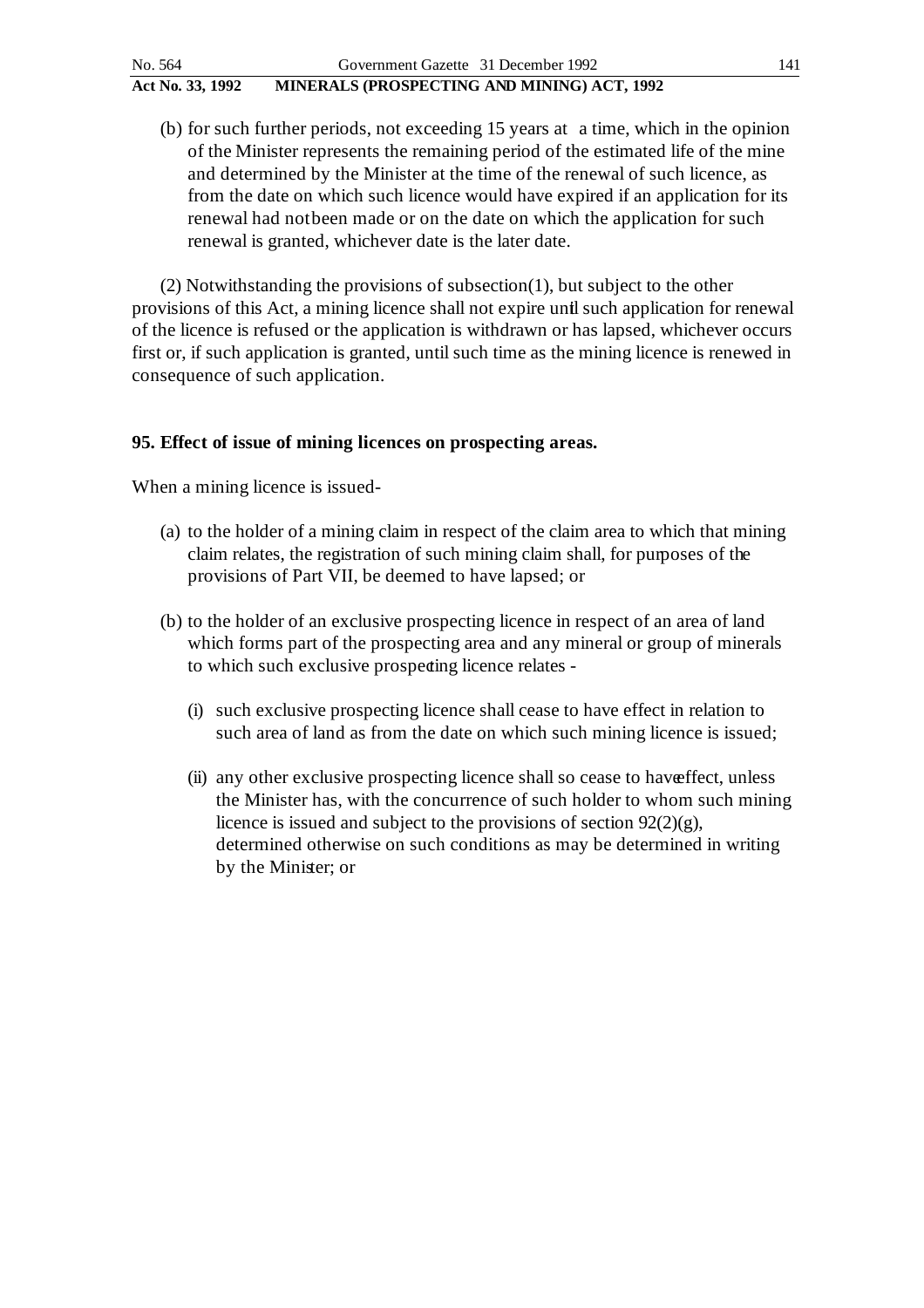(b) for such further periods, not exceeding 15 years at a time, which in the opinion of the Minister represents the remaining period of the estimated life of the mine and determined by the Minister at the time of the renewal of such licence, as from the date on which such licence would have expired if an application for its renewal had not been made or on the date on which the application for such renewal is granted, whichever date is the later date.

(2) Notwithstanding the provisions of subsection(1), but subject to the other provisions of this Act, a mining licence shall not expire until such application for renewal of the licence is refused or the application is withdrawn or has lapsed, whichever occurs first or, if such application is granted, until such time as the mining licence is renewed in consequence of such application.

**95. Effect of issue of mining licences on prospecting areas.**

When a mining licence is issued-

(a) to the holder of a mining claim in respect of the claim area to which that mining claim relates, the registration of such mining claim shall, for purposes of the provisions of Part VII, be deemed to have lapsed; or

(b) to the holder of an exclusive prospecting licence in respect of an area of land which forms part of the prospecting area and any mineral or group of minerals to which such exclusive prospecting licence relates -

(i) such exclusive prospecting licence shall cease to have effect in relation to such area of land as from the date on which such mining licence is issued;

(ii) any other exclusive prospecting licence shall so cease to have effect, unless the Minister has, with the concurrence of such holder to whom such mining licence is issued and subject to the provisions of section 92(2)(g), determined otherwise on such conditions as may be determined in writing by the Minister; or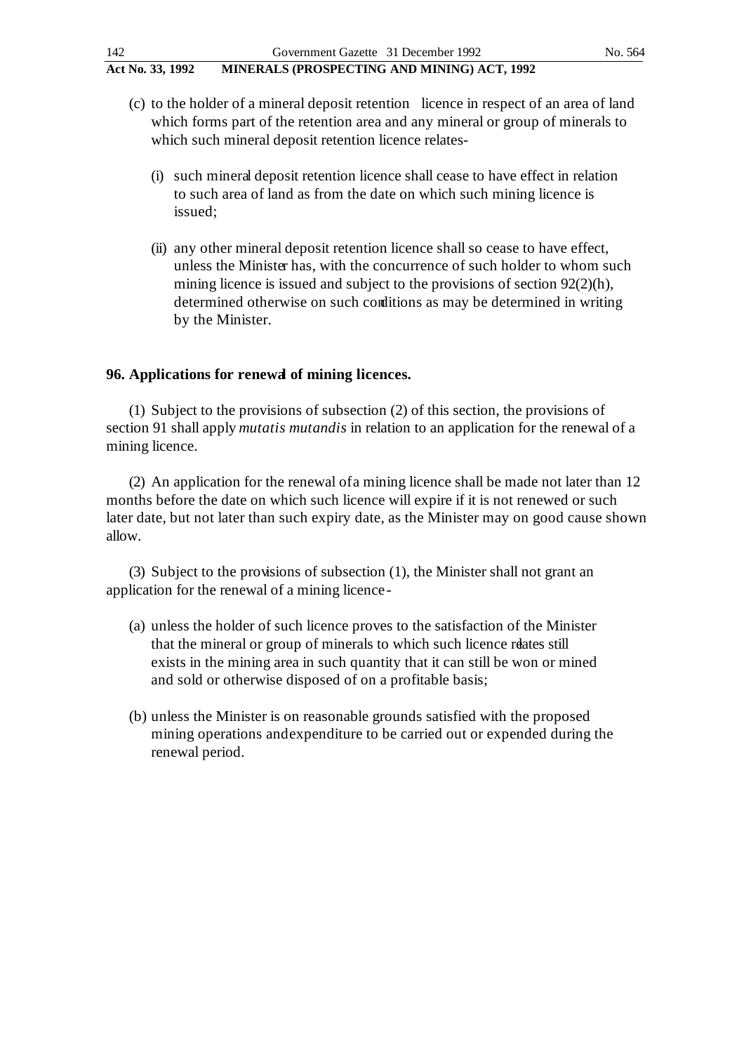(c) to the holder of a mineral deposit retention licence in respect of an area of land which forms part of the retention area and any mineral or group of minerals to which such mineral deposit retention licence relates-

(i) such mineral deposit retention licence shall cease to have effect in relation to such area of land as from the date on which such mining licence is issued;

(ii) any other mineral deposit retention licence shall so cease to have effect, unless the Minister has, with the concurrence of such holder to whom such mining licence is issued and subject to the provisions of section 92(2)(h), determined otherwise on such conditions as may be determined in writing by the Minister.

**96. Applications for renewal of mining licences.**

(1) Subject to the provisions of subsection (2) of this section, the provisions of section 91 shall apply *mutatis mutandis* in relation to an application for the renewal of a mining licence.

(2) An application for the renewal of a mining licence shall be made not later than 12 months before the date on which such licence will expire if it is not renewed or such later date, but not later than such expiry date, as the Minister may on good cause shown allow.

(3) Subject to the provisions of subsection (1), the Minister shall not grant an application for the renewal of a mining licence -

(a) unless the holder of such licence proves to the satisfaction of the Minister that the mineral or group of minerals to which such licence relates still exists in the mining area in such quantity that it can still be won or mined and sold or otherwise disposed of on a profitable basis;

(b) unless the Minister is on reasonable grounds satisfied with the proposed mining operations and expenditure to be carried out or expended during the renewal period.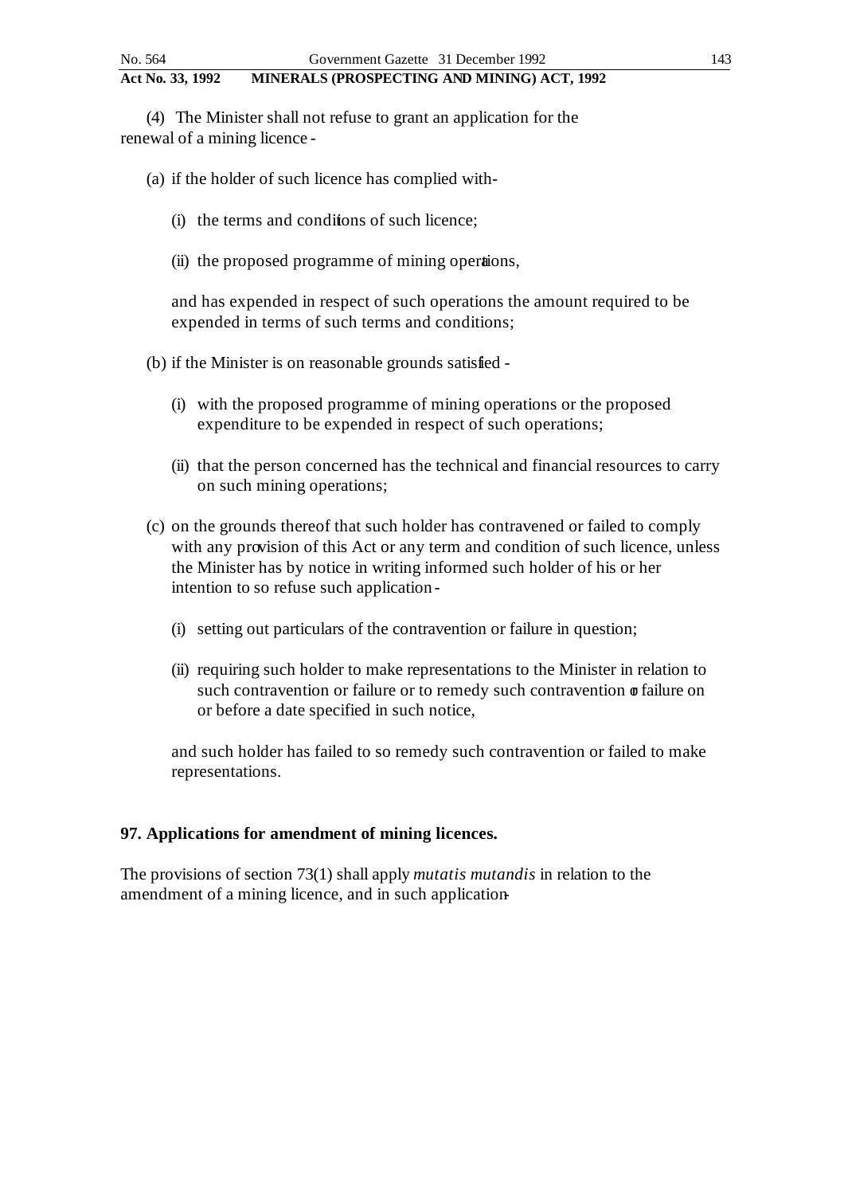(4) The Minister shall not refuse to grant an application for the renewal of a mining licence -

(a) if the holder of such licence has complied with-

(i) the terms and conditions of such licence;

(ii) the proposed programme of mining operations,

and has expended in respect of such operations the amount required to be expended in terms of such terms and conditions;

(b) if the Minister is on reasonable grounds satisfied -

(i) with the proposed programme of mining operations or the proposed expenditure to be expended in respect of such operations;

(ii) that the person concerned has the technical and financial resources to carry on such mining operations;

(c) on the grounds thereof that such holder has contravened or failed to comply with any provision of this Act or any term and condition of such licence, unless the Minister has by notice in writing informed such holder of his or her intention to so refuse such application -

(i) setting out particulars of the contravention or failure in question;

(ii) requiring such holder to make representations to the Minister in relation to such contravention or failure or to remedy such contravention or failure on or before a date specified in such notice,

and such holder has failed to so remedy such contravention or failed to make representations.

**97. Applications for amendment of mining licences.**

The provisions of section 73(1) shall apply *mutatis mutandis* in relation to the amendment of a mining licence, and in such application-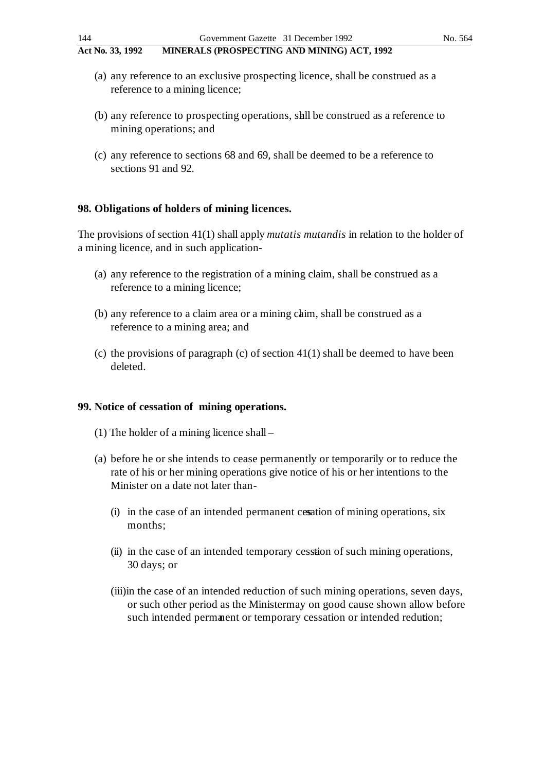(a) any reference to an exclusive prospecting licence, shall be construed as a reference to a mining licence;

(b) any reference to prospecting operations, shall be construed as a reference to mining operations; and

(c) any reference to sections 68 and 69, shall be deemed to be a reference to sections 91 and 92.

**98. Obligations of holders of mining licences.**

The provisions of section 41(1) shall apply *mutatis mutandis* in relation to the holder of a mining licence, and in such application-

(a) any reference to the registration of a mining claim, shall be construed as a reference to a mining licence;

(b) any reference to a claim area or a mining claim, shall be construed as a reference to a mining area; and

(c) the provisions of paragraph (c) of section 41(1) shall be deemed to have been deleted.

**99. Notice of cessation of mining operations.**

(1) The holder of a mining licence shall –

(a) before he or she intends to cease permanently or temporarily or to reduce the rate of his or her mining operations give notice of his or her intentions to the Minister on a date not later than-

(i) in the case of an intended permanent cessation of mining operations, six months;

(ii) in the case of an intended temporary cessation of such mining operations, 30 days; or

(iii) in the case of an intended reduction of such mining operations, seven days, or such other period as the Minister may on good cause shown allow before such intended permanent or temporary cessation or intended reduction;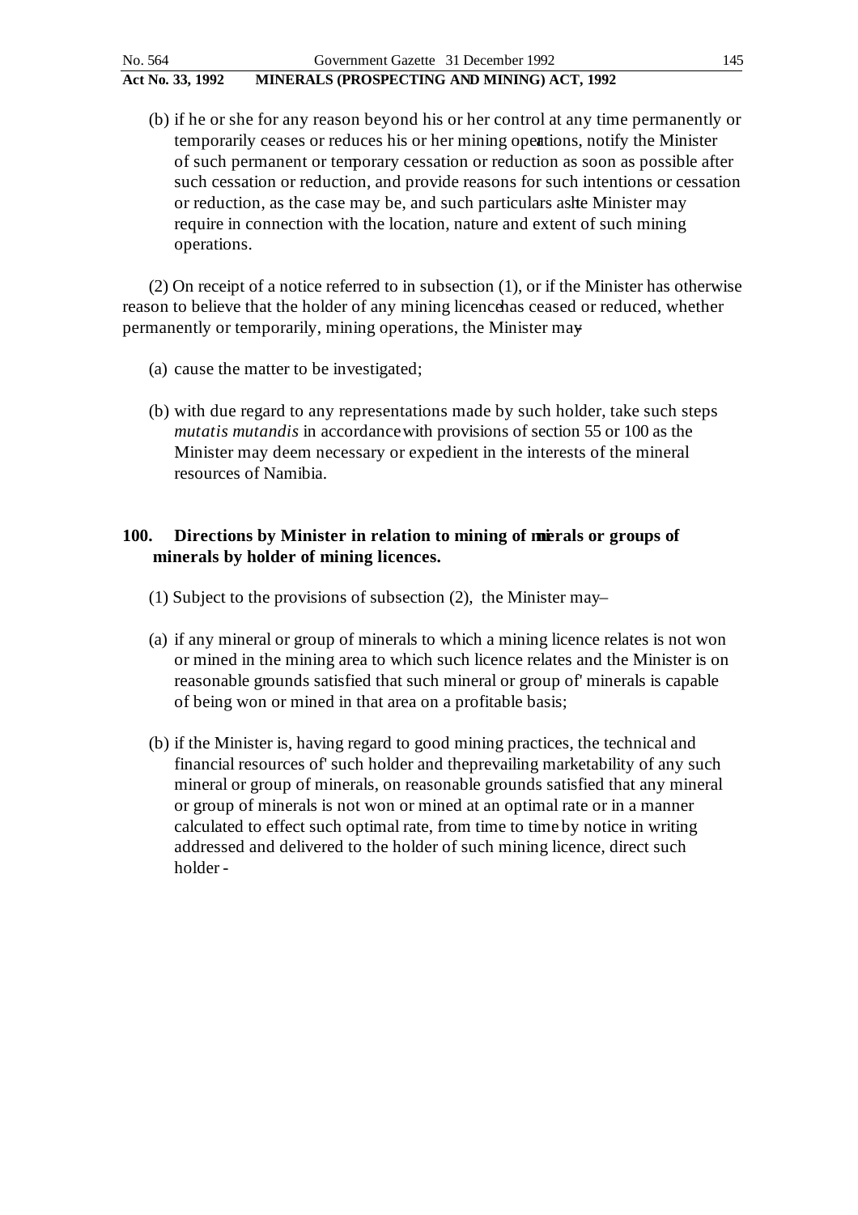(b) if he or she for any reason beyond his or her control at any time permanently or temporarily ceases or reduces his or her mining operations, notify the Minister of such permanent or temporary cessation or reduction as soon as possible after such cessation or reduction, and provide reasons for such intentions or cessation or reduction, as the case may be, and such particulars as the Minister may require in connection with the location, nature and extent of such mining operations.

(2) On receipt of a notice referred to in subsection (1), or if the Minister has otherwise reason to believe that the holder of any mining licence has ceased or reduced, whether permanently or temporarily, mining operations, the Minister may -

(a) cause the matter to be investigated;

(b) with due regard to any representations made by such holder, take such steps *mutatis mutandis* in accordance with provisions of section 55 or 100 as the Minister may deem necessary or expedient in the interests of the mineral resources of Namibia.

**100. Directions by Minister in relation to mining of minerals or groups of minerals by holder of mining licences.**

(1) Subject to the provisions of subsection (2), the Minister may –

(a) if any mineral or group of minerals to which a mining licence relates is not won or mined in the mining area to which such licence relates and the Minister is on reasonable grounds satisfied that such mineral or group of' minerals is capable of being won or mined in that area on a profitable basis;

(b) if the Minister is, having regard to good mining practices, the technical and financial resources of' such holder and the prevailing marketability of any such mineral or group of minerals, on reasonable grounds satisfied that any mineral or group of minerals is not won or mined at an optimal rate or in a manner calculated to effect such optimal rate, from time to time by notice in writing addressed and delivered to the holder of such mining licence, direct such holder -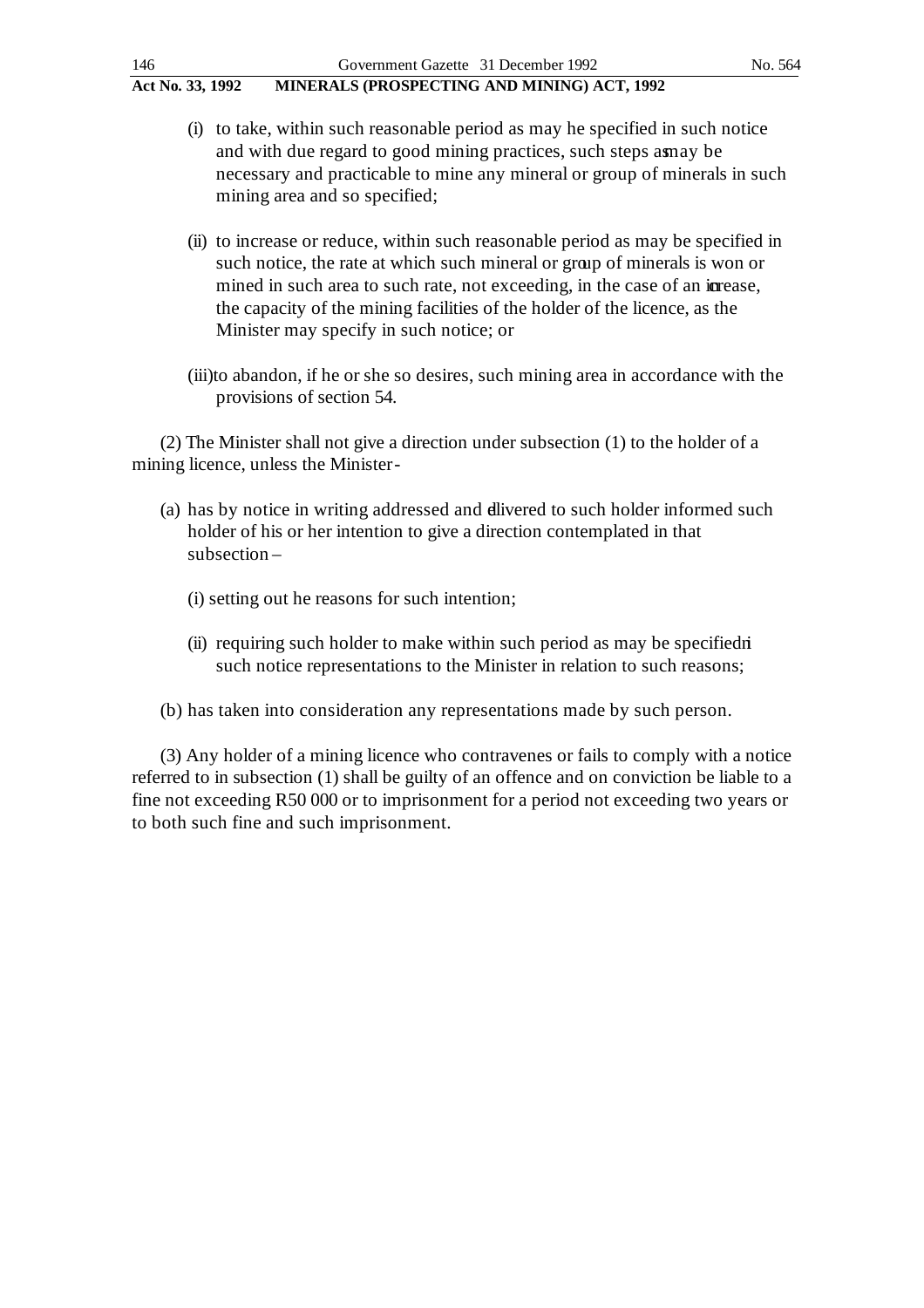(i) to take, within such reasonable period as may he specified in such notice and with due regard to good mining practices, such steps as may be necessary and practicable to mine any mineral or group of minerals in such mining area and so specified;

(ii) to increase or reduce, within such reasonable period as may be specified in such notice, the rate at which such mineral or group of minerals is won or mined in such area to such rate, not exceeding, in the case of an increase, the capacity of the mining facilities of the holder of the licence, as the Minister may specify in such notice; or

(iii) to abandon, if he or she so desires, such mining area in accordance with the provisions of section 54.

(2) The Minister shall not give a direction under subsection (1) to the holder of a mining licence, unless the Minister-

(a) has by notice in writing addressed and delivered to such holder informed such holder of his or her intention to give a direction contemplated in that subsection –

(i) setting out he reasons for such intention;

(ii) requiring such holder to make within such period as may be specified in such notice representations to the Minister in relation to such reasons;

(b) has taken into consideration any representations made by such person.

(3) Any holder of a mining licence who contravenes or fails to comply with a notice referred to in subsection (1) shall be guilty of an offence and on conviction be liable to a fine not exceeding R50 000 or to imprisonment for a period not exceeding two years or to both such fine and such imprisonment.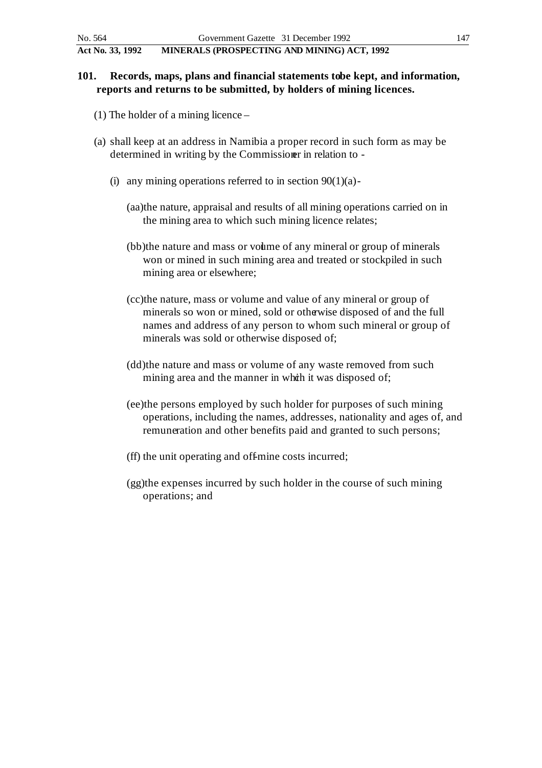## 101. Records, maps, plans and financial statements to be kept, and information, reports and returns to be submitted, by holders of mining licences.

(1) The holder of a mining licence –

(a) shall keep at an address in Namibia a proper record in such form as may be determined in writing by the Commissioner in relation to -

(i) any mining operations referred to in section 90(1)(a) -

(aa) the nature, appraisal and results of all mining operations carried on in the mining area to which such mining licence relates;

(bb) the nature and mass or volume of any mineral or group of minerals won or mined in such mining area and treated or stockpiled in such mining area or elsewhere;

(cc) the nature, mass or volume and value of any mineral or group of minerals so won or mined, sold or otherwise disposed of and the full names and address of any person to whom such mineral or group of minerals was sold or otherwise disposed of;

(dd) the nature and mass or volume of any waste removed from such mining area and the manner in which it was disposed of;

(ee) the persons employed by such holder for purposes of such mining operations, including the names, addresses, nationality and ages of, and remuneration and other benefits paid and granted to such persons;

(ff) the unit operating and off-mine costs incurred;

(gg) the expenses incurred by such holder in the course of such mining operations; and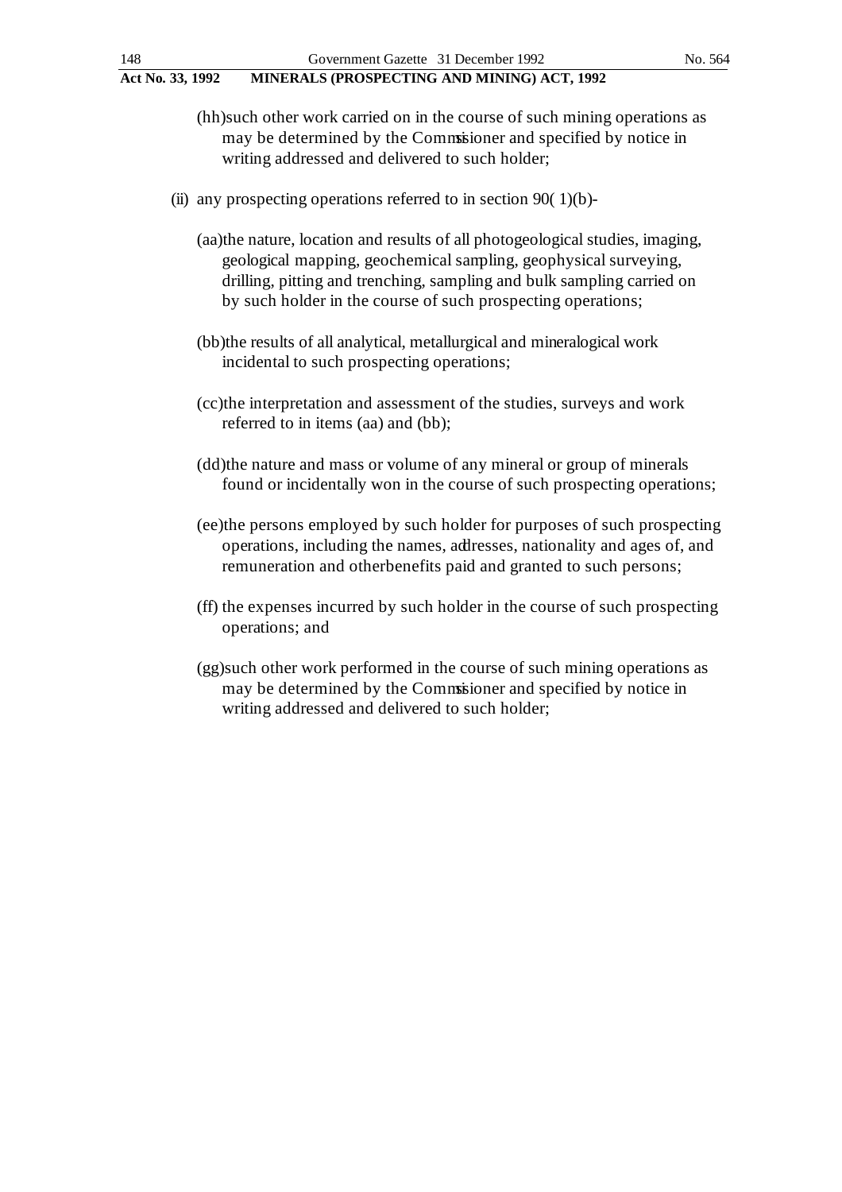(hh) such other work carried on in the course of such mining operations as may be determined by the Commissioner and specified by notice in writing addressed and delivered to such holder;

(ii) any prospecting operations referred to in section 90(1)(b)-

(aa) the nature, location and results of all photogeological studies, imaging, geological mapping, geochemical sampling, geophysical surveying, drilling, pitting and trenching, sampling and bulk sampling carried on by such holder in the course of such prospecting operations;

(bb) the results of all analytical, metallurgical and mineralogical work incidental to such prospecting operations;

(cc) the interpretation and assessment of the studies, surveys and work referred to in items (aa) and (bb);

(dd) the nature and mass or volume of any mineral or group of minerals found or incidentally won in the course of such prospecting operations;

(ee) the persons employed by such holder for purposes of such prospecting operations, including the names, addresses, nationality and ages of, and remuneration and other benefits paid and granted to such persons;

(ff) the expenses incurred by such holder in the course of such prospecting operations; and

(gg) such other work performed in the course of such mining operations as may be determined by the Commissioner and specified by notice in writing addressed and delivered to such holder;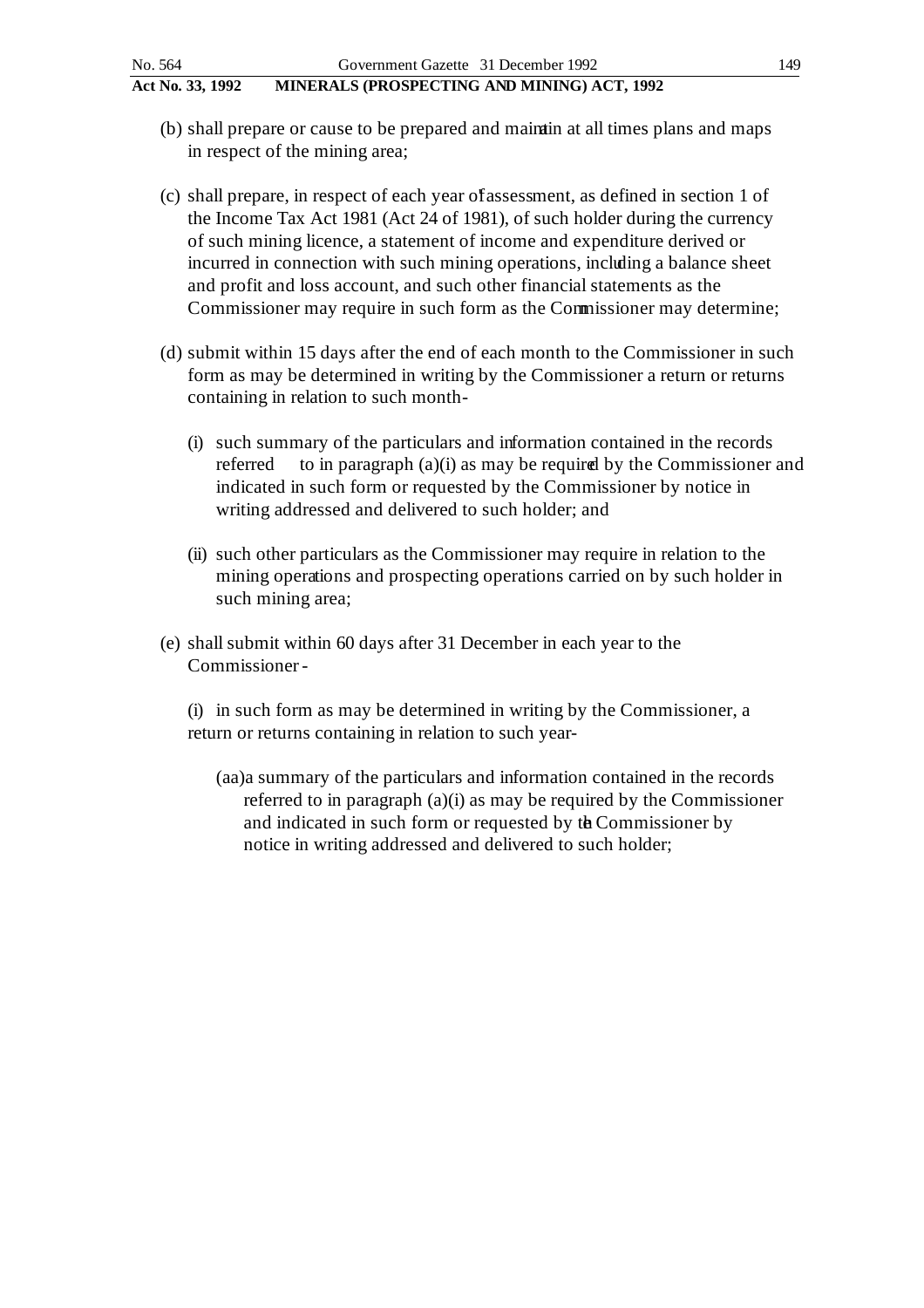(b) shall prepare or cause to be prepared and maintain at all times plans and maps in respect of the mining area;

(c) shall prepare, in respect of each year of assessment, as defined in section 1 of the Income Tax Act 1981 (Act 24 of 1981), of such holder during the currency of such mining licence, a statement of income and expenditure derived or incurred in connection with such mining operations, including a balance sheet and profit and loss account, and such other financial statements as the Commissioner may require in such form as the Commissioner may determine;

(d) submit within 15 days after the end of each month to the Commissioner in such form as may be determined in writing by the Commissioner a return or returns containing in relation to such month-

(i) such summary of the particulars and information contained in the records referred to in paragraph (a)(i) as may be required by the Commissioner and indicated in such form or requested by the Commissioner by notice in writing addressed and delivered to such holder; and

(ii) such other particulars as the Commissioner may require in relation to the mining operations and prospecting operations carried on by such holder in such mining area;

(e) shall submit within 60 days after 31 December in each year to the Commissioner -

(i) in such form as may be determined in writing by the Commissioner, a return or returns containing in relation to such year-

(aa) a summary of the particulars and information contained in the records referred to in paragraph (a)(i) as may be required by the Commissioner and indicated in such form or requested by the Commissioner by notice in writing addressed and delivered to such holder;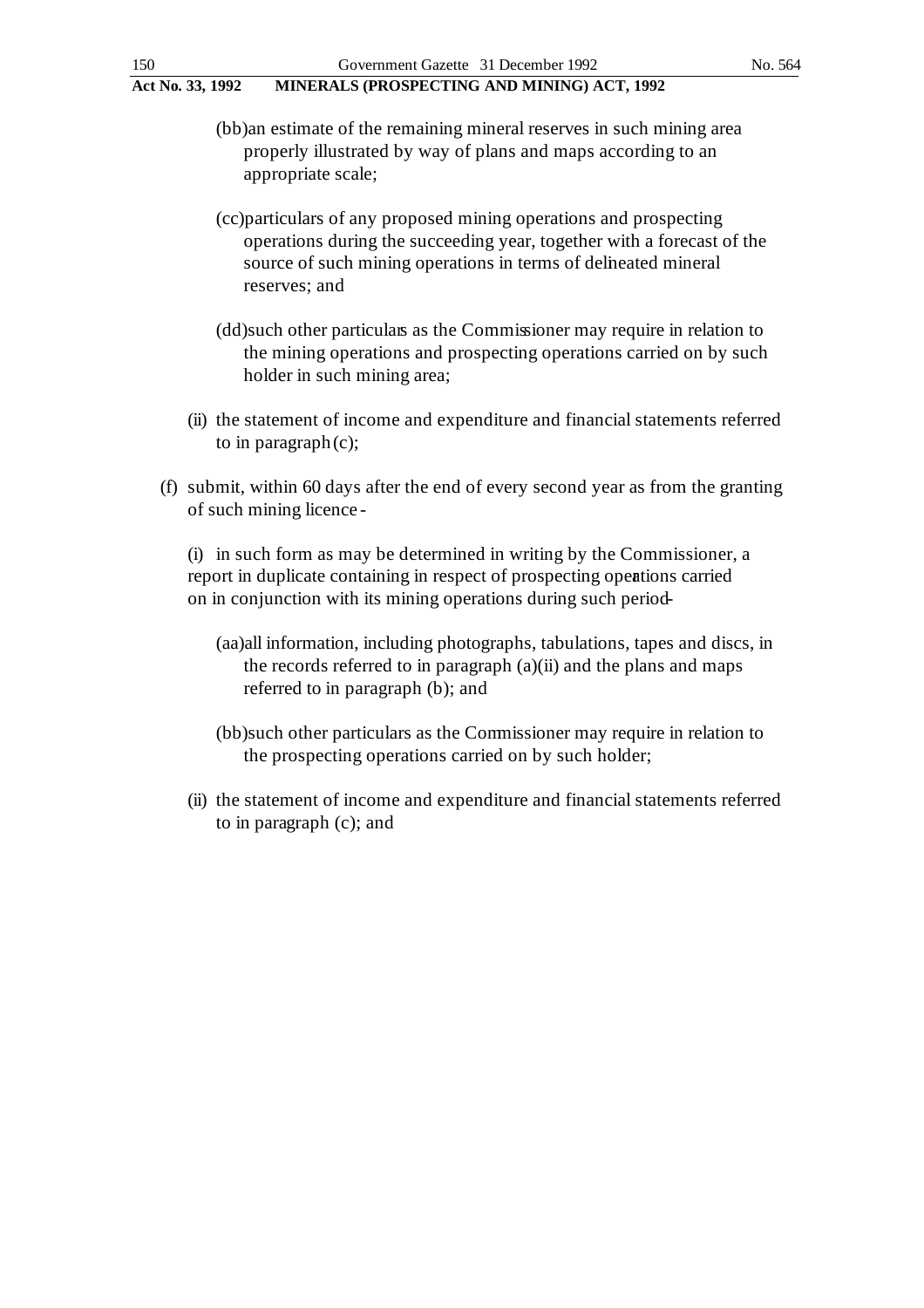(bb) an estimate of the remaining mineral reserves in such mining area properly illustrated by way of plans and maps according to an appropriate scale;

(cc) particulars of any proposed mining operations and prospecting operations during the succeeding year, together with a forecast of the source of such mining operations in terms of delineated mineral reserves; and

(dd) such other particulars as the Commissioner may require in relation to the mining operations and prospecting operations carried on by such holder in such mining area;

(ii) the statement of income and expenditure and financial statements referred to in paragraph (c);

(f) submit, within 60 days after the end of every second year as from the granting of such mining licence -

(i) in such form as may be determined in writing by the Commissioner, a report in duplicate containing in respect of prospecting operations carried on in conjunction with its mining operations during such period -

(aa) all information, including photographs, tabulations, tapes and discs, in the records referred to in paragraph (a)(ii) and the plans and maps referred to in paragraph (b); and

(bb) such other particulars as the Commissioner may require in relation to the prospecting operations carried on by such holder;

(ii) the statement of income and expenditure and financial statements referred to in paragraph (c); and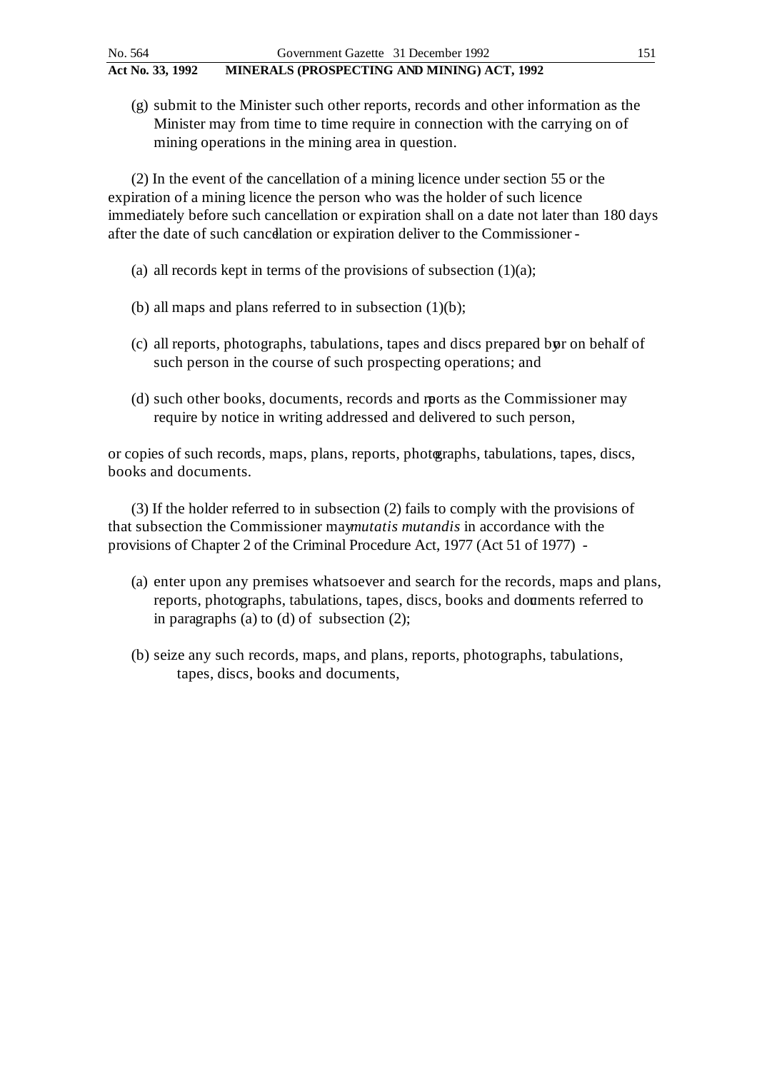(g) submit to the Minister such other reports, records and other information as the Minister may from time to time require in connection with the carrying on of mining operations in the mining area in question.

(2) In the event of the cancellation of a mining licence under section 55 or the expiration of a mining licence the person who was the holder of such licence immediately before such cancellation or expiration shall on a date not later than 180 days after the date of such cancellation or expiration deliver to the Commissioner -

(a) all records kept in terms of the provisions of subsection (1)(a);

(b) all maps and plans referred to in subsection (1)(b);

(c) all reports, photographs, tabulations, tapes and discs prepared by or on behalf of such person in the course of such prospecting operations; and

(d) such other books, documents, records and reports as the Commissioner may require by notice in writing addressed and delivered to such person,

or copies of such records, maps, plans, reports, photographs, tabulations, tapes, discs, books and documents.

(3) If the holder referred to in subsection (2) fails to comply with the provisions of that subsection the Commissioner may *mutatis mutandis* in accordance with the provisions of Chapter 2 of the Criminal Procedure Act, 1977 (Act 51 of 1977) -

(a) enter upon any premises whatsoever and search for the records, maps and plans, reports, photographs, tabulations, tapes, discs, books and documents referred to in paragraphs (a) to (d) of subsection (2);

(b) seize any such records, maps, and plans, reports, photographs, tabulations, tapes, discs, books and documents,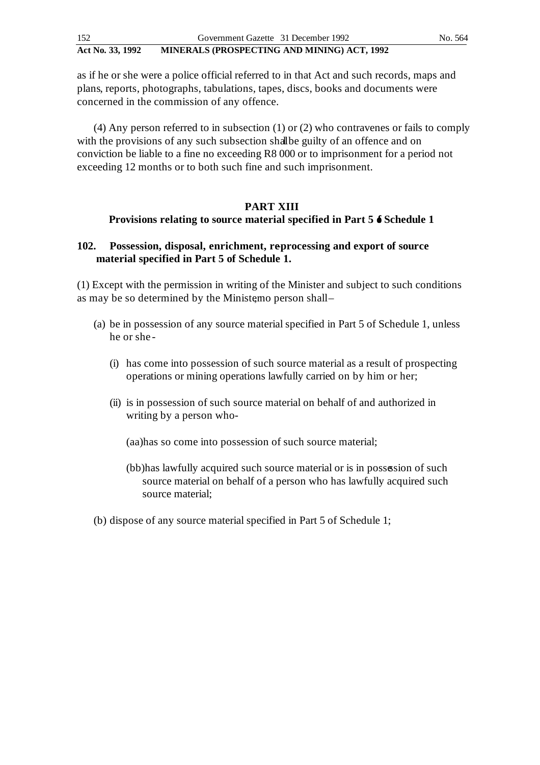as if he or she were a police official referred to in that Act and such records, maps and plans, reports, photographs, tabulations, tapes, discs, books and documents were concerned in the commission of any offence.

(4) Any person referred to in subsection (1) or (2) who contravenes or fails to comply with the provisions of any such subsection shall be guilty of an offence and on conviction be liable to a fine no exceeding R8 000 or to imprisonment for a period not exceeding 12 months or to both such fine and such imprisonment.

## PART XIII
### Provisions relating to source material specified in Part 5 of Schedule 1

### 102. Possession, disposal, enrichment, reprocessing and export of source material specified in Part 5 of Schedule 1.

(1) Except with the permission in writing of the Minister and subject to such conditions as may be so determined by the Minister, no person shall–

(a) be in possession of any source material specified in Part 5 of Schedule 1, unless he or she -

(i) has come into possession of such source material as a result of prospecting operations or mining operations lawfully carried on by him or her;

(ii) is in possession of such source material on behalf of and authorized in writing by a person who-

(aa) has so come into possession of such source material;

(bb) has lawfully acquired such source material or is in possession of such source material on behalf of a person who has lawfully acquired such source material;

(b) dispose of any source material specified in Part 5 of Schedule 1;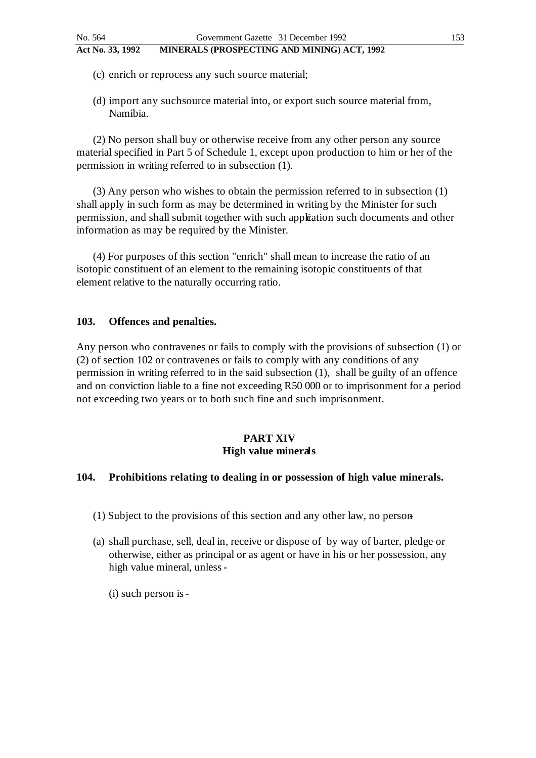(c) enrich or reprocess any such source material;

(d) import any suchsource material into, or export such source material from, Namibia.

(2) No person shall buy or otherwise receive from any other person any source material specified in Part 5 of Schedule 1, except upon production to him or her of the permission in writing referred to in subsection (1).

(3) Any person who wishes to obtain the permission referred to in subsection (1) shall apply in such form as may be determined in writing by the Minister for such permission, and shall submit together with such application such documents and other information as may be required by the Minister.

(4) For purposes of this section "enrich" shall mean to increase the ratio of an isotopic constituent of an element to the remaining isotopic constituents of that element relative to the naturally occurring ratio.

### 103. Offences and penalties.

Any person who contravenes or fails to comply with the provisions of subsection (1) or (2) of section 102 or contravenes or fails to comply with any conditions of any permission in writing referred to in the said subsection (1), shall be guilty of an offence and on conviction liable to a fine not exceeding R50 000 or to imprisonment for a period not exceeding two years or to both such fine and such imprisonment.

## PART XIV
## High value minerals

### 104. Prohibitions relating to dealing in or possession of high value minerals.

(1) Subject to the provisions of this section and any other law, no person-

(a) shall purchase, sell, deal in, receive or dispose of by way of barter, pledge or otherwise, either as principal or as agent or have in his or her possession, any high value mineral, unless -

(i) such person is -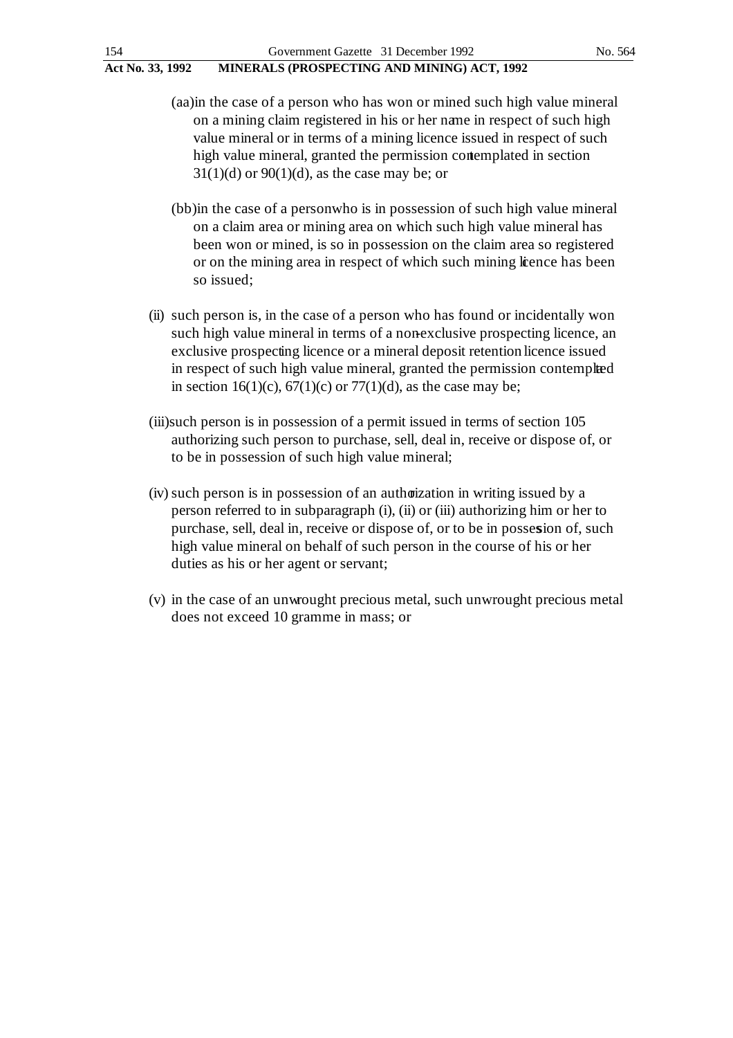(aa) in the case of a person who has won or mined such high value mineral on a mining claim registered in his or her name in respect of such high value mineral or in terms of a mining licence issued in respect of such high value mineral, granted the permission contemplated in section 31(1)(d) or 90(1)(d), as the case may be; or

(bb) in the case of a person who is in possession of such high value mineral on a claim area or mining area on which such high value mineral has been won or mined, is so in possession on the claim area so registered or on the mining area in respect of which such mining licence has been so issued;

(ii) such person is, in the case of a person who has found or incidentally won such high value mineral in terms of a non-exclusive prospecting licence, an exclusive prospecting licence or a mineral deposit retention licence issued in respect of such high value mineral, granted the permission contemplated in section 16(1)(c), 67(1)(c) or 77(1)(d), as the case may be;

(iii) such person is in possession of a permit issued in terms of section 105 authorizing such person to purchase, sell, deal in, receive or dispose of, or to be in possession of such high value mineral;

(iv) such person is in possession of an authorization in writing issued by a person referred to in subparagraph (i), (ii) or (iii) authorizing him or her to purchase, sell, deal in, receive or dispose of, or to be in possession of, such high value mineral on behalf of such person in the course of his or her duties as his or her agent or servant;

(v) in the case of an unwrought precious metal, such unwrought precious metal does not exceed 10 gramme in mass; or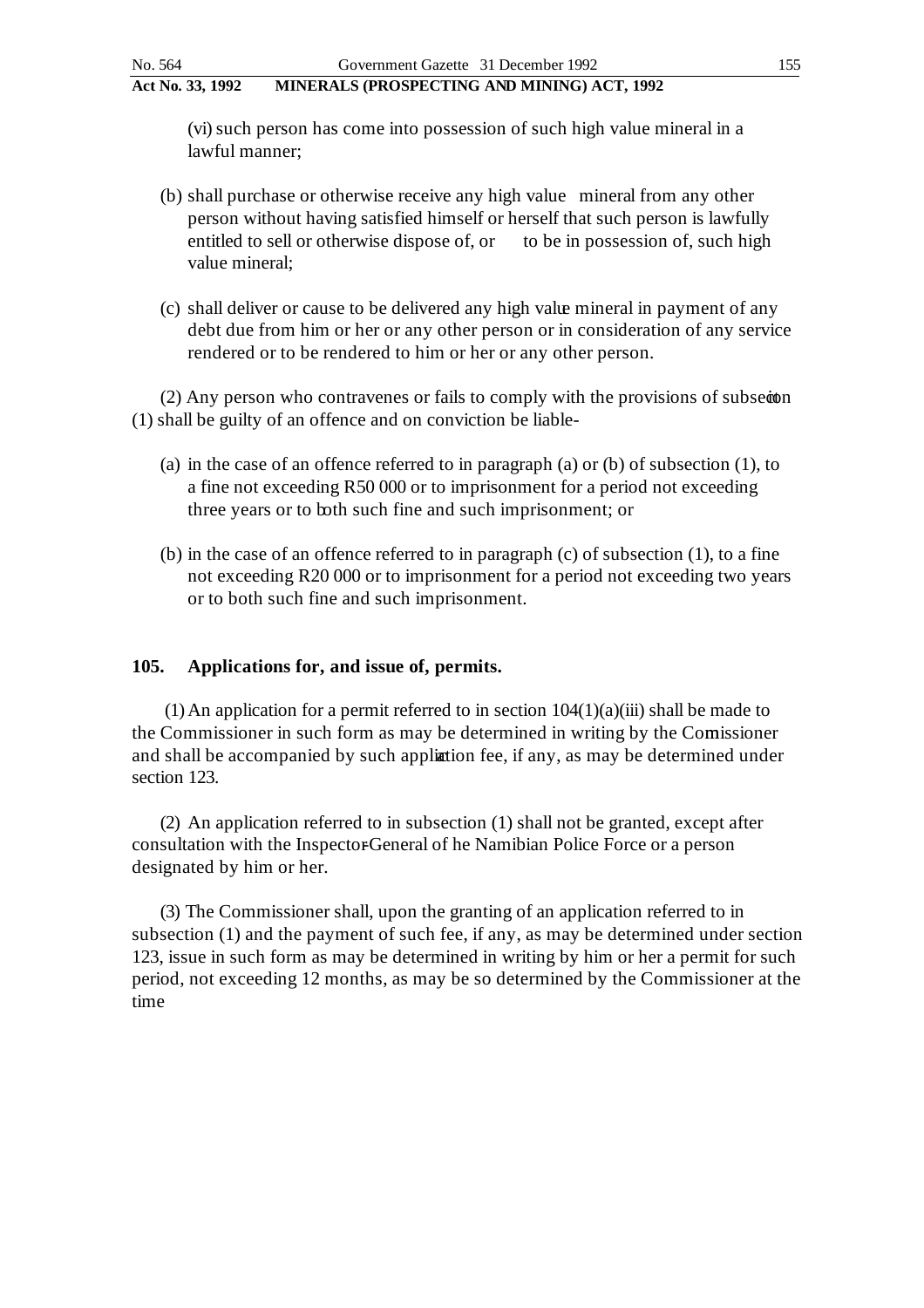(vi) such person has come into possession of such high value mineral in a lawful manner;

(b) shall purchase or otherwise receive any high value mineral from any other person without having satisfied himself or herself that such person is lawfully entitled to sell or otherwise dispose of, or to be in possession of, such high value mineral;

(c) shall deliver or cause to be delivered any high value mineral in payment of any debt due from him or her or any other person or in consideration of any service rendered or to be rendered to him or her or any other person.

(2) Any person who contravenes or fails to comply with the provisions of subsection (1) shall be guilty of an offence and on conviction be liable-

(a) in the case of an offence referred to in paragraph (a) or (b) of subsection (1), to a fine not exceeding R50 000 or to imprisonment for a period not exceeding three years or to both such fine and such imprisonment; or

(b) in the case of an offence referred to in paragraph (c) of subsection (1), to a fine not exceeding R20 000 or to imprisonment for a period not exceeding two years or to both such fine and such imprisonment.

**105. Applications for, and issue of, permits.**

(1) An application for a permit referred to in section 104(1)(a)(iii) shall be made to the Commissioner in such form as may be determined in writing by the Commissioner and shall be accompanied by such application fee, if any, as may be determined under section 123.

(2) An application referred to in subsection (1) shall not be granted, except after consultation with the Inspector-General of he Namibian Police Force or a person designated by him or her.

(3) The Commissioner shall, upon the granting of an application referred to in subsection (1) and the payment of such fee, if any, as may be determined under section 123, issue in such form as may be determined in writing by him or her a permit for such period, not exceeding 12 months, as may be so determined by the Commissioner at the time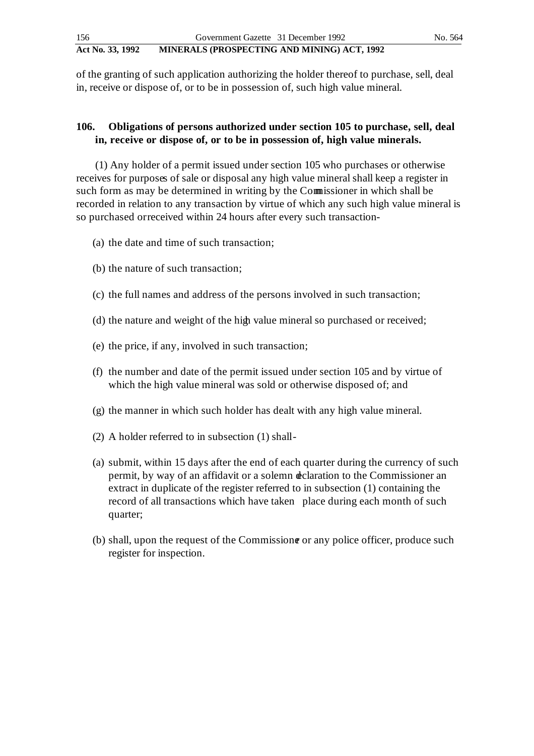of the granting of such application authorizing the holder thereof to purchase, sell, deal in, receive or dispose of, or to be in possession of, such high value mineral.

**106. Obligations of persons authorized under section 105 to purchase, sell, deal in, receive or dispose of, or to be in possession of, high value minerals.**

(1) Any holder of a permit issued under section 105 who purchases or otherwise receives for purposes of sale or disposal any high value mineral shall keep a register in such form as may be determined in writing by the Commissioner in which shall be recorded in relation to any transaction by virtue of which any such high value mineral is so purchased or received within 24 hours after every such transaction-

(a) the date and time of such transaction;

(b) the nature of such transaction;

(c) the full names and address of the persons involved in such transaction;

(d) the nature and weight of the high value mineral so purchased or received;

(e) the price, if any, involved in such transaction;

(f) the number and date of the permit issued under section 105 and by virtue of which the high value mineral was sold or otherwise disposed of; and

(g) the manner in which such holder has dealt with any high value mineral.

(2) A holder referred to in subsection (1) shall-

(a) submit, within 15 days after the end of each quarter during the currency of such permit, by way of an affidavit or a solemn declaration to the Commissioner an extract in duplicate of the register referred to in subsection (1) containing the record of all transactions which have taken place during each month of such quarter;

(b) shall, upon the request of the Commissioner or any police officer, produce such register for inspection.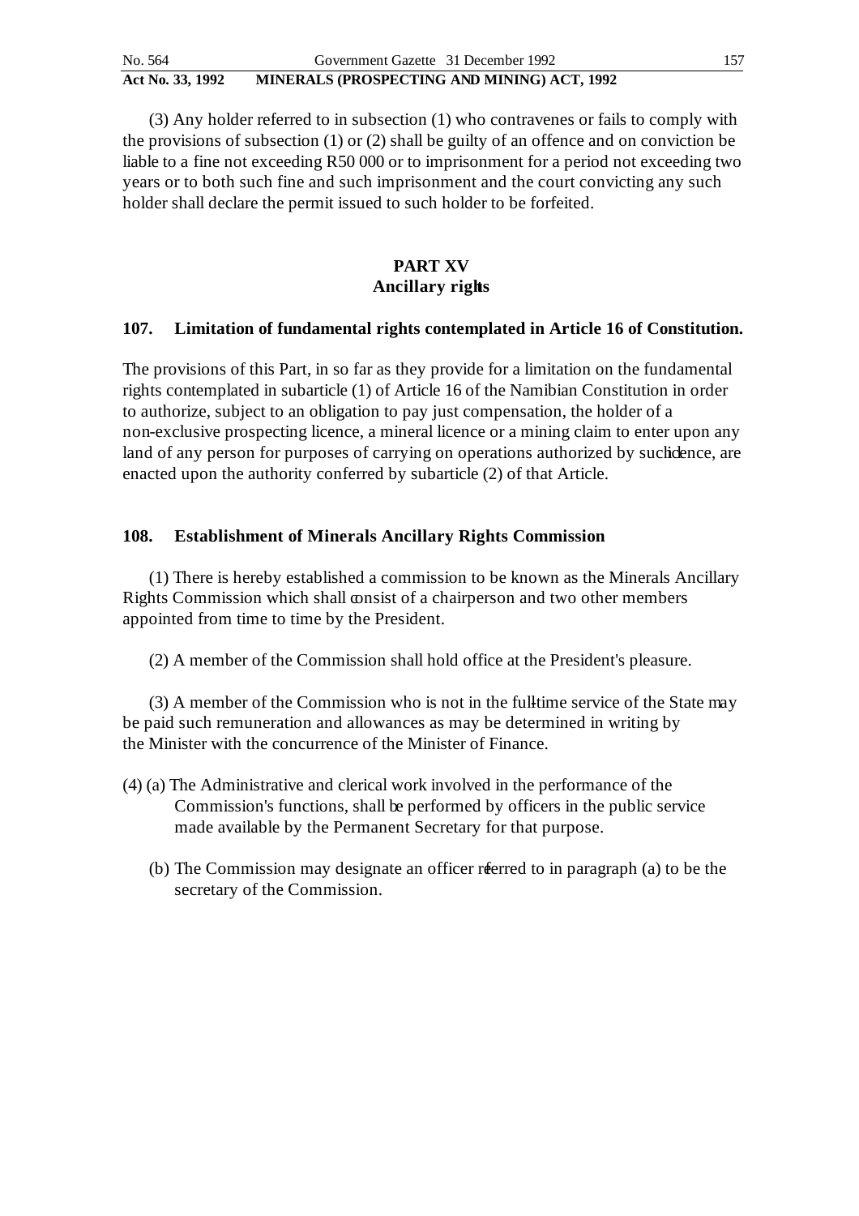(3) Any holder referred to in subsection (1) who contravenes or fails to comply with the provisions of subsection (1) or (2) shall be guilty of an offence and on conviction be liable to a fine not exceeding R50 000 or to imprisonment for a period not exceeding two years or to both such fine and such imprisonment and the court convicting any such holder shall declare the permit issued to such holder to be forfeited.

## PART XV
## Ancillary rights

### 107. Limitation of fundamental rights contemplated in Article 16 of Constitution.

The provisions of this Part, in so far as they provide for a limitation on the fundamental rights contemplated in subarticle (1) of Article 16 of the Namibian Constitution in order to authorize, subject to an obligation to pay just compensation, the holder of a non-exclusive prospecting licence, a mineral licence or a mining claim to enter upon any land of any person for purposes of carrying on operations authorized by such licence, are enacted upon the authority conferred by subarticle (2) of that Article.

### 108. Establishment of Minerals Ancillary Rights Commission

(1) There is hereby established a commission to be known as the Minerals Ancillary Rights Commission which shall consist of a chairperson and two other members appointed from time to time by the President.

(2) A member of the Commission shall hold office at the President's pleasure.

(3) A member of the Commission who is not in the full-time service of the State may be paid such remuneration and allowances as may be determined in writing by the Minister with the concurrence of the Minister of Finance.

(4) (a) The Administrative and clerical work involved in the performance of the Commission's functions, shall be performed by officers in the public service made available by the Permanent Secretary for that purpose.

(b) The Commission may designate an officer referred to in paragraph (a) to be the secretary of the Commission.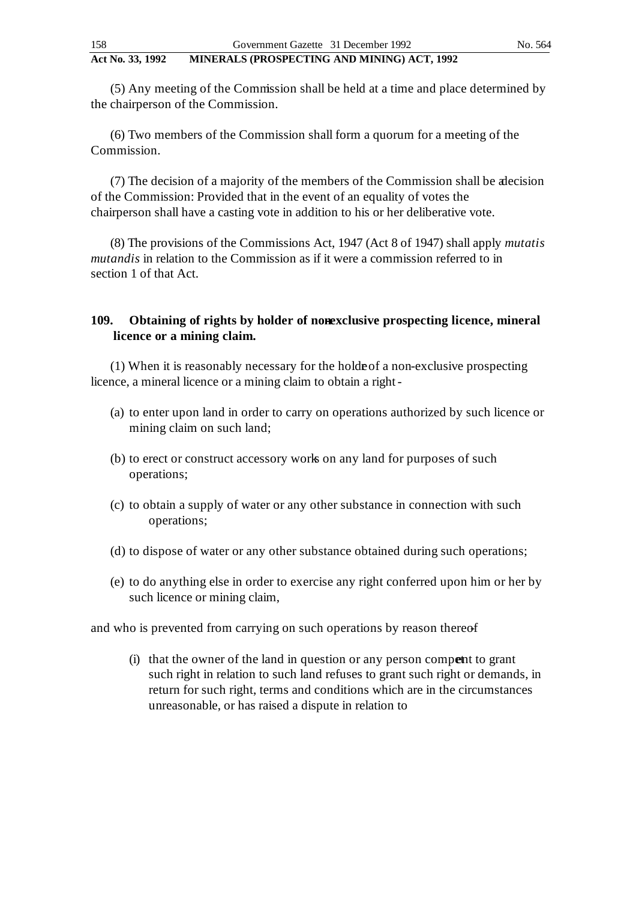(5) Any meeting of the Commission shall be held at a time and place determined by the chairperson of the Commission.

(6) Two members of the Commission shall form a quorum for a meeting of the Commission.

(7) The decision of a majority of the members of the Commission shall be a decision of the Commission: Provided that in the event of an equality of votes the chairperson shall have a casting vote in addition to his or her deliberative vote.

(8) The provisions of the Commissions Act, 1947 (Act 8 of 1947) shall apply *mutatis mutandis* in relation to the Commission as if it were a commission referred to in section 1 of that Act.

**109. Obtaining of rights by holder of non-exclusive prospecting licence, mineral licence or a mining claim.**

(1) When it is reasonably necessary for the holder of a non-exclusive prospecting licence, a mineral licence or a mining claim to obtain a right -

(a) to enter upon land in order to carry on operations authorized by such licence or mining claim on such land;

(b) to erect or construct accessory works on any land for purposes of such operations;

(c) to obtain a supply of water or any other substance in connection with such operations;

(d) to dispose of water or any other substance obtained during such operations;

(e) to do anything else in order to exercise any right conferred upon him or her by such licence or mining claim,

and who is prevented from carrying on such operations by reason thereof -

(i) that the owner of the land in question or any person competent to grant such right in relation to such land refuses to grant such right or demands, in return for such right, terms and conditions which are in the circumstances unreasonable, or has raised a dispute in relation to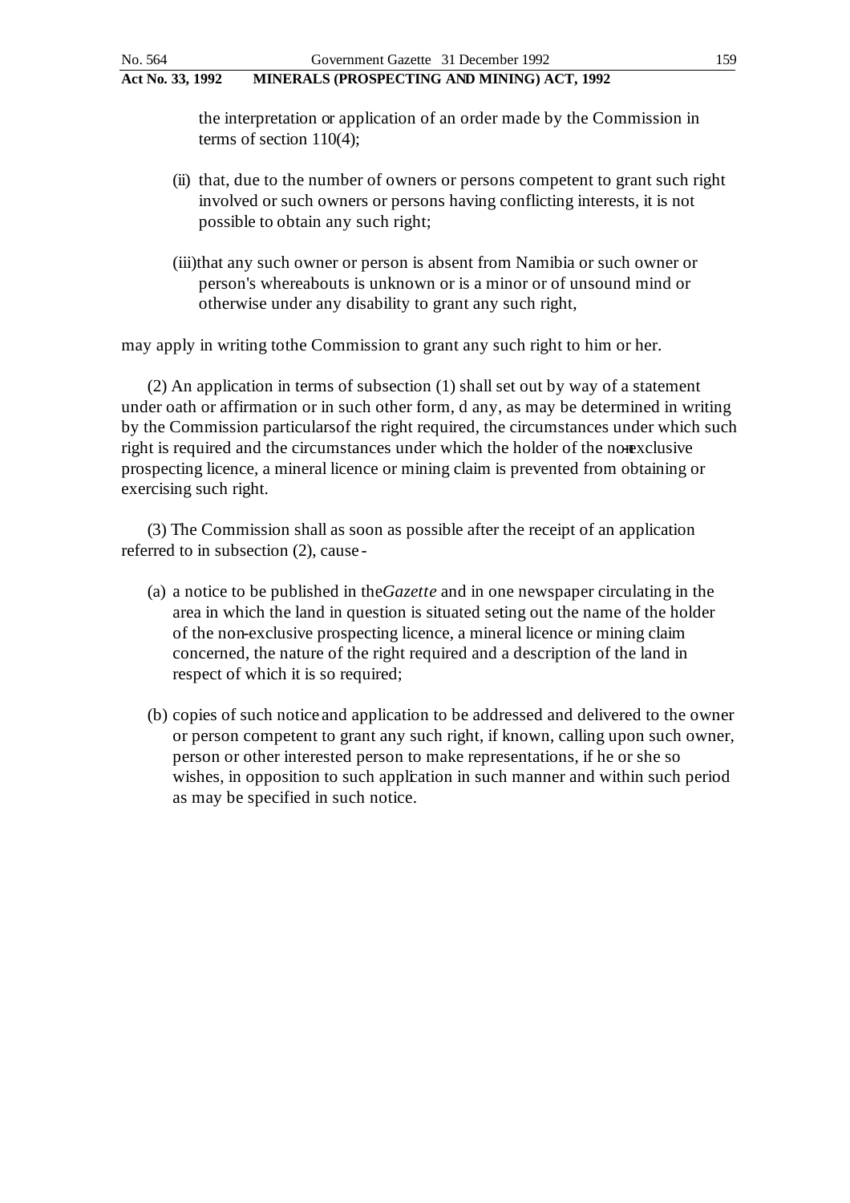the interpretation or application of an order made by the Commission in terms of section 110(4);

(ii) that, due to the number of owners or persons competent to grant such right involved or such owners or persons having conflicting interests, it is not possible to obtain any such right;

(iii) that any such owner or person is absent from Namibia or such owner or person's whereabouts is unknown or is a minor or of unsound mind or otherwise under any disability to grant any such right,

may apply in writing to the Commission to grant any such right to him or her.

(2) An application in terms of subsection (1) shall set out by way of a statement under oath or affirmation or in such other form, d any, as may be determined in writing by the Commission particulars of the right required, the circumstances under which such right is required and the circumstances under which the holder of the non-exclusive prospecting licence, a mineral licence or mining claim is prevented from obtaining or exercising such right.

(3) The Commission shall as soon as possible after the receipt of an application referred to in subsection (2), cause -

(a) a notice to be published in the *Gazette* and in one newspaper circulating in the area in which the land in question is situated setting out the name of the holder of the non-exclusive prospecting licence, a mineral licence or mining claim concerned, the nature of the right required and a description of the land in respect of which it is so required;

(b) copies of such notice and application to be addressed and delivered to the owner or person competent to grant any such right, if known, calling upon such owner, person or other interested person to make representations, if he or she so wishes, in opposition to such application in such manner and within such period as may be specified in such notice.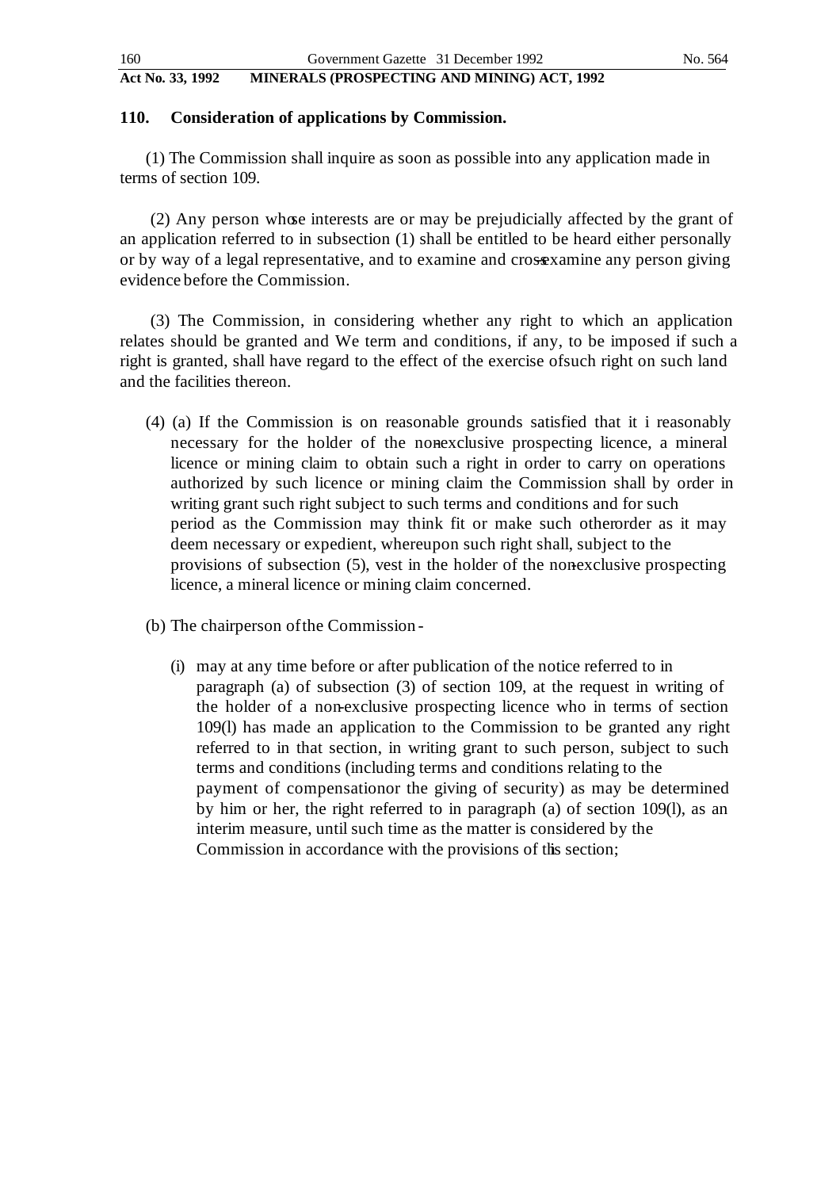## 110. Consideration of applications by Commission.

(1) The Commission shall inquire as soon as possible into any application made in terms of section 109.

(2) Any person whose interests are or may be prejudicially affected by the grant of an application referred to in subsection (1) shall be entitled to be heard either personally or by way of a legal representative, and to examine and cross-examine any person giving evidence before the Commission.

(3) The Commission, in considering whether any right to which an application relates should be granted and We term and conditions, if any, to be imposed if such a right is granted, shall have regard to the effect of the exercise ofsuch right on such land and the facilities thereon.

(4) (a) If the Commission is on reasonable grounds satisfied that it i reasonably necessary for the holder of the non-exclusive prospecting licence, a mineral licence or mining claim to obtain such a right in order to carry on operations authorized by such licence or mining claim the Commission shall by order in writing grant such right subject to such terms and conditions and for such period as the Commission may think fit or make such otherorder as it may deem necessary or expedient, whereupon such right shall, subject to the provisions of subsection (5), vest in the holder of the non-exclusive prospecting licence, a mineral licence or mining claim concerned.

(b) The chairperson of the Commission -

(i) may at any time before or after publication of the notice referred to in paragraph (a) of subsection (3) of section 109, at the request in writing of the holder of a non-exclusive prospecting licence who in terms of section 109(l) has made an application to the Commission to be granted any right referred to in that section, in writing grant to such person, subject to such terms and conditions (including terms and conditions relating to the payment of compensationor the giving of security) as may be determined by him or her, the right referred to in paragraph (a) of section 109(l), as an interim measure, until such time as the matter is considered by the Commission in accordance with the provisions of this section;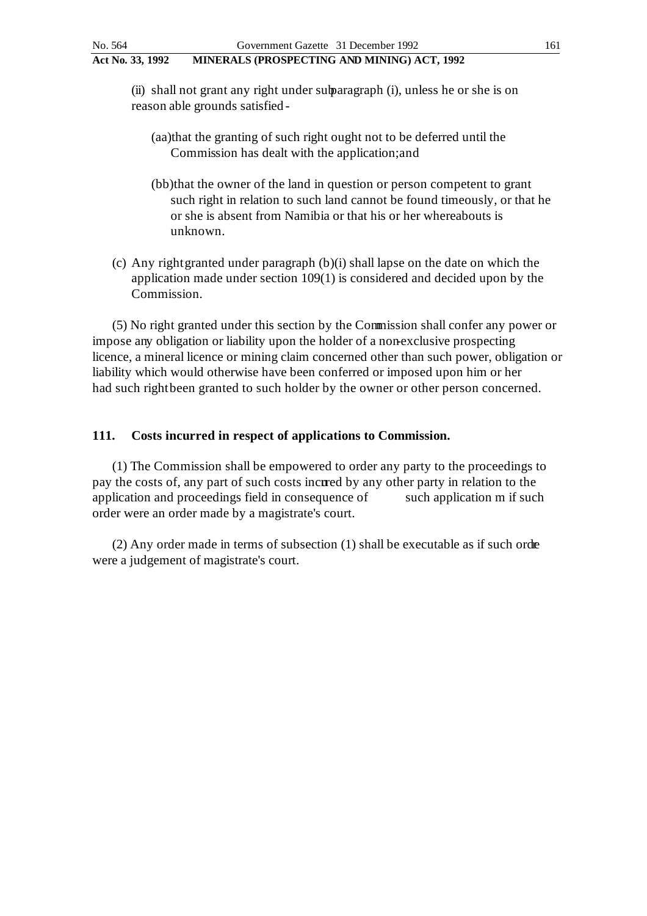(ii) shall not grant any right under subparagraph (i), unless he or she is on reasonable grounds satisfied -

(aa) that the granting of such right ought not to be deferred until the Commission has dealt with the application; and

(bb) that the owner of the land in question or person competent to grant such right in relation to such land cannot be found timeously, or that he or she is absent from Namibia or that his or her whereabouts is unknown.

(c) Any right granted under paragraph (b)(i) shall lapse on the date on which the application made under section 109(1) is considered and decided upon by the Commission.

(5) No right granted under this section by the Commission shall confer any power or impose any obligation or liability upon the holder of a non-exclusive prospecting licence, a mineral licence or mining claim concerned other than such power, obligation or liability which would otherwise have been conferred or imposed upon him or her had such right been granted to such holder by the owner or other person concerned.

### 111. Costs incurred in respect of applications to Commission.

(1) The Commission shall be empowered to order any party to the proceedings to pay the costs of, any part of such costs incurred by any other party in relation to the application and proceedings field in consequence of such application m if such order were an order made by a magistrate's court.

(2) Any order made in terms of subsection (1) shall be executable as if such order were a judgement of magistrate's court.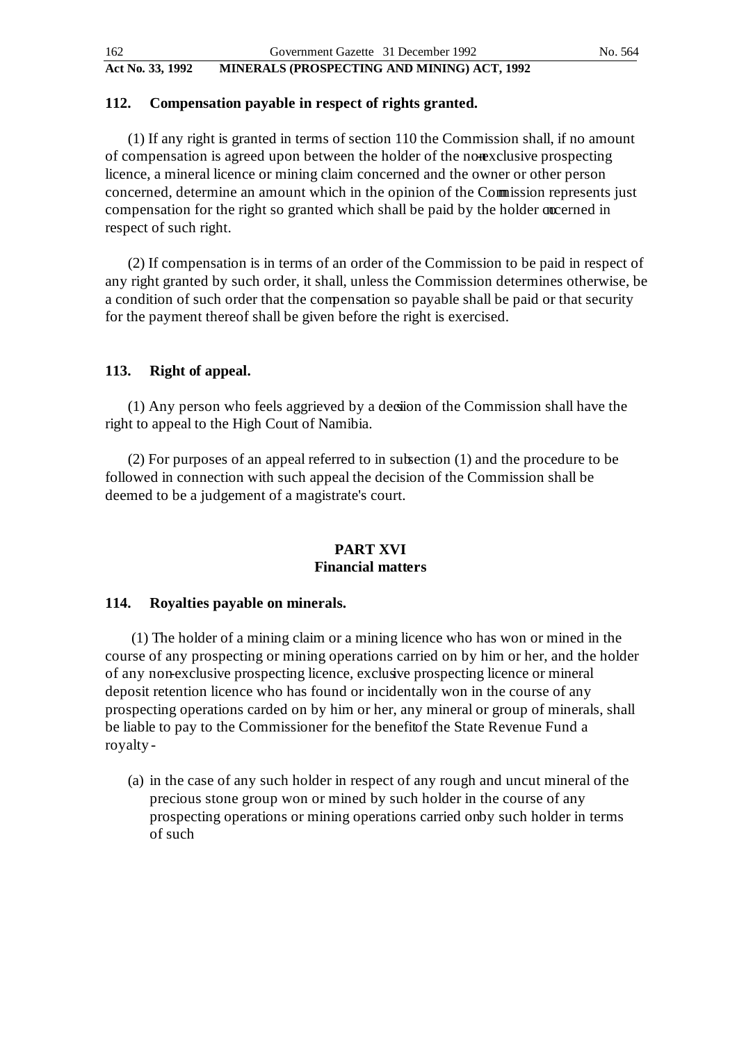### 112. Compensation payable in respect of rights granted.

(1) If any right is granted in terms of section 110 the Commission shall, if no amount of compensation is agreed upon between the holder of the non-exclusive prospecting licence, a mineral licence or mining claim concerned and the owner or other person concerned, determine an amount which in the opinion of the Commission represents just compensation for the right so granted which shall be paid by the holder concerned in respect of such right.

(2) If compensation is in terms of an order of the Commission to be paid in respect of any right granted by such order, it shall, unless the Commission determines otherwise, be a condition of such order that the compensation so payable shall be paid or that security for the payment thereof shall be given before the right is exercised.

### 113. Right of appeal.

(1) Any person who feels aggrieved by a decision of the Commission shall have the right to appeal to the High Court of Namibia.

(2) For purposes of an appeal referred to in subsection (1) and the procedure to be followed in connection with such appeal the decision of the Commission shall be deemed to be a judgement of a magistrate's court.

## PART XVI
## Financial matters

### 114. Royalties payable on minerals.

(1) The holder of a mining claim or a mining licence who has won or mined in the course of any prospecting or mining operations carried on by him or her, and the holder of any non-exclusive prospecting licence, exclusive prospecting licence or mineral deposit retention licence who has found or incidentally won in the course of any prospecting operations carded on by him or her, any mineral or group of minerals, shall be liable to pay to the Commissioner for the benefit of the State Revenue Fund a royalty -

(a) in the case of any such holder in respect of any rough and uncut mineral of the precious stone group won or mined by such holder in the course of any prospecting operations or mining operations carried on by such holder in terms of such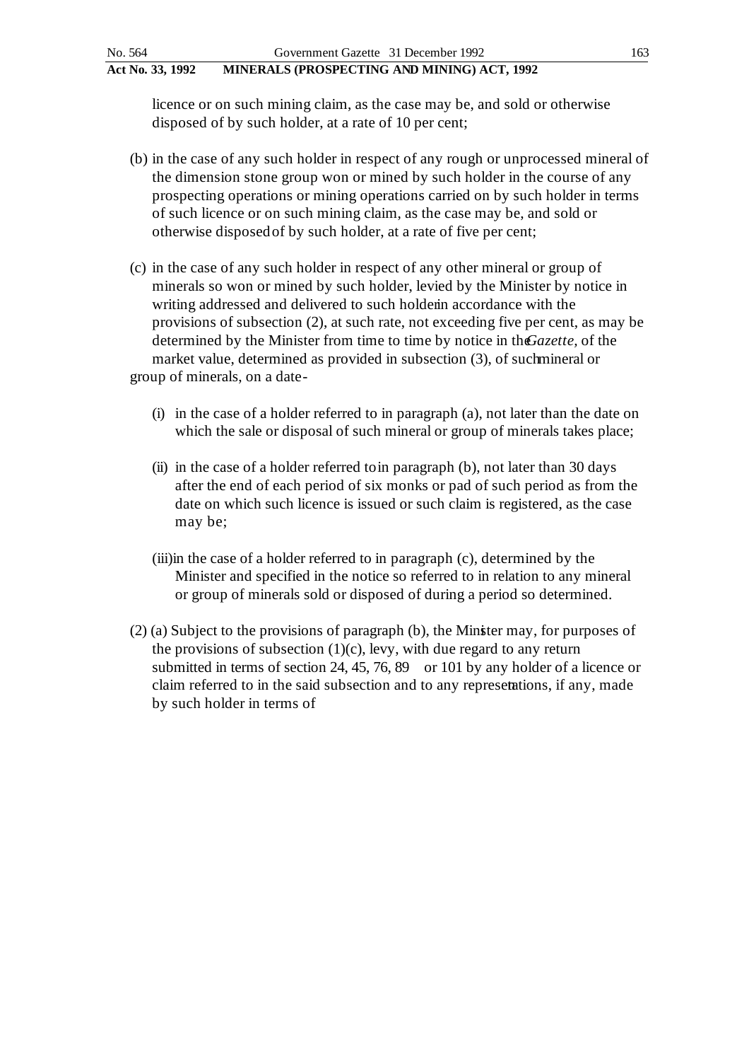licence or on such mining claim, as the case may be, and sold or otherwise disposed of by such holder, at a rate of 10 per cent;

(b) in the case of any such holder in respect of any rough or unprocessed mineral of the dimension stone group won or mined by such holder in the course of any prospecting operations or mining operations carried on by such holder in terms of such licence or on such mining claim, as the case may be, and sold or otherwise disposed of by such holder, at a rate of five per cent;

(c) in the case of any such holder in respect of any other mineral or group of minerals so won or mined by such holder, levied by the Minister by notice in writing addressed and delivered to such holder in accordance with the provisions of subsection (2), at such rate, not exceeding five per cent, as may be determined by the Minister from time to time by notice in the *Gazette*, of the market value, determined as provided in subsection (3), of such mineral or group of minerals, on a date-

(i) in the case of a holder referred to in paragraph (a), not later than the date on which the sale or disposal of such mineral or group of minerals takes place;

(ii) in the case of a holder referred to in paragraph (b), not later than 30 days after the end of each period of six monks or pad of such period as from the date on which such licence is issued or such claim is registered, as the case may be;

(iii) in the case of a holder referred to in paragraph (c), determined by the Minister and specified in the notice so referred to in relation to any mineral or group of minerals sold or disposed of during a period so determined.

(2) (a) Subject to the provisions of paragraph (b), the Minister may, for purposes of the provisions of subsection (1)(c), levy, with due regard to any return submitted in terms of section 24, 45, 76, 89 or 101 by any holder of a licence or claim referred to in the said subsection and to any representations, if any, made by such holder in terms of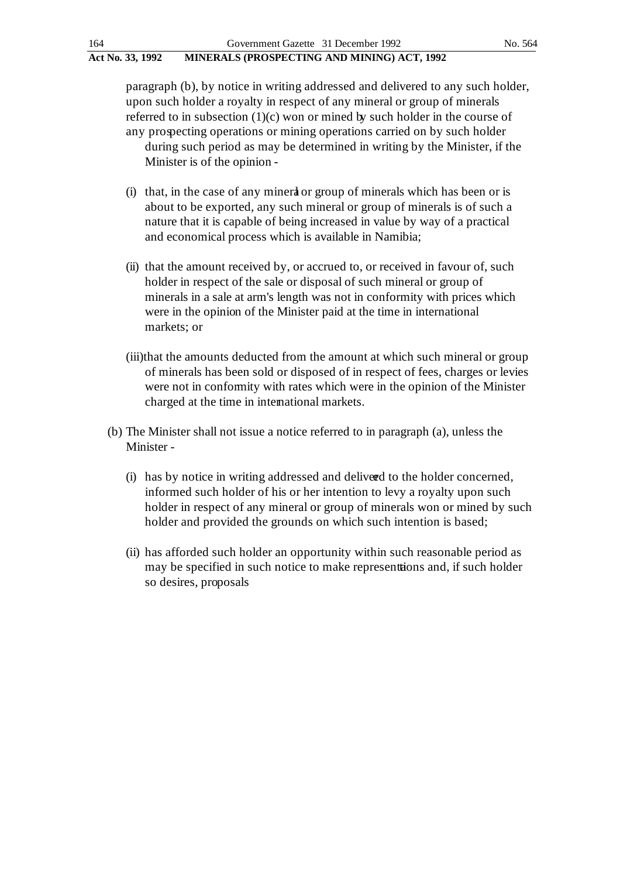paragraph (b), by notice in writing addressed and delivered to any such holder, upon such holder a royalty in respect of any mineral or group of minerals referred to in subsection (1)(c) won or mined by such holder in the course of any prospecting operations or mining operations carried on by such holder during such period as may be determined in writing by the Minister, if the Minister is of the opinion -

(i) that, in the case of any mineral or group of minerals which has been or is about to be exported, any such mineral or group of minerals is of such a nature that it is capable of being increased in value by way of a practical and economical process which is available in Namibia;

(ii) that the amount received by, or accrued to, or received in favour of, such holder in respect of the sale or disposal of such mineral or group of minerals in a sale at arm's length was not in conformity with prices which were in the opinion of the Minister paid at the time in international markets; or

(iii) that the amounts deducted from the amount at which such mineral or group of minerals has been sold or disposed of in respect of fees, charges or levies were not in conformity with rates which were in the opinion of the Minister charged at the time in international markets.

(b) The Minister shall not issue a notice referred to in paragraph (a), unless the Minister -

(i) has by notice in writing addressed and delivered to the holder concerned, informed such holder of his or her intention to levy a royalty upon such holder in respect of any mineral or group of minerals won or mined by such holder and provided the grounds on which such intention is based;

(ii) has afforded such holder an opportunity within such reasonable period as may be specified in such notice to make representations and, if such holder so desires, proposals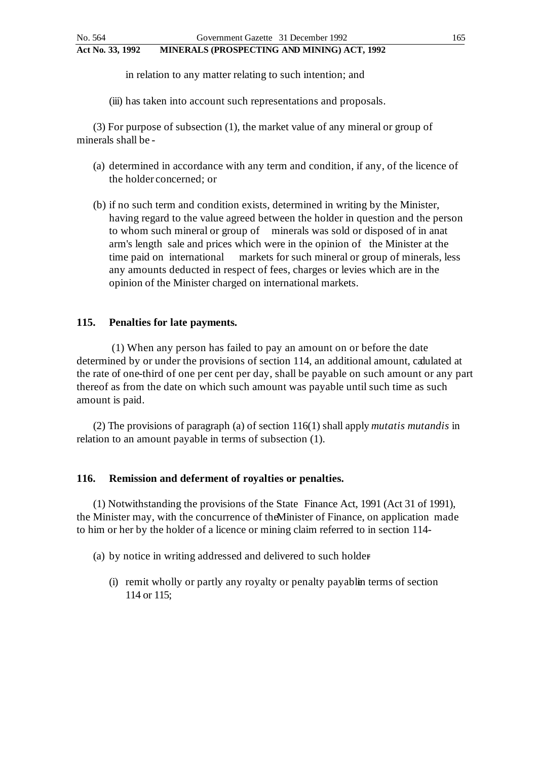in relation to any matter relating to such intention; and

(iii) has taken into account such representations and proposals.

(3) For purpose of subsection (1), the market value of any mineral or group of minerals shall be -

(a) determined in accordance with any term and condition, if any, of the licence of the holder concerned; or

(b) if no such term and condition exists, determined in writing by the Minister, having regard to the value agreed between the holder in question and the person to whom such mineral or group of minerals was sold or disposed of in an at arm's length sale and prices which were in the opinion of the Minister at the time paid on international markets for such mineral or group of minerals, less any amounts deducted in respect of fees, charges or levies which are in the opinion of the Minister charged on international markets.

## 115. Penalties for late payments.

(1) When any person has failed to pay an amount on or before the date determined by or under the provisions of section 114, an additional amount, calculated at the rate of one-third of one per cent per day, shall be payable on such amount or any part thereof as from the date on which such amount was payable until such time as such amount is paid.

(2) The provisions of paragraph (a) of section 116(1) shall apply *mutatis mutandis* in relation to an amount payable in terms of subsection (1).

## 116. Remission and deferment of royalties or penalties.

(1) Notwithstanding the provisions of the State Finance Act, 1991 (Act 31 of 1991), the Minister may, with the concurrence of the Minister of Finance, on application made to him or her by the holder of a licence or mining claim referred to in section 114-

(a) by notice in writing addressed and delivered to such holder-

(i) remit wholly or partly any royalty or penalty payable in terms of section 114 or 115;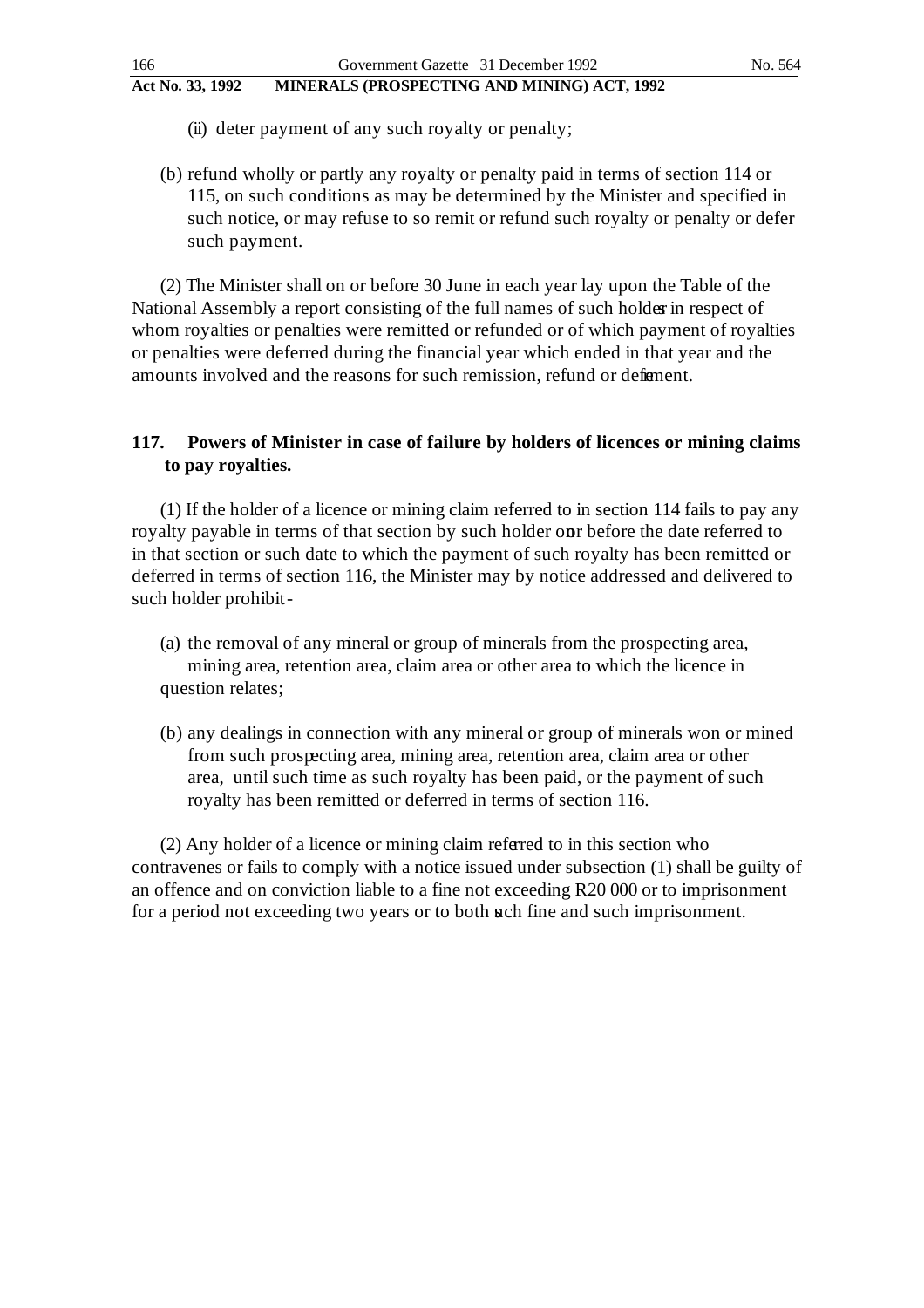(ii) deter payment of any such royalty or penalty;

(b) refund wholly or partly any royalty or penalty paid in terms of section 114 or 115, on such conditions as may be determined by the Minister and specified in such notice, or may refuse to so remit or refund such royalty or penalty or defer such payment.

(2) The Minister shall on or before 30 June in each year lay upon the Table of the National Assembly a report consisting of the full names of such holders in respect of whom royalties or penalties were remitted or refunded or of which payment of royalties or penalties were deferred during the financial year which ended in that year and the amounts involved and the reasons for such remission, refund or deferment.

### 117. Powers of Minister in case of failure by holders of licences or mining claims to pay royalties.

(1) If the holder of a licence or mining claim referred to in section 114 fails to pay any royalty payable in terms of that section by such holder on or before the date referred to in that section or such date to which the payment of such royalty has been remitted or deferred in terms of section 116, the Minister may by notice addressed and delivered to such holder prohibit -

(a) the removal of any mineral or group of minerals from the prospecting area, mining area, retention area, claim area or other area to which the licence in question relates;

(b) any dealings in connection with any mineral or group of minerals won or mined from such prospecting area, mining area, retention area, claim area or other area, until such time as such royalty has been paid, or the payment of such royalty has been remitted or deferred in terms of section 116.

(2) Any holder of a licence or mining claim referred to in this section who contravenes or fails to comply with a notice issued under subsection (1) shall be guilty of an offence and on conviction liable to a fine not exceeding R20 000 or to imprisonment for a period not exceeding two years or to both such fine and such imprisonment.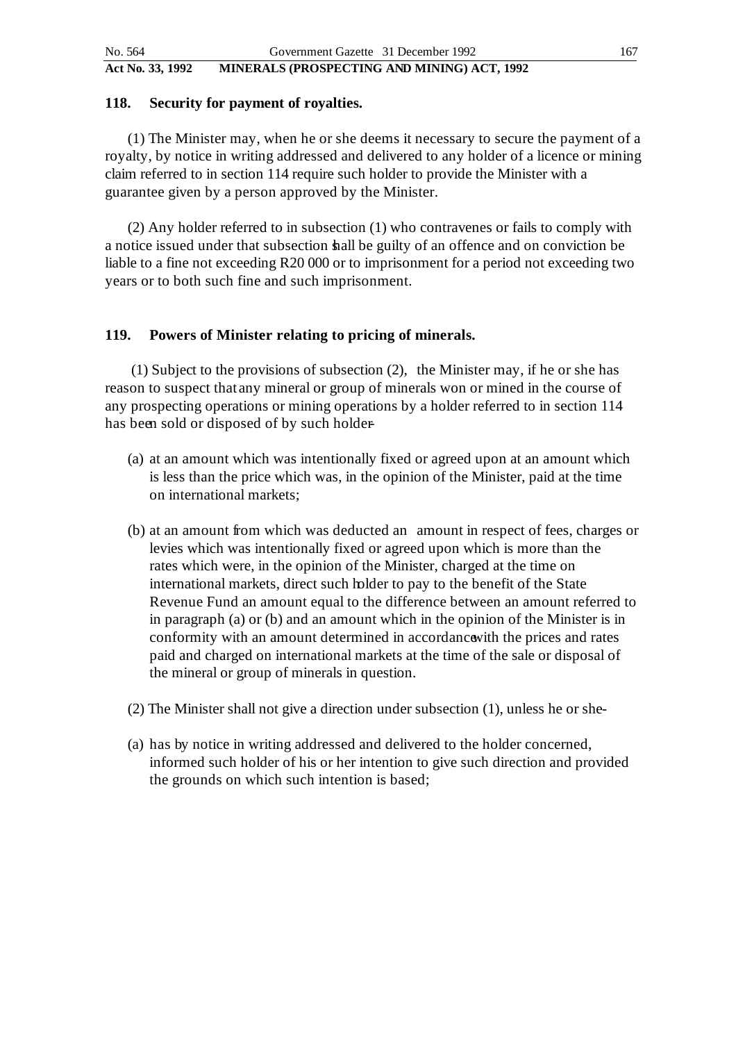**118. Security for payment of royalties.**

(1) The Minister may, when he or she deems it necessary to secure the payment of a royalty, by notice in writing addressed and delivered to any holder of a licence or mining claim referred to in section 114 require such holder to provide the Minister with a guarantee given by a person approved by the Minister.

(2) Any holder referred to in subsection (1) who contravenes or fails to comply with a notice issued under that subsection shall be guilty of an offence and on conviction be liable to a fine not exceeding R20 000 or to imprisonment for a period not exceeding two years or to both such fine and such imprisonment.

**119. Powers of Minister relating to pricing of minerals.**

(1) Subject to the provisions of subsection (2), the Minister may, if he or she has reason to suspect that any mineral or group of minerals won or mined in the course of any prospecting operations or mining operations by a holder referred to in section 114 has been sold or disposed of by such holder-

(a) at an amount which was intentionally fixed or agreed upon at an amount which is less than the price which was, in the opinion of the Minister, paid at the time on international markets;

(b) at an amount from which was deducted an amount in respect of fees, charges or levies which was intentionally fixed or agreed upon which is more than the rates which were, in the opinion of the Minister, charged at the time on international markets, direct such holder to pay to the benefit of the State Revenue Fund an amount equal to the difference between an amount referred to in paragraph (a) or (b) and an amount which in the opinion of the Minister is in conformity with an amount determined in accordance with the prices and rates paid and charged on international markets at the time of the sale or disposal of the mineral or group of minerals in question.

(2) The Minister shall not give a direction under subsection (1), unless he or she-

(a) has by notice in writing addressed and delivered to the holder concerned, informed such holder of his or her intention to give such direction and provided the grounds on which such intention is based;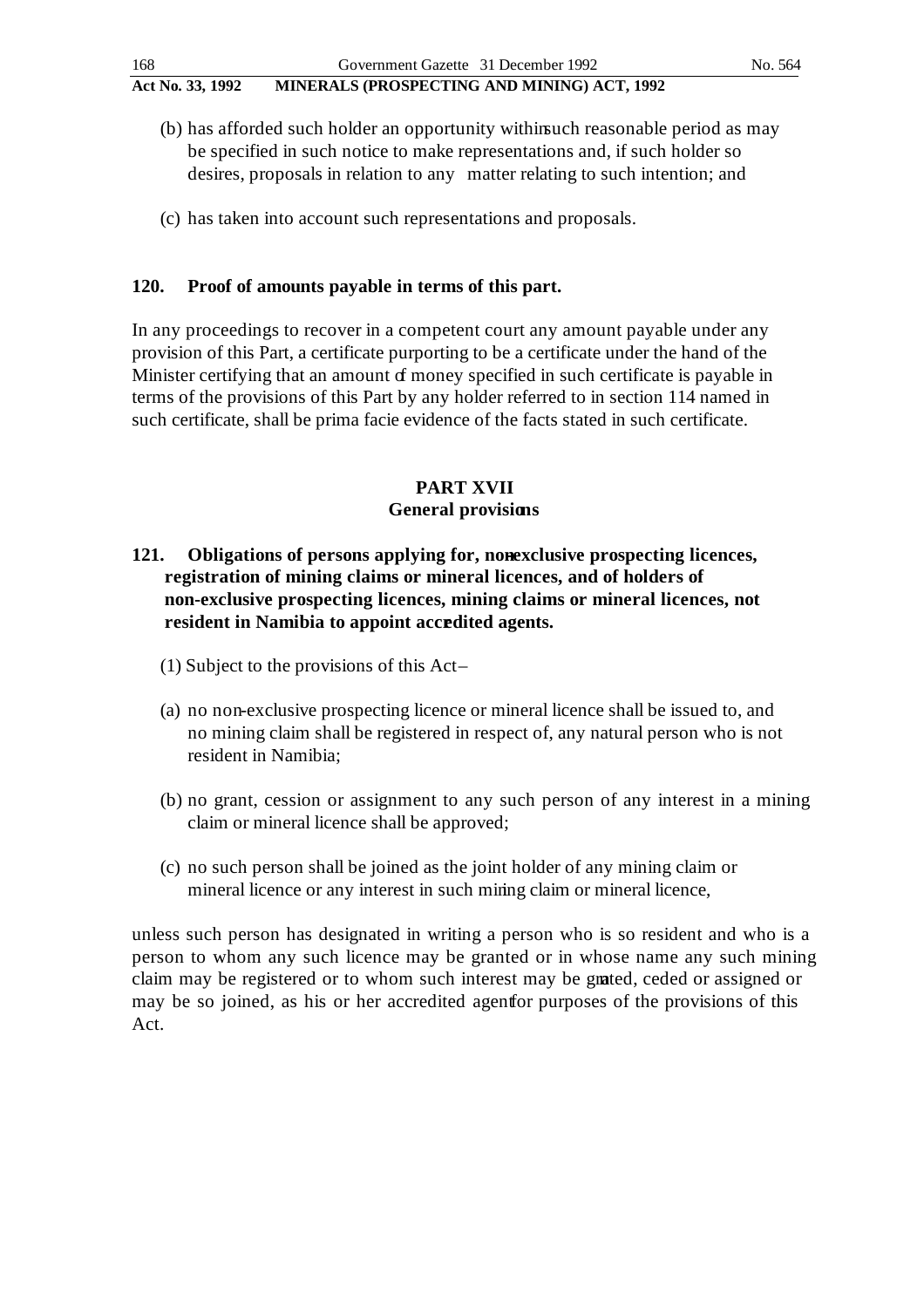(b) has afforded such holder an opportunity within such reasonable period as may be specified in such notice to make representations and, if such holder so desires, proposals in relation to any matter relating to such intention; and

(c) has taken into account such representations and proposals.

**120. Proof of amounts payable in terms of this part.**

In any proceedings to recover in a competent court any amount payable under any provision of this Part, a certificate purporting to be a certificate under the hand of the Minister certifying that an amount of money specified in such certificate is payable in terms of the provisions of this Part by any holder referred to in section 114 named in such certificate, shall be prima facie evidence of the facts stated in such certificate.

## PART XVII
## General provisions

**121. Obligations of persons applying for, non-exclusive prospecting licences, registration of mining claims or mineral licences, and of holders of non-exclusive prospecting licences, mining claims or mineral licences, not resident in Namibia to appoint accredited agents.**

(1) Subject to the provisions of this Act–

(a) no non-exclusive prospecting licence or mineral licence shall be issued to, and no mining claim shall be registered in respect of, any natural person who is not resident in Namibia;

(b) no grant, cession or assignment to any such person of any interest in a mining claim or mineral licence shall be approved;

(c) no such person shall be joined as the joint holder of any mining claim or mineral licence or any interest in such mining claim or mineral licence,

unless such person has designated in writing a person who is so resident and who is a person to whom any such licence may be granted or in whose name any such mining claim may be registered or to whom such interest may be granted, ceded or assigned or may be so joined, as his or her accredited agent for purposes of the provisions of this Act.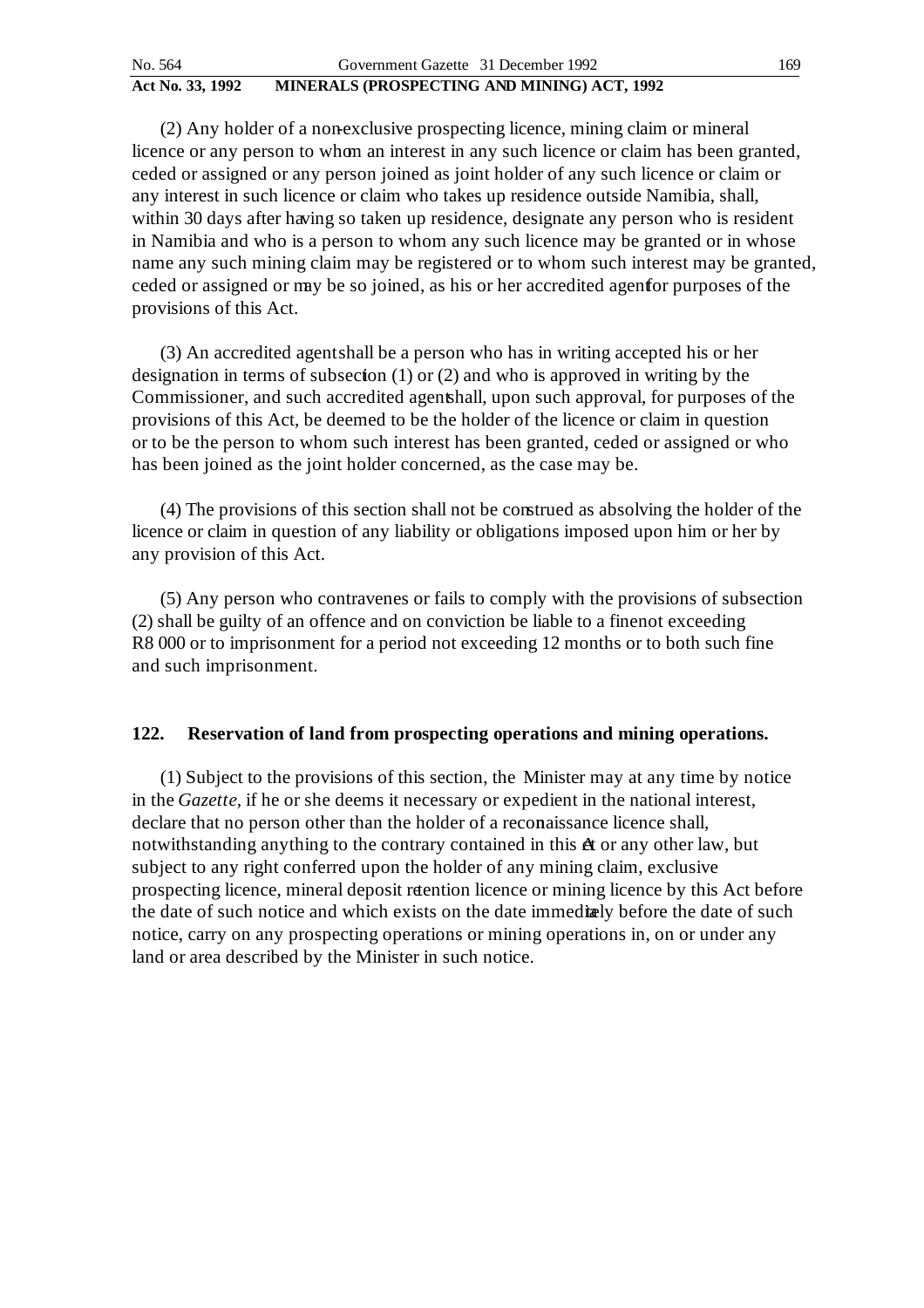(2) Any holder of a non-exclusive prospecting licence, mining claim or mineral licence or any person to whom an interest in any such licence or claim has been granted, ceded or assigned or any person joined as joint holder of any such licence or claim or any interest in such licence or claim who takes up residence outside Namibia, shall, within 30 days after having so taken up residence, designate any person who is resident in Namibia and who is a person to whom any such licence may be granted or in whose name any such mining claim may be registered or to whom such interest may be granted, ceded or assigned or may be so joined, as his or her accredited agent for purposes of the provisions of this Act.

(3) An accredited agent shall be a person who has in writing accepted his or her designation in terms of subsection (1) or (2) and who is approved in writing by the Commissioner, and such accredited agent shall, upon such approval, for purposes of the provisions of this Act, be deemed to be the holder of the licence or claim in question or to be the person to whom such interest has been granted, ceded or assigned or who has been joined as the joint holder concerned, as the case may be.

(4) The provisions of this section shall not be construed as absolving the holder of the licence or claim in question of any liability or obligations imposed upon him or her by any provision of this Act.

(5) Any person who contravenes or fails to comply with the provisions of subsection (2) shall be guilty of an offence and on conviction be liable to a fine not exceeding R8 000 or to imprisonment for a period not exceeding 12 months or to both such fine and such imprisonment.

**122. Reservation of land from prospecting operations and mining operations.**

(1) Subject to the provisions of this section, the Minister may at any time by notice in the *Gazette*, if he or she deems it necessary or expedient in the national interest, declare that no person other than the holder of a reconnaissance licence shall, notwithstanding anything to the contrary contained in this Act or any other law, but subject to any right conferred upon the holder of any mining claim, exclusive prospecting licence, mineral deposit retention licence or mining licence by this Act before the date of such notice and which exists on the date immediately before the date of such notice, carry on any prospecting operations or mining operations in, on or under any land or area described by the Minister in such notice.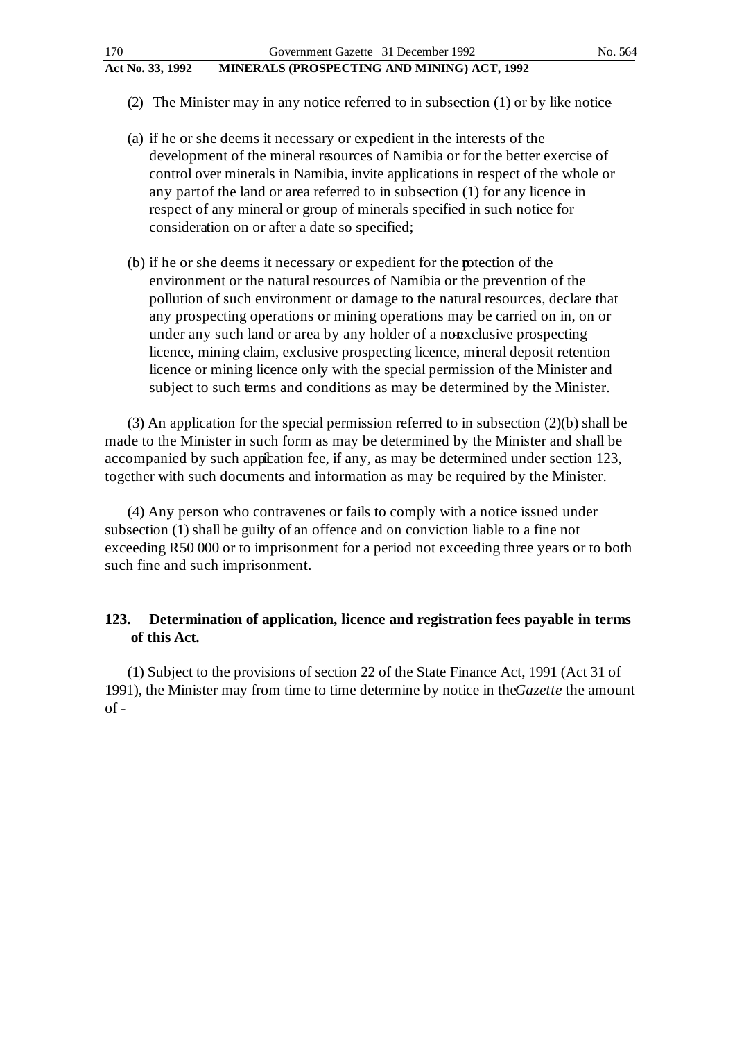(2) The Minister may in any notice referred to in subsection (1) or by like notice-

(a) if he or she deems it necessary or expedient in the interests of the development of the mineral resources of Namibia or for the better exercise of control over minerals in Namibia, invite applications in respect of the whole or any part of the land or area referred to in subsection (1) for any licence in respect of any mineral or group of minerals specified in such notice for consideration on or after a date so specified;

(b) if he or she deems it necessary or expedient for the protection of the environment or the natural resources of Namibia or the prevention of the pollution of such environment or damage to the natural resources, declare that any prospecting operations or mining operations may be carried on in, on or under any such land or area by any holder of a non-exclusive prospecting licence, mining claim, exclusive prospecting licence, mineral deposit retention licence or mining licence only with the special permission of the Minister and subject to such terms and conditions as may be determined by the Minister.

(3) An application for the special permission referred to in subsection (2)(b) shall be made to the Minister in such form as may be determined by the Minister and shall be accompanied by such application fee, if any, as may be determined under section 123, together with such documents and information as may be required by the Minister.

(4) Any person who contravenes or fails to comply with a notice issued under subsection (1) shall be guilty of an offence and on conviction liable to a fine not exceeding R50 000 or to imprisonment for a period not exceeding three years or to both such fine and such imprisonment.

**123. Determination of application, licence and registration fees payable in terms of this Act.**

(1) Subject to the provisions of section 22 of the State Finance Act, 1991 (Act 31 of 1991), the Minister may from time to time determine by notice in the *Gazette* the amount of -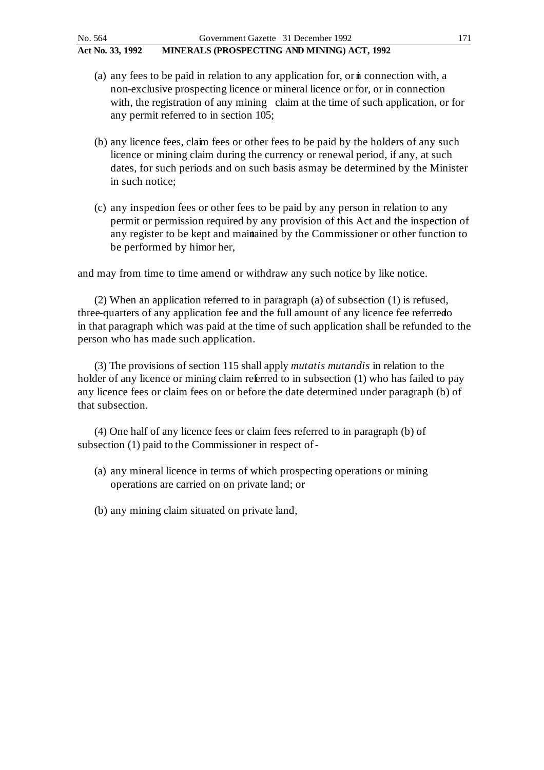(a) any fees to be paid in relation to any application for, or in connection with, a non-exclusive prospecting licence or mineral licence or for, or in connection with, the registration of any mining claim at the time of such application, or for any permit referred to in section 105;

(b) any licence fees, claim fees or other fees to be paid by the holders of any such licence or mining claim during the currency or renewal period, if any, at such dates, for such periods and on such basis as may be determined by the Minister in such notice;

(c) any inspection fees or other fees to be paid by any person in relation to any permit or permission required by any provision of this Act and the inspection of any register to be kept and maintained by the Commissioner or other function to be performed by him or her,

and may from time to time amend or withdraw any such notice by like notice.

(2) When an application referred to in paragraph (a) of subsection (1) is refused, three-quarters of any application fee and the full amount of any licence fee referred to in that paragraph which was paid at the time of such application shall be refunded to the person who has made such application.

(3) The provisions of section 115 shall apply *mutatis mutandis* in relation to the holder of any licence or mining claim referred to in subsection (1) who has failed to pay any licence fees or claim fees on or before the date determined under paragraph (b) of that subsection.

(4) One half of any licence fees or claim fees referred to in paragraph (b) of subsection (1) paid to the Commissioner in respect of -

(a) any mineral licence in terms of which prospecting operations or mining operations are carried on on private land; or

(b) any mining claim situated on private land,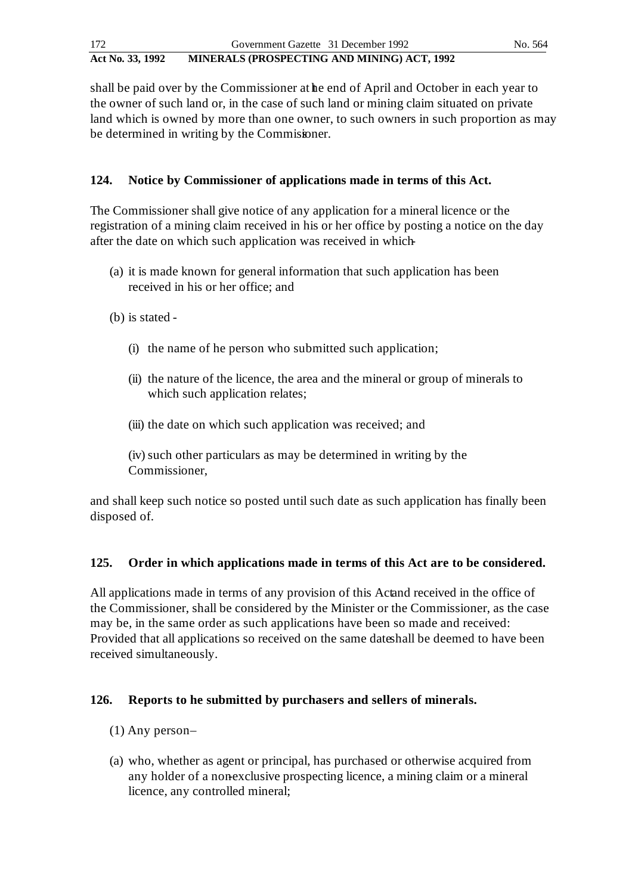shall be paid over by the Commissioner at the end of April and October in each year to the owner of such land or, in the case of such land or mining claim situated on private land which is owned by more than one owner, to such owners in such proportion as may be determined in writing by the Commissioner.

**124. Notice by Commissioner of applications made in terms of this Act.**

The Commissioner shall give notice of any application for a mineral licence or the registration of a mining claim received in his or her office by posting a notice on the day after the date on which such application was received in which-

(a) it is made known for general information that such application has been received in his or her office; and

(b) is stated -

(i) the name of he person who submitted such application;

(ii) the nature of the licence, the area and the mineral or group of minerals to which such application relates;

(iii) the date on which such application was received; and

(iv) such other particulars as may be determined in writing by the Commissioner,

and shall keep such notice so posted until such date as such application has finally been disposed of.

**125. Order in which applications made in terms of this Act are to be considered.**

All applications made in terms of any provision of this Act and received in the office of the Commissioner, shall be considered by the Minister or the Commissioner, as the case may be, in the same order as such applications have been so made and received: Provided that all applications so received on the same date shall be deemed to have been received simultaneously.

**126. Reports to he submitted by purchasers and sellers of minerals.**

(1) Any person–

(a) who, whether as agent or principal, has purchased or otherwise acquired from any holder of a non-exclusive prospecting licence, a mining claim or a mineral licence, any controlled mineral;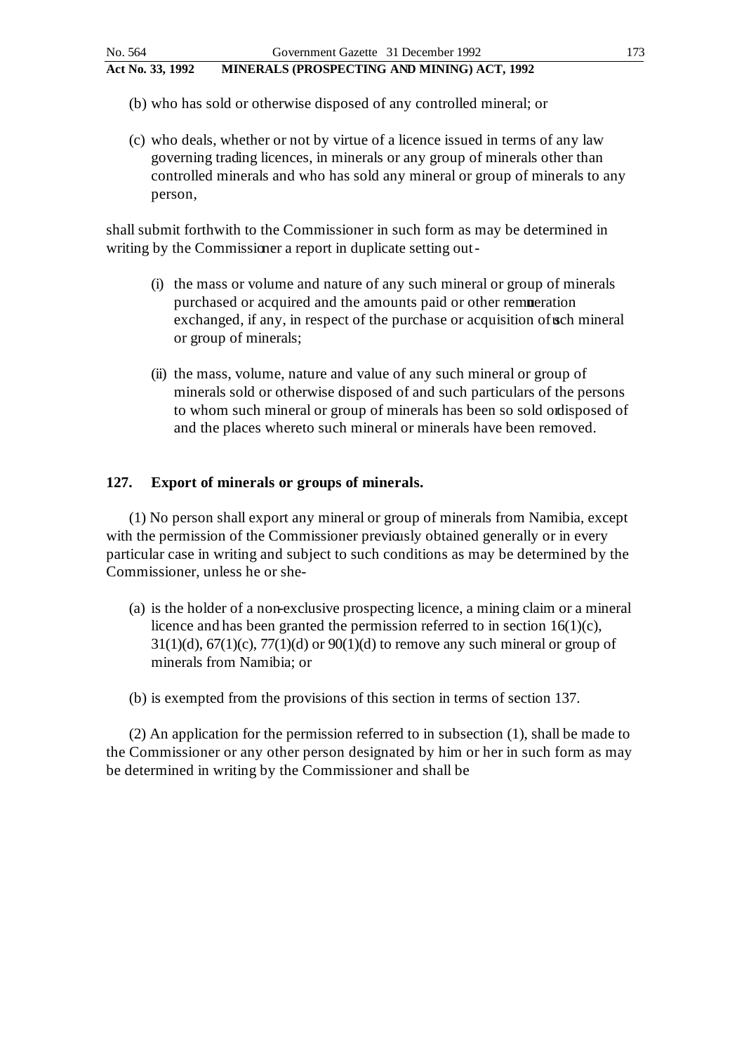(b) who has sold or otherwise disposed of any controlled mineral; or

(c) who deals, whether or not by virtue of a licence issued in terms of any law governing trading licences, in minerals or any group of minerals other than controlled minerals and who has sold any mineral or group of minerals to any person,

shall submit forthwith to the Commissioner in such form as may be determined in writing by the Commissioner a report in duplicate setting out-

(i) the mass or volume and nature of any such mineral or group of minerals purchased or acquired and the amounts paid or other remuneration exchanged, if any, in respect of the purchase or acquisition of such mineral or group of minerals;

(ii) the mass, volume, nature and value of any such mineral or group of minerals sold or otherwise disposed of and such particulars of the persons to whom such mineral or group of minerals has been so sold or disposed of and the places whereto such mineral or minerals have been removed.

**127. Export of minerals or groups of minerals.**

(1) No person shall export any mineral or group of minerals from Namibia, except with the permission of the Commissioner previously obtained generally or in every particular case in writing and subject to such conditions as may be determined by the Commissioner, unless he or she-

(a) is the holder of a non-exclusive prospecting licence, a mining claim or a mineral licence and has been granted the permission referred to in section 16(1)(c), 31(1)(d), 67(1)(c), 77(1)(d) or 90(1)(d) to remove any such mineral or group of minerals from Namibia; or

(b) is exempted from the provisions of this section in terms of section 137.

(2) An application for the permission referred to in subsection (1), shall be made to the Commissioner or any other person designated by him or her in such form as may be determined in writing by the Commissioner and shall be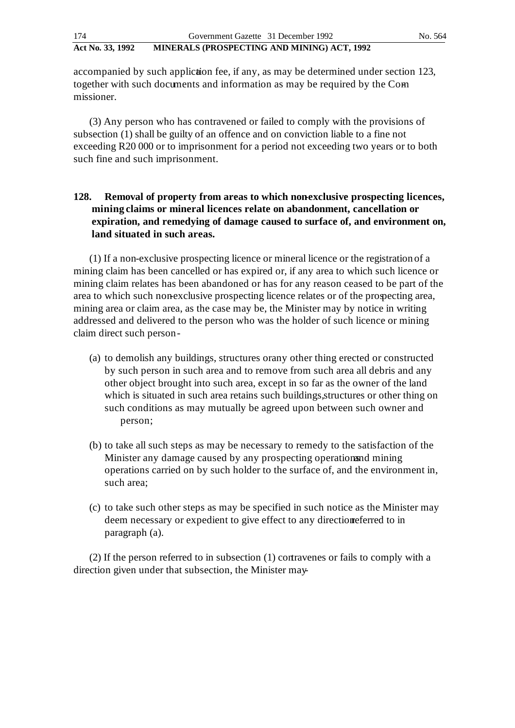accompanied by such application fee, if any, as may be determined under section 123, together with such documents and information as may be required by the Commissioner.

(3) Any person who has contravened or failed to comply with the provisions of subsection (1) shall be guilty of an offence and on conviction liable to a fine not exceeding R20 000 or to imprisonment for a period not exceeding two years or to both such fine and such imprisonment.

### 128. Removal of property from areas to which non-exclusive prospecting licences, mining claims or mineral licences relate on abandonment, cancellation or expiration, and remedying of damage caused to surface of, and environment on, land situated in such areas.

(1) If a non-exclusive prospecting licence or mineral licence or the registration of a mining claim has been cancelled or has expired or, if any area to which such licence or mining claim relates has been abandoned or has for any reason ceased to be part of the area to which such non-exclusive prospecting licence relates or of the prospecting area, mining area or claim area, as the case may be, the Minister may by notice in writing addressed and delivered to the person who was the holder of such licence or mining claim direct such person -

(a) to demolish any buildings, structures or any other thing erected or constructed by such person in such area and to remove from such area all debris and any other object brought into such area, except in so far as the owner of the land which is situated in such area retains such buildings, structures or other thing on such conditions as may mutually be agreed upon between such owner and person;

(b) to take all such steps as may be necessary to remedy to the satisfaction of the Minister any damage caused by any prospecting operations and mining operations carried on by such holder to the surface of, and the environment in, such area;

(c) to take such other steps as may be specified in such notice as the Minister may deem necessary or expedient to give effect to any direction referred to in paragraph (a).

(2) If the person referred to in subsection (1) contravenes or fails to comply with a direction given under that subsection, the Minister may-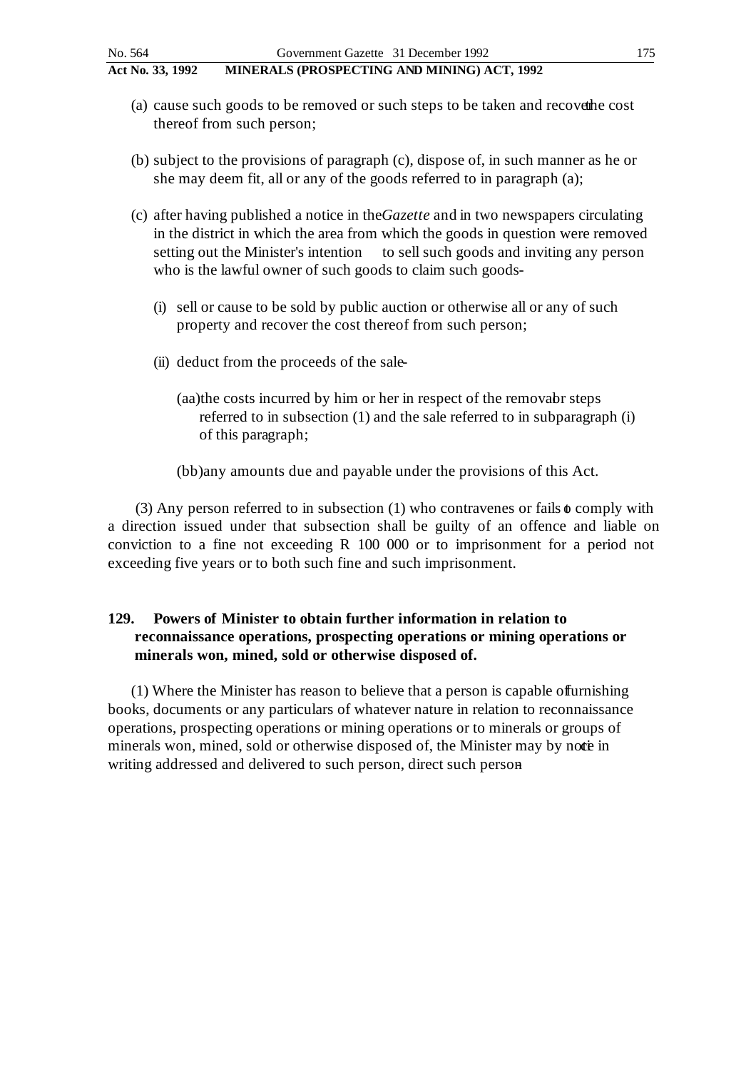(a) cause such goods to be removed or such steps to be taken and recover the cost thereof from such person;

(b) subject to the provisions of paragraph (c), dispose of, in such manner as he or she may deem fit, all or any of the goods referred to in paragraph (a);

(c) after having published a notice in the *Gazette* and in two newspapers circulating in the district in which the area from which the goods in question were removed setting out the Minister's intention to sell such goods and inviting any person who is the lawful owner of such goods to claim such goods-

(i) sell or cause to be sold by public auction or otherwise all or any of such property and recover the cost thereof from such person;

(ii) deduct from the proceeds of the sale-

(aa) the costs incurred by him or her in respect of the removal or steps referred to in subsection (1) and the sale referred to in subparagraph (i) of this paragraph;

(bb) any amounts due and payable under the provisions of this Act.

(3) Any person referred to in subsection (1) who contravenes or fails to comply with a direction issued under that subsection shall be guilty of an offence and liable on conviction to a fine not exceeding R 100 000 or to imprisonment for a period not exceeding five years or to both such fine and such imprisonment.

**129. Powers of Minister to obtain further information in relation to reconnaissance operations, prospecting operations or mining operations or minerals won, mined, sold or otherwise disposed of.**

(1) Where the Minister has reason to believe that a person is capable of furnishing books, documents or any particulars of whatever nature in relation to reconnaissance operations, prospecting operations or mining operations or to minerals or groups of minerals won, mined, sold or otherwise disposed of, the Minister may by notice in writing addressed and delivered to such person, direct such person-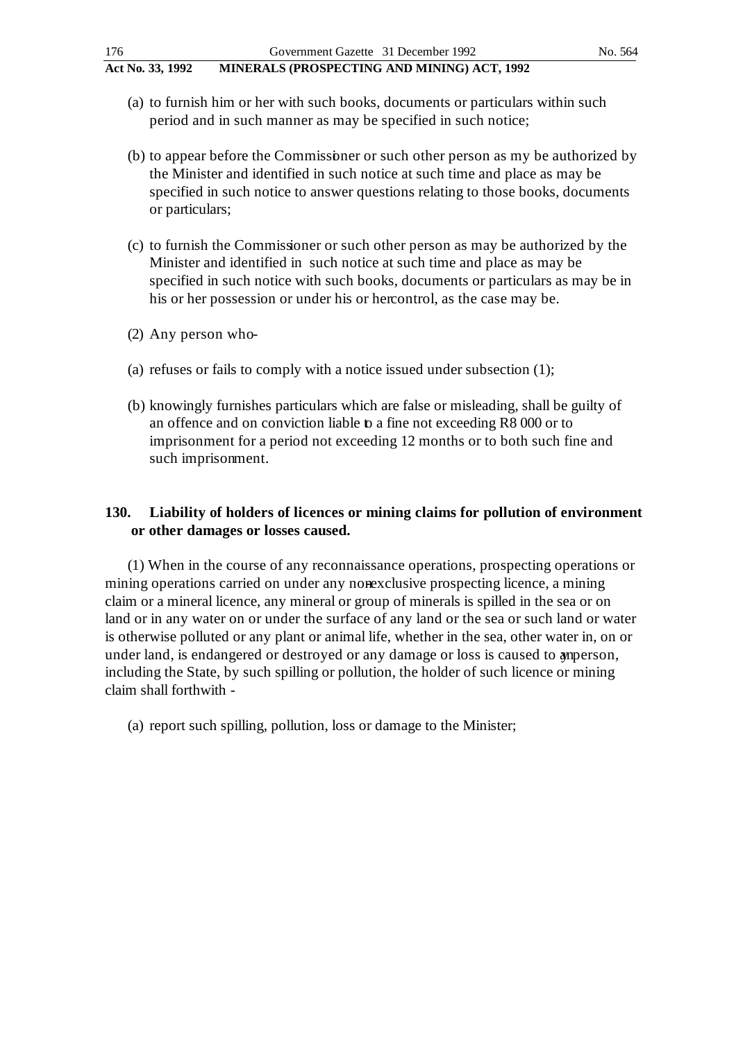(a) to furnish him or her with such books, documents or particulars within such period and in such manner as may be specified in such notice;

(b) to appear before the Commissioner or such other person as my be authorized by the Minister and identified in such notice at such time and place as may be specified in such notice to answer questions relating to those books, documents or particulars;

(c) to furnish the Commissioner or such other person as may be authorized by the Minister and identified in such notice at such time and place as may be specified in such notice with such books, documents or particulars as may be in his or her possession or under his or her control, as the case may be.

(2) Any person who-

(a) refuses or fails to comply with a notice issued under subsection (1);

(b) knowingly furnishes particulars which are false or misleading, shall be guilty of an offence and on conviction liable to a fine not exceeding R8 000 or to imprisonment for a period not exceeding 12 months or to both such fine and such imprisonment.

**130. Liability of holders of licences or mining claims for pollution of environment or other damages or losses caused.**

(1) When in the course of any reconnaissance operations, prospecting operations or mining operations carried on under any non-exclusive prospecting licence, a mining claim or a mineral licence, any mineral or group of minerals is spilled in the sea or on land or in any water on or under the surface of any land or the sea or such land or water is otherwise polluted or any plant or animal life, whether in the sea, other water in, on or under land, is endangered or destroyed or any damage or loss is caused to any person, including the State, by such spilling or pollution, the holder of such licence or mining claim shall forthwith -

(a) report such spilling, pollution, loss or damage to the Minister;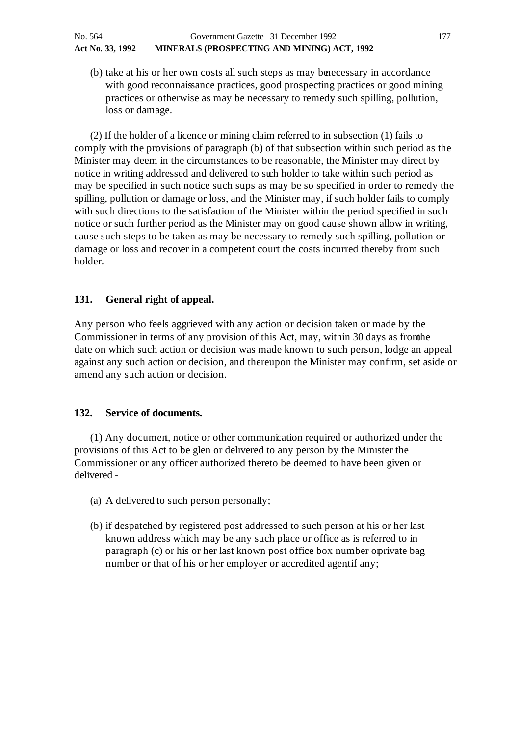(b) take at his or her own costs all such steps as may be necessary in accordance with good reconnaissance practices, good prospecting practices or good mining practices or otherwise as may be necessary to remedy such spilling, pollution, loss or damage.

(2) If the holder of a licence or mining claim referred to in subsection (1) fails to comply with the provisions of paragraph (b) of that subsection within such period as the Minister may deem in the circumstances to be reasonable, the Minister may direct by notice in writing addressed and delivered to such holder to take within such period as may be specified in such notice such sups as may be so specified in order to remedy the spilling, pollution or damage or loss, and the Minister may, if such holder fails to comply with such directions to the satisfaction of the Minister within the period specified in such notice or such further period as the Minister may on good cause shown allow in writing, cause such steps to be taken as may be necessary to remedy such spilling, pollution or damage or loss and recover in a competent court the costs incurred thereby from such holder.

## 131. General right of appeal.

Any person who feels aggrieved with any action or decision taken or made by the Commissioner in terms of any provision of this Act, may, within 30 days as from the date on which such action or decision was made known to such person, lodge an appeal against any such action or decision, and thereupon the Minister may confirm, set aside or amend any such action or decision.

## 132. Service of documents.

(1) Any document, notice or other communication required or authorized under the provisions of this Act to be glen or delivered to any person by the Minister the Commissioner or any officer authorized thereto be deemed to have been given or delivered -

(a) A delivered to such person personally;

(b) if despatched by registered post addressed to such person at his or her last known address which may be any such place or office as is referred to in paragraph (c) or his or her last known post office box number or private bag number or that of his or her employer or accredited agent, if any;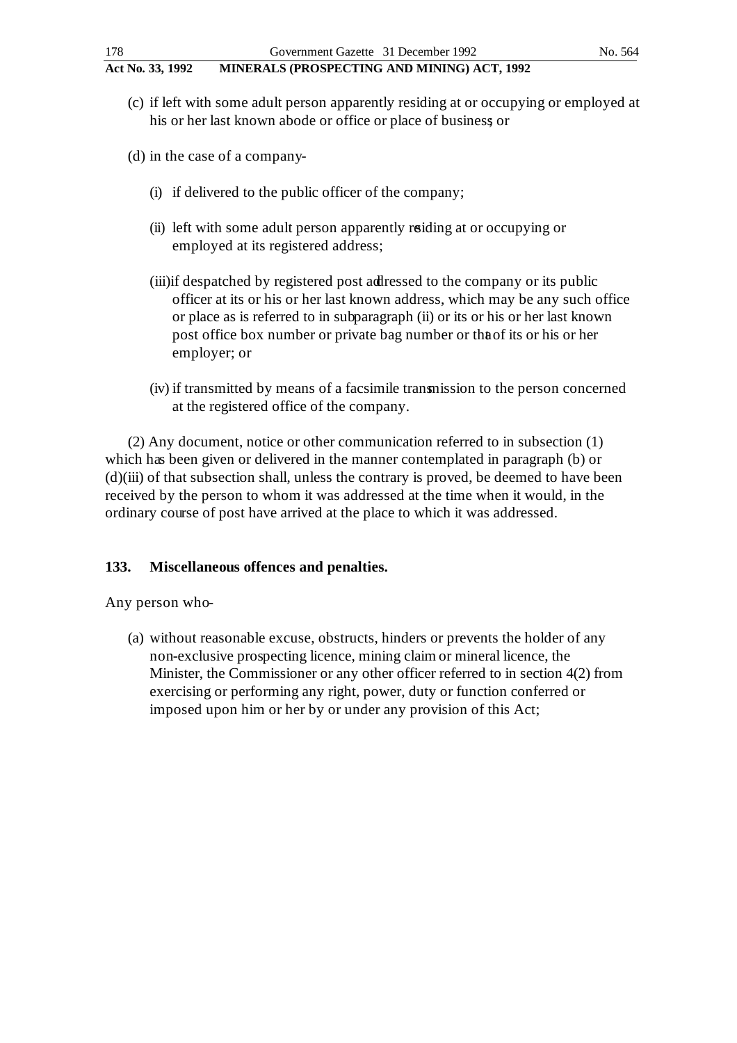(c) if left with some adult person apparently residing at or occupying or employed at his or her last known abode or office or place of business; or

(d) in the case of a company-

(i) if delivered to the public officer of the company;

(ii) left with some adult person apparently residing at or occupying or employed at its registered address;

(iii) if despatched by registered post addressed to the company or its public officer at its or his or her last known address, which may be any such office or place as is referred to in subparagraph (ii) or its or his or her last known post office box number or private bag number or that of its or his or her employer; or

(iv) if transmitted by means of a facsimile transmission to the person concerned at the registered office of the company.

(2) Any document, notice or other communication referred to in subsection (1) which has been given or delivered in the manner contemplated in paragraph (b) or (d)(iii) of that subsection shall, unless the contrary is proved, be deemed to have been received by the person to whom it was addressed at the time when it would, in the ordinary course of post have arrived at the place to which it was addressed.

**133. Miscellaneous offences and penalties.**

Any person who-

(a) without reasonable excuse, obstructs, hinders or prevents the holder of any non-exclusive prospecting licence, mining claim or mineral licence, the Minister, the Commissioner or any other officer referred to in section 4(2) from exercising or performing any right, power, duty or function conferred or imposed upon him or her by or under any provision of this Act;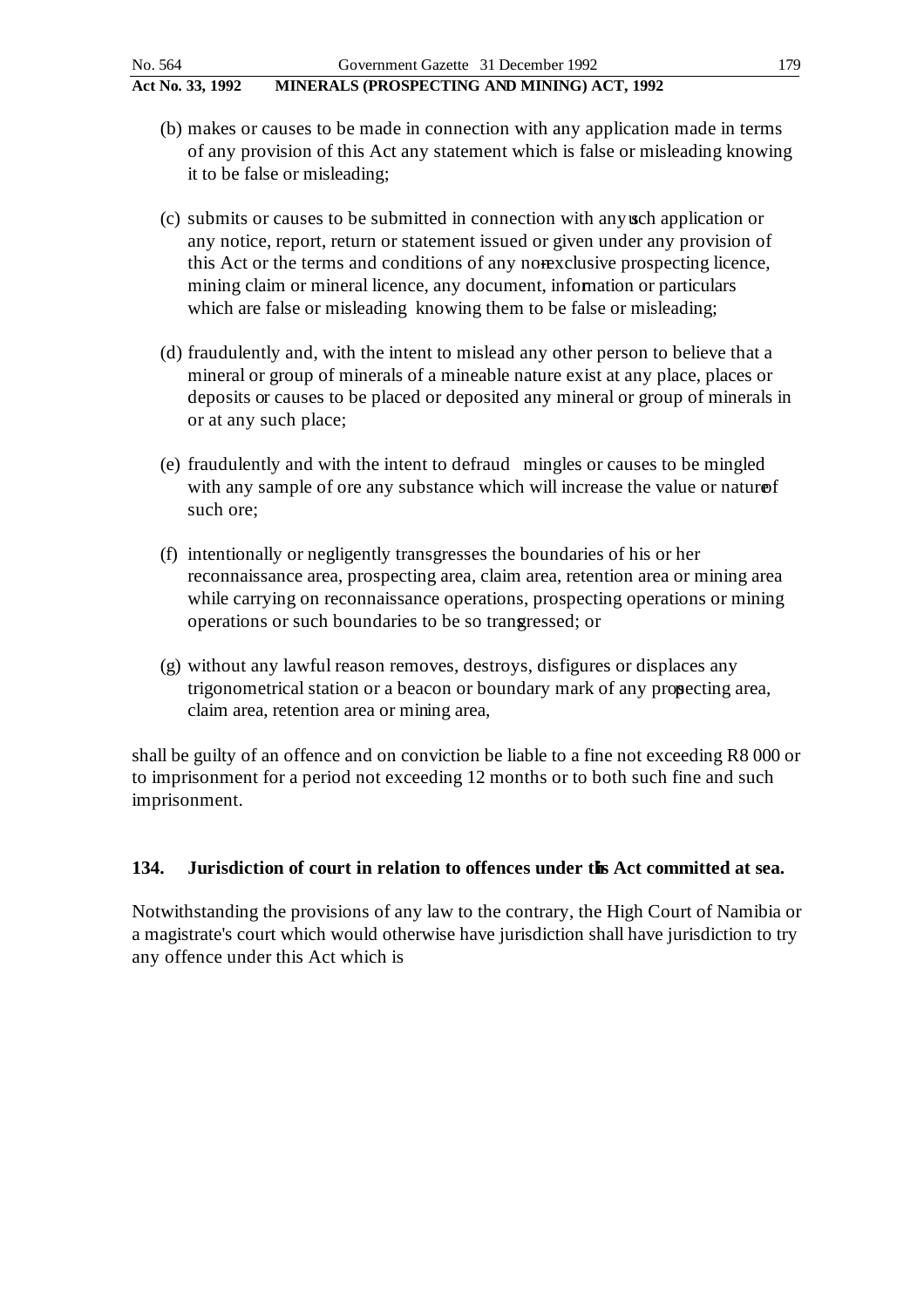(b) makes or causes to be made in connection with any application made in terms of any provision of this Act any statement which is false or misleading knowing it to be false or misleading;

(c) submits or causes to be submitted in connection with any such application or any notice, report, return or statement issued or given under any provision of this Act or the terms and conditions of any non-exclusive prospecting licence, mining claim or mineral licence, any document, information or particulars which are false or misleading knowing them to be false or misleading;

(d) fraudulently and, with the intent to mislead any other person to believe that a mineral or group of minerals of a mineable nature exist at any place, places or deposits or causes to be placed or deposited any mineral or group of minerals in or at any such place;

(e) fraudulently and with the intent to defraud mingles or causes to be mingled with any sample of ore any substance which will increase the value or nature of such ore;

(f) intentionally or negligently transgresses the boundaries of his or her reconnaissance area, prospecting area, claim area, retention area or mining area while carrying on reconnaissance operations, prospecting operations or mining operations or such boundaries to be so transgressed; or

(g) without any lawful reason removes, destroys, disfigures or displaces any trigonometrical station or a beacon or boundary mark of any prospecting area, claim area, retention area or mining area,

shall be guilty of an offence and on conviction be liable to a fine not exceeding R8 000 or to imprisonment for a period not exceeding 12 months or to both such fine and such imprisonment.

**134. Jurisdiction of court in relation to offences under this Act committed at sea.**

Notwithstanding the provisions of any law to the contrary, the High Court of Namibia or a magistrate's court which would otherwise have jurisdiction shall have jurisdiction to try any offence under this Act which is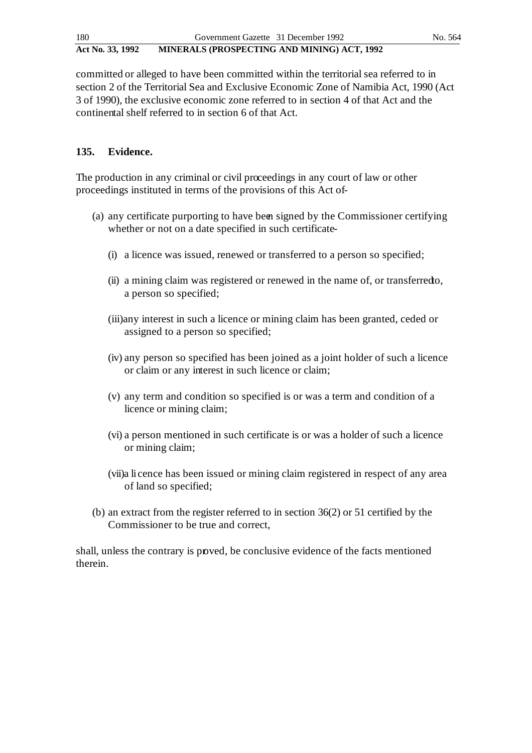committed or alleged to have been committed within the territorial sea referred to in section 2 of the Territorial Sea and Exclusive Economic Zone of Namibia Act, 1990 (Act 3 of 1990), the exclusive economic zone referred to in section 4 of that Act and the continental shelf referred to in section 6 of that Act.

**135. Evidence.**

The production in any criminal or civil proceedings in any court of law or other proceedings instituted in terms of the provisions of this Act of-

(a) any certificate purporting to have been signed by the Commissioner certifying whether or not on a date specified in such certificate-

   (i) a licence was issued, renewed or transferred to a person so specified;

   (ii) a mining claim was registered or renewed in the name of, or transferred to, a person so specified;

   (iii) any interest in such a licence or mining claim has been granted, ceded or assigned to a person so specified;

   (iv) any person so specified has been joined as a joint holder of such a licence or claim or any interest in such licence or claim;

   (v) any term and condition so specified is or was a term and condition of a licence or mining claim;

   (vi) a person mentioned in such certificate is or was a holder of such a licence or mining claim;

   (vii) a licence has been issued or mining claim registered in respect of any area of land so specified;

(b) an extract from the register referred to in section 36(2) or 51 certified by the Commissioner to be true and correct,

shall, unless the contrary is proved, be conclusive evidence of the facts mentioned therein.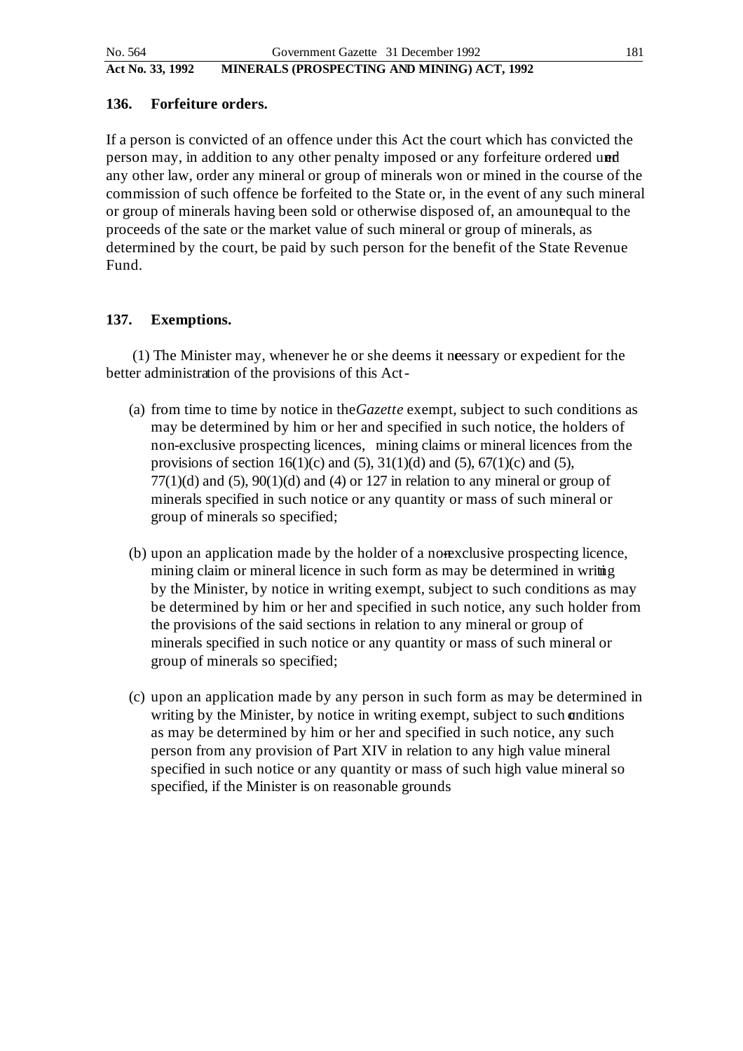### 136. Forfeiture orders.

If a person is convicted of an offence under this Act the court which has convicted the person may, in addition to any other penalty imposed or any forfeiture ordered under any other law, order any mineral or group of minerals won or mined in the course of the commission of such offence be forfeited to the State or, in the event of any such mineral or group of minerals having been sold or otherwise disposed of, an amount equal to the proceeds of the sate or the market value of such mineral or group of minerals, as determined by the court, be paid by such person for the benefit of the State Revenue Fund.

### 137. Exemptions.

(1) The Minister may, whenever he or she deems it necessary or expedient for the better administration of the provisions of this Act-

(a) from time to time by notice in the *Gazette* exempt, subject to such conditions as may be determined by him or her and specified in such notice, the holders of non-exclusive prospecting licences, mining claims or mineral licences from the provisions of section 16(1)(c) and (5), 31(1)(d) and (5), 67(1)(c) and (5), 77(1)(d) and (5), 90(1)(d) and (4) or 127 in relation to any mineral or group of minerals specified in such notice or any quantity or mass of such mineral or group of minerals so specified;

(b) upon an application made by the holder of a non-exclusive prospecting licence, mining claim or mineral licence in such form as may be determined in writing by the Minister, by notice in writing exempt, subject to such conditions as may be determined by him or her and specified in such notice, any such holder from the provisions of the said sections in relation to any mineral or group of minerals specified in such notice or any quantity or mass of such mineral or group of minerals so specified;

(c) upon an application made by any person in such form as may be determined in writing by the Minister, by notice in writing exempt, subject to such conditions as may be determined by him or her and specified in such notice, any such person from any provision of Part XIV in relation to any high value mineral specified in such notice or any quantity or mass of such high value mineral so specified, if the Minister is on reasonable grounds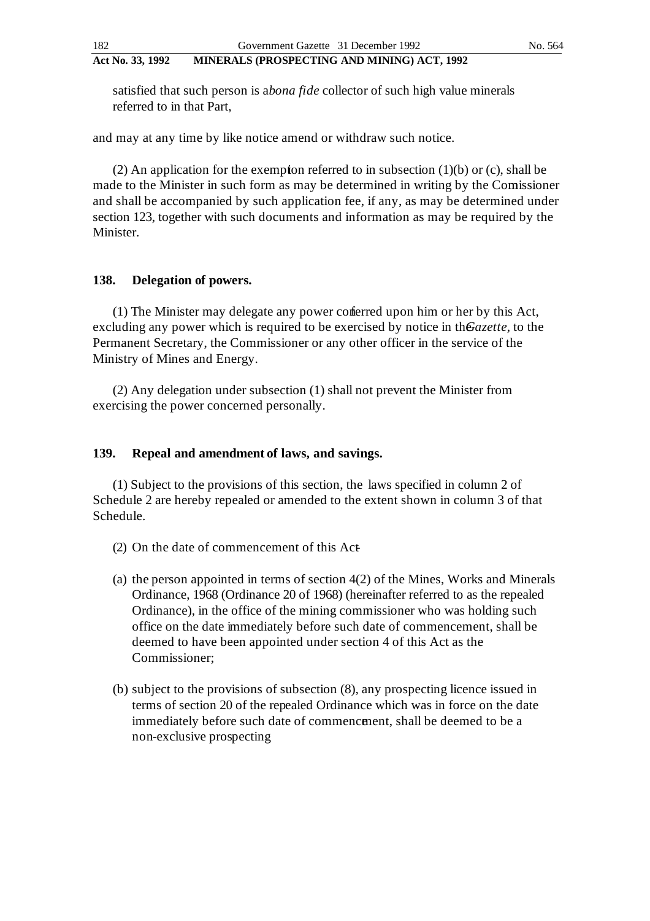satisfied that such person is a *bona fide* collector of such high value minerals referred to in that Part,

and may at any time by like notice amend or withdraw such notice.

(2) An application for the exemption referred to in subsection (1)(b) or (c), shall be made to the Minister in such form as may be determined in writing by the Commissioner and shall be accompanied by such application fee, if any, as may be determined under section 123, together with such documents and information as may be required by the Minister.

**138. Delegation of powers.**

(1) The Minister may delegate any power conferred upon him or her by this Act, excluding any power which is required to be exercised by notice in the *Gazette*, to the Permanent Secretary, the Commissioner or any other officer in the service of the Ministry of Mines and Energy.

(2) Any delegation under subsection (1) shall not prevent the Minister from exercising the power concerned personally.

**139. Repeal and amendment of laws, and savings.**

(1) Subject to the provisions of this section, the laws specified in column 2 of Schedule 2 are hereby repealed or amended to the extent shown in column 3 of that Schedule.

(2) On the date of commencement of this Act -

(a) the person appointed in terms of section 4(2) of the Mines, Works and Minerals Ordinance, 1968 (Ordinance 20 of 1968) (hereinafter referred to as the repealed Ordinance), in the office of the mining commissioner who was holding such office on the date immediately before such date of commencement, shall be deemed to have been appointed under section 4 of this Act as the Commissioner;

(b) subject to the provisions of subsection (8), any prospecting licence issued in terms of section 20 of the repealed Ordinance which was in force on the date immediately before such date of commencement, shall be deemed to be a non-exclusive prospecting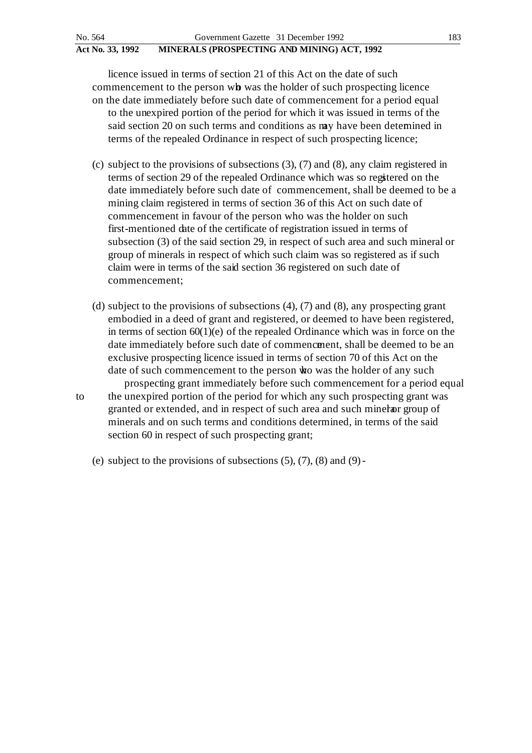licence issued in terms of section 21 of this Act on the date of such commencement to the person who was the holder of such prospecting licence on the date immediately before such date of commencement for a period equal to the unexpired portion of the period for which it was issued in terms of the said section 20 on such terms and conditions as may have been determined in terms of the repealed Ordinance in respect of such prospecting licence;

(c) subject to the provisions of subsections (3), (7) and (8), any claim registered in terms of section 29 of the repealed Ordinance which was so registered on the date immediately before such date of commencement, shall be deemed to be a mining claim registered in terms of section 36 of this Act on such date of commencement in favour of the person who was the holder on such first-mentioned date of the certificate of registration issued in terms of subsection (3) of the said section 29, in respect of such area and such mineral or group of minerals in respect of which such claim was so registered as if such claim were in terms of the said section 36 registered on such date of commencement;

(d) subject to the provisions of subsections (4), (7) and (8), any prospecting grant embodied in a deed of grant and registered, or deemed to have been registered, in terms of section 60(1)(e) of the repealed Ordinance which was in force on the date immediately before such date of commencement, shall be deemed to be an exclusive prospecting licence issued in terms of section 70 of this Act on the date of such commencement to the person who was the holder of any such prospecting grant immediately before such commencement for a period equal to the unexpired portion of the period for which any such prospecting grant was granted or extended, and in respect of such area and such mineral or group of minerals and on such terms and conditions determined, in terms of the said section 60 in respect of such prospecting grant;

(e) subject to the provisions of subsections (5), (7), (8) and (9) -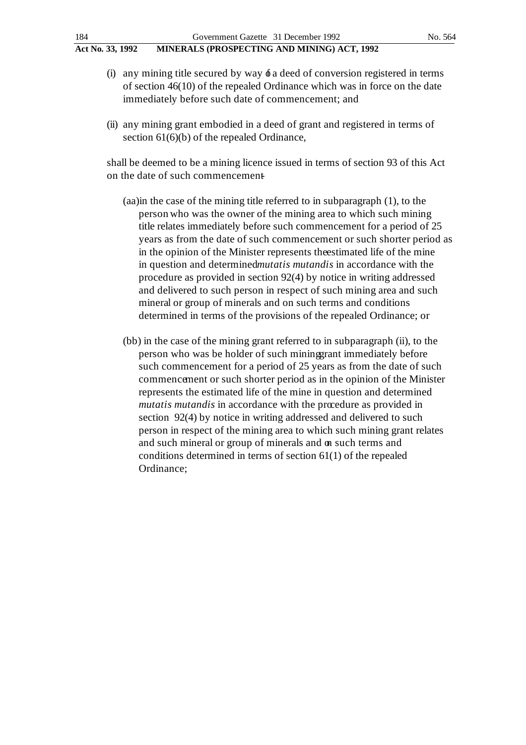(i) any mining title secured by way of a deed of conversion registered in terms of section 46(10) of the repealed Ordinance which was in force on the date immediately before such date of commencement; and

(ii) any mining grant embodied in a deed of grant and registered in terms of section 61(6)(b) of the repealed Ordinance,

shall be deemed to be a mining licence issued in terms of section 93 of this Act on the date of such commencement -

(aa) in the case of the mining title referred to in subparagraph (1), to the person who was the owner of the mining area to which such mining title relates immediately before such commencement for a period of 25 years as from the date of such commencement or such shorter period as in the opinion of the Minister represents the estimated life of the mine in question and determined *mutatis mutandis* in accordance with the procedure as provided in section 92(4) by notice in writing addressed and delivered to such person in respect of such mining area and such mineral or group of minerals and on such terms and conditions determined in terms of the provisions of the repealed Ordinance; or

(bb) in the case of the mining grant referred to in subparagraph (ii), to the person who was be holder of such mining grant immediately before such commencement for a period of 25 years as from the date of such commencement or such shorter period as in the opinion of the Minister represents the estimated life of the mine in question and determined *mutatis mutandis* in accordance with the procedure as provided in section 92(4) by notice in writing addressed and delivered to such person in respect of the mining area to which such mining grant relates and such mineral or group of minerals and on such terms and conditions determined in terms of section 61(1) of the repealed Ordinance;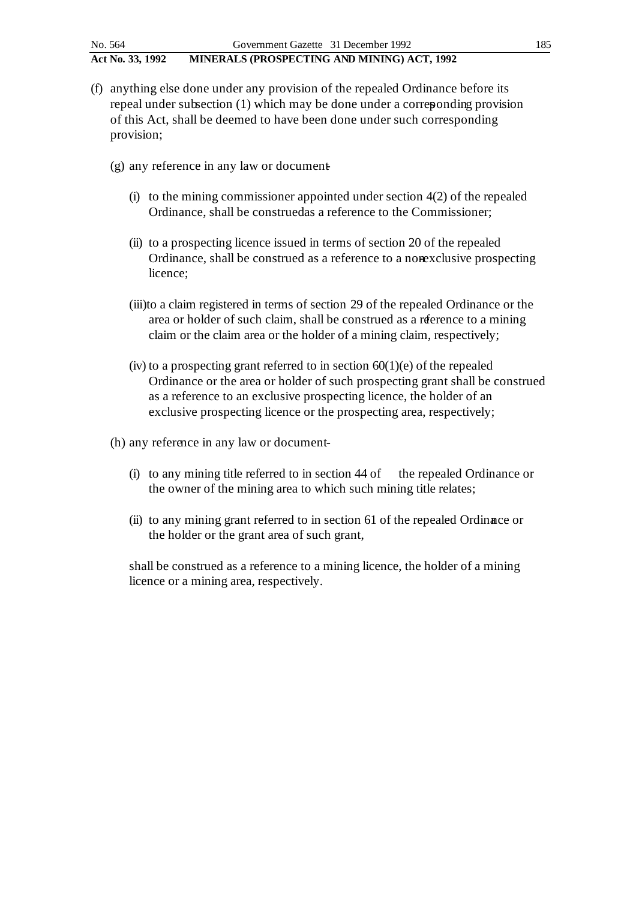(f) anything else done under any provision of the repealed Ordinance before its repeal under subsection (1) which may be done under a corresponding provision of this Act, shall be deemed to have been done under such corresponding provision;

(g) any reference in any law or document-

(i) to the mining commissioner appointed under section 4(2) of the repealed Ordinance, shall be construed as a reference to the Commissioner;

(ii) to a prospecting licence issued in terms of section 20 of the repealed Ordinance, shall be construed as a reference to a non-exclusive prospecting licence;

(iii) to a claim registered in terms of section 29 of the repealed Ordinance or the area or holder of such claim, shall be construed as a reference to a mining claim or the claim area or the holder of a mining claim, respectively;

(iv) to a prospecting grant referred to in section 60(1)(e) of the repealed Ordinance or the area or holder of such prospecting grant shall be construed as a reference to an exclusive prospecting licence, the holder of an exclusive prospecting licence or the prospecting area, respectively;

(h) any reference in any law or document-

(i) to any mining title referred to in section 44 of the repealed Ordinance or the owner of the mining area to which such mining title relates;

(ii) to any mining grant referred to in section 61 of the repealed Ordinance or the holder or the grant area of such grant,

shall be construed as a reference to a mining licence, the holder of a mining licence or a mining area, respectively.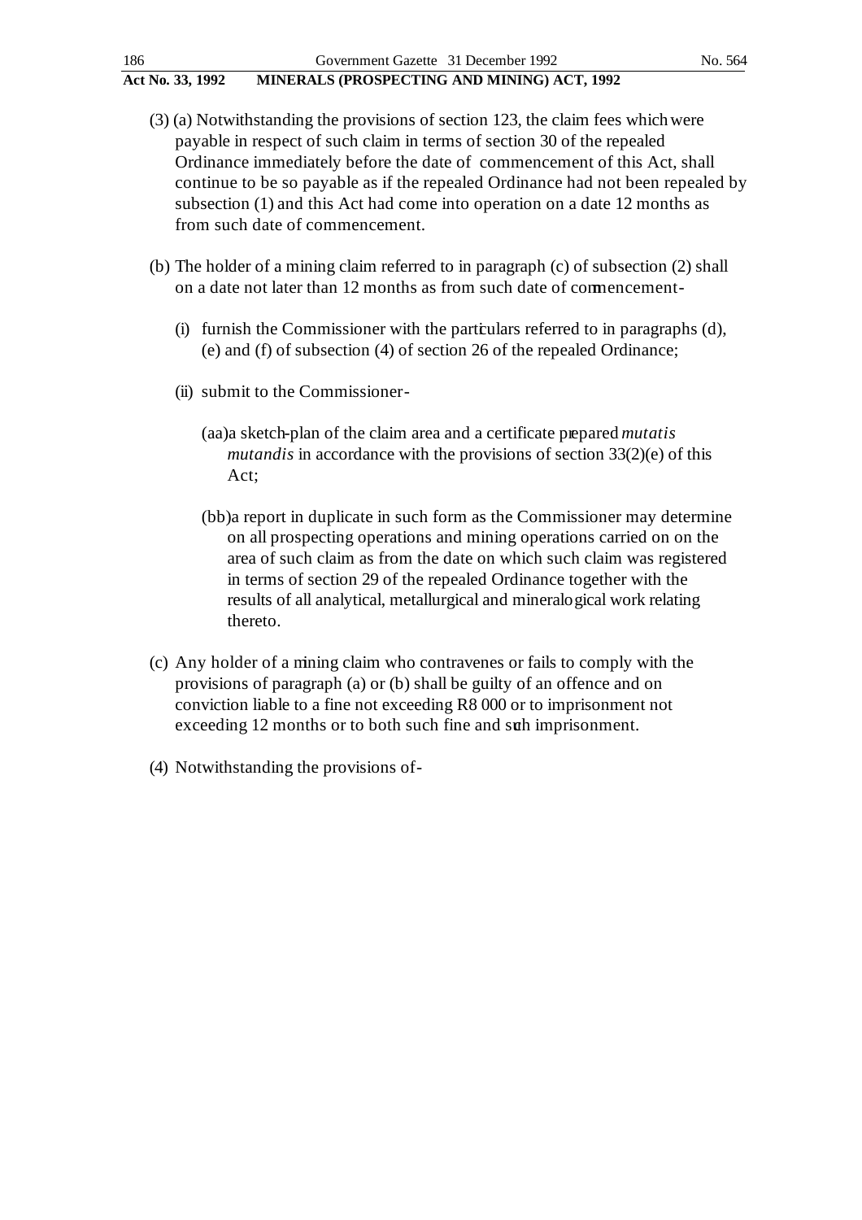(3) (a) Notwithstanding the provisions of section 123, the claim fees which were payable in respect of such claim in terms of section 30 of the repealed Ordinance immediately before the date of commencement of this Act, shall continue to be so payable as if the repealed Ordinance had not been repealed by subsection (1) and this Act had come into operation on a date 12 months as from such date of commencement.

(b) The holder of a mining claim referred to in paragraph (c) of subsection (2) shall on a date not later than 12 months as from such date of commencement-

(i) furnish the Commissioner with the particulars referred to in paragraphs (d), (e) and (f) of subsection (4) of section 26 of the repealed Ordinance;

(ii) submit to the Commissioner-

(aa) a sketch-plan of the claim area and a certificate prepared *mutatis mutandis* in accordance with the provisions of section 33(2)(e) of this Act;

(bb) a report in duplicate in such form as the Commissioner may determine on all prospecting operations and mining operations carried on on the area of such claim as from the date on which such claim was registered in terms of section 29 of the repealed Ordinance together with the results of all analytical, metallurgical and mineralogical work relating thereto.

(c) Any holder of a mining claim who contravenes or fails to comply with the provisions of paragraph (a) or (b) shall be guilty of an offence and on conviction liable to a fine not exceeding R8 000 or to imprisonment not exceeding 12 months or to both such fine and such imprisonment.

(4) Notwithstanding the provisions of-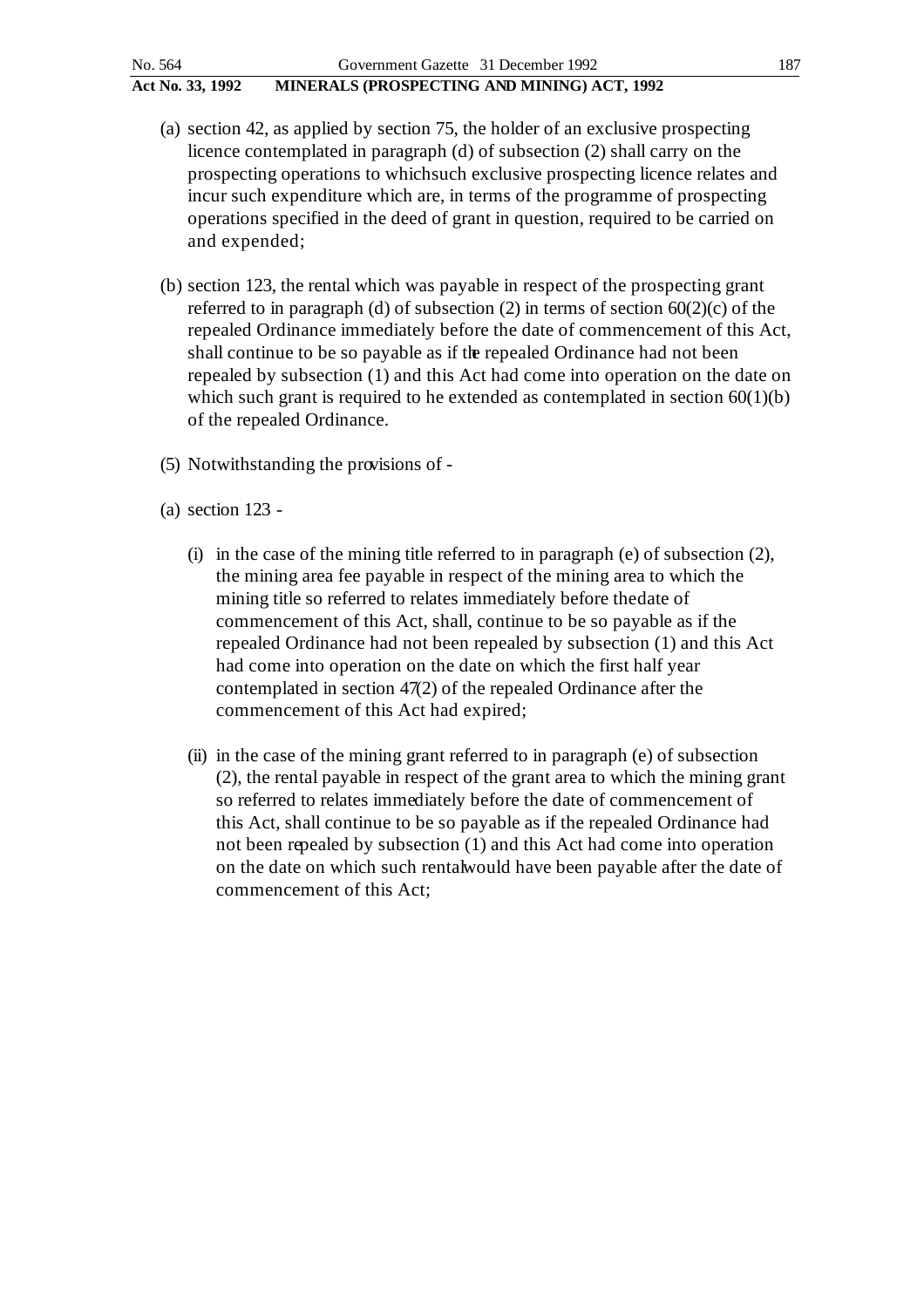(a) section 42, as applied by section 75, the holder of an exclusive prospecting licence contemplated in paragraph (d) of subsection (2) shall carry on the prospecting operations to whichsuch exclusive prospecting licence relates and incur such expenditure which are, in terms of the programme of prospecting operations specified in the deed of grant in question, required to be carried on and expended;

(b) section 123, the rental which was payable in respect of the prospecting grant referred to in paragraph (d) of subsection (2) in terms of section 60(2)(c) of the repealed Ordinance immediately before the date of commencement of this Act, shall continue to be so payable as if the repealed Ordinance had not been repealed by subsection (1) and this Act had come into operation on the date on which such grant is required to he extended as contemplated in section 60(1)(b) of the repealed Ordinance.

(5) Notwithstanding the provisions of -

(a) section 123 -

(i) in the case of the mining title referred to in paragraph (e) of subsection (2), the mining area fee payable in respect of the mining area to which the mining title so referred to relates immediately before thedate of commencement of this Act, shall, continue to be so payable as if the repealed Ordinance had not been repealed by subsection (1) and this Act had come into operation on the date on which the first half year contemplated in section 47(2) of the repealed Ordinance after the commencement of this Act had expired;

(ii) in the case of the mining grant referred to in paragraph (e) of subsection (2), the rental payable in respect of the grant area to which the mining grant so referred to relates immediately before the date of commencement of this Act, shall continue to be so payable as if the repealed Ordinance had not been repealed by subsection (1) and this Act had come into operation on the date on which such rentalwould have been payable after the date of commencement of this Act;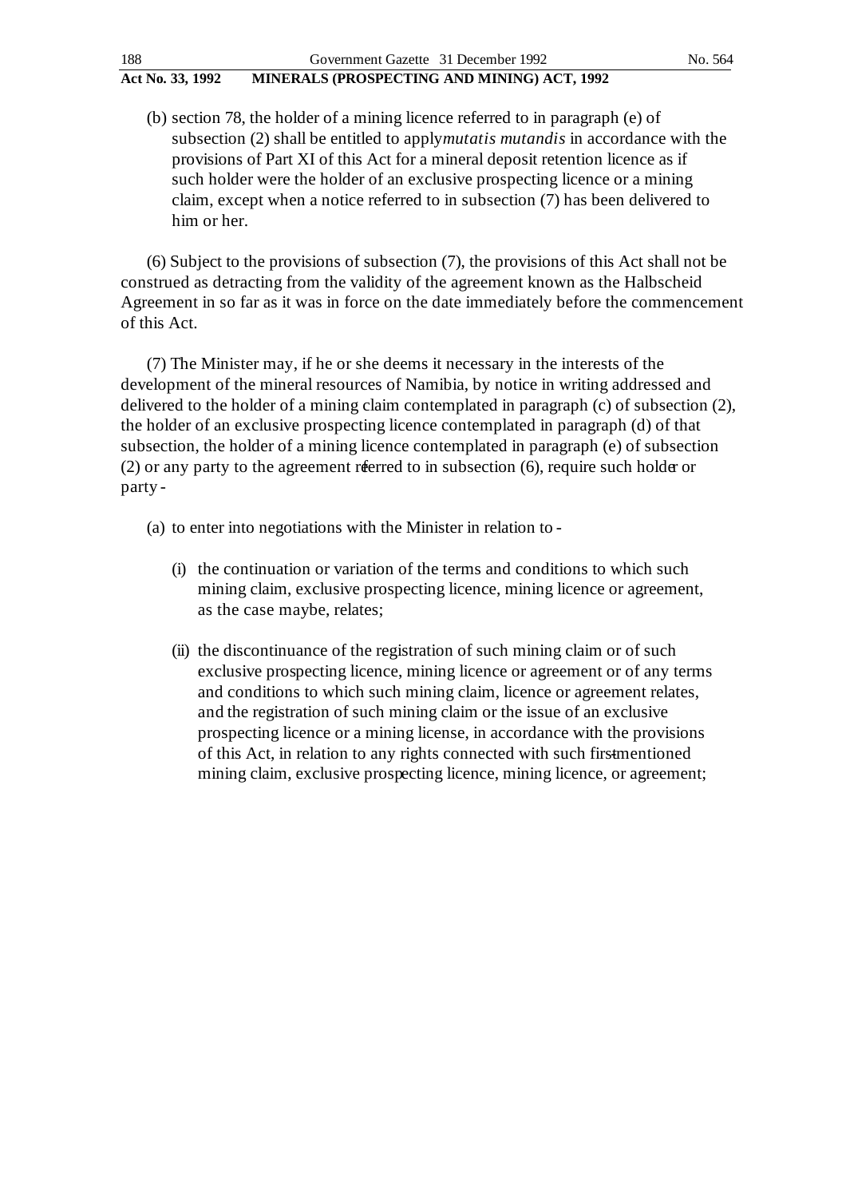(b) section 78, the holder of a mining licence referred to in paragraph (e) of subsection (2) shall be entitled to apply *mutatis mutandis* in accordance with the provisions of Part XI of this Act for a mineral deposit retention licence as if such holder were the holder of an exclusive prospecting licence or a mining claim, except when a notice referred to in subsection (7) has been delivered to him or her.

(6) Subject to the provisions of subsection (7), the provisions of this Act shall not be construed as detracting from the validity of the agreement known as the Halbscheid Agreement in so far as it was in force on the date immediately before the commencement of this Act.

(7) The Minister may, if he or she deems it necessary in the interests of the development of the mineral resources of Namibia, by notice in writing addressed and delivered to the holder of a mining claim contemplated in paragraph (c) of subsection (2), the holder of an exclusive prospecting licence contemplated in paragraph (d) of that subsection, the holder of a mining licence contemplated in paragraph (e) of subsection (2) or any party to the agreement referred to in subsection (6), require such holder or party -

(a) to enter into negotiations with the Minister in relation to -

(i) the continuation or variation of the terms and conditions to which such mining claim, exclusive prospecting licence, mining licence or agreement, as the case maybe, relates;

(ii) the discontinuance of the registration of such mining claim or of such exclusive prospecting licence, mining licence or agreement or of any terms and conditions to which such mining claim, licence or agreement relates, and the registration of such mining claim or the issue of an exclusive prospecting licence or a mining license, in accordance with the provisions of this Act, in relation to any rights connected with such first-mentioned mining claim, exclusive prospecting licence, mining licence, or agreement;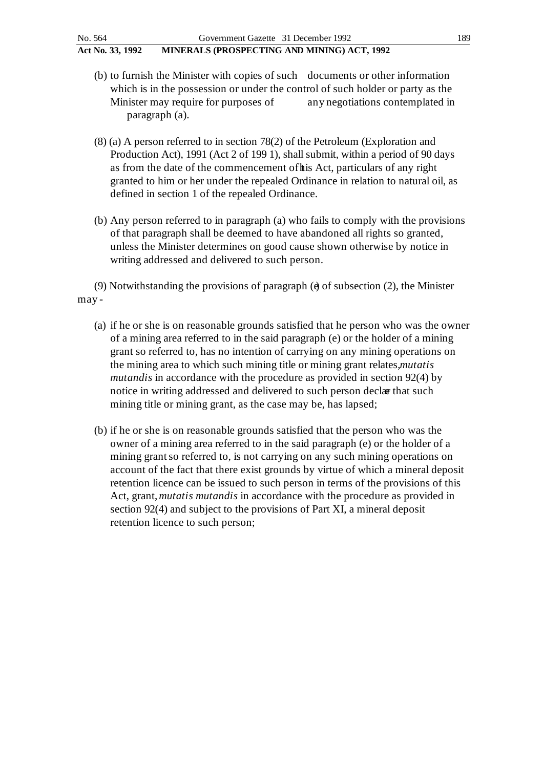(b) to furnish the Minister with copies of such documents or other information which is in the possession or under the control of such holder or party as the Minister may require for purposes of any negotiations contemplated in paragraph (a).

(8) (a) A person referred to in section 78(2) of the Petroleum (Exploration and Production Act), 1991 (Act 2 of 199 1), shall submit, within a period of 90 days as from the date of the commencement of this Act, particulars of any right granted to him or her under the repealed Ordinance in relation to natural oil, as defined in section 1 of the repealed Ordinance.

(b) Any person referred to in paragraph (a) who fails to comply with the provisions of that paragraph shall be deemed to have abandoned all rights so granted, unless the Minister determines on good cause shown otherwise by notice in writing addressed and delivered to such person.

(9) Notwithstanding the provisions of paragraph (e) of subsection (2), the Minister may -

(a) if he or she is on reasonable grounds satisfied that he person who was the owner of a mining area referred to in the said paragraph (e) or the holder of a mining grant so referred to, has no intention of carrying on any mining operations on the mining area to which such mining title or mining grant relates, *mutatis mutandis* in accordance with the procedure as provided in section 92(4) by notice in writing addressed and delivered to such person declare that such mining title or mining grant, as the case may be, has lapsed;

(b) if he or she is on reasonable grounds satisfied that the person who was the owner of a mining area referred to in the said paragraph (e) or the holder of a mining grant so referred to, is not carrying on any such mining operations on account of the fact that there exist grounds by virtue of which a mineral deposit retention licence can be issued to such person in terms of the provisions of this Act, grant, *mutatis mutandis* in accordance with the procedure as provided in section 92(4) and subject to the provisions of Part XI, a mineral deposit retention licence to such person;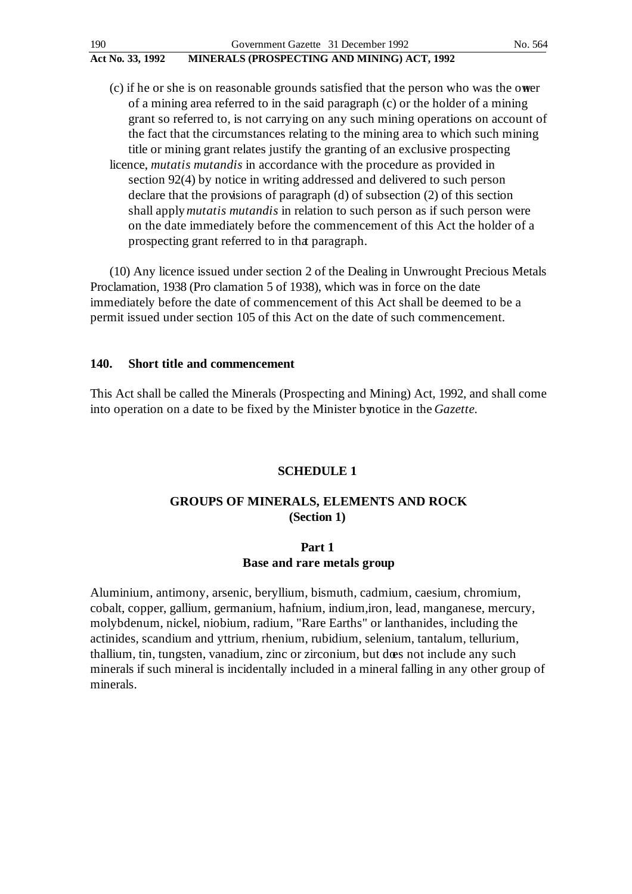(c) if he or she is on reasonable grounds satisfied that the person who was the owner of a mining area referred to in the said paragraph (c) or the holder of a mining grant so referred to, is not carrying on any such mining operations on account of the fact that the circumstances relating to the mining area to which such mining title or mining grant relates justify the granting of an exclusive prospecting licence, *mutatis mutandis* in accordance with the procedure as provided in section 92(4) by notice in writing addressed and delivered to such person declare that the provisions of paragraph (d) of subsection (2) of this section shall apply *mutatis mutandis* in relation to such person as if such person were on the date immediately before the commencement of this Act the holder of a prospecting grant referred to in that paragraph.

(10) Any licence issued under section 2 of the Dealing in Unwrought Precious Metals Proclamation, 1938 (Pro clamation 5 of 1938), which was in force on the date immediately before the date of commencement of this Act shall be deemed to be a permit issued under section 105 of this Act on the date of such commencement.

**140. Short title and commencement**

This Act shall be called the Minerals (Prospecting and Mining) Act, 1992, and shall come into operation on a date to be fixed by the Minister by notice in the *Gazette.*

## SCHEDULE 1

## GROUPS OF MINERALS, ELEMENTS AND ROCK
**(Section 1)**

### Part 1
### Base and rare metals group

Aluminium, antimony, arsenic, beryllium, bismuth, cadmium, caesium, chromium, cobalt, copper, gallium, germanium, hafnium, indium,iron, lead, manganese, mercury, molybdenum, nickel, niobium, radium, "Rare Earths" or lanthanides, including the actinides, scandium and yttrium, rhenium, rubidium, selenium, tantalum, tellurium, thallium, tin, tungsten, vanadium, zinc or zirconium, but does not include any such minerals if such mineral is incidentally included in a mineral falling in any other group of minerals.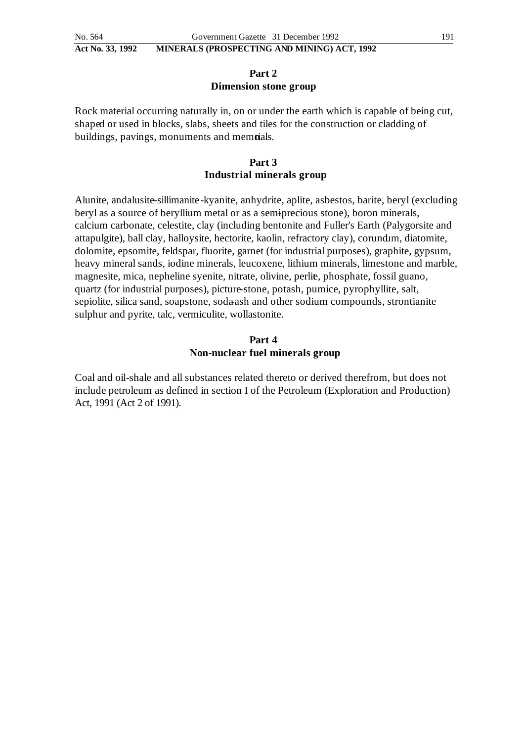## Part 2
## Dimension stone group

Rock material occurring naturally in, on or under the earth which is capable of being cut, shaped or used in blocks, slabs, sheets and tiles for the construction or cladding of buildings, pavings, monuments and memorials.

## Part 3
## Industrial minerals group

Alunite, andalusite-sillimanite-kyanite, anhydrite, aplite, asbestos, barite, beryl (excluding beryl as a source of beryllium metal or as a semi-precious stone), boron minerals, calcium carbonate, celestite, clay (including bentonite and Fuller's Earth (Palygorsite and attapulgite), ball clay, halloysite, hectorite, kaolin, refractory clay), corundum, diatomite, dolomite, epsomite, feldspar, fluorite, garnet (for industrial purposes), graphite, gypsum, heavy mineral sands, iodine minerals, leucoxene, lithium minerals, limestone and marble, magnesite, mica, nepheline syenite, nitrate, olivine, perlite, phosphate, fossil guano, quartz (for industrial purposes), picture-stone, potash, pumice, pyrophyllite, salt, sepiolite, silica sand, soapstone, soda-ash and other sodium compounds, strontianite sulphur and pyrite, talc, vermiculite, wollastonite.

## Part 4
## Non-nuclear fuel minerals group

Coal and oil-shale and all substances related thereto or derived therefrom, but does not include petroleum as defined in section I of the Petroleum (Exploration and Production) Act, 1991 (Act 2 of 1991).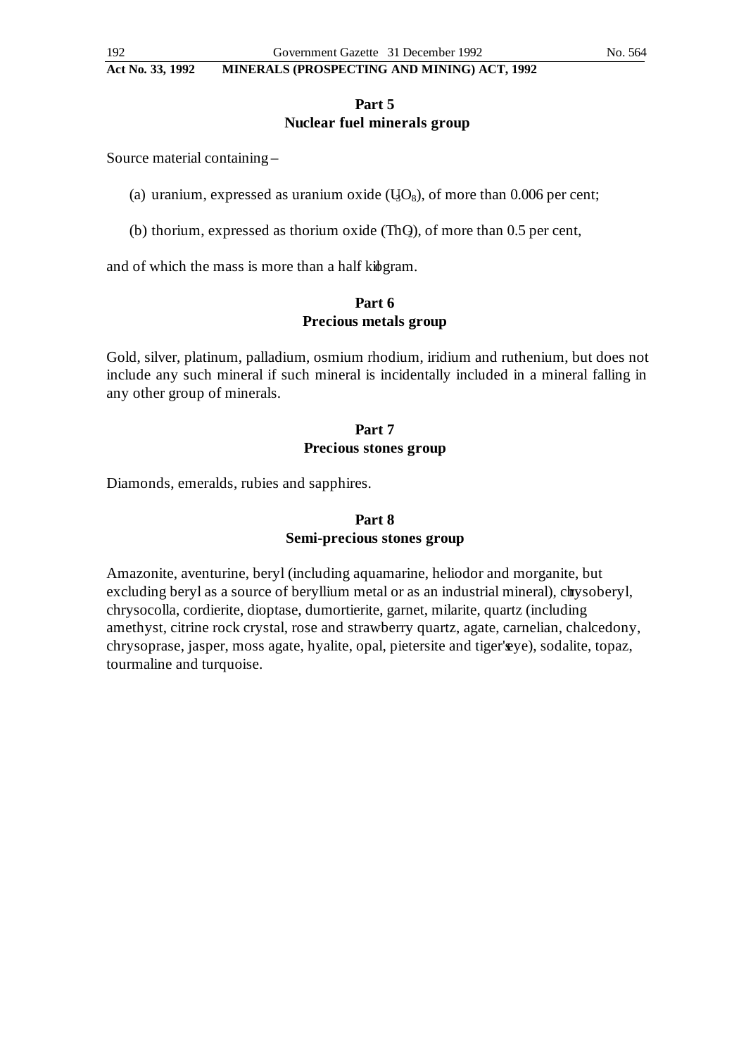## Part 5
## Nuclear fuel minerals group

Source material containing –

(a) uranium, expressed as uranium oxide ($U_3O_8$), of more than 0.006 per cent;

(b) thorium, expressed as thorium oxide ($ThO_2$), of more than 0.5 per cent,

and of which the mass is more than a half kilogram.

## Part 6
## Precious metals group

Gold, silver, platinum, palladium, osmium rhodium, iridium and ruthenium, but does not include any such mineral if such mineral is incidentally included in a mineral falling in any other group of minerals.

## Part 7
## Precious stones group

Diamonds, emeralds, rubies and sapphires.

## Part 8
## Semi-precious stones group

Amazonite, aventurine, beryl (including aquamarine, heliodor and morganite, but excluding beryl as a source of beryllium metal or as an industrial mineral), chrysoberyl, chrysocolla, cordierite, dioptase, dumortierite, garnet, milarite, quartz (including amethyst, citrine rock crystal, rose and strawberry quartz, agate, carnelian, chalcedony, chrysoprase, jasper, moss agate, hyalite, opal, pietersite and tiger's eye), sodalite, topaz, tourmaline and turquoise.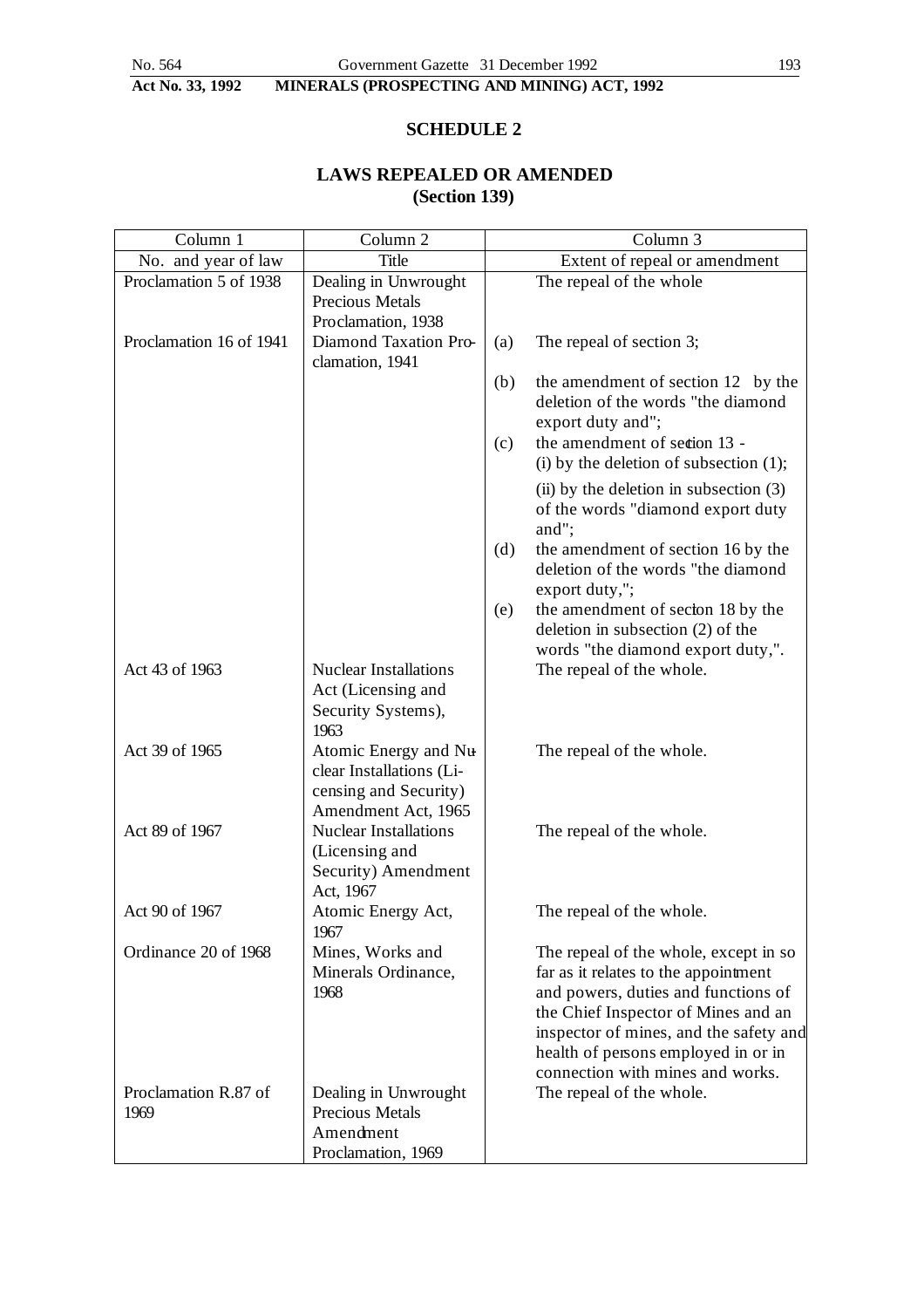**Act No. 33, 1992 MINERALS (PROSPECTING AND MINING) ACT, 1992**

## SCHEDULE 2

## LAWS REPEALED OR AMENDED
### (Section 139)

| Column 1 | Column 2 | Column 3 |
|---|---|---|
| No. and year of law | Title | Extent of repeal or amendment |
| Proclamation 5 of 1938 | Dealing in Unwrought Precious Metals Proclamation, 1938 | The repeal of the whole |
| Proclamation 16 of 1941 | Diamond Taxation Proclamation, 1941 | (a) The repeal of section 3; |
| | | (b) the amendment of section 12 by the deletion of the words "the diamond export duty and"; |
| | | (c) the amendment of section 13 - (i) by the deletion of subsection (1); |
| | | (ii) by the deletion in subsection (3) of the words "diamond export duty and"; |
| | | (d) the amendment of section 16 by the deletion of the words "the diamond export duty,"; |
| | | (e) the amendment of section 18 by the deletion in subsection (2) of the words "the diamond export duty,". |
| Act 43 of 1963 | Nuclear Installations Act (Licensing and Security Systems), 1963 | The repeal of the whole. |
| Act 39 of 1965 | Atomic Energy and Nuclear Installations (Licensing and Security) Amendment Act, 1965 | The repeal of the whole. |
| Act 89 of 1967 | Nuclear Installations (Licensing and Security) Amendment Act, 1967 | The repeal of the whole. |
| Act 90 of 1967 | Atomic Energy Act, 1967 | The repeal of the whole. |
| Ordinance 20 of 1968 | Mines, Works and Minerals Ordinance, 1968 | The repeal of the whole, except in so far as it relates to the appointment and powers, duties and functions of the Chief Inspector of Mines and an inspector of mines, and the safety and health of persons employed in or in connection with mines and works. |
| Proclamation R.87 of 1969 | Dealing in Unwrought Precious Metals Amendment Proclamation, 1969 | The repeal of the whole. |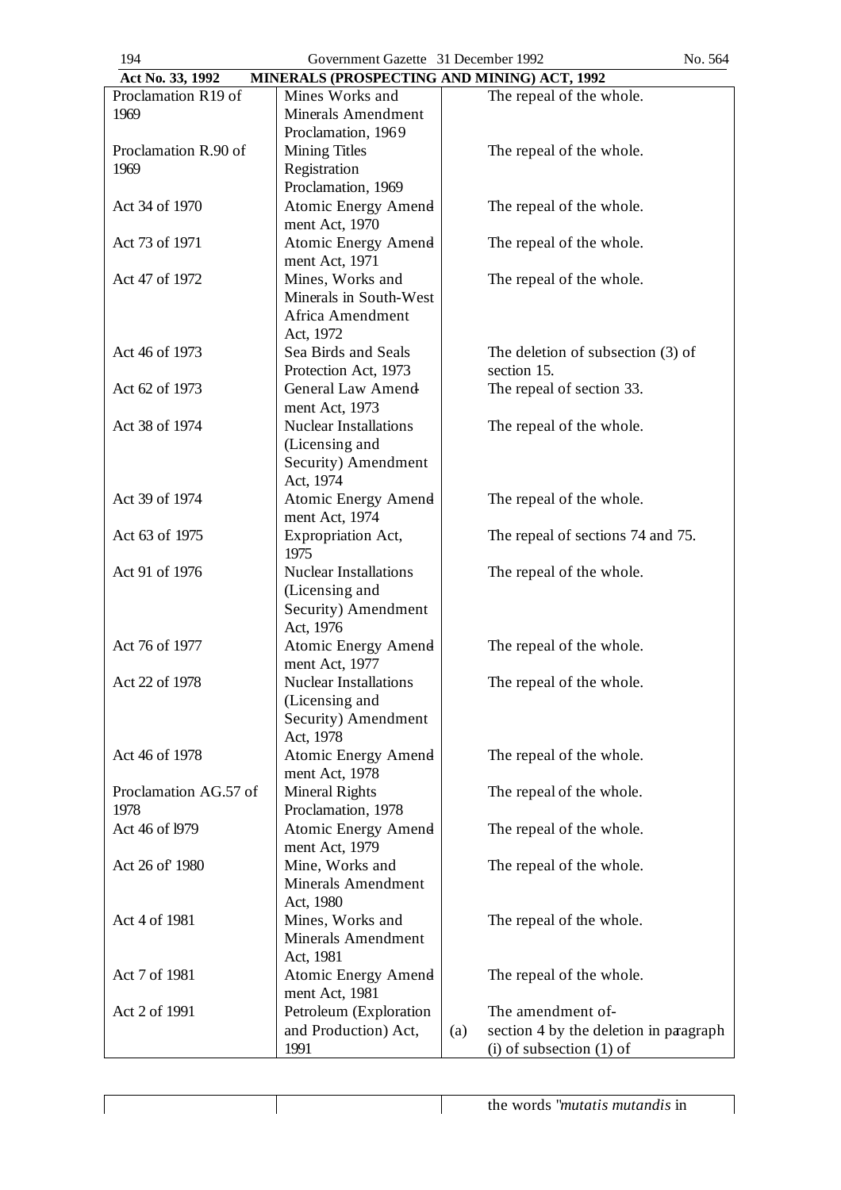| | | | |
|---|---|---|---|
| Proclamation R19 of 1969 | Mines Works and Minerals Amendment Proclamation, 1969 | | The repeal of the whole. |
| Proclamation R.90 of 1969 | Mining Titles Registration Proclamation, 1969 | | The repeal of the whole. |
| Act 34 of 1970 | Atomic Energy Amendment Act, 1970 | | The repeal of the whole. |
| Act 73 of 1971 | Atomic Energy Amendment Act, 1971 | | The repeal of the whole. |
| Act 47 of 1972 | Mines, Works and Minerals in South-West Africa Amendment Act, 1972 | | The repeal of the whole. |
| Act 46 of 1973 | Sea Birds and Seals Protection Act, 1973 | | The deletion of subsection (3) of section 15. |
| Act 62 of 1973 | General Law Amendment Act, 1973 | | The repeal of section 33. |
| Act 38 of 1974 | Nuclear Installations (Licensing and Security) Amendment Act, 1974 | | The repeal of the whole. |
| Act 39 of 1974 | Atomic Energy Amendment Act, 1974 | | The repeal of the whole. |
| Act 63 of 1975 | Expropriation Act, 1975 | | The repeal of sections 74 and 75. |
| Act 91 of 1976 | Nuclear Installations (Licensing and Security) Amendment Act, 1976 | | The repeal of the whole. |
| Act 76 of 1977 | Atomic Energy Amendment Act, 1977 | | The repeal of the whole. |
| Act 22 of 1978 | Nuclear Installations (Licensing and Security) Amendment Act, 1978 | | The repeal of the whole. |
| Act 46 of 1978 | Atomic Energy Amendment Act, 1978 | | The repeal of the whole. |
| Proclamation AG.57 of 1978 | Mineral Rights Proclamation, 1978 | | The repeal of the whole. |
| Act 46 of 1979 | Atomic Energy Amendment Act, 1979 | | The repeal of the whole. |
| Act 26 of 1980 | Mine, Works and Minerals Amendment Act, 1980 | | The repeal of the whole. |
| Act 4 of 1981 | Mines, Works and Minerals Amendment Act, 1981 | | The repeal of the whole. |
| Act 7 of 1981 | Atomic Energy Amendment Act, 1981 | | The repeal of the whole. |
| Act 2 of 1991 | Petroleum (Exploration and Production) Act, 1991 | (a) | The amendment of- section 4 by the deletion in paragraph (i) of subsection (1) of the words "*mutatis mutandis* in |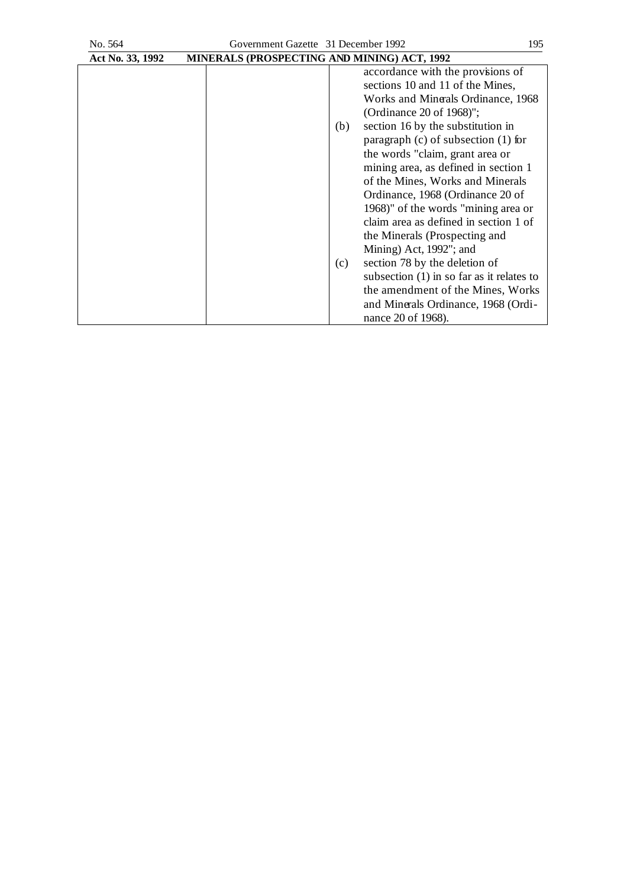| | | |
|---|---|---|
| | | accordance with the provisions of sections 10 and 11 of the Mines, Works and Minerals Ordinance, 1968 (Ordinance 20 of 1968)"; |
| | | (b) section 16 by the substitution in paragraph (c) of subsection (1) for the words "claim, grant area or mining area, as defined in section 1 of the Mines, Works and Minerals Ordinance, 1968 (Ordinance 20 of 1968)" of the words "mining area or claim area as defined in section 1 of the Minerals (Prospecting and Mining) Act, 1992"; and |
| | | (c) section 78 by the deletion of subsection (1) in so far as it relates to the amendment of the Mines, Works and Minerals Ordinance, 1968 (Ordinance 20 of 1968). |